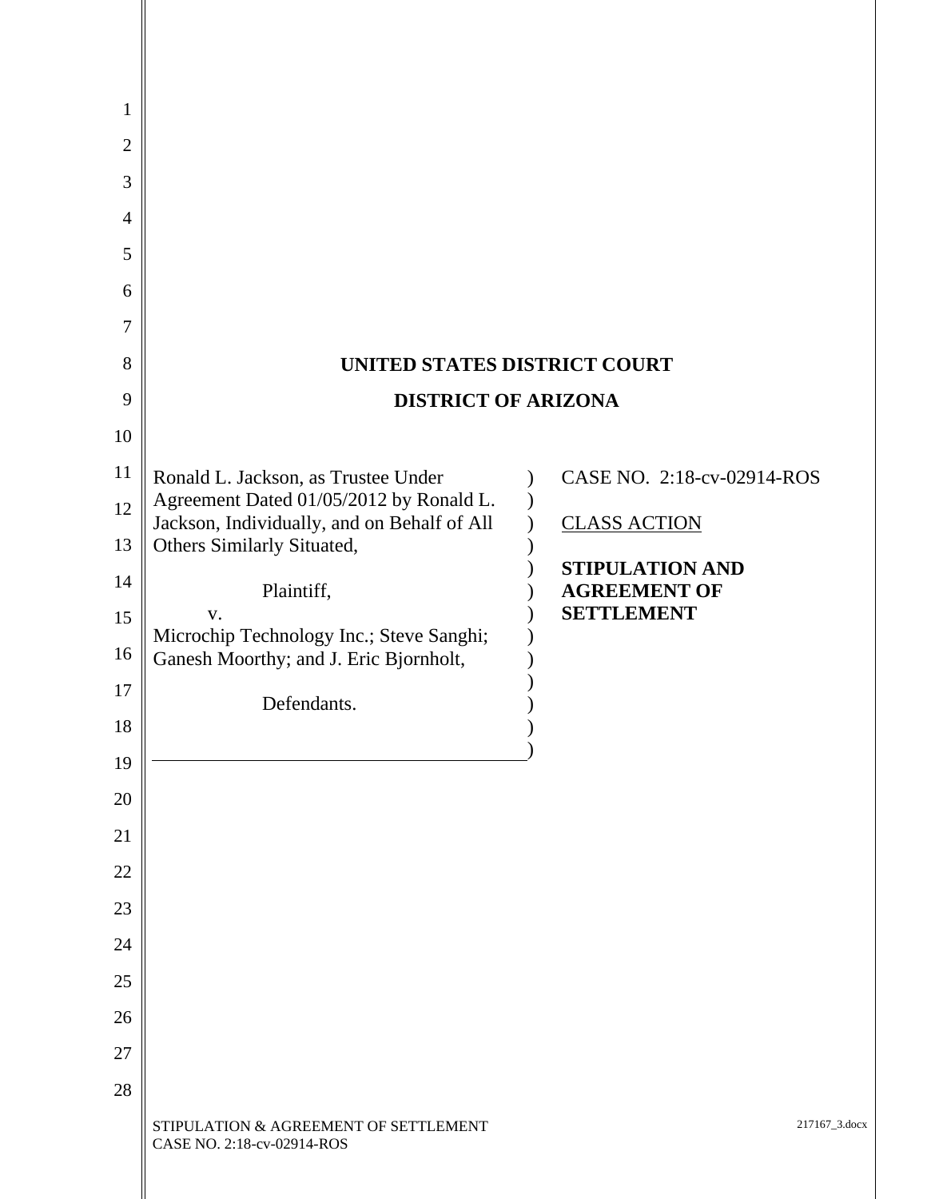**UNITED STATES DISTRICT COURT**

**DISTRICT OF ARIZONA**

| | |
|---|---|
| Ronald L. Jackson, as Trustee Under Agreement Dated 01/05/2012 by Ronald L. Jackson, Individually, and on Behalf of All Others Similarly Situated,<br><br>Plaintiff,<br><br>v.<br><br>Microchip Technology Inc.; Steve Sanghi; Ganesh Moorthy; and J. Eric Bjornholt,<br><br>Defendants. | CASE NO. 2:18-cv-02914-ROS<br><br><u>CLASS ACTION</u><br><br>**STIPULATION AND AGREEMENT OF SETTLEMENT** |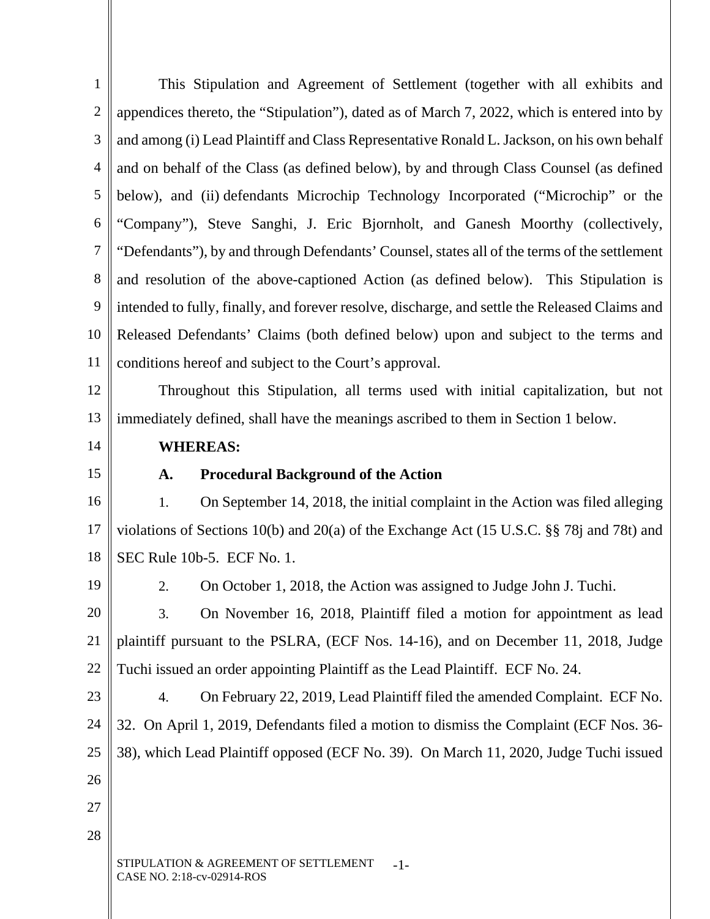This Stipulation and Agreement of Settlement (together with all exhibits and appendices thereto, the "Stipulation"), dated as of March 7, 2022, which is entered into by and among (i) Lead Plaintiff and Class Representative Ronald L. Jackson, on his own behalf and on behalf of the Class (as defined below), by and through Class Counsel (as defined below), and (ii) defendants Microchip Technology Incorporated ("Microchip" or the "Company"), Steve Sanghi, J. Eric Bjornholt, and Ganesh Moorthy (collectively, "Defendants"), by and through Defendants' Counsel, states all of the terms of the settlement and resolution of the above-captioned Action (as defined below). This Stipulation is intended to fully, finally, and forever resolve, discharge, and settle the Released Claims and Released Defendants' Claims (both defined below) upon and subject to the terms and conditions hereof and subject to the Court's approval.

Throughout this Stipulation, all terms used with initial capitalization, but not immediately defined, shall have the meanings ascribed to them in Section 1 below.

**WHEREAS:**

**A. Procedural Background of the Action**

1. On September 14, 2018, the initial complaint in the Action was filed alleging violations of Sections 10(b) and 20(a) of the Exchange Act (15 U.S.C. §§ 78j and 78t) and SEC Rule 10b-5. ECF No. 1.

2. On October 1, 2018, the Action was assigned to Judge John J. Tuchi.

3. On November 16, 2018, Plaintiff filed a motion for appointment as lead plaintiff pursuant to the PSLRA, (ECF Nos. 14-16), and on December 11, 2018, Judge Tuchi issued an order appointing Plaintiff as the Lead Plaintiff. ECF No. 24.

4. On February 22, 2019, Lead Plaintiff filed the amended Complaint. ECF No. 32. On April 1, 2019, Defendants filed a motion to dismiss the Complaint (ECF Nos. 36-38), which Lead Plaintiff opposed (ECF No. 39). On March 11, 2020, Judge Tuchi issued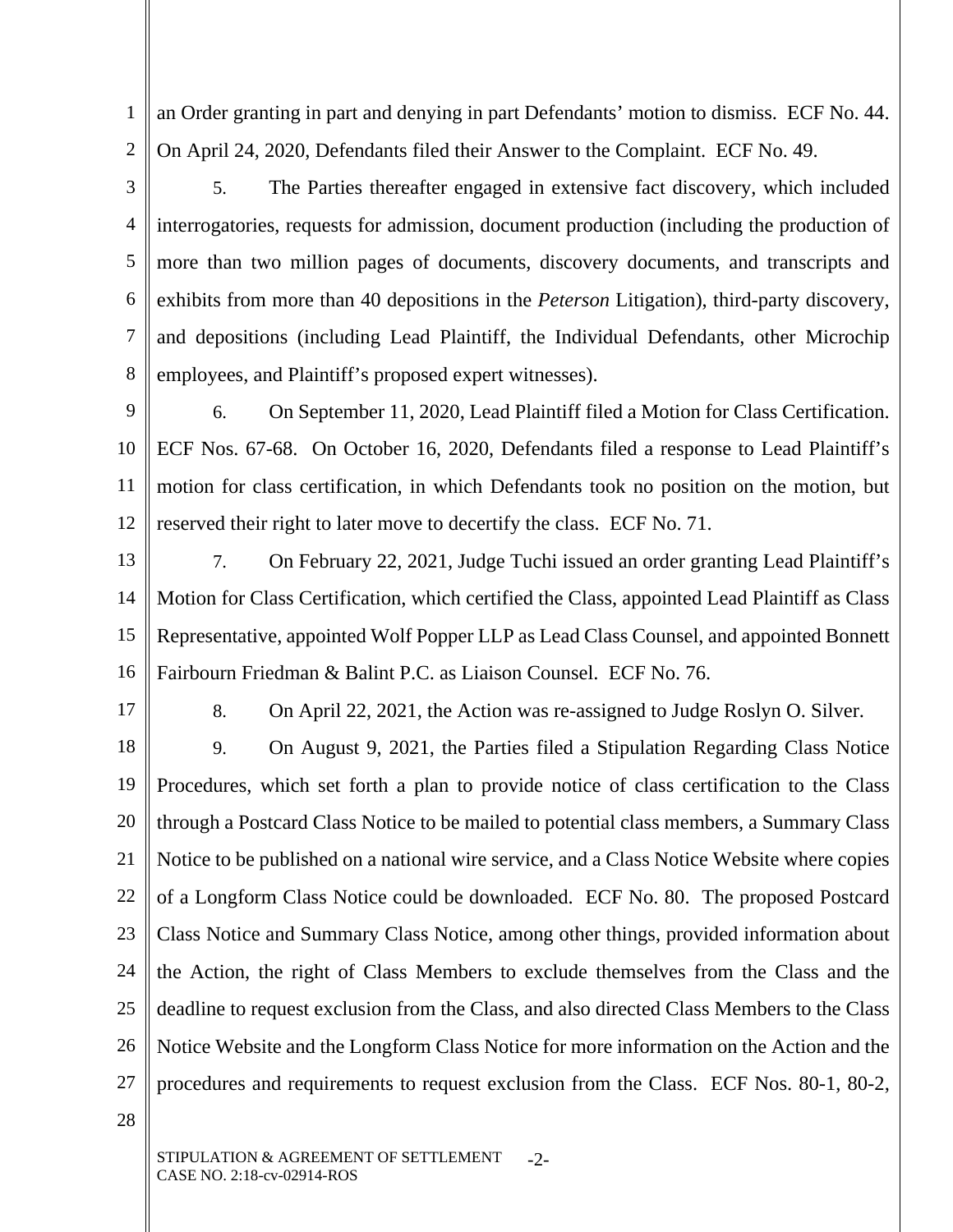an Order granting in part and denying in part Defendants' motion to dismiss. ECF No. 44. On April 24, 2020, Defendants filed their Answer to the Complaint. ECF No. 49.

5. The Parties thereafter engaged in extensive fact discovery, which included interrogatories, requests for admission, document production (including the production of more than two million pages of documents, discovery documents, and transcripts and exhibits from more than 40 depositions in the *Peterson* Litigation), third-party discovery, and depositions (including Lead Plaintiff, the Individual Defendants, other Microchip employees, and Plaintiff's proposed expert witnesses).

6. On September 11, 2020, Lead Plaintiff filed a Motion for Class Certification. ECF Nos. 67-68. On October 16, 2020, Defendants filed a response to Lead Plaintiff's motion for class certification, in which Defendants took no position on the motion, but reserved their right to later move to decertify the class. ECF No. 71.

7. On February 22, 2021, Judge Tuchi issued an order granting Lead Plaintiff's Motion for Class Certification, which certified the Class, appointed Lead Plaintiff as Class Representative, appointed Wolf Popper LLP as Lead Class Counsel, and appointed Bonnett Fairbourn Friedman & Balint P.C. as Liaison Counsel. ECF No. 76.

8. On April 22, 2021, the Action was re-assigned to Judge Roslyn O. Silver.

9. On August 9, 2021, the Parties filed a Stipulation Regarding Class Notice Procedures, which set forth a plan to provide notice of class certification to the Class through a Postcard Class Notice to be mailed to potential class members, a Summary Class Notice to be published on a national wire service, and a Class Notice Website where copies of a Longform Class Notice could be downloaded. ECF No. 80. The proposed Postcard Class Notice and Summary Class Notice, among other things, provided information about the Action, the right of Class Members to exclude themselves from the Class and the deadline to request exclusion from the Class, and also directed Class Members to the Class Notice Website and the Longform Class Notice for more information on the Action and the procedures and requirements to request exclusion from the Class. ECF Nos. 80-1, 80-2,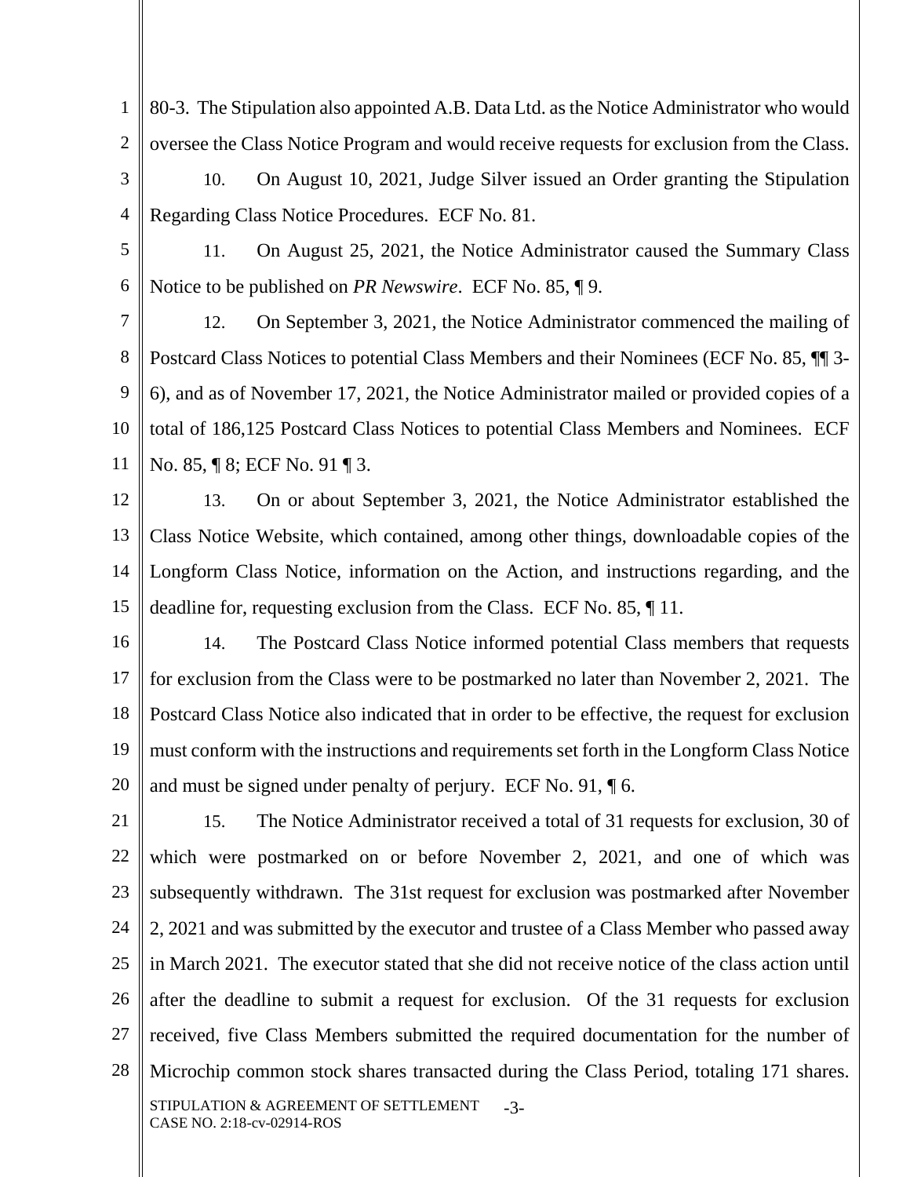80-3. The Stipulation also appointed A.B. Data Ltd. as the Notice Administrator who would oversee the Class Notice Program and would receive requests for exclusion from the Class.

10. On August 10, 2021, Judge Silver issued an Order granting the Stipulation Regarding Class Notice Procedures. ECF No. 81.

11. On August 25, 2021, the Notice Administrator caused the Summary Class Notice to be published on *PR Newswire*. ECF No. 85, ¶ 9.

12. On September 3, 2021, the Notice Administrator commenced the mailing of Postcard Class Notices to potential Class Members and their Nominees (ECF No. 85, ¶¶ 3-6), and as of November 17, 2021, the Notice Administrator mailed or provided copies of a total of 186,125 Postcard Class Notices to potential Class Members and Nominees. ECF No. 85, ¶ 8; ECF No. 91 ¶ 3.

13. On or about September 3, 2021, the Notice Administrator established the Class Notice Website, which contained, among other things, downloadable copies of the Longform Class Notice, information on the Action, and instructions regarding, and the deadline for, requesting exclusion from the Class. ECF No. 85, ¶ 11.

14. The Postcard Class Notice informed potential Class members that requests for exclusion from the Class were to be postmarked no later than November 2, 2021. The Postcard Class Notice also indicated that in order to be effective, the request for exclusion must conform with the instructions and requirements set forth in the Longform Class Notice and must be signed under penalty of perjury. ECF No. 91, ¶ 6.

15. The Notice Administrator received a total of 31 requests for exclusion, 30 of which were postmarked on or before November 2, 2021, and one of which was subsequently withdrawn. The 31st request for exclusion was postmarked after November 2, 2021 and was submitted by the executor and trustee of a Class Member who passed away in March 2021. The executor stated that she did not receive notice of the class action until after the deadline to submit a request for exclusion. Of the 31 requests for exclusion received, five Class Members submitted the required documentation for the number of Microchip common stock shares transacted during the Class Period, totaling 171 shares.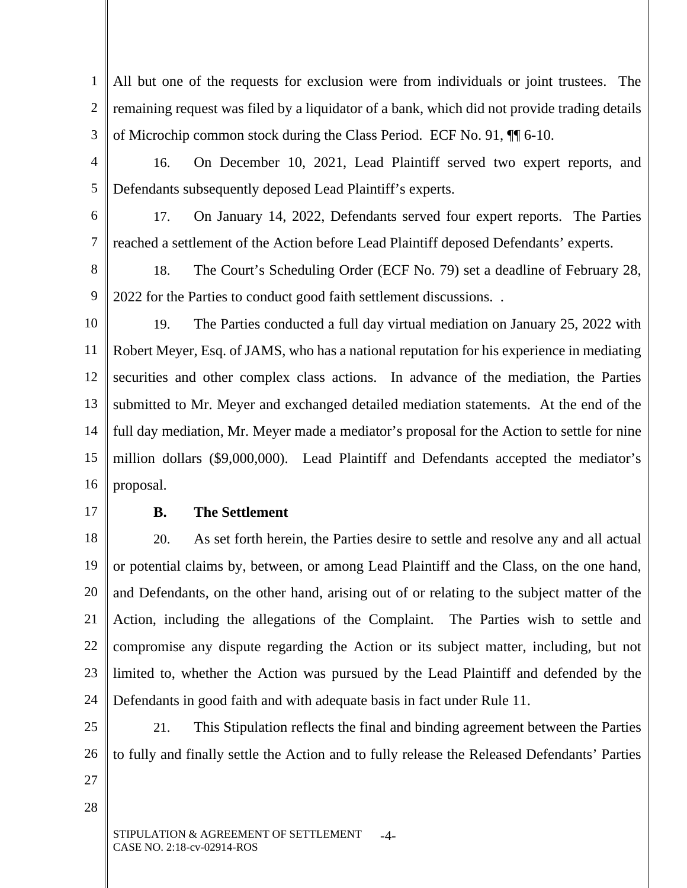All but one of the requests for exclusion were from individuals or joint trustees. The remaining request was filed by a liquidator of a bank, which did not provide trading details of Microchip common stock during the Class Period. ECF No. 91, ¶¶ 6-10.

16. On December 10, 2021, Lead Plaintiff served two expert reports, and Defendants subsequently deposed Lead Plaintiff's experts.

17. On January 14, 2022, Defendants served four expert reports. The Parties reached a settlement of the Action before Lead Plaintiff deposed Defendants' experts.

18. The Court's Scheduling Order (ECF No. 79) set a deadline of February 28, 2022 for the Parties to conduct good faith settlement discussions. .

19. The Parties conducted a full day virtual mediation on January 25, 2022 with Robert Meyer, Esq. of JAMS, who has a national reputation for his experience in mediating securities and other complex class actions. In advance of the mediation, the Parties submitted to Mr. Meyer and exchanged detailed mediation statements. At the end of the full day mediation, Mr. Meyer made a mediator's proposal for the Action to settle for nine million dollars ($9,000,000). Lead Plaintiff and Defendants accepted the mediator's proposal.

**B. The Settlement**

20. As set forth herein, the Parties desire to settle and resolve any and all actual or potential claims by, between, or among Lead Plaintiff and the Class, on the one hand, and Defendants, on the other hand, arising out of or relating to the subject matter of the Action, including the allegations of the Complaint. The Parties wish to settle and compromise any dispute regarding the Action or its subject matter, including, but not limited to, whether the Action was pursued by the Lead Plaintiff and defended by the Defendants in good faith and with adequate basis in fact under Rule 11.

21. This Stipulation reflects the final and binding agreement between the Parties to fully and finally settle the Action and to fully release the Released Defendants' Parties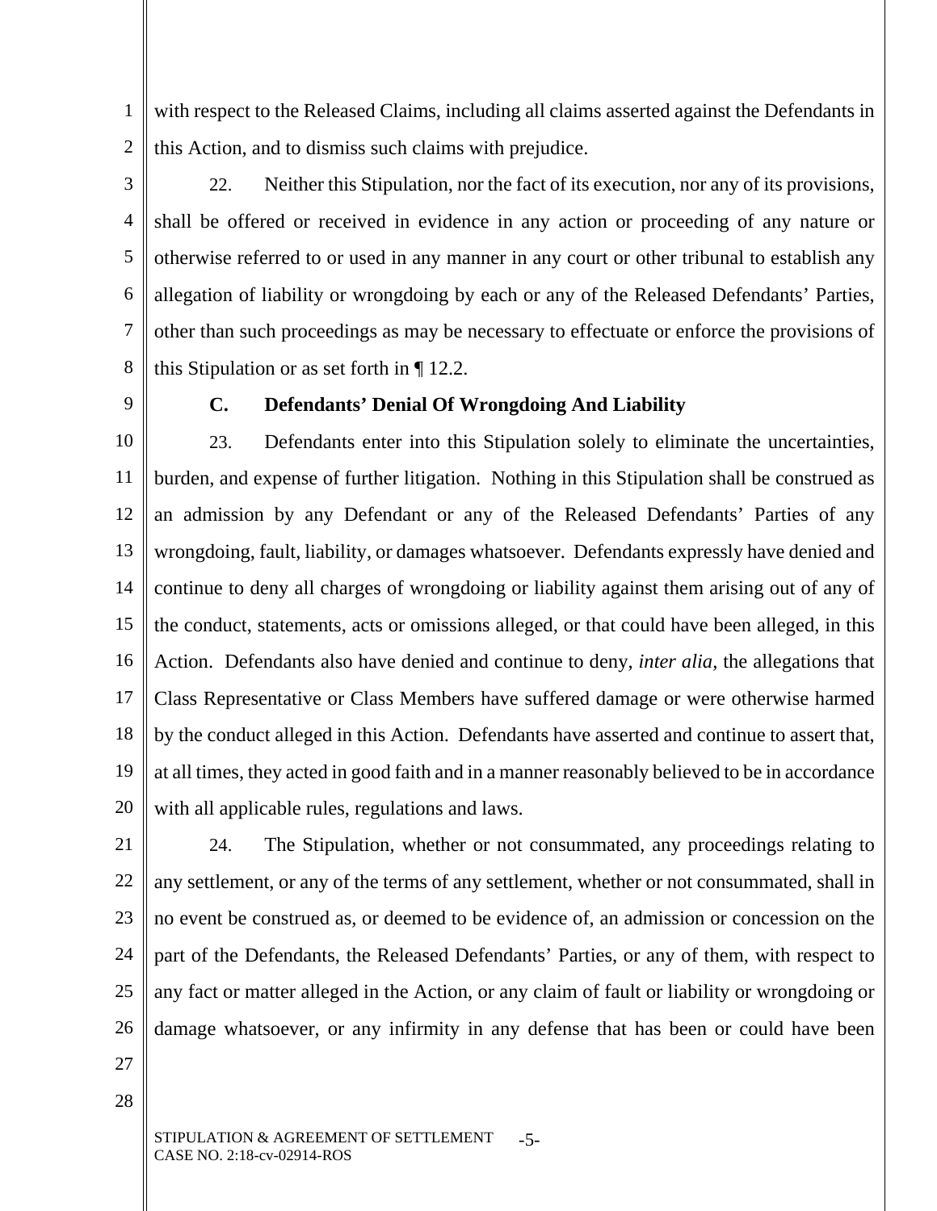with respect to the Released Claims, including all claims asserted against the Defendants in this Action, and to dismiss such claims with prejudice.

22. Neither this Stipulation, nor the fact of its execution, nor any of its provisions, shall be offered or received in evidence in any action or proceeding of any nature or otherwise referred to or used in any manner in any court or other tribunal to establish any allegation of liability or wrongdoing by each or any of the Released Defendants' Parties, other than such proceedings as may be necessary to effectuate or enforce the provisions of this Stipulation or as set forth in ¶ 12.2.

### C. Defendants' Denial Of Wrongdoing And Liability

23. Defendants enter into this Stipulation solely to eliminate the uncertainties, burden, and expense of further litigation. Nothing in this Stipulation shall be construed as an admission by any Defendant or any of the Released Defendants' Parties of any wrongdoing, fault, liability, or damages whatsoever. Defendants expressly have denied and continue to deny all charges of wrongdoing or liability against them arising out of any of the conduct, statements, acts or omissions alleged, or that could have been alleged, in this Action. Defendants also have denied and continue to deny, *inter alia*, the allegations that Class Representative or Class Members have suffered damage or were otherwise harmed by the conduct alleged in this Action. Defendants have asserted and continue to assert that, at all times, they acted in good faith and in a manner reasonably believed to be in accordance with all applicable rules, regulations and laws.

24. The Stipulation, whether or not consummated, any proceedings relating to any settlement, or any of the terms of any settlement, whether or not consummated, shall in no event be construed as, or deemed to be evidence of, an admission or concession on the part of the Defendants, the Released Defendants' Parties, or any of them, with respect to any fact or matter alleged in the Action, or any claim of fault or liability or wrongdoing or damage whatsoever, or any infirmity in any defense that has been or could have been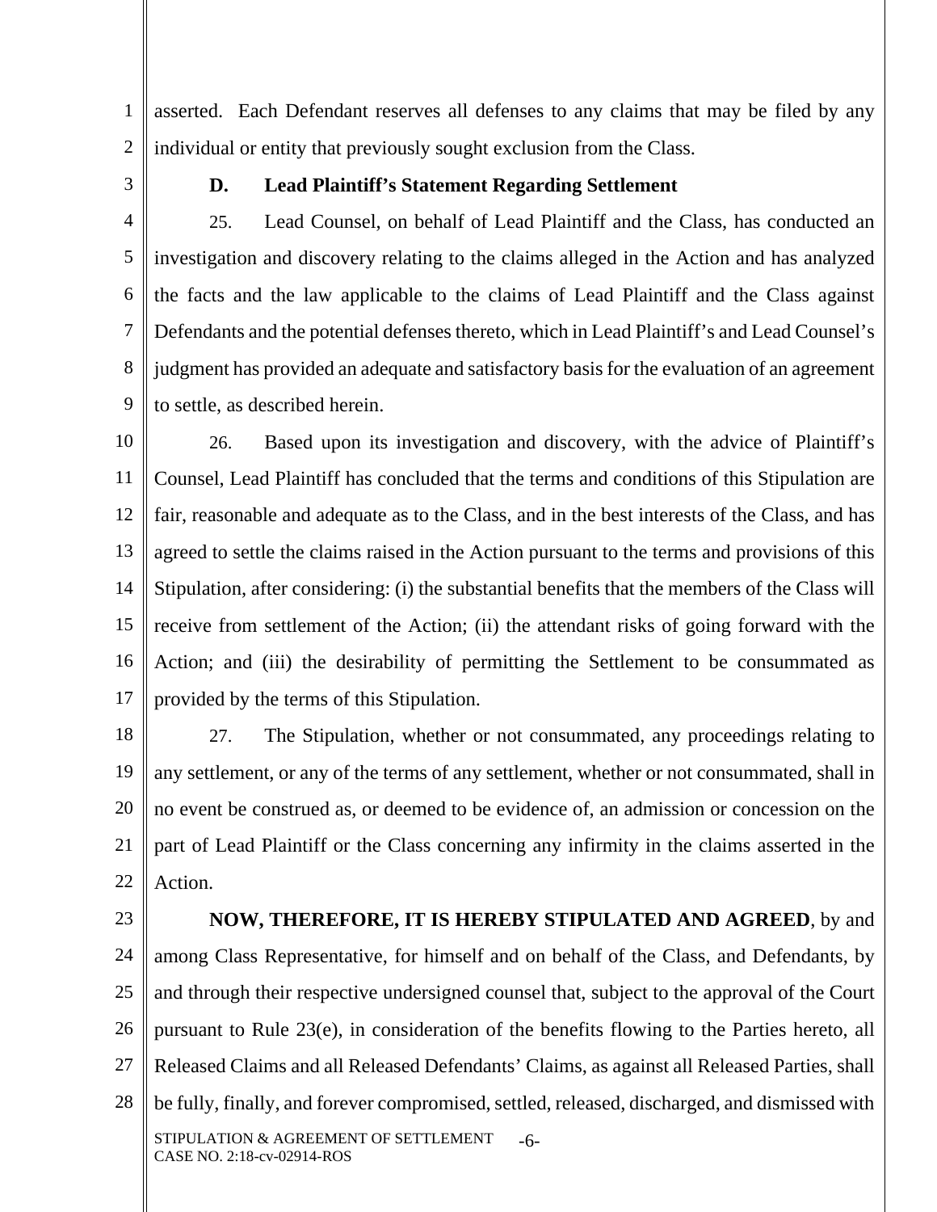asserted. Each Defendant reserves all defenses to any claims that may be filed by any individual or entity that previously sought exclusion from the Class.

### D. Lead Plaintiff's Statement Regarding Settlement

25. Lead Counsel, on behalf of Lead Plaintiff and the Class, has conducted an investigation and discovery relating to the claims alleged in the Action and has analyzed the facts and the law applicable to the claims of Lead Plaintiff and the Class against Defendants and the potential defenses thereto, which in Lead Plaintiff's and Lead Counsel's judgment has provided an adequate and satisfactory basis for the evaluation of an agreement to settle, as described herein.

26. Based upon its investigation and discovery, with the advice of Plaintiff's Counsel, Lead Plaintiff has concluded that the terms and conditions of this Stipulation are fair, reasonable and adequate as to the Class, and in the best interests of the Class, and has agreed to settle the claims raised in the Action pursuant to the terms and provisions of this Stipulation, after considering: (i) the substantial benefits that the members of the Class will receive from settlement of the Action; (ii) the attendant risks of going forward with the Action; and (iii) the desirability of permitting the Settlement to be consummated as provided by the terms of this Stipulation.

27. The Stipulation, whether or not consummated, any proceedings relating to any settlement, or any of the terms of any settlement, whether or not consummated, shall in no event be construed as, or deemed to be evidence of, an admission or concession on the part of Lead Plaintiff or the Class concerning any infirmity in the claims asserted in the Action.

**NOW, THEREFORE, IT IS HEREBY STIPULATED AND AGREED**, by and among Class Representative, for himself and on behalf of the Class, and Defendants, by and through their respective undersigned counsel that, subject to the approval of the Court pursuant to Rule 23(e), in consideration of the benefits flowing to the Parties hereto, all Released Claims and all Released Defendants' Claims, as against all Released Parties, shall be fully, finally, and forever compromised, settled, released, discharged, and dismissed with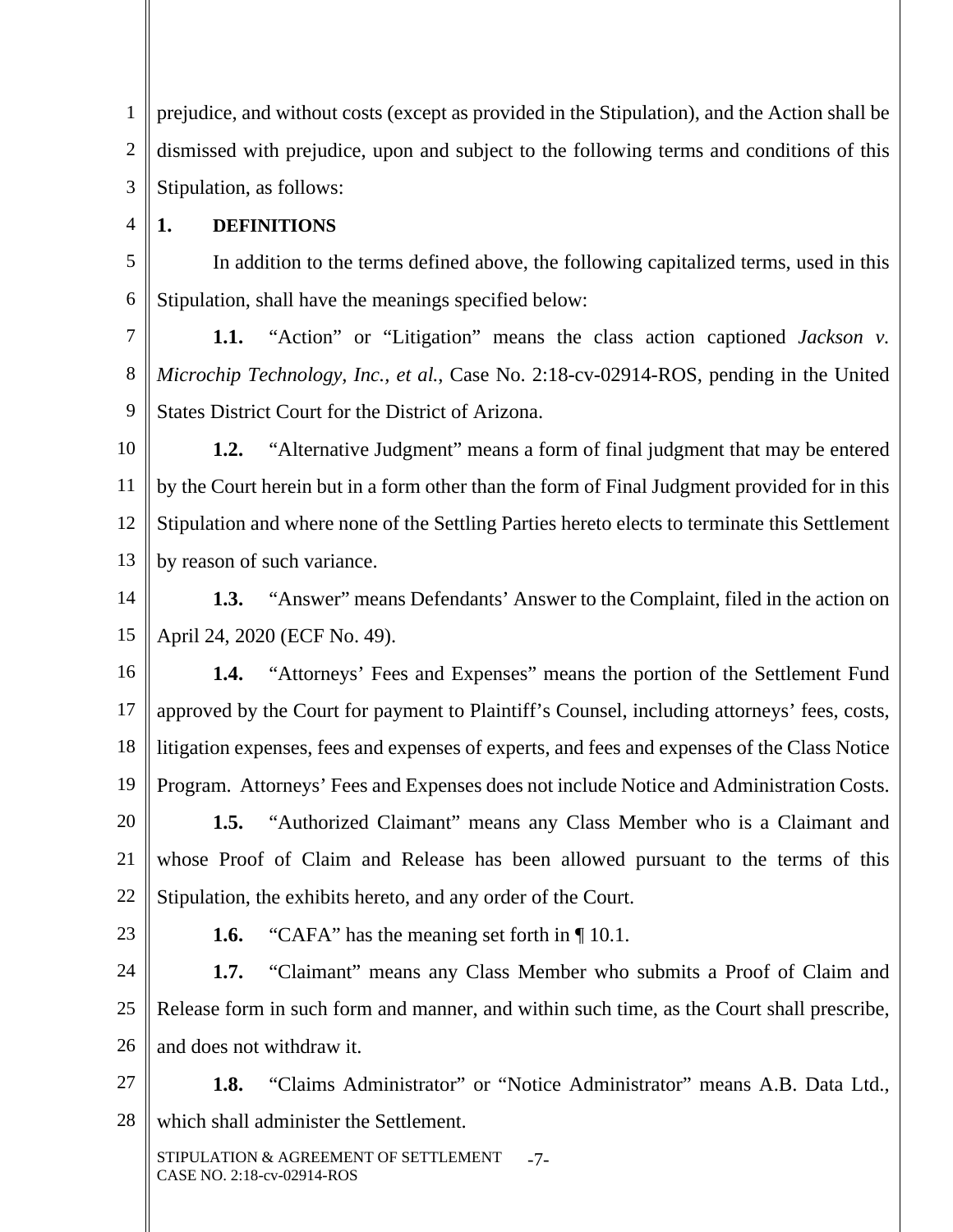prejudice, and without costs (except as provided in the Stipulation), and the Action shall be dismissed with prejudice, upon and subject to the following terms and conditions of this Stipulation, as follows:

## 1. DEFINITIONS

In addition to the terms defined above, the following capitalized terms, used in this Stipulation, shall have the meanings specified below:

**1.1.** "Action" or "Litigation" means the class action captioned *Jackson v. Microchip Technology, Inc., et al.*, Case No. 2:18-cv-02914-ROS, pending in the United States District Court for the District of Arizona.

**1.2.** "Alternative Judgment" means a form of final judgment that may be entered by the Court herein but in a form other than the form of Final Judgment provided for in this Stipulation and where none of the Settling Parties hereto elects to terminate this Settlement by reason of such variance.

**1.3.** "Answer" means Defendants' Answer to the Complaint, filed in the action on April 24, 2020 (ECF No. 49).

**1.4.** "Attorneys' Fees and Expenses" means the portion of the Settlement Fund approved by the Court for payment to Plaintiff's Counsel, including attorneys' fees, costs, litigation expenses, fees and expenses of experts, and fees and expenses of the Class Notice Program. Attorneys' Fees and Expenses does not include Notice and Administration Costs.

**1.5.** "Authorized Claimant" means any Class Member who is a Claimant and whose Proof of Claim and Release has been allowed pursuant to the terms of this Stipulation, the exhibits hereto, and any order of the Court.

**1.6.** "CAFA" has the meaning set forth in ¶ 10.1.

**1.7.** "Claimant" means any Class Member who submits a Proof of Claim and Release form in such form and manner, and within such time, as the Court shall prescribe, and does not withdraw it.

**1.8.** "Claims Administrator" or "Notice Administrator" means A.B. Data Ltd., which shall administer the Settlement.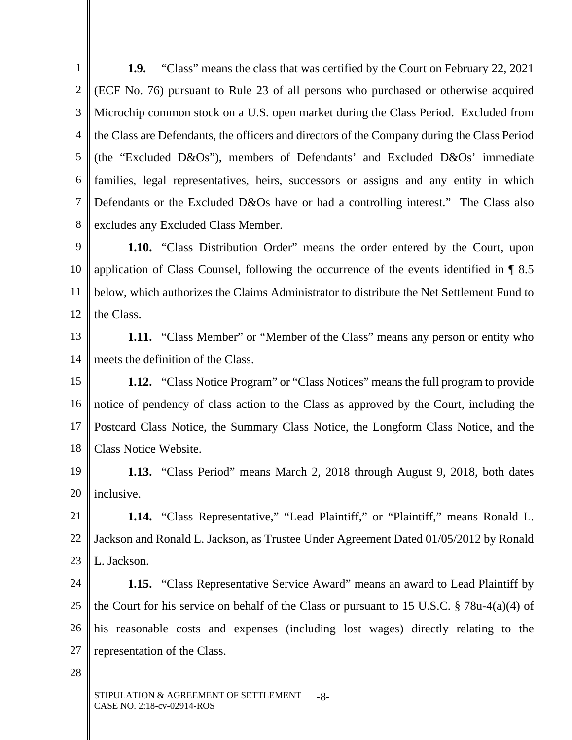**1.9.** "Class" means the class that was certified by the Court on February 22, 2021 (ECF No. 76) pursuant to Rule 23 of all persons who purchased or otherwise acquired Microchip common stock on a U.S. open market during the Class Period. Excluded from the Class are Defendants, the officers and directors of the Company during the Class Period (the "Excluded D&Os"), members of Defendants' and Excluded D&Os' immediate families, legal representatives, heirs, successors or assigns and any entity in which Defendants or the Excluded D&Os have or had a controlling interest." The Class also excludes any Excluded Class Member.

**1.10.** "Class Distribution Order" means the order entered by the Court, upon application of Class Counsel, following the occurrence of the events identified in ¶ 8.5 below, which authorizes the Claims Administrator to distribute the Net Settlement Fund to the Class.

**1.11.** "Class Member" or "Member of the Class" means any person or entity who meets the definition of the Class.

**1.12.** "Class Notice Program" or "Class Notices" means the full program to provide notice of pendency of class action to the Class as approved by the Court, including the Postcard Class Notice, the Summary Class Notice, the Longform Class Notice, and the Class Notice Website.

**1.13.** "Class Period" means March 2, 2018 through August 9, 2018, both dates inclusive.

**1.14.** "Class Representative," "Lead Plaintiff," or "Plaintiff," means Ronald L. Jackson and Ronald L. Jackson, as Trustee Under Agreement Dated 01/05/2012 by Ronald L. Jackson.

**1.15.** "Class Representative Service Award" means an award to Lead Plaintiff by the Court for his service on behalf of the Class or pursuant to 15 U.S.C. § 78u-4(a)(4) of his reasonable costs and expenses (including lost wages) directly relating to the representation of the Class.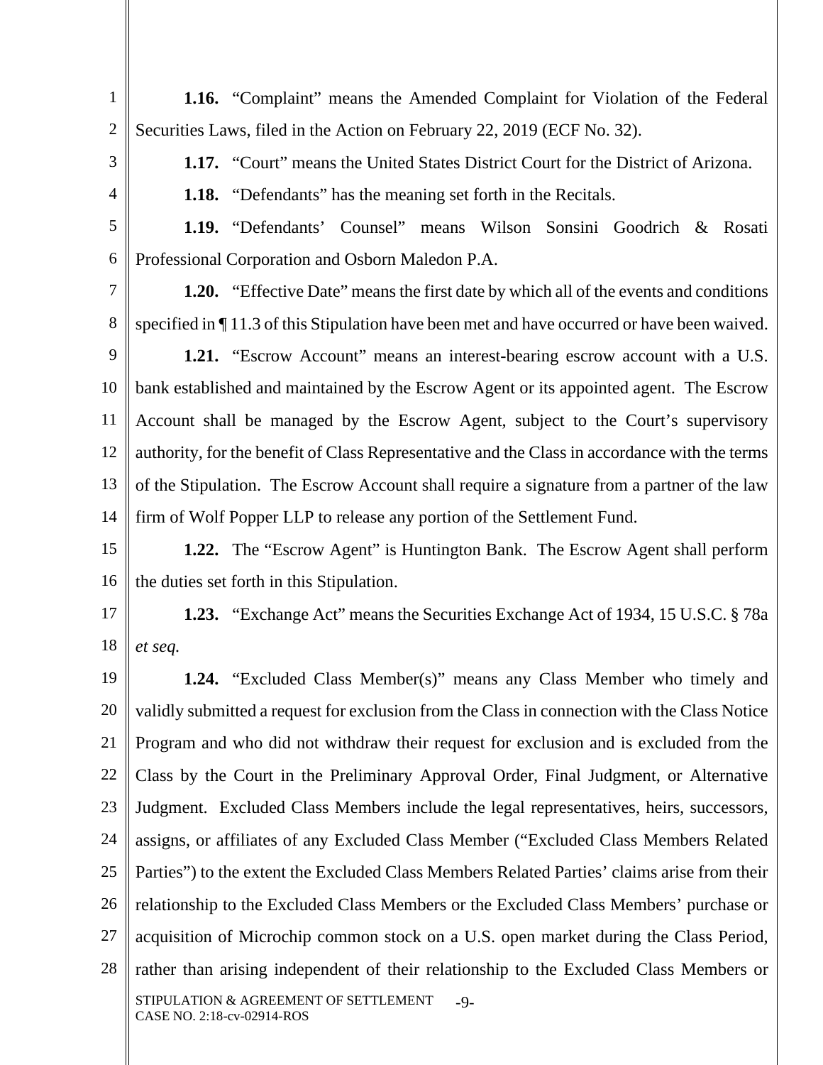**1.16.** "Complaint" means the Amended Complaint for Violation of the Federal Securities Laws, filed in the Action on February 22, 2019 (ECF No. 32).

**1.17.** "Court" means the United States District Court for the District of Arizona.

**1.18.** "Defendants" has the meaning set forth in the Recitals.

**1.19.** "Defendants' Counsel" means Wilson Sonsini Goodrich & Rosati Professional Corporation and Osborn Maledon P.A.

**1.20.** "Effective Date" means the first date by which all of the events and conditions specified in ¶ 11.3 of this Stipulation have been met and have occurred or have been waived.

**1.21.** "Escrow Account" means an interest-bearing escrow account with a U.S. bank established and maintained by the Escrow Agent or its appointed agent. The Escrow Account shall be managed by the Escrow Agent, subject to the Court's supervisory authority, for the benefit of Class Representative and the Class in accordance with the terms of the Stipulation. The Escrow Account shall require a signature from a partner of the law firm of Wolf Popper LLP to release any portion of the Settlement Fund.

**1.22.** The "Escrow Agent" is Huntington Bank. The Escrow Agent shall perform the duties set forth in this Stipulation.

**1.23.** "Exchange Act" means the Securities Exchange Act of 1934, 15 U.S.C. § 78a *et seq.*

**1.24.** "Excluded Class Member(s)" means any Class Member who timely and validly submitted a request for exclusion from the Class in connection with the Class Notice Program and who did not withdraw their request for exclusion and is excluded from the Class by the Court in the Preliminary Approval Order, Final Judgment, or Alternative Judgment. Excluded Class Members include the legal representatives, heirs, successors, assigns, or affiliates of any Excluded Class Member ("Excluded Class Members Related Parties") to the extent the Excluded Class Members Related Parties' claims arise from their relationship to the Excluded Class Members or the Excluded Class Members' purchase or acquisition of Microchip common stock on a U.S. open market during the Class Period, rather than arising independent of their relationship to the Excluded Class Members or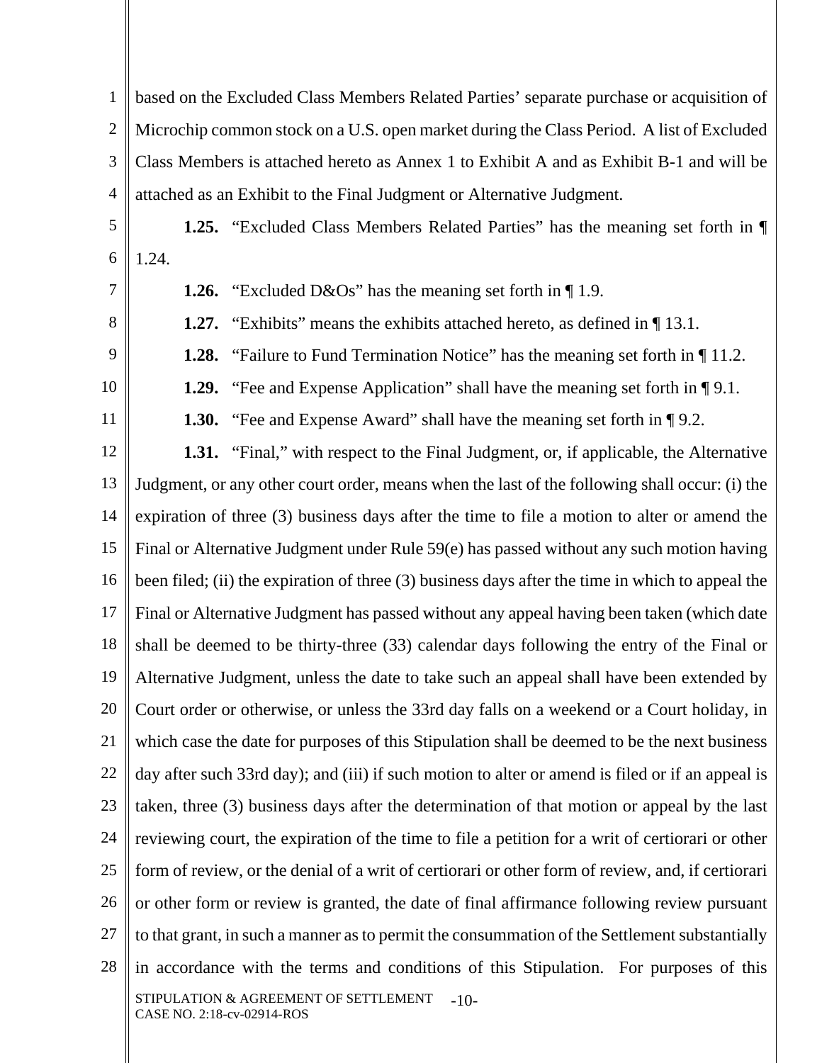based on the Excluded Class Members Related Parties' separate purchase or acquisition of Microchip common stock on a U.S. open market during the Class Period. A list of Excluded Class Members is attached hereto as Annex 1 to Exhibit A and as Exhibit B-1 and will be attached as an Exhibit to the Final Judgment or Alternative Judgment.

**1.25.** "Excluded Class Members Related Parties" has the meaning set forth in ¶ 1.24.

**1.26.** "Excluded D&Os" has the meaning set forth in ¶ 1.9.

**1.27.** "Exhibits" means the exhibits attached hereto, as defined in ¶ 13.1.

**1.28.** "Failure to Fund Termination Notice" has the meaning set forth in ¶ 11.2.

**1.29.** "Fee and Expense Application" shall have the meaning set forth in ¶ 9.1.

**1.30.** "Fee and Expense Award" shall have the meaning set forth in ¶ 9.2.

**1.31.** "Final," with respect to the Final Judgment, or, if applicable, the Alternative Judgment, or any other court order, means when the last of the following shall occur: (i) the expiration of three (3) business days after the time to file a motion to alter or amend the Final or Alternative Judgment under Rule 59(e) has passed without any such motion having been filed; (ii) the expiration of three (3) business days after the time in which to appeal the Final or Alternative Judgment has passed without any appeal having been taken (which date shall be deemed to be thirty-three (33) calendar days following the entry of the Final or Alternative Judgment, unless the date to take such an appeal shall have been extended by Court order or otherwise, or unless the 33rd day falls on a weekend or a Court holiday, in which case the date for purposes of this Stipulation shall be deemed to be the next business day after such 33rd day); and (iii) if such motion to alter or amend is filed or if an appeal is taken, three (3) business days after the determination of that motion or appeal by the last reviewing court, the expiration of the time to file a petition for a writ of certiorari or other form of review, or the denial of a writ of certiorari or other form of review, and, if certiorari or other form or review is granted, the date of final affirmance following review pursuant to that grant, in such a manner as to permit the consummation of the Settlement substantially in accordance with the terms and conditions of this Stipulation. For purposes of this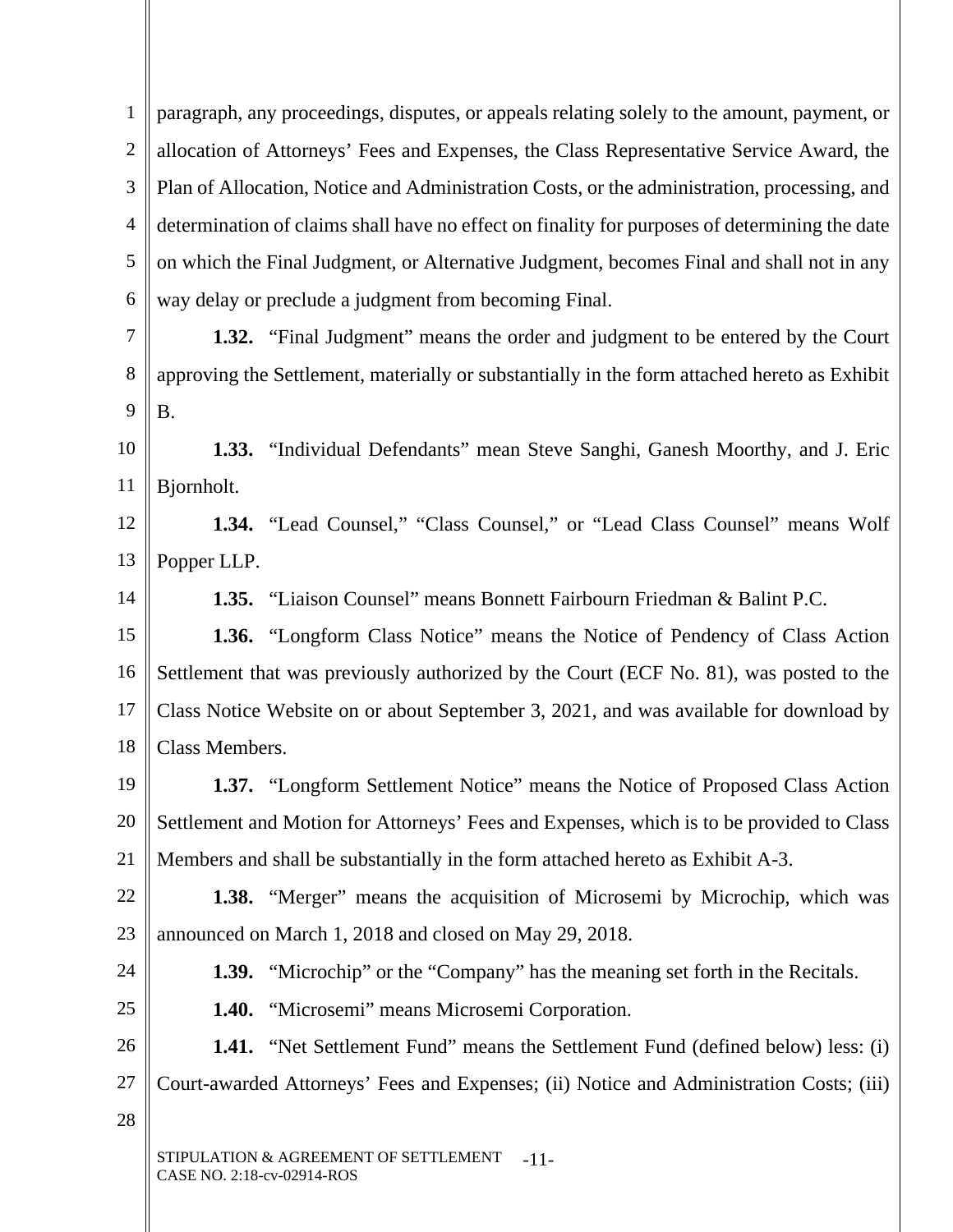paragraph, any proceedings, disputes, or appeals relating solely to the amount, payment, or allocation of Attorneys' Fees and Expenses, the Class Representative Service Award, the Plan of Allocation, Notice and Administration Costs, or the administration, processing, and determination of claims shall have no effect on finality for purposes of determining the date on which the Final Judgment, or Alternative Judgment, becomes Final and shall not in any way delay or preclude a judgment from becoming Final.

**1.32.** "Final Judgment" means the order and judgment to be entered by the Court approving the Settlement, materially or substantially in the form attached hereto as Exhibit B.

**1.33.** "Individual Defendants" mean Steve Sanghi, Ganesh Moorthy, and J. Eric Bjornholt.

**1.34.** "Lead Counsel," "Class Counsel," or "Lead Class Counsel" means Wolf Popper LLP.

**1.35.** "Liaison Counsel" means Bonnett Fairbourn Friedman & Balint P.C.

**1.36.** "Longform Class Notice" means the Notice of Pendency of Class Action Settlement that was previously authorized by the Court (ECF No. 81), was posted to the Class Notice Website on or about September 3, 2021, and was available for download by Class Members.

**1.37.** "Longform Settlement Notice" means the Notice of Proposed Class Action Settlement and Motion for Attorneys' Fees and Expenses, which is to be provided to Class Members and shall be substantially in the form attached hereto as Exhibit A-3.

**1.38.** "Merger" means the acquisition of Microsemi by Microchip, which was announced on March 1, 2018 and closed on May 29, 2018.

**1.39.** "Microchip" or the "Company" has the meaning set forth in the Recitals.

**1.40.** "Microsemi" means Microsemi Corporation.

**1.41.** "Net Settlement Fund" means the Settlement Fund (defined below) less: (i) Court-awarded Attorneys' Fees and Expenses; (ii) Notice and Administration Costs; (iii)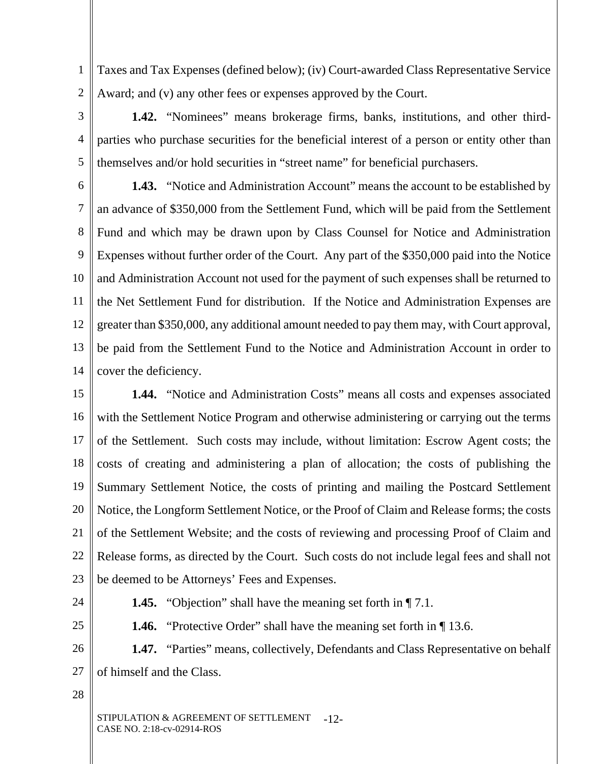Taxes and Tax Expenses (defined below); (iv) Court-awarded Class Representative Service Award; and (v) any other fees or expenses approved by the Court.

**1.42.** "Nominees" means brokerage firms, banks, institutions, and other third-parties who purchase securities for the beneficial interest of a person or entity other than themselves and/or hold securities in "street name" for beneficial purchasers.

**1.43.** "Notice and Administration Account" means the account to be established by an advance of $350,000 from the Settlement Fund, which will be paid from the Settlement Fund and which may be drawn upon by Class Counsel for Notice and Administration Expenses without further order of the Court. Any part of the $350,000 paid into the Notice and Administration Account not used for the payment of such expenses shall be returned to the Net Settlement Fund for distribution. If the Notice and Administration Expenses are greater than $350,000, any additional amount needed to pay them may, with Court approval, be paid from the Settlement Fund to the Notice and Administration Account in order to cover the deficiency.

**1.44.** "Notice and Administration Costs" means all costs and expenses associated with the Settlement Notice Program and otherwise administering or carrying out the terms of the Settlement. Such costs may include, without limitation: Escrow Agent costs; the costs of creating and administering a plan of allocation; the costs of publishing the Summary Settlement Notice, the costs of printing and mailing the Postcard Settlement Notice, the Longform Settlement Notice, or the Proof of Claim and Release forms; the costs of the Settlement Website; and the costs of reviewing and processing Proof of Claim and Release forms, as directed by the Court. Such costs do not include legal fees and shall not be deemed to be Attorneys' Fees and Expenses.

**1.45.** "Objection" shall have the meaning set forth in ¶ 7.1.

**1.46.** "Protective Order" shall have the meaning set forth in ¶ 13.6.

**1.47.** "Parties" means, collectively, Defendants and Class Representative on behalf of himself and the Class.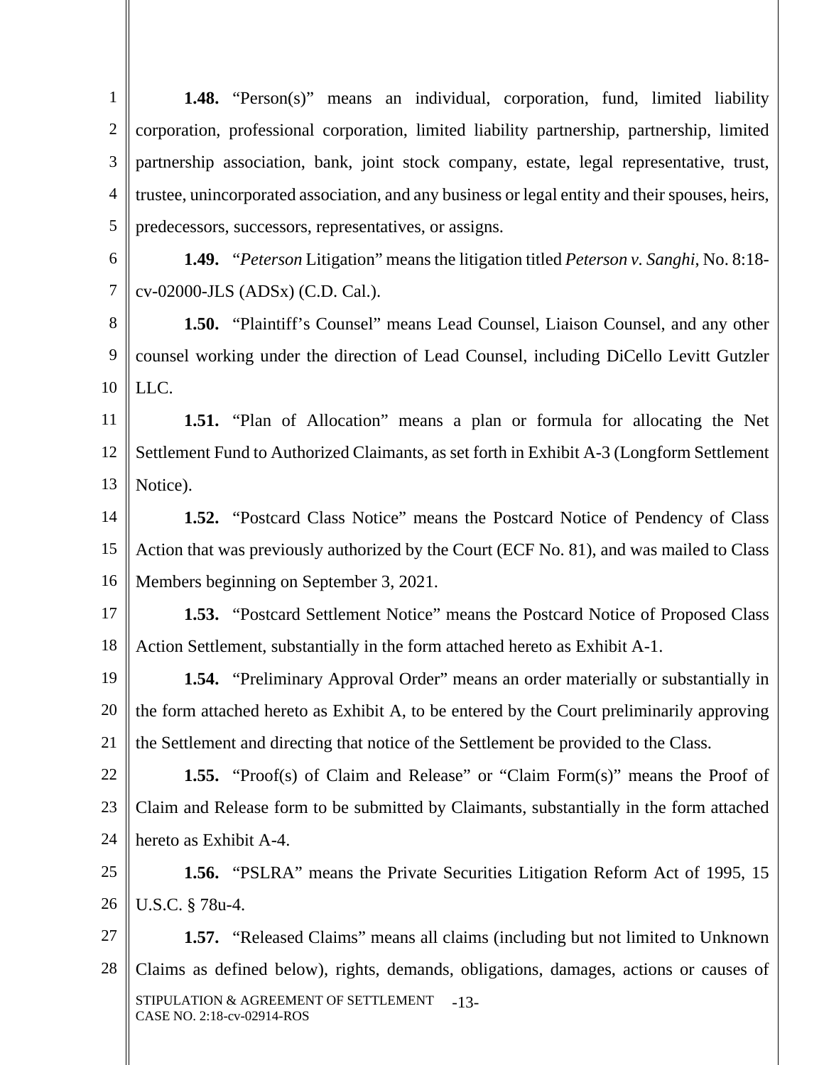**1.48.** "Person(s)" means an individual, corporation, fund, limited liability corporation, professional corporation, limited liability partnership, partnership, limited partnership association, bank, joint stock company, estate, legal representative, trust, trustee, unincorporated association, and any business or legal entity and their spouses, heirs, predecessors, successors, representatives, or assigns.

**1.49.** "*Peterson* Litigation" means the litigation titled *Peterson v. Sanghi*, No. 8:18-cv-02000-JLS (ADSx) (C.D. Cal.).

**1.50.** "Plaintiff's Counsel" means Lead Counsel, Liaison Counsel, and any other counsel working under the direction of Lead Counsel, including DiCello Levitt Gutzler LLC.

**1.51.** "Plan of Allocation" means a plan or formula for allocating the Net Settlement Fund to Authorized Claimants, as set forth in Exhibit A-3 (Longform Settlement Notice).

**1.52.** "Postcard Class Notice" means the Postcard Notice of Pendency of Class Action that was previously authorized by the Court (ECF No. 81), and was mailed to Class Members beginning on September 3, 2021.

**1.53.** "Postcard Settlement Notice" means the Postcard Notice of Proposed Class Action Settlement, substantially in the form attached hereto as Exhibit A-1.

**1.54.** "Preliminary Approval Order" means an order materially or substantially in the form attached hereto as Exhibit A, to be entered by the Court preliminarily approving the Settlement and directing that notice of the Settlement be provided to the Class.

**1.55.** "Proof(s) of Claim and Release" or "Claim Form(s)" means the Proof of Claim and Release form to be submitted by Claimants, substantially in the form attached hereto as Exhibit A-4.

**1.56.** "PSLRA" means the Private Securities Litigation Reform Act of 1995, 15 U.S.C. § 78u-4.

**1.57.** "Released Claims" means all claims (including but not limited to Unknown Claims as defined below), rights, demands, obligations, damages, actions or causes of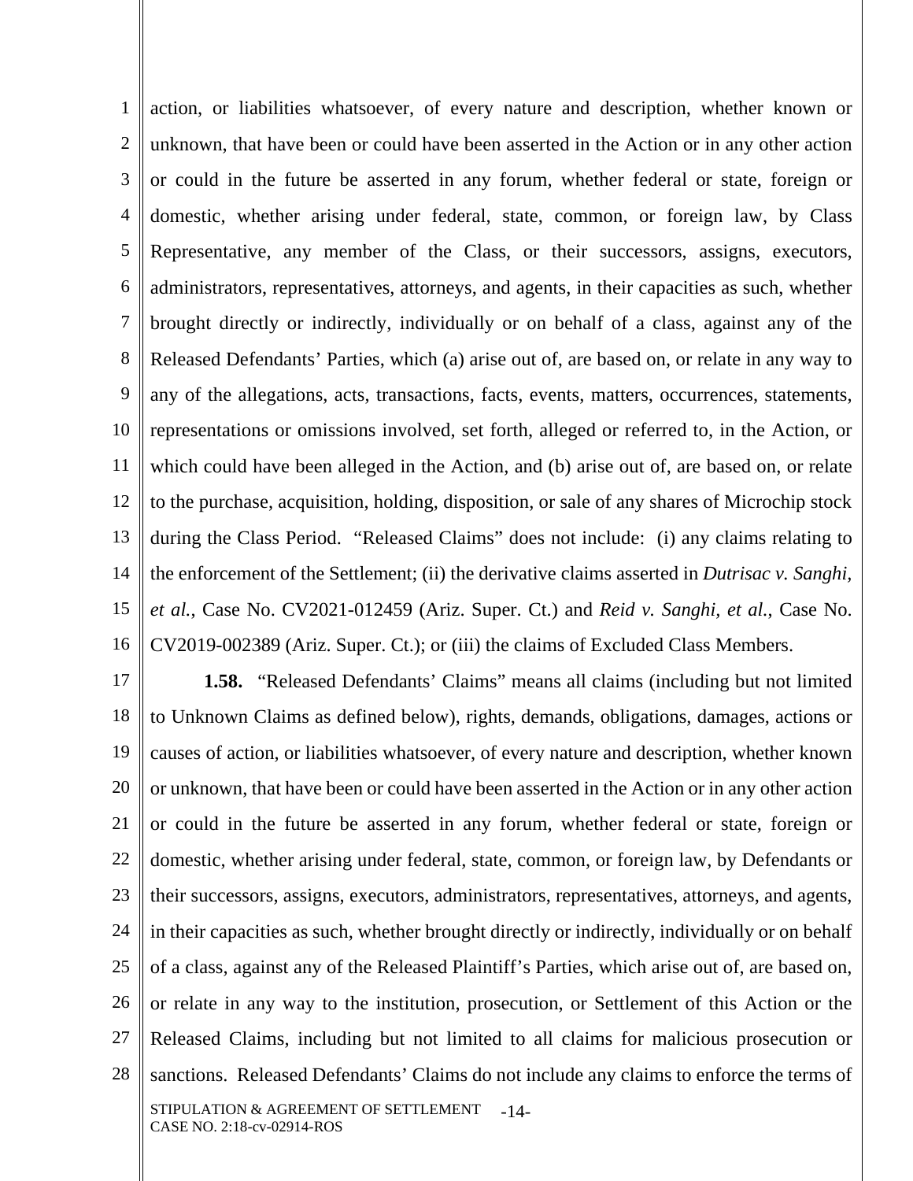action, or liabilities whatsoever, of every nature and description, whether known or unknown, that have been or could have been asserted in the Action or in any other action or could in the future be asserted in any forum, whether federal or state, foreign or domestic, whether arising under federal, state, common, or foreign law, by Class Representative, any member of the Class, or their successors, assigns, executors, administrators, representatives, attorneys, and agents, in their capacities as such, whether brought directly or indirectly, individually or on behalf of a class, against any of the Released Defendants' Parties, which (a) arise out of, are based on, or relate in any way to any of the allegations, acts, transactions, facts, events, matters, occurrences, statements, representations or omissions involved, set forth, alleged or referred to, in the Action, or which could have been alleged in the Action, and (b) arise out of, are based on, or relate to the purchase, acquisition, holding, disposition, or sale of any shares of Microchip stock during the Class Period. "Released Claims" does not include: (i) any claims relating to the enforcement of the Settlement; (ii) the derivative claims asserted in *Dutrisac v. Sanghi, et al.*, Case No. CV2021-012459 (Ariz. Super. Ct.) and *Reid v. Sanghi, et al.*, Case No. CV2019-002389 (Ariz. Super. Ct.); or (iii) the claims of Excluded Class Members.

**1.58.** "Released Defendants' Claims" means all claims (including but not limited to Unknown Claims as defined below), rights, demands, obligations, damages, actions or causes of action, or liabilities whatsoever, of every nature and description, whether known or unknown, that have been or could have been asserted in the Action or in any other action or could in the future be asserted in any forum, whether federal or state, foreign or domestic, whether arising under federal, state, common, or foreign law, by Defendants or their successors, assigns, executors, administrators, representatives, attorneys, and agents, in their capacities as such, whether brought directly or indirectly, individually or on behalf of a class, against any of the Released Plaintiff's Parties, which arise out of, are based on, or relate in any way to the institution, prosecution, or Settlement of this Action or the Released Claims, including but not limited to all claims for malicious prosecution or sanctions. Released Defendants' Claims do not include any claims to enforce the terms of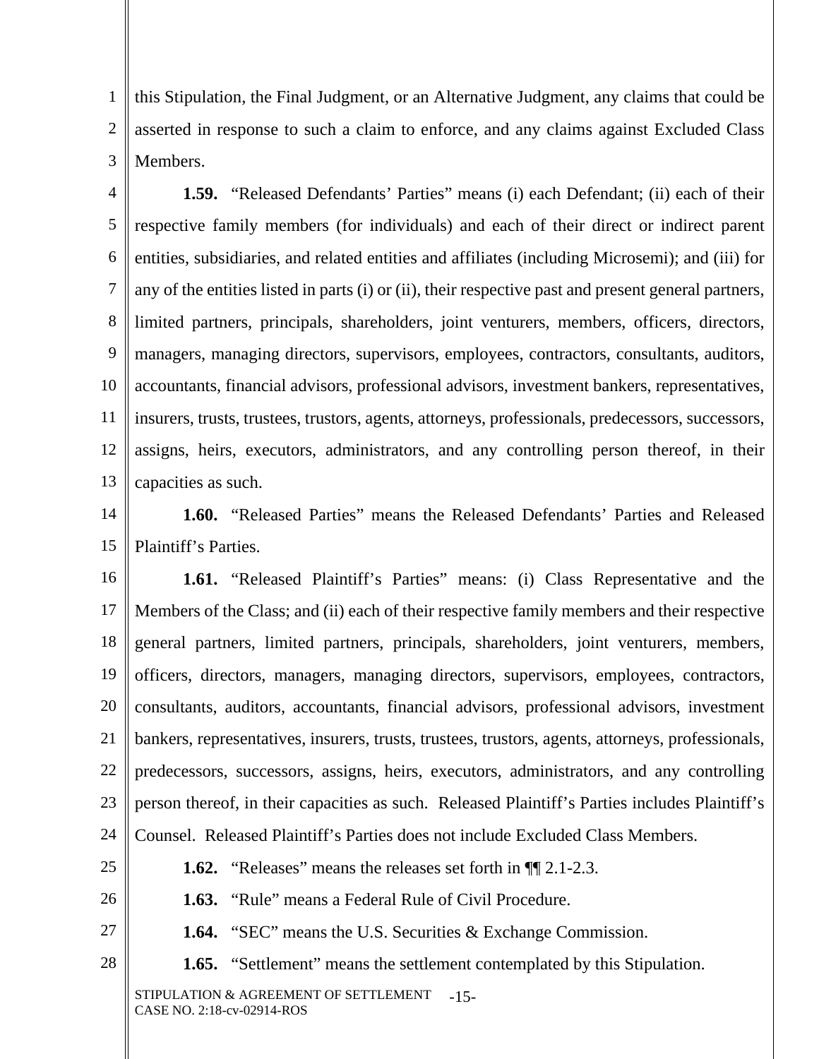this Stipulation, the Final Judgment, or an Alternative Judgment, any claims that could be asserted in response to such a claim to enforce, and any claims against Excluded Class Members.

**1.59.** "Released Defendants' Parties" means (i) each Defendant; (ii) each of their respective family members (for individuals) and each of their direct or indirect parent entities, subsidiaries, and related entities and affiliates (including Microsemi); and (iii) for any of the entities listed in parts (i) or (ii), their respective past and present general partners, limited partners, principals, shareholders, joint venturers, members, officers, directors, managers, managing directors, supervisors, employees, contractors, consultants, auditors, accountants, financial advisors, professional advisors, investment bankers, representatives, insurers, trusts, trustees, trustors, agents, attorneys, professionals, predecessors, successors, assigns, heirs, executors, administrators, and any controlling person thereof, in their capacities as such.

**1.60.** "Released Parties" means the Released Defendants' Parties and Released Plaintiff's Parties.

**1.61.** "Released Plaintiff's Parties" means: (i) Class Representative and the Members of the Class; and (ii) each of their respective family members and their respective general partners, limited partners, principals, shareholders, joint venturers, members, officers, directors, managers, managing directors, supervisors, employees, contractors, consultants, auditors, accountants, financial advisors, professional advisors, investment bankers, representatives, insurers, trusts, trustees, trustors, agents, attorneys, professionals, predecessors, successors, assigns, heirs, executors, administrators, and any controlling person thereof, in their capacities as such. Released Plaintiff's Parties includes Plaintiff's Counsel. Released Plaintiff's Parties does not include Excluded Class Members.

**1.62.** "Releases" means the releases set forth in ¶¶ 2.1-2.3.

**1.63.** "Rule" means a Federal Rule of Civil Procedure.

**1.64.** "SEC" means the U.S. Securities & Exchange Commission.

**1.65.** "Settlement" means the settlement contemplated by this Stipulation.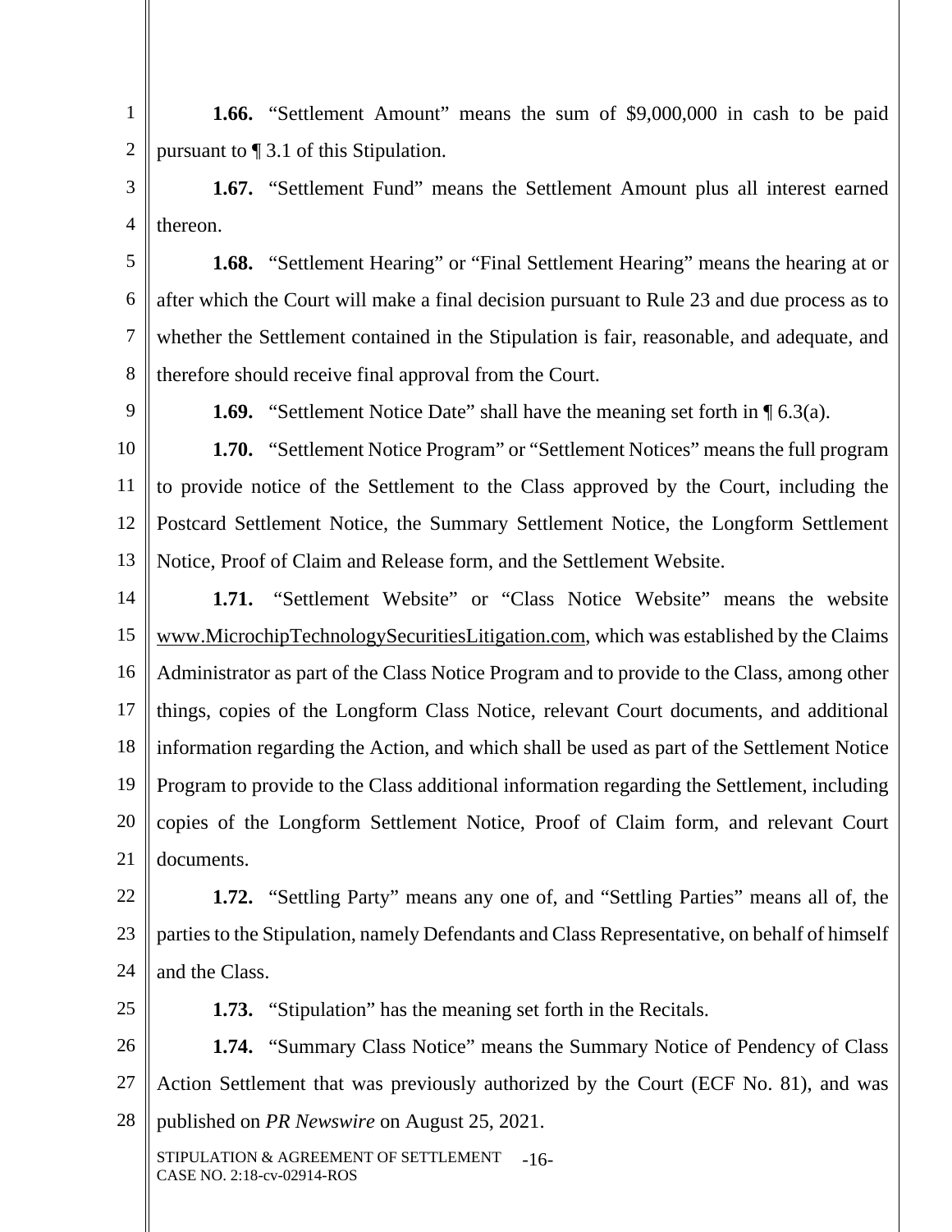**1.66.** "Settlement Amount" means the sum of $9,000,000 in cash to be paid pursuant to ¶ 3.1 of this Stipulation.

**1.67.** "Settlement Fund" means the Settlement Amount plus all interest earned thereon.

**1.68.** "Settlement Hearing" or "Final Settlement Hearing" means the hearing at or after which the Court will make a final decision pursuant to Rule 23 and due process as to whether the Settlement contained in the Stipulation is fair, reasonable, and adequate, and therefore should receive final approval from the Court.

**1.69.** "Settlement Notice Date" shall have the meaning set forth in ¶ 6.3(a).

**1.70.** "Settlement Notice Program" or "Settlement Notices" means the full program to provide notice of the Settlement to the Class approved by the Court, including the Postcard Settlement Notice, the Summary Settlement Notice, the Longform Settlement Notice, Proof of Claim and Release form, and the Settlement Website.

**1.71.** "Settlement Website" or "Class Notice Website" means the website www.MicrochipTechnologySecuritiesLitigation.com, which was established by the Claims Administrator as part of the Class Notice Program and to provide to the Class, among other things, copies of the Longform Class Notice, relevant Court documents, and additional information regarding the Action, and which shall be used as part of the Settlement Notice Program to provide to the Class additional information regarding the Settlement, including copies of the Longform Settlement Notice, Proof of Claim form, and relevant Court documents.

**1.72.** "Settling Party" means any one of, and "Settling Parties" means all of, the parties to the Stipulation, namely Defendants and Class Representative, on behalf of himself and the Class.

**1.73.** "Stipulation" has the meaning set forth in the Recitals.

**1.74.** "Summary Class Notice" means the Summary Notice of Pendency of Class Action Settlement that was previously authorized by the Court (ECF No. 81), and was published on *PR Newswire* on August 25, 2021.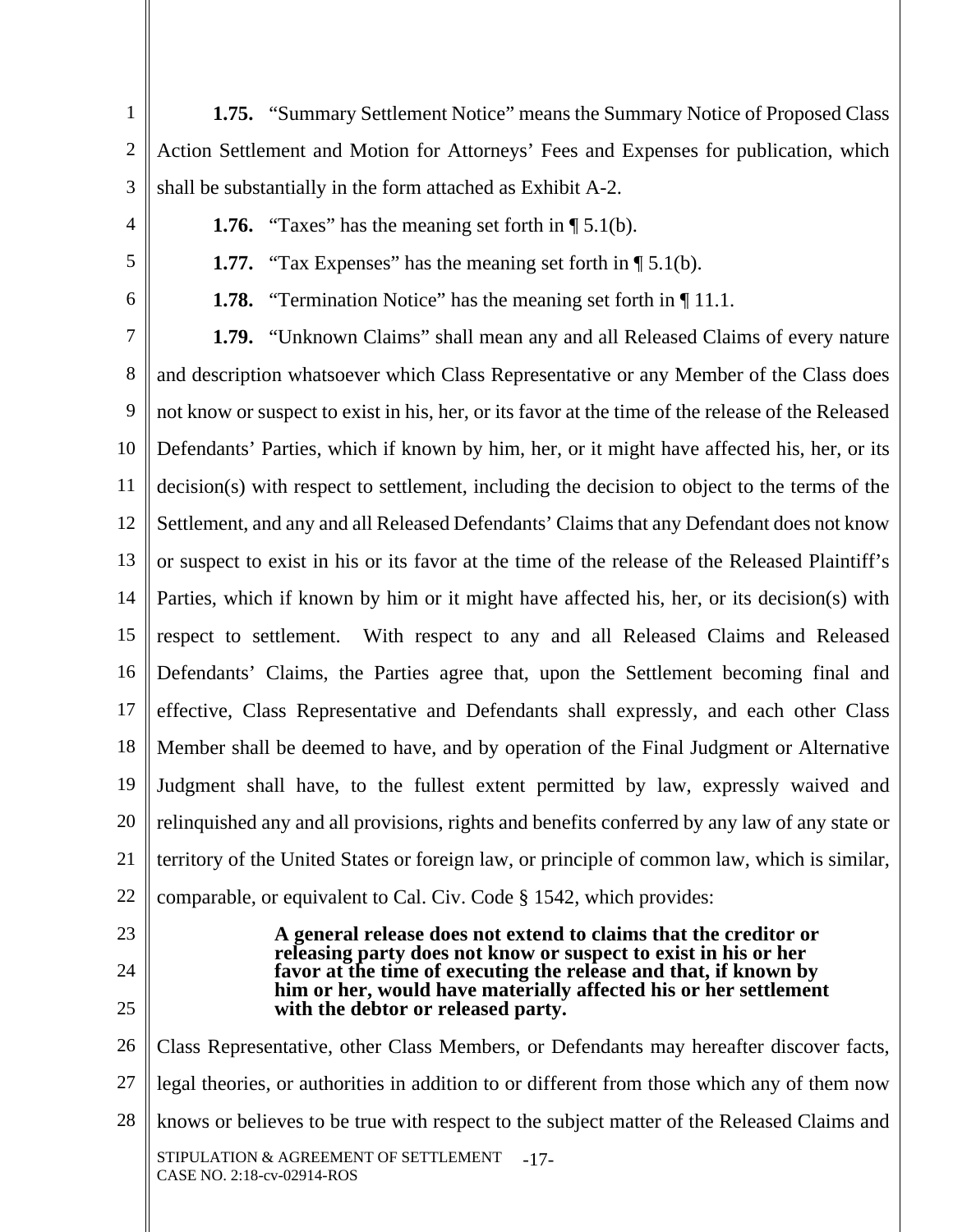**1.75.** "Summary Settlement Notice" means the Summary Notice of Proposed Class Action Settlement and Motion for Attorneys' Fees and Expenses for publication, which shall be substantially in the form attached as Exhibit A-2.

**1.76.** "Taxes" has the meaning set forth in ¶ 5.1(b).

**1.77.** "Tax Expenses" has the meaning set forth in ¶ 5.1(b).

**1.78.** "Termination Notice" has the meaning set forth in ¶ 11.1.

**1.79.** "Unknown Claims" shall mean any and all Released Claims of every nature and description whatsoever which Class Representative or any Member of the Class does not know or suspect to exist in his, her, or its favor at the time of the release of the Released Defendants' Parties, which if known by him, her, or it might have affected his, her, or its decision(s) with respect to settlement, including the decision to object to the terms of the Settlement, and any and all Released Defendants' Claims that any Defendant does not know or suspect to exist in his or its favor at the time of the release of the Released Plaintiff's Parties, which if known by him or it might have affected his, her, or its decision(s) with respect to settlement. With respect to any and all Released Claims and Released Defendants' Claims, the Parties agree that, upon the Settlement becoming final and effective, Class Representative and Defendants shall expressly, and each other Class Member shall be deemed to have, and by operation of the Final Judgment or Alternative Judgment shall have, to the fullest extent permitted by law, expressly waived and relinquished any and all provisions, rights and benefits conferred by any law of any state or territory of the United States or foreign law, or principle of common law, which is similar, comparable, or equivalent to Cal. Civ. Code § 1542, which provides:

> **A general release does not extend to claims that the creditor or releasing party does not know or suspect to exist in his or her favor at the time of executing the release and that, if known by him or her, would have materially affected his or her settlement with the debtor or released party.**

Class Representative, other Class Members, or Defendants may hereafter discover facts, legal theories, or authorities in addition to or different from those which any of them now knows or believes to be true with respect to the subject matter of the Released Claims and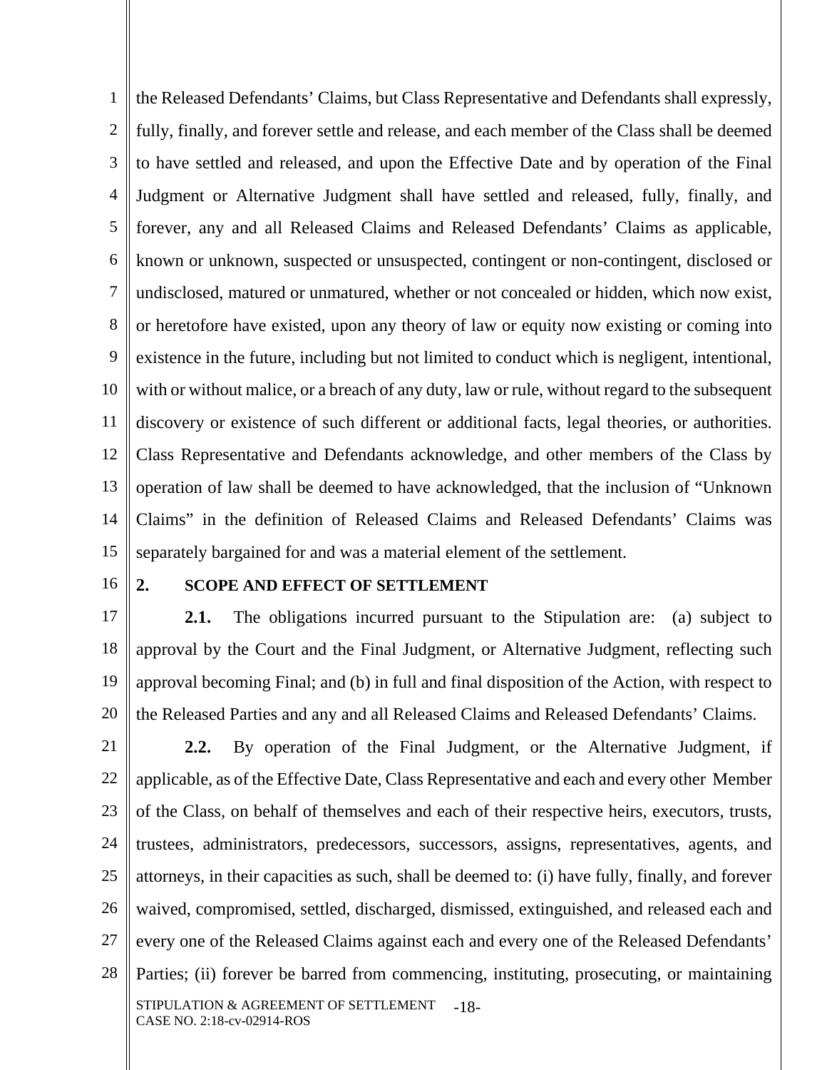the Released Defendants' Claims, but Class Representative and Defendants shall expressly, fully, finally, and forever settle and release, and each member of the Class shall be deemed to have settled and released, and upon the Effective Date and by operation of the Final Judgment or Alternative Judgment shall have settled and released, fully, finally, and forever, any and all Released Claims and Released Defendants' Claims as applicable, known or unknown, suspected or unsuspected, contingent or non-contingent, disclosed or undisclosed, matured or unmatured, whether or not concealed or hidden, which now exist, or heretofore have existed, upon any theory of law or equity now existing or coming into existence in the future, including but not limited to conduct which is negligent, intentional, with or without malice, or a breach of any duty, law or rule, without regard to the subsequent discovery or existence of such different or additional facts, legal theories, or authorities. Class Representative and Defendants acknowledge, and other members of the Class by operation of law shall be deemed to have acknowledged, that the inclusion of "Unknown Claims" in the definition of Released Claims and Released Defendants' Claims was separately bargained for and was a material element of the settlement.

## 2. SCOPE AND EFFECT OF SETTLEMENT

**2.1.** The obligations incurred pursuant to the Stipulation are: (a) subject to approval by the Court and the Final Judgment, or Alternative Judgment, reflecting such approval becoming Final; and (b) in full and final disposition of the Action, with respect to the Released Parties and any and all Released Claims and Released Defendants' Claims.

**2.2.** By operation of the Final Judgment, or the Alternative Judgment, if applicable, as of the Effective Date, Class Representative and each and every other Member of the Class, on behalf of themselves and each of their respective heirs, executors, trusts, trustees, administrators, predecessors, successors, assigns, representatives, agents, and attorneys, in their capacities as such, shall be deemed to: (i) have fully, finally, and forever waived, compromised, settled, discharged, dismissed, extinguished, and released each and every one of the Released Claims against each and every one of the Released Defendants' Parties; (ii) forever be barred from commencing, instituting, prosecuting, or maintaining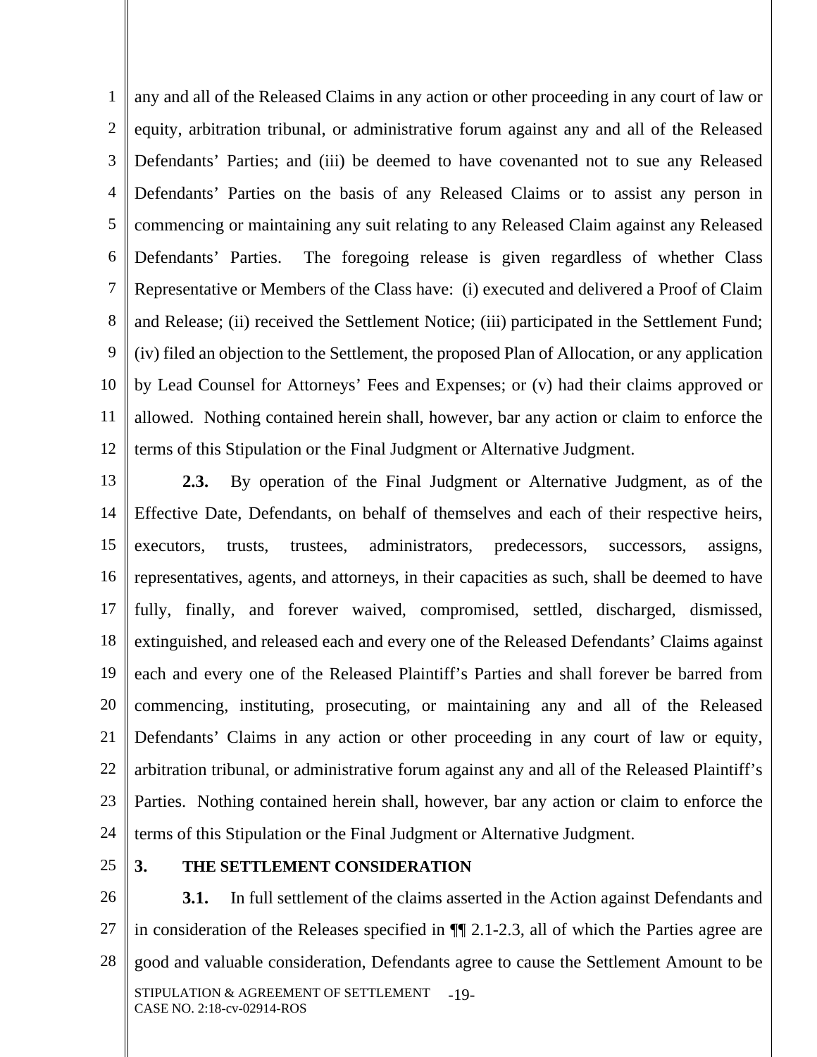any and all of the Released Claims in any action or other proceeding in any court of law or equity, arbitration tribunal, or administrative forum against any and all of the Released Defendants' Parties; and (iii) be deemed to have covenanted not to sue any Released Defendants' Parties on the basis of any Released Claims or to assist any person in commencing or maintaining any suit relating to any Released Claim against any Released Defendants' Parties. The foregoing release is given regardless of whether Class Representative or Members of the Class have: (i) executed and delivered a Proof of Claim and Release; (ii) received the Settlement Notice; (iii) participated in the Settlement Fund; (iv) filed an objection to the Settlement, the proposed Plan of Allocation, or any application by Lead Counsel for Attorneys' Fees and Expenses; or (v) had their claims approved or allowed. Nothing contained herein shall, however, bar any action or claim to enforce the terms of this Stipulation or the Final Judgment or Alternative Judgment.

**2.3.** By operation of the Final Judgment or Alternative Judgment, as of the Effective Date, Defendants, on behalf of themselves and each of their respective heirs, executors, trusts, trustees, administrators, predecessors, successors, assigns, representatives, agents, and attorneys, in their capacities as such, shall be deemed to have fully, finally, and forever waived, compromised, settled, discharged, dismissed, extinguished, and released each and every one of the Released Defendants' Claims against each and every one of the Released Plaintiff's Parties and shall forever be barred from commencing, instituting, prosecuting, or maintaining any and all of the Released Defendants' Claims in any action or other proceeding in any court of law or equity, arbitration tribunal, or administrative forum against any and all of the Released Plaintiff's Parties. Nothing contained herein shall, however, bar any action or claim to enforce the terms of this Stipulation or the Final Judgment or Alternative Judgment.

## 3. THE SETTLEMENT CONSIDERATION

**3.1.** In full settlement of the claims asserted in the Action against Defendants and in consideration of the Releases specified in ¶¶ 2.1-2.3, all of which the Parties agree are good and valuable consideration, Defendants agree to cause the Settlement Amount to be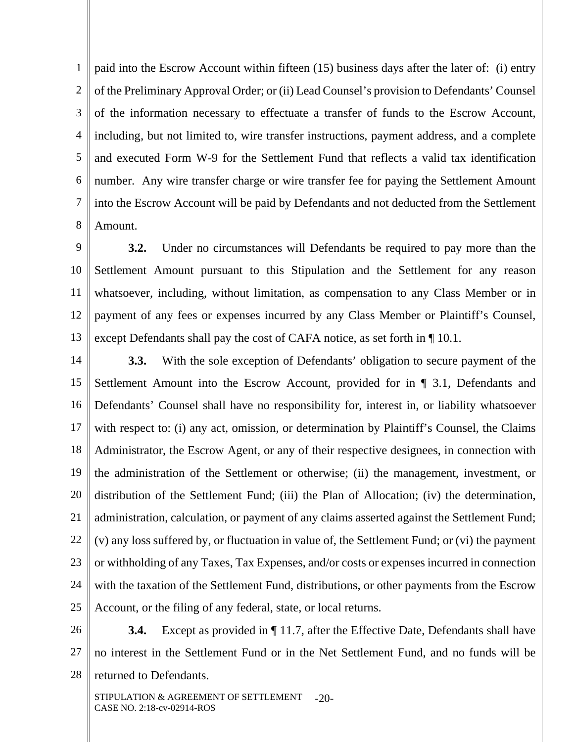paid into the Escrow Account within fifteen (15) business days after the later of: (i) entry of the Preliminary Approval Order; or (ii) Lead Counsel's provision to Defendants' Counsel of the information necessary to effectuate a transfer of funds to the Escrow Account, including, but not limited to, wire transfer instructions, payment address, and a complete and executed Form W-9 for the Settlement Fund that reflects a valid tax identification number. Any wire transfer charge or wire transfer fee for paying the Settlement Amount into the Escrow Account will be paid by Defendants and not deducted from the Settlement Amount.

**3.2.** Under no circumstances will Defendants be required to pay more than the Settlement Amount pursuant to this Stipulation and the Settlement for any reason whatsoever, including, without limitation, as compensation to any Class Member or in payment of any fees or expenses incurred by any Class Member or Plaintiff's Counsel, except Defendants shall pay the cost of CAFA notice, as set forth in ¶ 10.1.

**3.3.** With the sole exception of Defendants' obligation to secure payment of the Settlement Amount into the Escrow Account, provided for in ¶ 3.1, Defendants and Defendants' Counsel shall have no responsibility for, interest in, or liability whatsoever with respect to: (i) any act, omission, or determination by Plaintiff's Counsel, the Claims Administrator, the Escrow Agent, or any of their respective designees, in connection with the administration of the Settlement or otherwise; (ii) the management, investment, or distribution of the Settlement Fund; (iii) the Plan of Allocation; (iv) the determination, administration, calculation, or payment of any claims asserted against the Settlement Fund; (v) any loss suffered by, or fluctuation in value of, the Settlement Fund; or (vi) the payment or withholding of any Taxes, Tax Expenses, and/or costs or expenses incurred in connection with the taxation of the Settlement Fund, distributions, or other payments from the Escrow Account, or the filing of any federal, state, or local returns.

**3.4.** Except as provided in ¶ 11.7, after the Effective Date, Defendants shall have no interest in the Settlement Fund or in the Net Settlement Fund, and no funds will be returned to Defendants.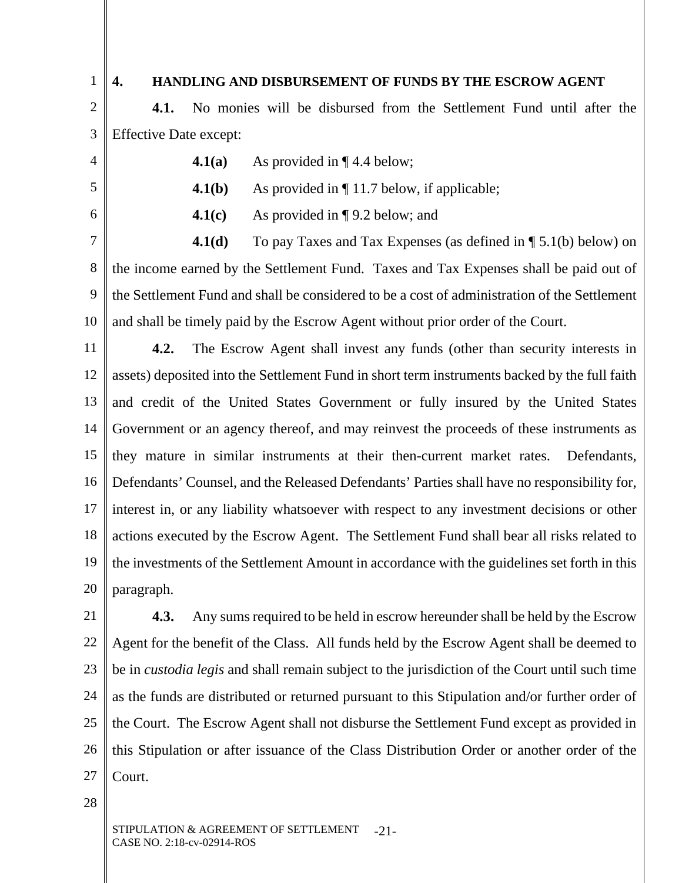## 4. HANDLING AND DISBURSEMENT OF FUNDS BY THE ESCROW AGENT

**4.1.** No monies will be disbursed from the Settlement Fund until after the Effective Date except:

**4.1(a)** As provided in ¶ 4.4 below;

**4.1(b)** As provided in ¶ 11.7 below, if applicable;

**4.1(c)** As provided in ¶ 9.2 below; and

**4.1(d)** To pay Taxes and Tax Expenses (as defined in ¶ 5.1(b) below) on the income earned by the Settlement Fund. Taxes and Tax Expenses shall be paid out of the Settlement Fund and shall be considered to be a cost of administration of the Settlement and shall be timely paid by the Escrow Agent without prior order of the Court.

**4.2.** The Escrow Agent shall invest any funds (other than security interests in assets) deposited into the Settlement Fund in short term instruments backed by the full faith and credit of the United States Government or fully insured by the United States Government or an agency thereof, and may reinvest the proceeds of these instruments as they mature in similar instruments at their then-current market rates. Defendants, Defendants' Counsel, and the Released Defendants' Parties shall have no responsibility for, interest in, or any liability whatsoever with respect to any investment decisions or other actions executed by the Escrow Agent. The Settlement Fund shall bear all risks related to the investments of the Settlement Amount in accordance with the guidelines set forth in this paragraph.

**4.3.** Any sums required to be held in escrow hereunder shall be held by the Escrow Agent for the benefit of the Class. All funds held by the Escrow Agent shall be deemed to be in *custodia legis* and shall remain subject to the jurisdiction of the Court until such time as the funds are distributed or returned pursuant to this Stipulation and/or further order of the Court. The Escrow Agent shall not disburse the Settlement Fund except as provided in this Stipulation or after issuance of the Class Distribution Order or another order of the Court.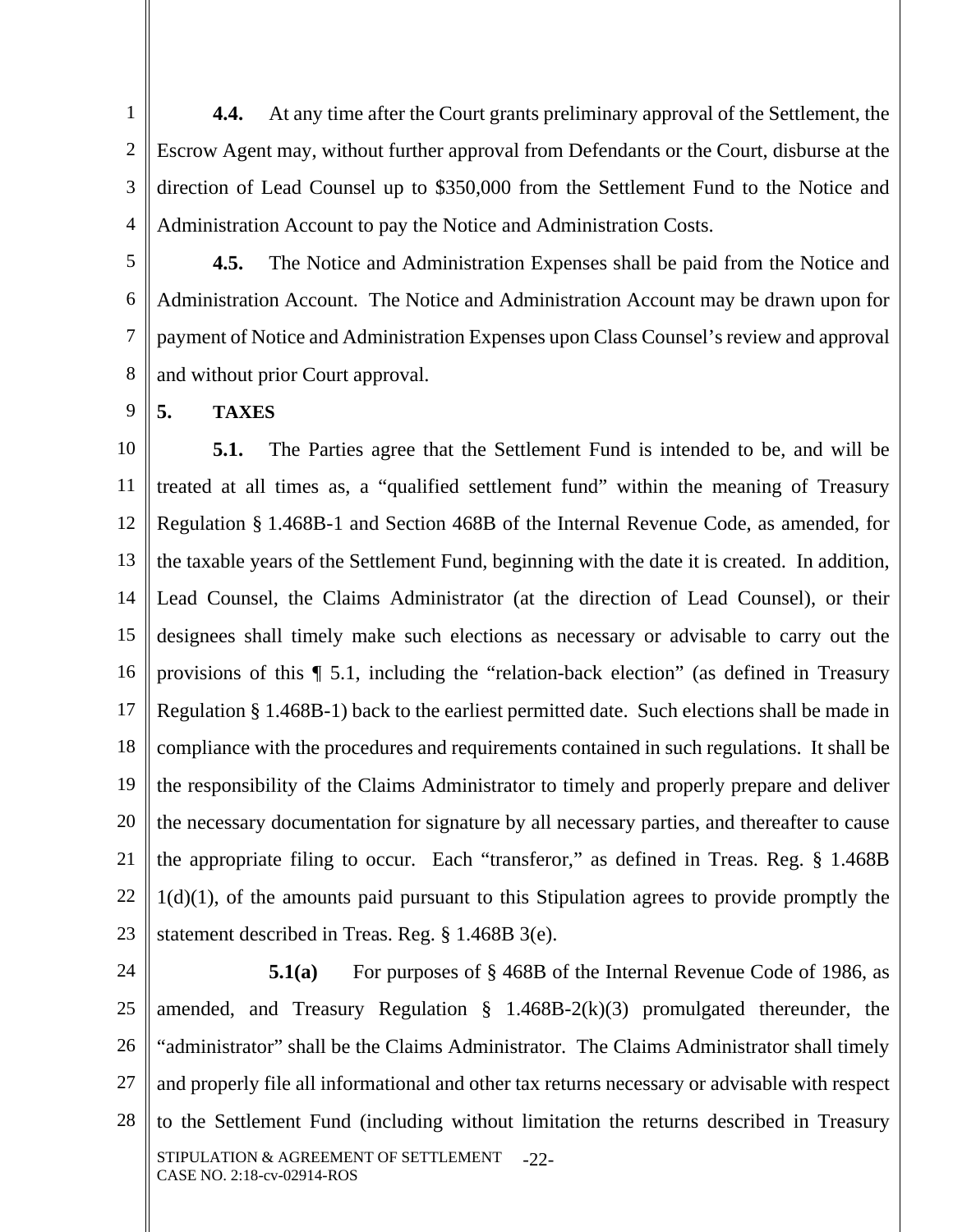**4.4.** At any time after the Court grants preliminary approval of the Settlement, the Escrow Agent may, without further approval from Defendants or the Court, disburse at the direction of Lead Counsel up to $350,000 from the Settlement Fund to the Notice and Administration Account to pay the Notice and Administration Costs.

**4.5.** The Notice and Administration Expenses shall be paid from the Notice and Administration Account. The Notice and Administration Account may be drawn upon for payment of Notice and Administration Expenses upon Class Counsel's review and approval and without prior Court approval.

## 5. TAXES

**5.1.** The Parties agree that the Settlement Fund is intended to be, and will be treated at all times as, a "qualified settlement fund" within the meaning of Treasury Regulation § 1.468B-1 and Section 468B of the Internal Revenue Code, as amended, for the taxable years of the Settlement Fund, beginning with the date it is created. In addition, Lead Counsel, the Claims Administrator (at the direction of Lead Counsel), or their designees shall timely make such elections as necessary or advisable to carry out the provisions of this ¶ 5.1, including the "relation-back election" (as defined in Treasury Regulation § 1.468B-1) back to the earliest permitted date. Such elections shall be made in compliance with the procedures and requirements contained in such regulations. It shall be the responsibility of the Claims Administrator to timely and properly prepare and deliver the necessary documentation for signature by all necessary parties, and thereafter to cause the appropriate filing to occur. Each "transferor," as defined in Treas. Reg. § 1.468B 1(d)(1), of the amounts paid pursuant to this Stipulation agrees to provide promptly the statement described in Treas. Reg. § 1.468B 3(e).

**5.1(a)** For purposes of § 468B of the Internal Revenue Code of 1986, as amended, and Treasury Regulation § 1.468B-2(k)(3) promulgated thereunder, the "administrator" shall be the Claims Administrator. The Claims Administrator shall timely and properly file all informational and other tax returns necessary or advisable with respect to the Settlement Fund (including without limitation the returns described in Treasury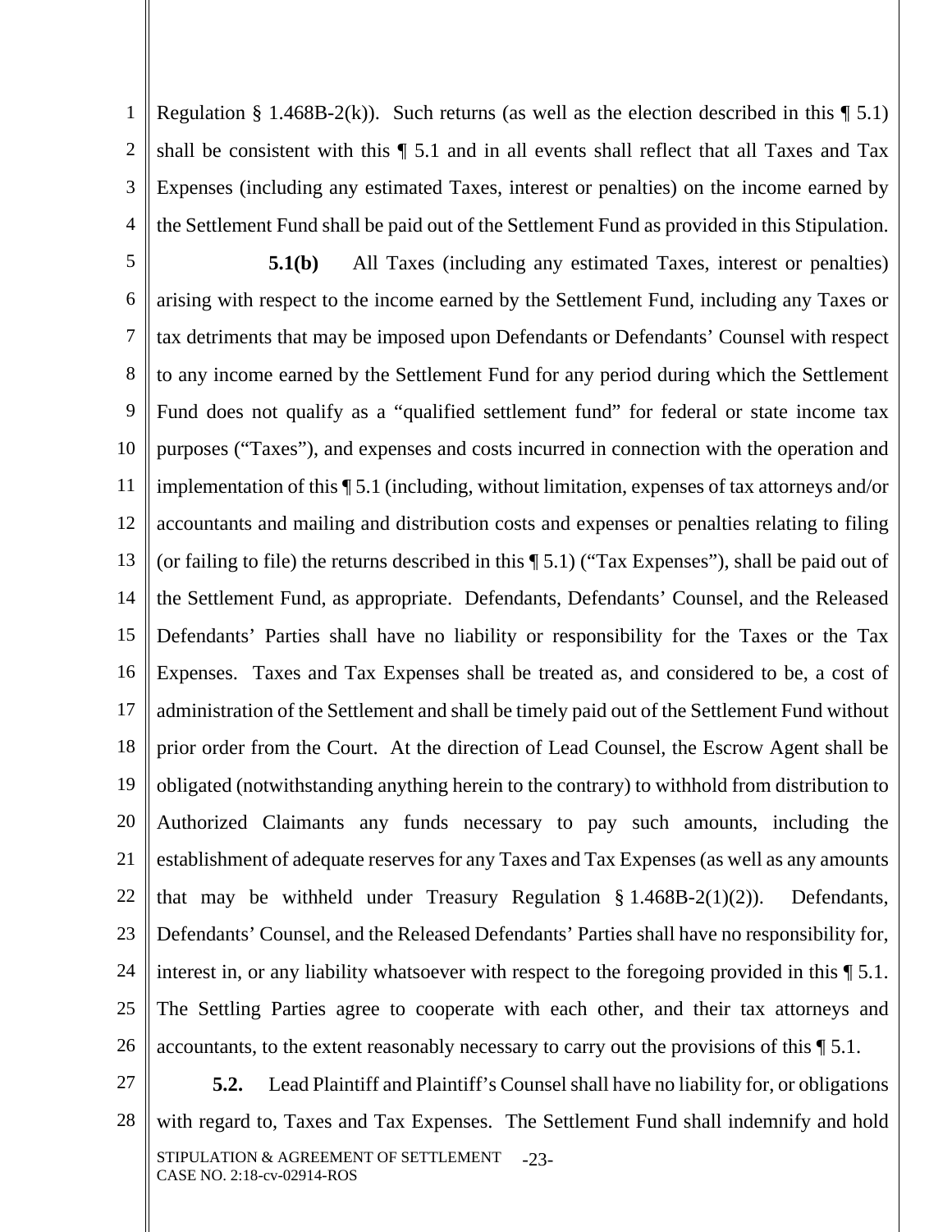Regulation § 1.468B-2(k)). Such returns (as well as the election described in this ¶ 5.1) shall be consistent with this ¶ 5.1 and in all events shall reflect that all Taxes and Tax Expenses (including any estimated Taxes, interest or penalties) on the income earned by the Settlement Fund shall be paid out of the Settlement Fund as provided in this Stipulation.

**5.1(b)** All Taxes (including any estimated Taxes, interest or penalties) arising with respect to the income earned by the Settlement Fund, including any Taxes or tax detriments that may be imposed upon Defendants or Defendants' Counsel with respect to any income earned by the Settlement Fund for any period during which the Settlement Fund does not qualify as a "qualified settlement fund" for federal or state income tax purposes ("Taxes"), and expenses and costs incurred in connection with the operation and implementation of this ¶ 5.1 (including, without limitation, expenses of tax attorneys and/or accountants and mailing and distribution costs and expenses or penalties relating to filing (or failing to file) the returns described in this ¶ 5.1) ("Tax Expenses"), shall be paid out of the Settlement Fund, as appropriate. Defendants, Defendants' Counsel, and the Released Defendants' Parties shall have no liability or responsibility for the Taxes or the Tax Expenses. Taxes and Tax Expenses shall be treated as, and considered to be, a cost of administration of the Settlement and shall be timely paid out of the Settlement Fund without prior order from the Court. At the direction of Lead Counsel, the Escrow Agent shall be obligated (notwithstanding anything herein to the contrary) to withhold from distribution to Authorized Claimants any funds necessary to pay such amounts, including the establishment of adequate reserves for any Taxes and Tax Expenses (as well as any amounts that may be withheld under Treasury Regulation § 1.468B-2(1)(2)). Defendants, Defendants' Counsel, and the Released Defendants' Parties shall have no responsibility for, interest in, or any liability whatsoever with respect to the foregoing provided in this ¶ 5.1. The Settling Parties agree to cooperate with each other, and their tax attorneys and accountants, to the extent reasonably necessary to carry out the provisions of this ¶ 5.1.

**5.2.** Lead Plaintiff and Plaintiff's Counsel shall have no liability for, or obligations with regard to, Taxes and Tax Expenses. The Settlement Fund shall indemnify and hold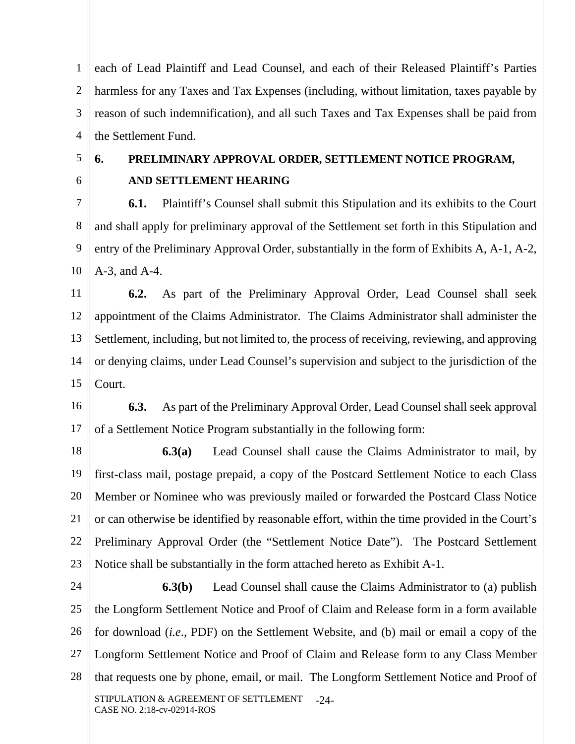each of Lead Plaintiff and Lead Counsel, and each of their Released Plaintiff's Parties harmless for any Taxes and Tax Expenses (including, without limitation, taxes payable by reason of such indemnification), and all such Taxes and Tax Expenses shall be paid from the Settlement Fund.

## 6. PRELIMINARY APPROVAL ORDER, SETTLEMENT NOTICE PROGRAM, AND SETTLEMENT HEARING

**6.1.** Plaintiff's Counsel shall submit this Stipulation and its exhibits to the Court and shall apply for preliminary approval of the Settlement set forth in this Stipulation and entry of the Preliminary Approval Order, substantially in the form of Exhibits A, A-1, A-2, A-3, and A-4.

**6.2.** As part of the Preliminary Approval Order, Lead Counsel shall seek appointment of the Claims Administrator. The Claims Administrator shall administer the Settlement, including, but not limited to, the process of receiving, reviewing, and approving or denying claims, under Lead Counsel's supervision and subject to the jurisdiction of the Court.

**6.3.** As part of the Preliminary Approval Order, Lead Counsel shall seek approval of a Settlement Notice Program substantially in the following form:

**6.3(a)** Lead Counsel shall cause the Claims Administrator to mail, by first-class mail, postage prepaid, a copy of the Postcard Settlement Notice to each Class Member or Nominee who was previously mailed or forwarded the Postcard Class Notice or can otherwise be identified by reasonable effort, within the time provided in the Court's Preliminary Approval Order (the "Settlement Notice Date"). The Postcard Settlement Notice shall be substantially in the form attached hereto as Exhibit A-1.

**6.3(b)** Lead Counsel shall cause the Claims Administrator to (a) publish the Longform Settlement Notice and Proof of Claim and Release form in a form available for download (*i.e.*, PDF) on the Settlement Website, and (b) mail or email a copy of the Longform Settlement Notice and Proof of Claim and Release form to any Class Member that requests one by phone, email, or mail. The Longform Settlement Notice and Proof of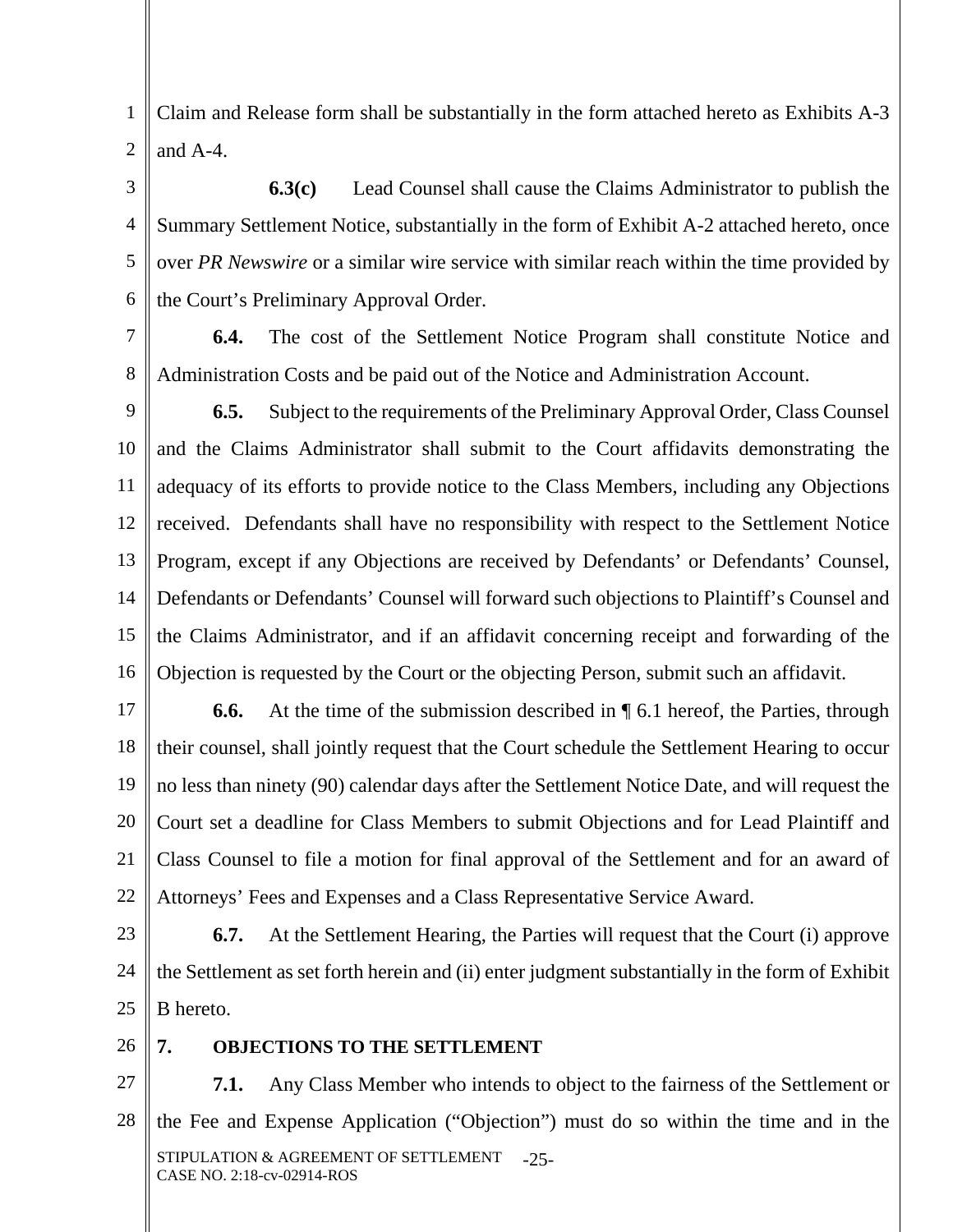Claim and Release form shall be substantially in the form attached hereto as Exhibits A-3 and A-4.

**6.3(c)** Lead Counsel shall cause the Claims Administrator to publish the Summary Settlement Notice, substantially in the form of Exhibit A-2 attached hereto, once over *PR Newswire* or a similar wire service with similar reach within the time provided by the Court's Preliminary Approval Order.

**6.4.** The cost of the Settlement Notice Program shall constitute Notice and Administration Costs and be paid out of the Notice and Administration Account.

**6.5.** Subject to the requirements of the Preliminary Approval Order, Class Counsel and the Claims Administrator shall submit to the Court affidavits demonstrating the adequacy of its efforts to provide notice to the Class Members, including any Objections received. Defendants shall have no responsibility with respect to the Settlement Notice Program, except if any Objections are received by Defendants' or Defendants' Counsel, Defendants or Defendants' Counsel will forward such objections to Plaintiff's Counsel and the Claims Administrator, and if an affidavit concerning receipt and forwarding of the Objection is requested by the Court or the objecting Person, submit such an affidavit.

**6.6.** At the time of the submission described in ¶ 6.1 hereof, the Parties, through their counsel, shall jointly request that the Court schedule the Settlement Hearing to occur no less than ninety (90) calendar days after the Settlement Notice Date, and will request the Court set a deadline for Class Members to submit Objections and for Lead Plaintiff and Class Counsel to file a motion for final approval of the Settlement and for an award of Attorneys' Fees and Expenses and a Class Representative Service Award.

**6.7.** At the Settlement Hearing, the Parties will request that the Court (i) approve the Settlement as set forth herein and (ii) enter judgment substantially in the form of Exhibit B hereto.

## 7. OBJECTIONS TO THE SETTLEMENT

**7.1.** Any Class Member who intends to object to the fairness of the Settlement or the Fee and Expense Application ("Objection") must do so within the time and in the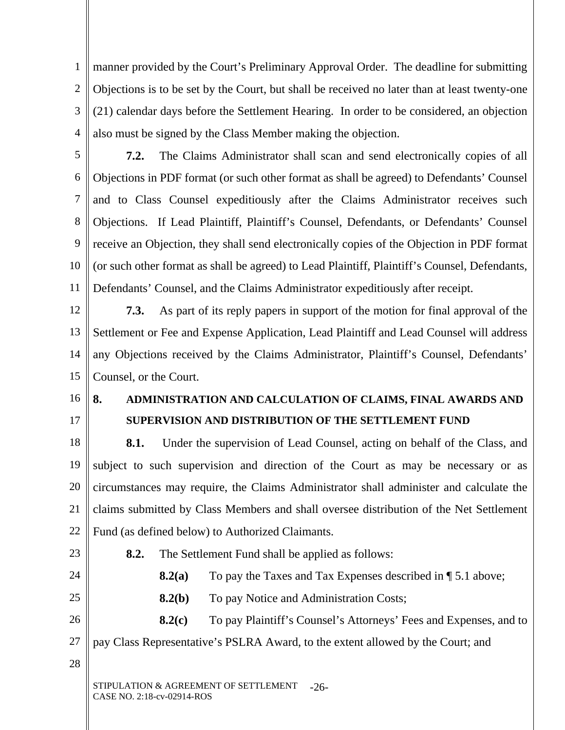manner provided by the Court's Preliminary Approval Order. The deadline for submitting Objections is to be set by the Court, but shall be received no later than at least twenty-one (21) calendar days before the Settlement Hearing. In order to be considered, an objection also must be signed by the Class Member making the objection.

**7.2.** The Claims Administrator shall scan and send electronically copies of all Objections in PDF format (or such other format as shall be agreed) to Defendants' Counsel and to Class Counsel expeditiously after the Claims Administrator receives such Objections. If Lead Plaintiff, Plaintiff's Counsel, Defendants, or Defendants' Counsel receive an Objection, they shall send electronically copies of the Objection in PDF format (or such other format as shall be agreed) to Lead Plaintiff, Plaintiff's Counsel, Defendants, Defendants' Counsel, and the Claims Administrator expeditiously after receipt.

**7.3.** As part of its reply papers in support of the motion for final approval of the Settlement or Fee and Expense Application, Lead Plaintiff and Lead Counsel will address any Objections received by the Claims Administrator, Plaintiff's Counsel, Defendants' Counsel, or the Court.

## 8. ADMINISTRATION AND CALCULATION OF CLAIMS, FINAL AWARDS AND SUPERVISION AND DISTRIBUTION OF THE SETTLEMENT FUND

**8.1.** Under the supervision of Lead Counsel, acting on behalf of the Class, and subject to such supervision and direction of the Court as may be necessary or as circumstances may require, the Claims Administrator shall administer and calculate the claims submitted by Class Members and shall oversee distribution of the Net Settlement Fund (as defined below) to Authorized Claimants.

**8.2.** The Settlement Fund shall be applied as follows:

**8.2(a)** To pay the Taxes and Tax Expenses described in ¶ 5.1 above;

**8.2(b)** To pay Notice and Administration Costs;

**8.2(c)** To pay Plaintiff's Counsel's Attorneys' Fees and Expenses, and to pay Class Representative's PSLRA Award, to the extent allowed by the Court; and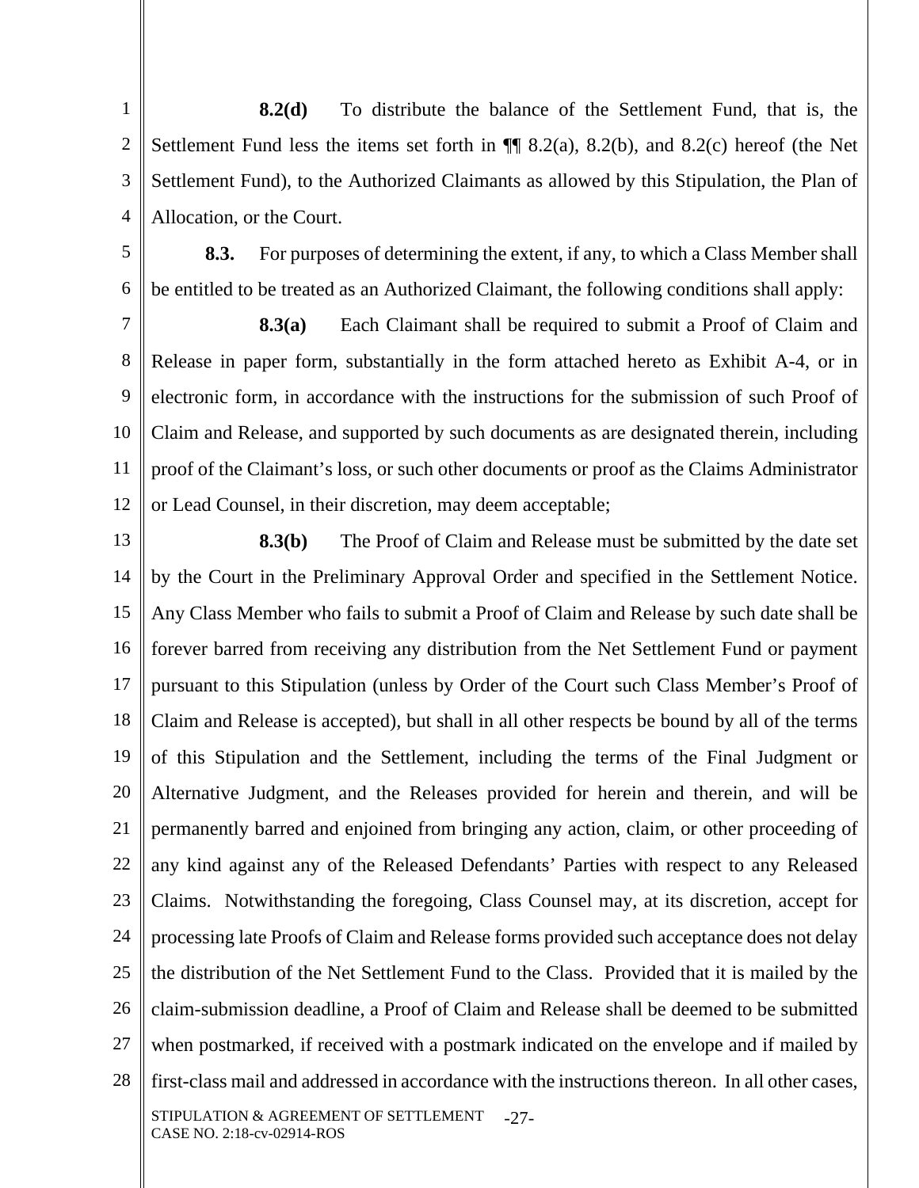**8.2(d)** To distribute the balance of the Settlement Fund, that is, the Settlement Fund less the items set forth in ¶¶ 8.2(a), 8.2(b), and 8.2(c) hereof (the Net Settlement Fund), to the Authorized Claimants as allowed by this Stipulation, the Plan of Allocation, or the Court.

**8.3.** For purposes of determining the extent, if any, to which a Class Member shall be entitled to be treated as an Authorized Claimant, the following conditions shall apply:

**8.3(a)** Each Claimant shall be required to submit a Proof of Claim and Release in paper form, substantially in the form attached hereto as Exhibit A-4, or in electronic form, in accordance with the instructions for the submission of such Proof of Claim and Release, and supported by such documents as are designated therein, including proof of the Claimant's loss, or such other documents or proof as the Claims Administrator or Lead Counsel, in their discretion, may deem acceptable;

**8.3(b)** The Proof of Claim and Release must be submitted by the date set by the Court in the Preliminary Approval Order and specified in the Settlement Notice. Any Class Member who fails to submit a Proof of Claim and Release by such date shall be forever barred from receiving any distribution from the Net Settlement Fund or payment pursuant to this Stipulation (unless by Order of the Court such Class Member's Proof of Claim and Release is accepted), but shall in all other respects be bound by all of the terms of this Stipulation and the Settlement, including the terms of the Final Judgment or Alternative Judgment, and the Releases provided for herein and therein, and will be permanently barred and enjoined from bringing any action, claim, or other proceeding of any kind against any of the Released Defendants' Parties with respect to any Released Claims. Notwithstanding the foregoing, Class Counsel may, at its discretion, accept for processing late Proofs of Claim and Release forms provided such acceptance does not delay the distribution of the Net Settlement Fund to the Class. Provided that it is mailed by the claim-submission deadline, a Proof of Claim and Release shall be deemed to be submitted when postmarked, if received with a postmark indicated on the envelope and if mailed by first-class mail and addressed in accordance with the instructions thereon. In all other cases,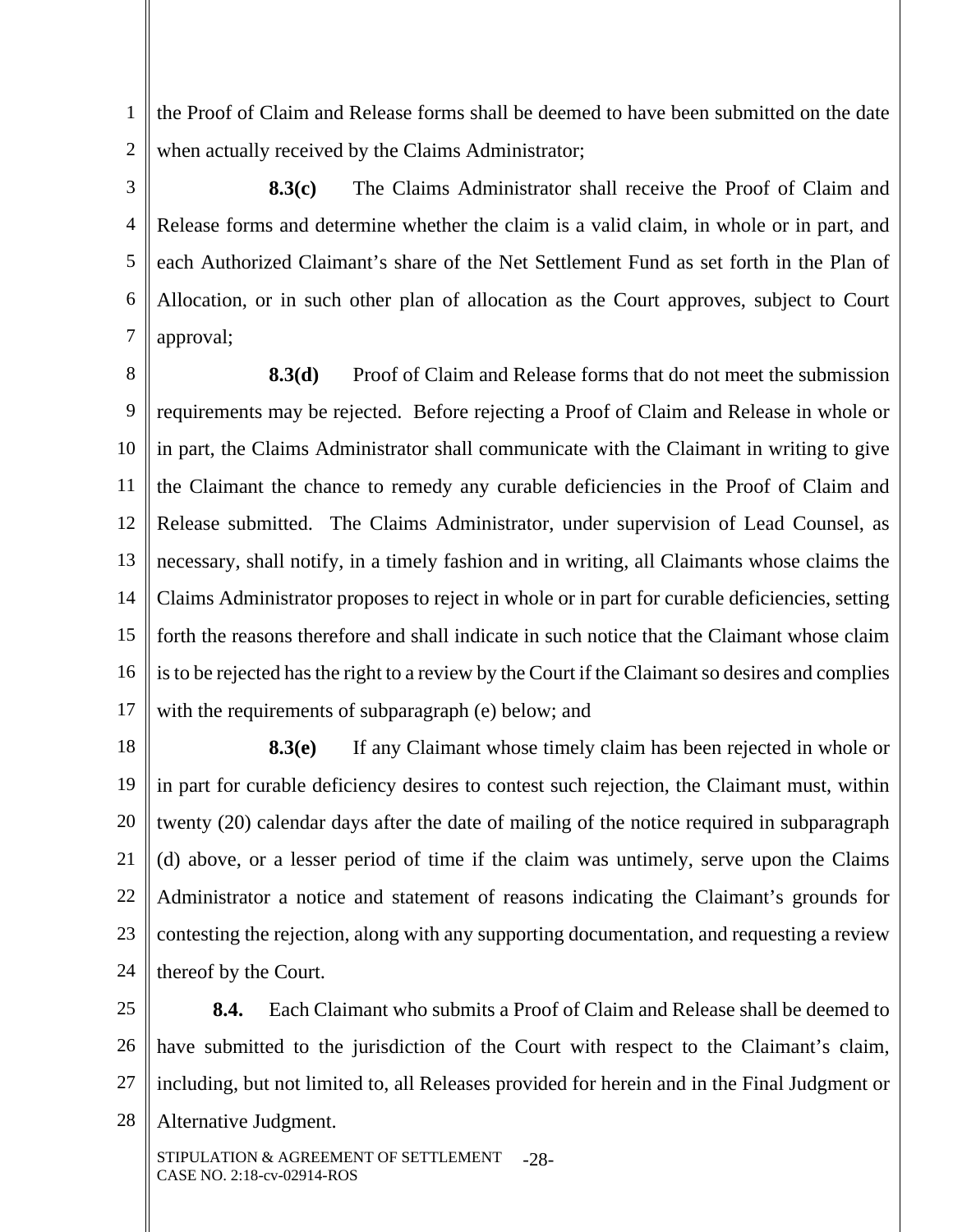the Proof of Claim and Release forms shall be deemed to have been submitted on the date when actually received by the Claims Administrator;

**8.3(c)** The Claims Administrator shall receive the Proof of Claim and Release forms and determine whether the claim is a valid claim, in whole or in part, and each Authorized Claimant's share of the Net Settlement Fund as set forth in the Plan of Allocation, or in such other plan of allocation as the Court approves, subject to Court approval;

**8.3(d)** Proof of Claim and Release forms that do not meet the submission requirements may be rejected. Before rejecting a Proof of Claim and Release in whole or in part, the Claims Administrator shall communicate with the Claimant in writing to give the Claimant the chance to remedy any curable deficiencies in the Proof of Claim and Release submitted. The Claims Administrator, under supervision of Lead Counsel, as necessary, shall notify, in a timely fashion and in writing, all Claimants whose claims the Claims Administrator proposes to reject in whole or in part for curable deficiencies, setting forth the reasons therefore and shall indicate in such notice that the Claimant whose claim is to be rejected has the right to a review by the Court if the Claimant so desires and complies with the requirements of subparagraph (e) below; and

**8.3(e)** If any Claimant whose timely claim has been rejected in whole or in part for curable deficiency desires to contest such rejection, the Claimant must, within twenty (20) calendar days after the date of mailing of the notice required in subparagraph (d) above, or a lesser period of time if the claim was untimely, serve upon the Claims Administrator a notice and statement of reasons indicating the Claimant's grounds for contesting the rejection, along with any supporting documentation, and requesting a review thereof by the Court.

**8.4.** Each Claimant who submits a Proof of Claim and Release shall be deemed to have submitted to the jurisdiction of the Court with respect to the Claimant's claim, including, but not limited to, all Releases provided for herein and in the Final Judgment or Alternative Judgment.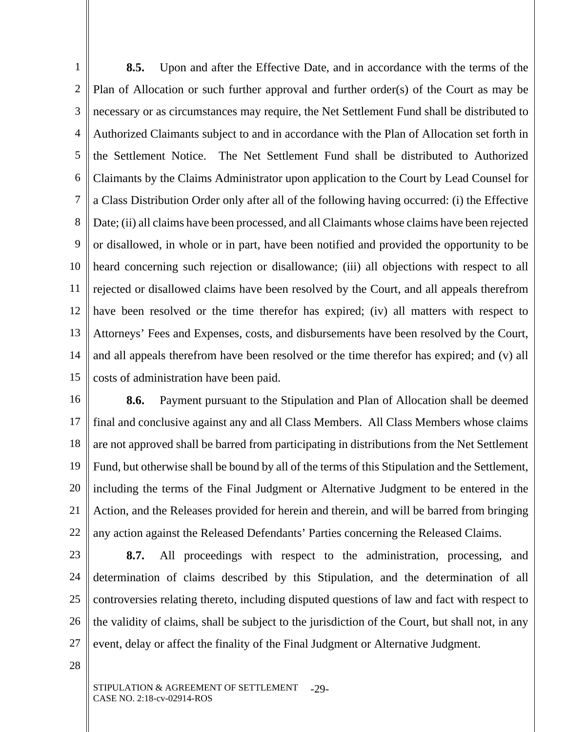**8.5.** Upon and after the Effective Date, and in accordance with the terms of the Plan of Allocation or such further approval and further order(s) of the Court as may be necessary or as circumstances may require, the Net Settlement Fund shall be distributed to Authorized Claimants subject to and in accordance with the Plan of Allocation set forth in the Settlement Notice. The Net Settlement Fund shall be distributed to Authorized Claimants by the Claims Administrator upon application to the Court by Lead Counsel for a Class Distribution Order only after all of the following having occurred: (i) the Effective Date; (ii) all claims have been processed, and all Claimants whose claims have been rejected or disallowed, in whole or in part, have been notified and provided the opportunity to be heard concerning such rejection or disallowance; (iii) all objections with respect to all rejected or disallowed claims have been resolved by the Court, and all appeals therefrom have been resolved or the time therefor has expired; (iv) all matters with respect to Attorneys' Fees and Expenses, costs, and disbursements have been resolved by the Court, and all appeals therefrom have been resolved or the time therefor has expired; and (v) all costs of administration have been paid.

**8.6.** Payment pursuant to the Stipulation and Plan of Allocation shall be deemed final and conclusive against any and all Class Members. All Class Members whose claims are not approved shall be barred from participating in distributions from the Net Settlement Fund, but otherwise shall be bound by all of the terms of this Stipulation and the Settlement, including the terms of the Final Judgment or Alternative Judgment to be entered in the Action, and the Releases provided for herein and therein, and will be barred from bringing any action against the Released Defendants' Parties concerning the Released Claims.

**8.7.** All proceedings with respect to the administration, processing, and determination of claims described by this Stipulation, and the determination of all controversies relating thereto, including disputed questions of law and fact with respect to the validity of claims, shall be subject to the jurisdiction of the Court, but shall not, in any event, delay or affect the finality of the Final Judgment or Alternative Judgment.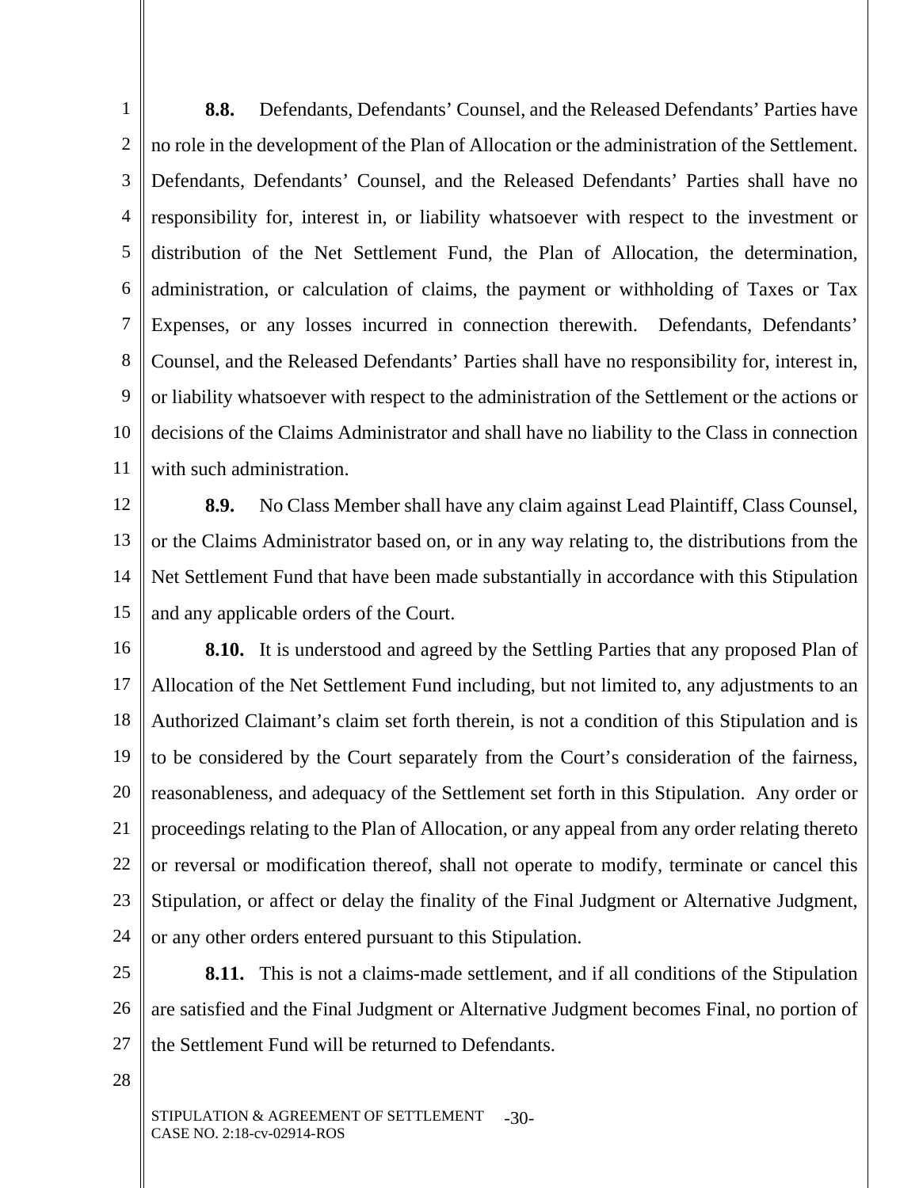**8.8.** Defendants, Defendants' Counsel, and the Released Defendants' Parties have no role in the development of the Plan of Allocation or the administration of the Settlement. Defendants, Defendants' Counsel, and the Released Defendants' Parties shall have no responsibility for, interest in, or liability whatsoever with respect to the investment or distribution of the Net Settlement Fund, the Plan of Allocation, the determination, administration, or calculation of claims, the payment or withholding of Taxes or Tax Expenses, or any losses incurred in connection therewith. Defendants, Defendants' Counsel, and the Released Defendants' Parties shall have no responsibility for, interest in, or liability whatsoever with respect to the administration of the Settlement or the actions or decisions of the Claims Administrator and shall have no liability to the Class in connection with such administration.

**8.9.** No Class Member shall have any claim against Lead Plaintiff, Class Counsel, or the Claims Administrator based on, or in any way relating to, the distributions from the Net Settlement Fund that have been made substantially in accordance with this Stipulation and any applicable orders of the Court.

**8.10.** It is understood and agreed by the Settling Parties that any proposed Plan of Allocation of the Net Settlement Fund including, but not limited to, any adjustments to an Authorized Claimant's claim set forth therein, is not a condition of this Stipulation and is to be considered by the Court separately from the Court's consideration of the fairness, reasonableness, and adequacy of the Settlement set forth in this Stipulation. Any order or proceedings relating to the Plan of Allocation, or any appeal from any order relating thereto or reversal or modification thereof, shall not operate to modify, terminate or cancel this Stipulation, or affect or delay the finality of the Final Judgment or Alternative Judgment, or any other orders entered pursuant to this Stipulation.

**8.11.** This is not a claims-made settlement, and if all conditions of the Stipulation are satisfied and the Final Judgment or Alternative Judgment becomes Final, no portion of the Settlement Fund will be returned to Defendants.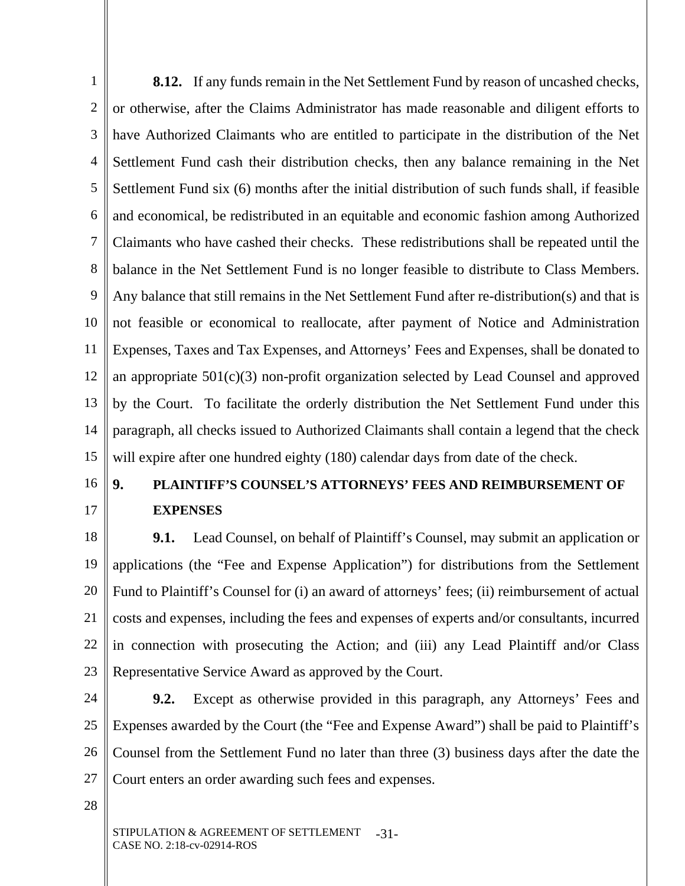**8.12.** If any funds remain in the Net Settlement Fund by reason of uncashed checks, or otherwise, after the Claims Administrator has made reasonable and diligent efforts to have Authorized Claimants who are entitled to participate in the distribution of the Net Settlement Fund cash their distribution checks, then any balance remaining in the Net Settlement Fund six (6) months after the initial distribution of such funds shall, if feasible and economical, be redistributed in an equitable and economic fashion among Authorized Claimants who have cashed their checks. These redistributions shall be repeated until the balance in the Net Settlement Fund is no longer feasible to distribute to Class Members. Any balance that still remains in the Net Settlement Fund after re-distribution(s) and that is not feasible or economical to reallocate, after payment of Notice and Administration Expenses, Taxes and Tax Expenses, and Attorneys' Fees and Expenses, shall be donated to an appropriate 501(c)(3) non-profit organization selected by Lead Counsel and approved by the Court. To facilitate the orderly distribution the Net Settlement Fund under this paragraph, all checks issued to Authorized Claimants shall contain a legend that the check will expire after one hundred eighty (180) calendar days from date of the check.

## 9. PLAINTIFF'S COUNSEL'S ATTORNEYS' FEES AND REIMBURSEMENT OF EXPENSES

**9.1.** Lead Counsel, on behalf of Plaintiff's Counsel, may submit an application or applications (the "Fee and Expense Application") for distributions from the Settlement Fund to Plaintiff's Counsel for (i) an award of attorneys' fees; (ii) reimbursement of actual costs and expenses, including the fees and expenses of experts and/or consultants, incurred in connection with prosecuting the Action; and (iii) any Lead Plaintiff and/or Class Representative Service Award as approved by the Court.

**9.2.** Except as otherwise provided in this paragraph, any Attorneys' Fees and Expenses awarded by the Court (the "Fee and Expense Award") shall be paid to Plaintiff's Counsel from the Settlement Fund no later than three (3) business days after the date the Court enters an order awarding such fees and expenses.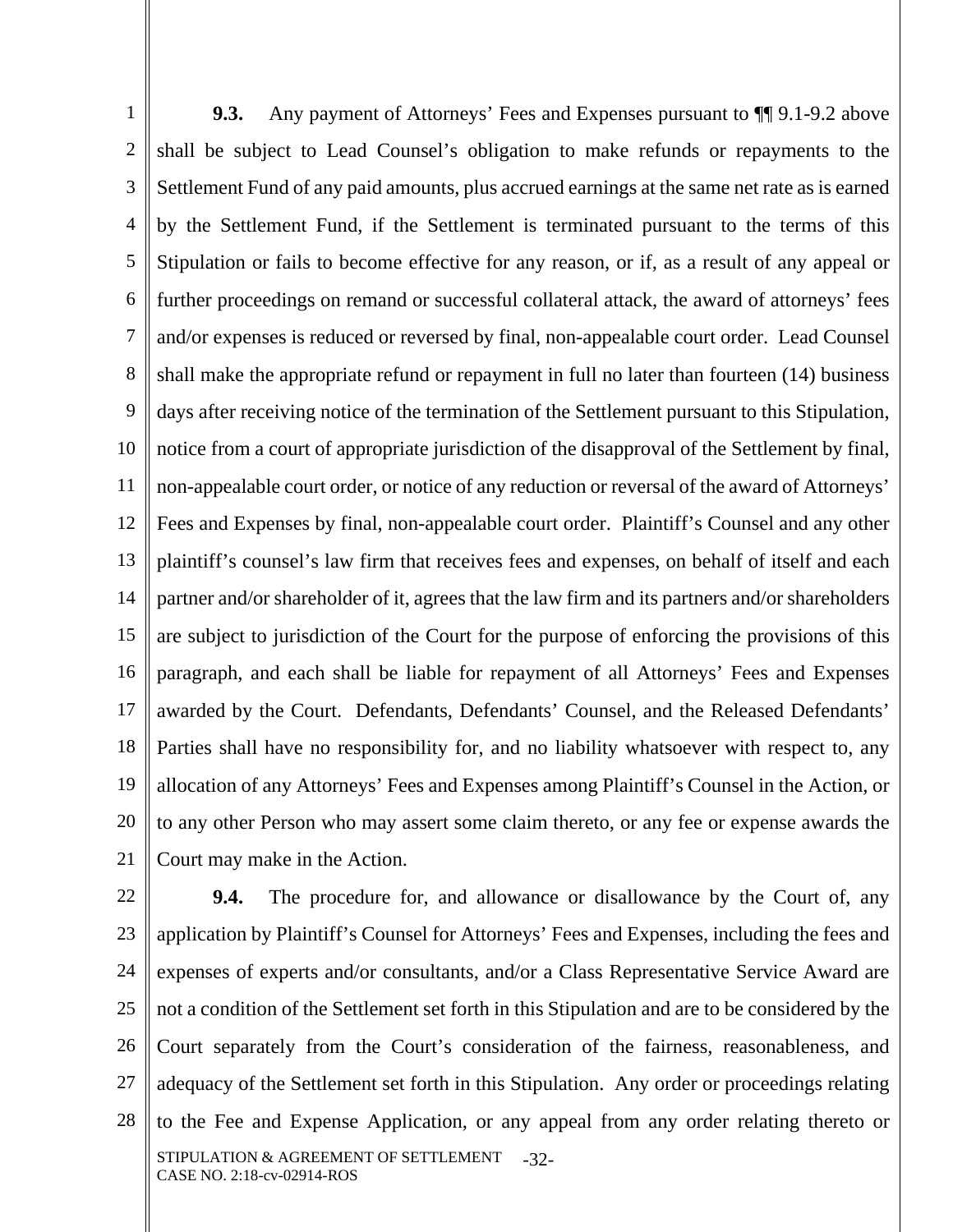**9.3.** Any payment of Attorneys' Fees and Expenses pursuant to ¶¶ 9.1-9.2 above shall be subject to Lead Counsel's obligation to make refunds or repayments to the Settlement Fund of any paid amounts, plus accrued earnings at the same net rate as is earned by the Settlement Fund, if the Settlement is terminated pursuant to the terms of this Stipulation or fails to become effective for any reason, or if, as a result of any appeal or further proceedings on remand or successful collateral attack, the award of attorneys' fees and/or expenses is reduced or reversed by final, non-appealable court order. Lead Counsel shall make the appropriate refund or repayment in full no later than fourteen (14) business days after receiving notice of the termination of the Settlement pursuant to this Stipulation, notice from a court of appropriate jurisdiction of the disapproval of the Settlement by final, non-appealable court order, or notice of any reduction or reversal of the award of Attorneys' Fees and Expenses by final, non-appealable court order. Plaintiff's Counsel and any other plaintiff's counsel's law firm that receives fees and expenses, on behalf of itself and each partner and/or shareholder of it, agrees that the law firm and its partners and/or shareholders are subject to jurisdiction of the Court for the purpose of enforcing the provisions of this paragraph, and each shall be liable for repayment of all Attorneys' Fees and Expenses awarded by the Court. Defendants, Defendants' Counsel, and the Released Defendants' Parties shall have no responsibility for, and no liability whatsoever with respect to, any allocation of any Attorneys' Fees and Expenses among Plaintiff's Counsel in the Action, or to any other Person who may assert some claim thereto, or any fee or expense awards the Court may make in the Action.

**9.4.** The procedure for, and allowance or disallowance by the Court of, any application by Plaintiff's Counsel for Attorneys' Fees and Expenses, including the fees and expenses of experts and/or consultants, and/or a Class Representative Service Award are not a condition of the Settlement set forth in this Stipulation and are to be considered by the Court separately from the Court's consideration of the fairness, reasonableness, and adequacy of the Settlement set forth in this Stipulation. Any order or proceedings relating to the Fee and Expense Application, or any appeal from any order relating thereto or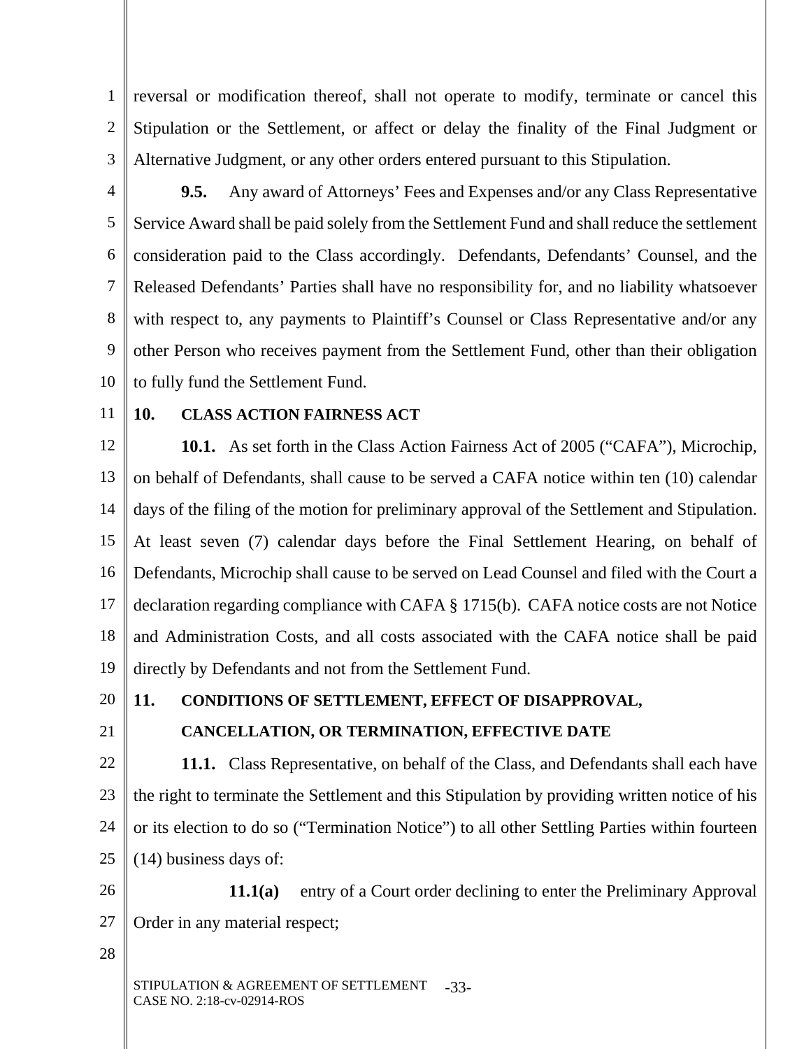reversal or modification thereof, shall not operate to modify, terminate or cancel this Stipulation or the Settlement, or affect or delay the finality of the Final Judgment or Alternative Judgment, or any other orders entered pursuant to this Stipulation.

**9.5.** Any award of Attorneys' Fees and Expenses and/or any Class Representative Service Award shall be paid solely from the Settlement Fund and shall reduce the settlement consideration paid to the Class accordingly. Defendants, Defendants' Counsel, and the Released Defendants' Parties shall have no responsibility for, and no liability whatsoever with respect to, any payments to Plaintiff's Counsel or Class Representative and/or any other Person who receives payment from the Settlement Fund, other than their obligation to fully fund the Settlement Fund.

## 10. CLASS ACTION FAIRNESS ACT

**10.1.** As set forth in the Class Action Fairness Act of 2005 ("CAFA"), Microchip, on behalf of Defendants, shall cause to be served a CAFA notice within ten (10) calendar days of the filing of the motion for preliminary approval of the Settlement and Stipulation. At least seven (7) calendar days before the Final Settlement Hearing, on behalf of Defendants, Microchip shall cause to be served on Lead Counsel and filed with the Court a declaration regarding compliance with CAFA § 1715(b). CAFA notice costs are not Notice and Administration Costs, and all costs associated with the CAFA notice shall be paid directly by Defendants and not from the Settlement Fund.

## 11. CONDITIONS OF SETTLEMENT, EFFECT OF DISAPPROVAL, CANCELLATION, OR TERMINATION, EFFECTIVE DATE

**11.1.** Class Representative, on behalf of the Class, and Defendants shall each have the right to terminate the Settlement and this Stipulation by providing written notice of his or its election to do so ("Termination Notice") to all other Settling Parties within fourteen (14) business days of:

**11.1(a)** entry of a Court order declining to enter the Preliminary Approval Order in any material respect;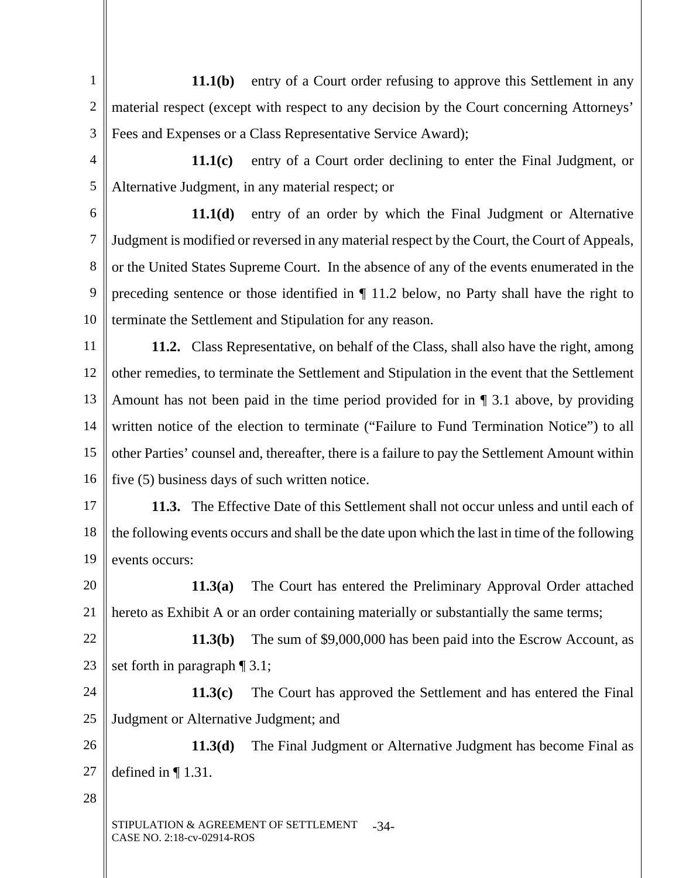**11.1(b)** entry of a Court order refusing to approve this Settlement in any material respect (except with respect to any decision by the Court concerning Attorneys' Fees and Expenses or a Class Representative Service Award);

**11.1(c)** entry of a Court order declining to enter the Final Judgment, or Alternative Judgment, in any material respect; or

**11.1(d)** entry of an order by which the Final Judgment or Alternative Judgment is modified or reversed in any material respect by the Court, the Court of Appeals, or the United States Supreme Court. In the absence of any of the events enumerated in the preceding sentence or those identified in ¶ 11.2 below, no Party shall have the right to terminate the Settlement and Stipulation for any reason.

**11.2.** Class Representative, on behalf of the Class, shall also have the right, among other remedies, to terminate the Settlement and Stipulation in the event that the Settlement Amount has not been paid in the time period provided for in ¶ 3.1 above, by providing written notice of the election to terminate ("Failure to Fund Termination Notice") to all other Parties' counsel and, thereafter, there is a failure to pay the Settlement Amount within five (5) business days of such written notice.

**11.3.** The Effective Date of this Settlement shall not occur unless and until each of the following events occurs and shall be the date upon which the last in time of the following events occurs:

**11.3(a)** The Court has entered the Preliminary Approval Order attached hereto as Exhibit A or an order containing materially or substantially the same terms;

**11.3(b)** The sum of $9,000,000 has been paid into the Escrow Account, as set forth in paragraph ¶ 3.1;

**11.3(c)** The Court has approved the Settlement and has entered the Final Judgment or Alternative Judgment; and

**11.3(d)** The Final Judgment or Alternative Judgment has become Final as defined in ¶ 1.31.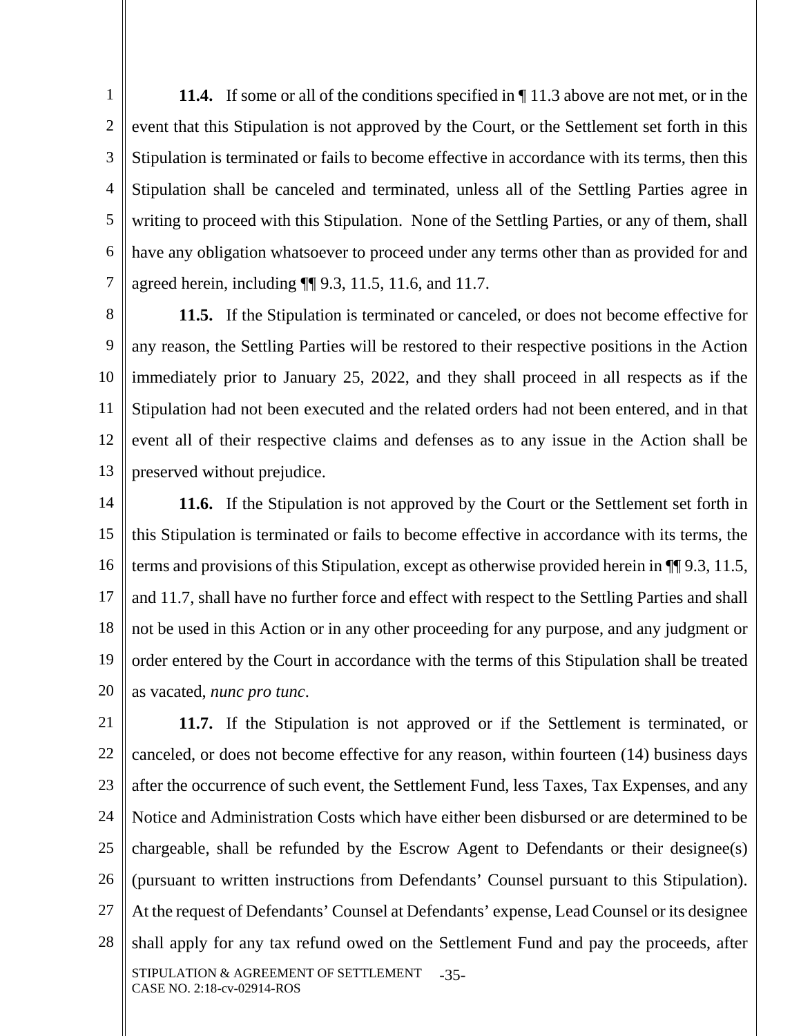**11.4.** If some or all of the conditions specified in ¶ 11.3 above are not met, or in the event that this Stipulation is not approved by the Court, or the Settlement set forth in this Stipulation is terminated or fails to become effective in accordance with its terms, then this Stipulation shall be canceled and terminated, unless all of the Settling Parties agree in writing to proceed with this Stipulation. None of the Settling Parties, or any of them, shall have any obligation whatsoever to proceed under any terms other than as provided for and agreed herein, including ¶¶ 9.3, 11.5, 11.6, and 11.7.

**11.5.** If the Stipulation is terminated or canceled, or does not become effective for any reason, the Settling Parties will be restored to their respective positions in the Action immediately prior to January 25, 2022, and they shall proceed in all respects as if the Stipulation had not been executed and the related orders had not been entered, and in that event all of their respective claims and defenses as to any issue in the Action shall be preserved without prejudice.

**11.6.** If the Stipulation is not approved by the Court or the Settlement set forth in this Stipulation is terminated or fails to become effective in accordance with its terms, the terms and provisions of this Stipulation, except as otherwise provided herein in ¶¶ 9.3, 11.5, and 11.7, shall have no further force and effect with respect to the Settling Parties and shall not be used in this Action or in any other proceeding for any purpose, and any judgment or order entered by the Court in accordance with the terms of this Stipulation shall be treated as vacated, *nunc pro tunc*.

**11.7.** If the Stipulation is not approved or if the Settlement is terminated, or canceled, or does not become effective for any reason, within fourteen (14) business days after the occurrence of such event, the Settlement Fund, less Taxes, Tax Expenses, and any Notice and Administration Costs which have either been disbursed or are determined to be chargeable, shall be refunded by the Escrow Agent to Defendants or their designee(s) (pursuant to written instructions from Defendants' Counsel pursuant to this Stipulation). At the request of Defendants' Counsel at Defendants' expense, Lead Counsel or its designee shall apply for any tax refund owed on the Settlement Fund and pay the proceeds, after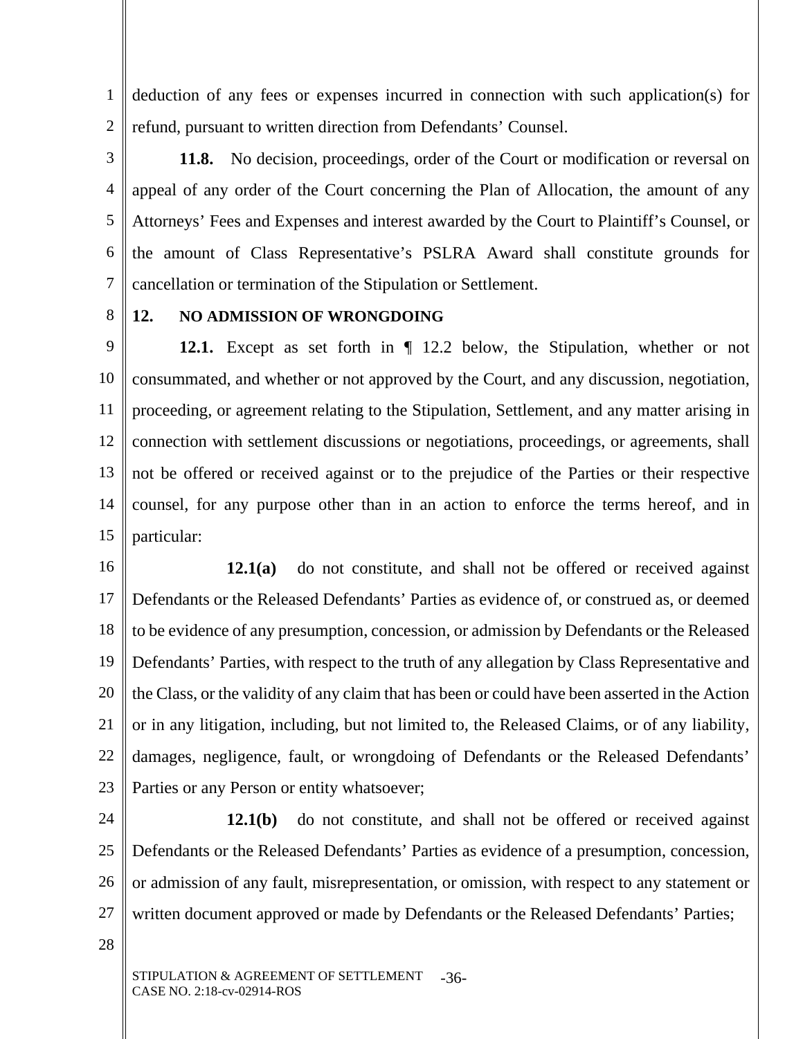deduction of any fees or expenses incurred in connection with such application(s) for refund, pursuant to written direction from Defendants' Counsel.

**11.8.** No decision, proceedings, order of the Court or modification or reversal on appeal of any order of the Court concerning the Plan of Allocation, the amount of any Attorneys' Fees and Expenses and interest awarded by the Court to Plaintiff's Counsel, or the amount of Class Representative's PSLRA Award shall constitute grounds for cancellation or termination of the Stipulation or Settlement.

## 12. NO ADMISSION OF WRONGDOING

**12.1.** Except as set forth in ¶ 12.2 below, the Stipulation, whether or not consummated, and whether or not approved by the Court, and any discussion, negotiation, proceeding, or agreement relating to the Stipulation, Settlement, and any matter arising in connection with settlement discussions or negotiations, proceedings, or agreements, shall not be offered or received against or to the prejudice of the Parties or their respective counsel, for any purpose other than in an action to enforce the terms hereof, and in particular:

**12.1(a)** do not constitute, and shall not be offered or received against Defendants or the Released Defendants' Parties as evidence of, or construed as, or deemed to be evidence of any presumption, concession, or admission by Defendants or the Released Defendants' Parties, with respect to the truth of any allegation by Class Representative and the Class, or the validity of any claim that has been or could have been asserted in the Action or in any litigation, including, but not limited to, the Released Claims, or of any liability, damages, negligence, fault, or wrongdoing of Defendants or the Released Defendants' Parties or any Person or entity whatsoever;

**12.1(b)** do not constitute, and shall not be offered or received against Defendants or the Released Defendants' Parties as evidence of a presumption, concession, or admission of any fault, misrepresentation, or omission, with respect to any statement or written document approved or made by Defendants or the Released Defendants' Parties;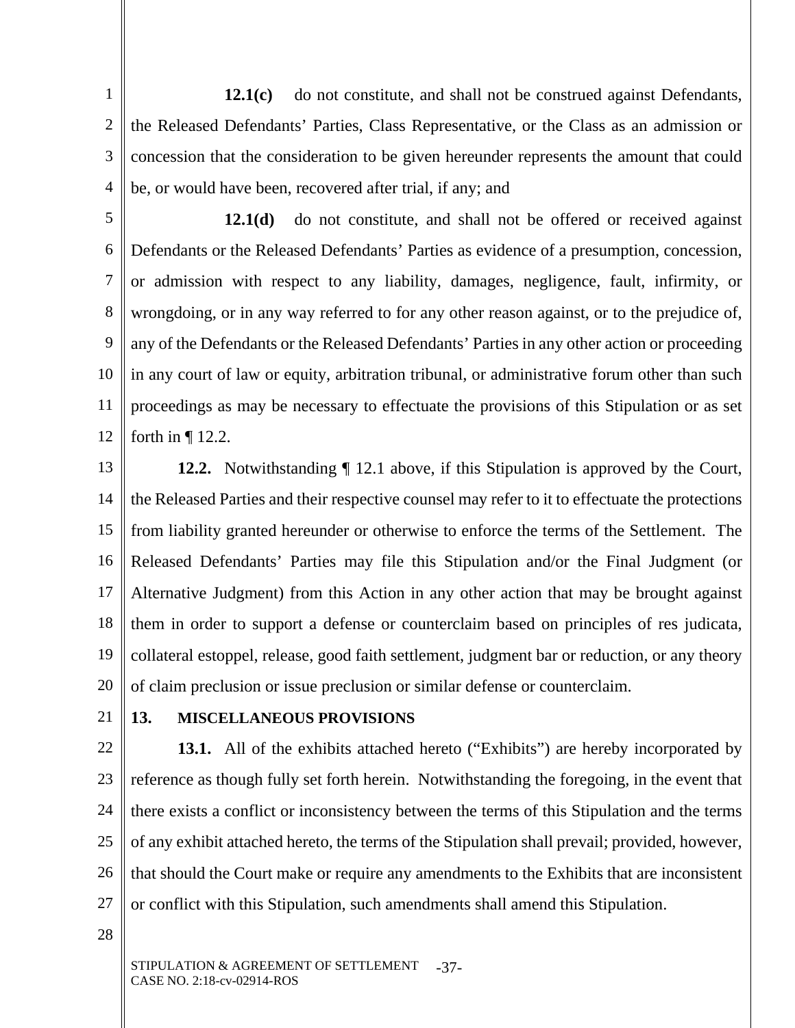**12.1(c)** do not constitute, and shall not be construed against Defendants, the Released Defendants' Parties, Class Representative, or the Class as an admission or concession that the consideration to be given hereunder represents the amount that could be, or would have been, recovered after trial, if any; and

**12.1(d)** do not constitute, and shall not be offered or received against Defendants or the Released Defendants' Parties as evidence of a presumption, concession, or admission with respect to any liability, damages, negligence, fault, infirmity, or wrongdoing, or in any way referred to for any other reason against, or to the prejudice of, any of the Defendants or the Released Defendants' Parties in any other action or proceeding in any court of law or equity, arbitration tribunal, or administrative forum other than such proceedings as may be necessary to effectuate the provisions of this Stipulation or as set forth in ¶ 12.2.

**12.2.** Notwithstanding ¶ 12.1 above, if this Stipulation is approved by the Court, the Released Parties and their respective counsel may refer to it to effectuate the protections from liability granted hereunder or otherwise to enforce the terms of the Settlement. The Released Defendants' Parties may file this Stipulation and/or the Final Judgment (or Alternative Judgment) from this Action in any other action that may be brought against them in order to support a defense or counterclaim based on principles of res judicata, collateral estoppel, release, good faith settlement, judgment bar or reduction, or any theory of claim preclusion or issue preclusion or similar defense or counterclaim.

## 13. MISCELLANEOUS PROVISIONS

**13.1.** All of the exhibits attached hereto ("Exhibits") are hereby incorporated by reference as though fully set forth herein. Notwithstanding the foregoing, in the event that there exists a conflict or inconsistency between the terms of this Stipulation and the terms of any exhibit attached hereto, the terms of the Stipulation shall prevail; provided, however, that should the Court make or require any amendments to the Exhibits that are inconsistent or conflict with this Stipulation, such amendments shall amend this Stipulation.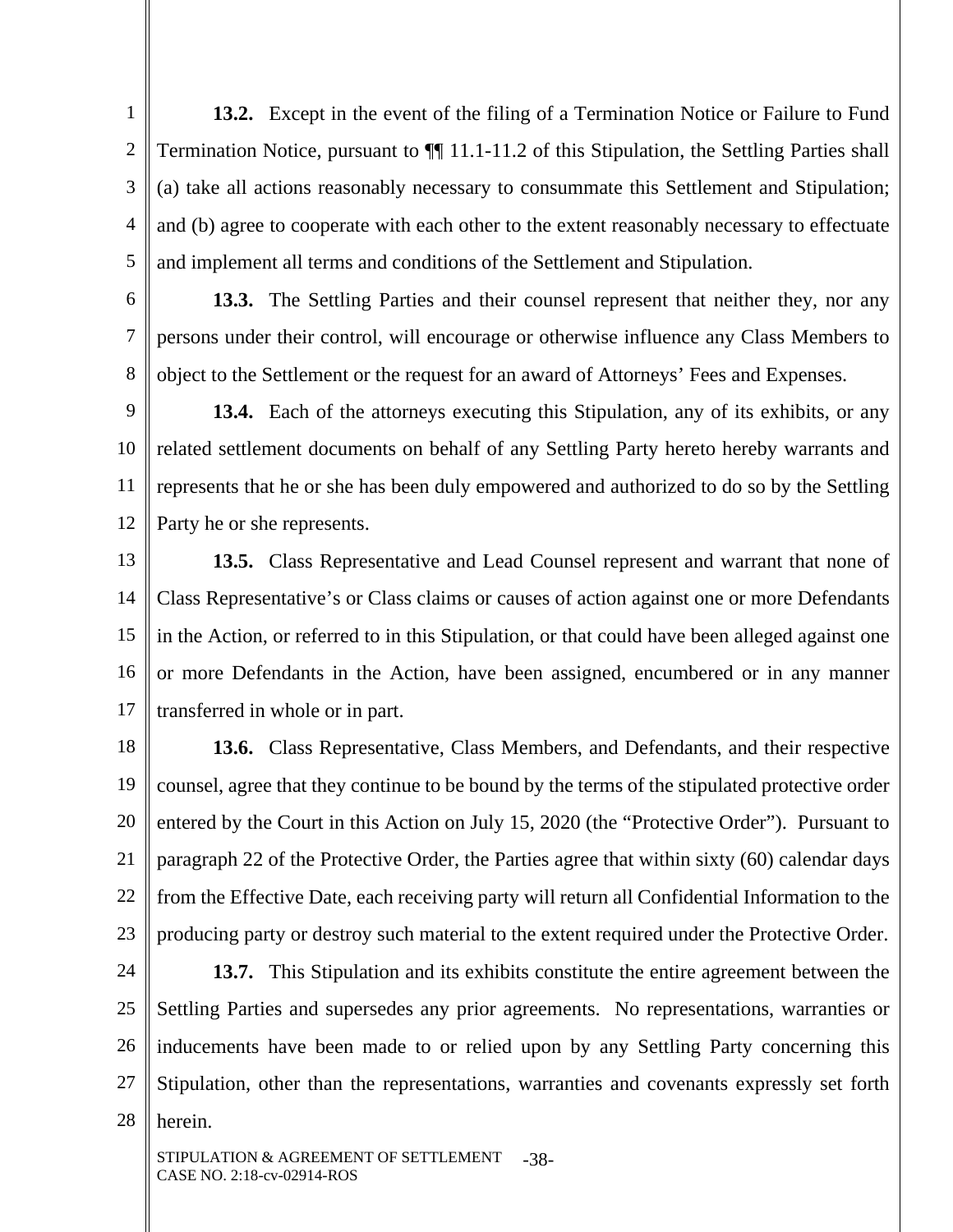**13.2.** Except in the event of the filing of a Termination Notice or Failure to Fund Termination Notice, pursuant to ¶¶ 11.1-11.2 of this Stipulation, the Settling Parties shall (a) take all actions reasonably necessary to consummate this Settlement and Stipulation; and (b) agree to cooperate with each other to the extent reasonably necessary to effectuate and implement all terms and conditions of the Settlement and Stipulation.

**13.3.** The Settling Parties and their counsel represent that neither they, nor any persons under their control, will encourage or otherwise influence any Class Members to object to the Settlement or the request for an award of Attorneys' Fees and Expenses.

**13.4.** Each of the attorneys executing this Stipulation, any of its exhibits, or any related settlement documents on behalf of any Settling Party hereto hereby warrants and represents that he or she has been duly empowered and authorized to do so by the Settling Party he or she represents.

**13.5.** Class Representative and Lead Counsel represent and warrant that none of Class Representative's or Class claims or causes of action against one or more Defendants in the Action, or referred to in this Stipulation, or that could have been alleged against one or more Defendants in the Action, have been assigned, encumbered or in any manner transferred in whole or in part.

**13.6.** Class Representative, Class Members, and Defendants, and their respective counsel, agree that they continue to be bound by the terms of the stipulated protective order entered by the Court in this Action on July 15, 2020 (the "Protective Order"). Pursuant to paragraph 22 of the Protective Order, the Parties agree that within sixty (60) calendar days from the Effective Date, each receiving party will return all Confidential Information to the producing party or destroy such material to the extent required under the Protective Order.

**13.7.** This Stipulation and its exhibits constitute the entire agreement between the Settling Parties and supersedes any prior agreements. No representations, warranties or inducements have been made to or relied upon by any Settling Party concerning this Stipulation, other than the representations, warranties and covenants expressly set forth herein.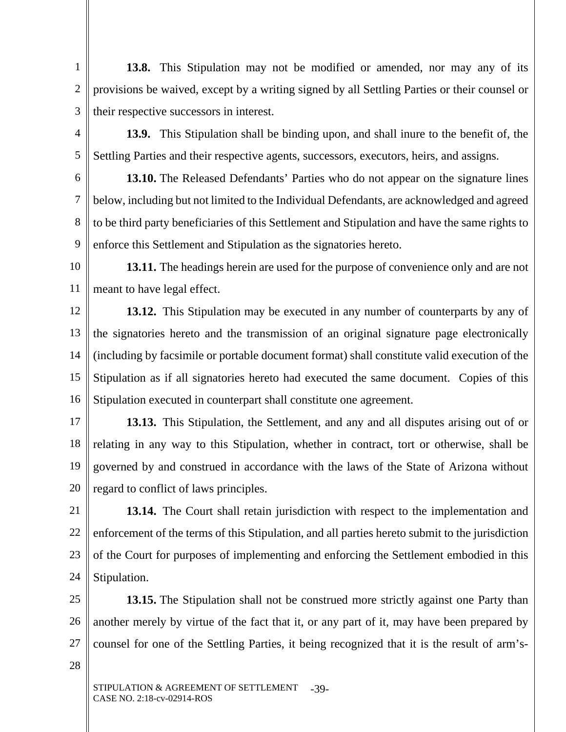**13.8.** This Stipulation may not be modified or amended, nor may any of its provisions be waived, except by a writing signed by all Settling Parties or their counsel or their respective successors in interest.

**13.9.** This Stipulation shall be binding upon, and shall inure to the benefit of, the Settling Parties and their respective agents, successors, executors, heirs, and assigns.

**13.10.** The Released Defendants' Parties who do not appear on the signature lines below, including but not limited to the Individual Defendants, are acknowledged and agreed to be third party beneficiaries of this Settlement and Stipulation and have the same rights to enforce this Settlement and Stipulation as the signatories hereto.

**13.11.** The headings herein are used for the purpose of convenience only and are not meant to have legal effect.

**13.12.** This Stipulation may be executed in any number of counterparts by any of the signatories hereto and the transmission of an original signature page electronically (including by facsimile or portable document format) shall constitute valid execution of the Stipulation as if all signatories hereto had executed the same document. Copies of this Stipulation executed in counterpart shall constitute one agreement.

**13.13.** This Stipulation, the Settlement, and any and all disputes arising out of or relating in any way to this Stipulation, whether in contract, tort or otherwise, shall be governed by and construed in accordance with the laws of the State of Arizona without regard to conflict of laws principles.

**13.14.** The Court shall retain jurisdiction with respect to the implementation and enforcement of the terms of this Stipulation, and all parties hereto submit to the jurisdiction of the Court for purposes of implementing and enforcing the Settlement embodied in this Stipulation.

**13.15.** The Stipulation shall not be construed more strictly against one Party than another merely by virtue of the fact that it, or any part of it, may have been prepared by counsel for one of the Settling Parties, it being recognized that it is the result of arm's-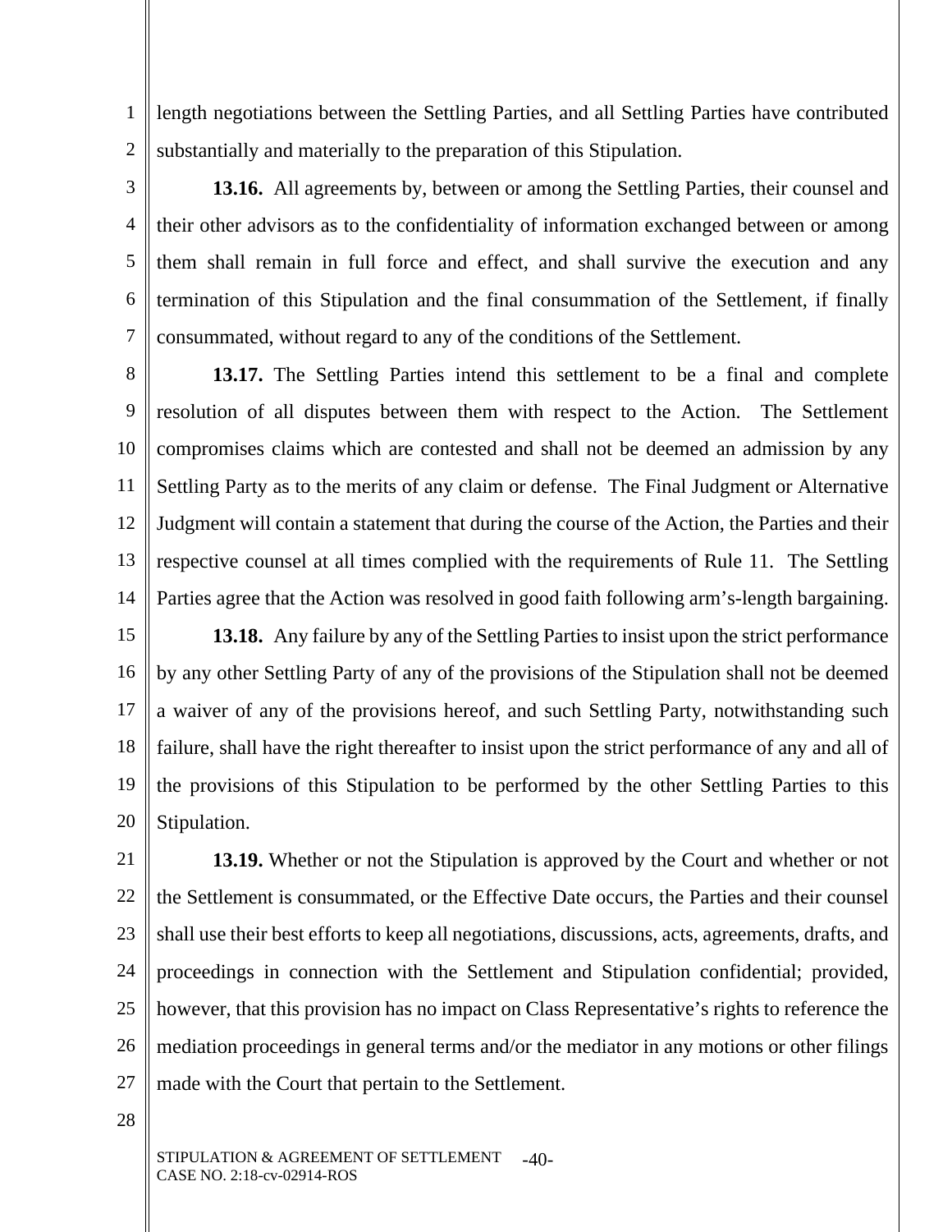length negotiations between the Settling Parties, and all Settling Parties have contributed substantially and materially to the preparation of this Stipulation.

**13.16.** All agreements by, between or among the Settling Parties, their counsel and their other advisors as to the confidentiality of information exchanged between or among them shall remain in full force and effect, and shall survive the execution and any termination of this Stipulation and the final consummation of the Settlement, if finally consummated, without regard to any of the conditions of the Settlement.

**13.17.** The Settling Parties intend this settlement to be a final and complete resolution of all disputes between them with respect to the Action. The Settlement compromises claims which are contested and shall not be deemed an admission by any Settling Party as to the merits of any claim or defense. The Final Judgment or Alternative Judgment will contain a statement that during the course of the Action, the Parties and their respective counsel at all times complied with the requirements of Rule 11. The Settling Parties agree that the Action was resolved in good faith following arm's-length bargaining.

**13.18.** Any failure by any of the Settling Parties to insist upon the strict performance by any other Settling Party of any of the provisions of the Stipulation shall not be deemed a waiver of any of the provisions hereof, and such Settling Party, notwithstanding such failure, shall have the right thereafter to insist upon the strict performance of any and all of the provisions of this Stipulation to be performed by the other Settling Parties to this Stipulation.

**13.19.** Whether or not the Stipulation is approved by the Court and whether or not the Settlement is consummated, or the Effective Date occurs, the Parties and their counsel shall use their best efforts to keep all negotiations, discussions, acts, agreements, drafts, and proceedings in connection with the Settlement and Stipulation confidential; provided, however, that this provision has no impact on Class Representative's rights to reference the mediation proceedings in general terms and/or the mediator in any motions or other filings made with the Court that pertain to the Settlement.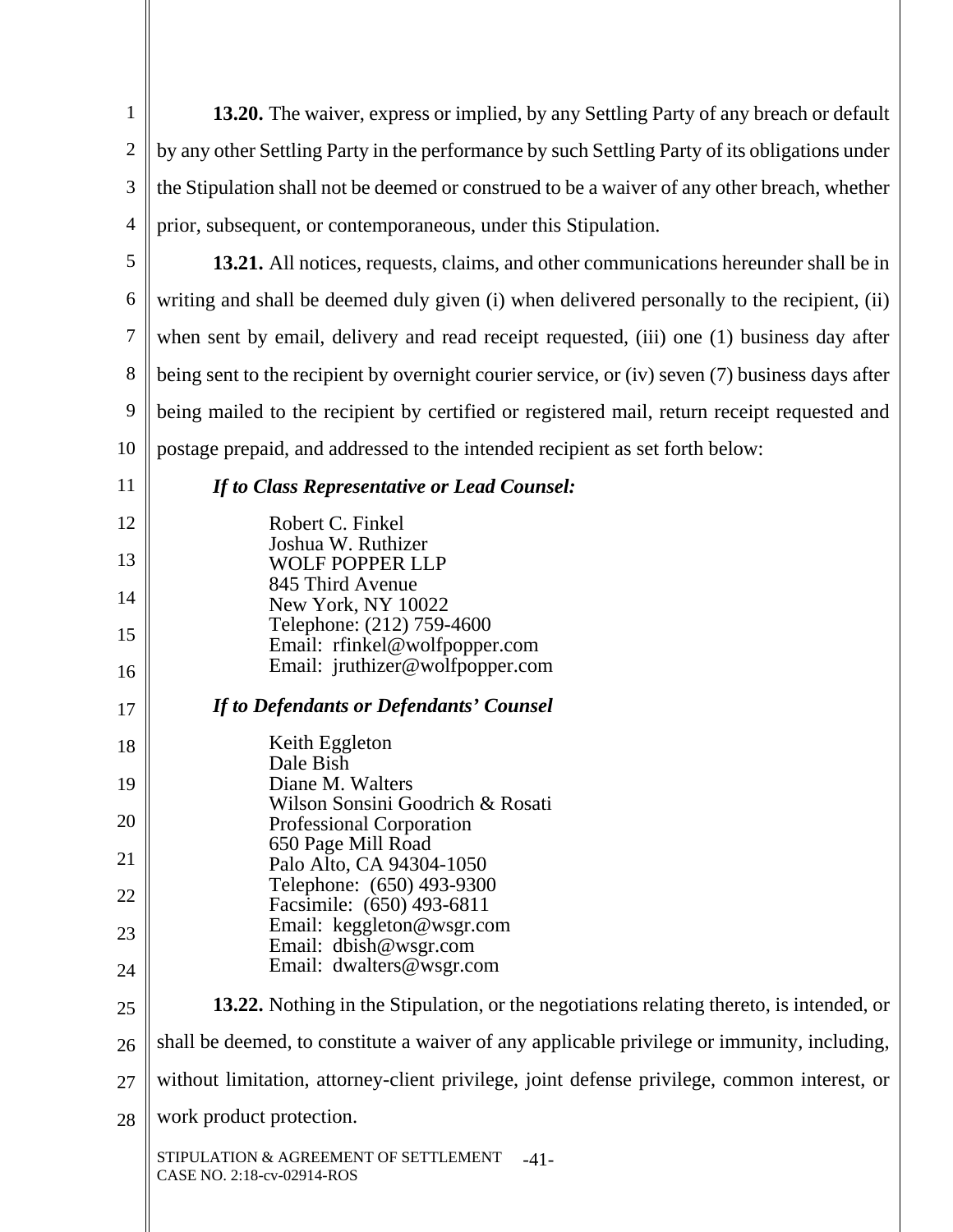**13.20.** The waiver, express or implied, by any Settling Party of any breach or default by any other Settling Party in the performance by such Settling Party of its obligations under the Stipulation shall not be deemed or construed to be a waiver of any other breach, whether prior, subsequent, or contemporaneous, under this Stipulation.

**13.21.** All notices, requests, claims, and other communications hereunder shall be in writing and shall be deemed duly given (i) when delivered personally to the recipient, (ii) when sent by email, delivery and read receipt requested, (iii) one (1) business day after being sent to the recipient by overnight courier service, or (iv) seven (7) business days after being mailed to the recipient by certified or registered mail, return receipt requested and postage prepaid, and addressed to the intended recipient as set forth below:

***If to Class Representative or Lead Counsel:***

Robert C. Finkel
Joshua W. Ruthizer
WOLF POPPER LLP
845 Third Avenue
New York, NY 10022
Telephone: (212) 759-4600
Email: rfinkel@wolfpopper.com
Email: jruthizer@wolfpopper.com

***If to Defendants or Defendants' Counsel***

Keith Eggleton
Dale Bish
Diane M. Walters
Wilson Sonsini Goodrich & Rosati
Professional Corporation
650 Page Mill Road
Palo Alto, CA 94304-1050
Telephone: (650) 493-9300
Facsimile: (650) 493-6811
Email: keggleton@wsgr.com
Email: dbish@wsgr.com
Email: dwalters@wsgr.com

**13.22.** Nothing in the Stipulation, or the negotiations relating thereto, is intended, or shall be deemed, to constitute a waiver of any applicable privilege or immunity, including, without limitation, attorney-client privilege, joint defense privilege, common interest, or work product protection.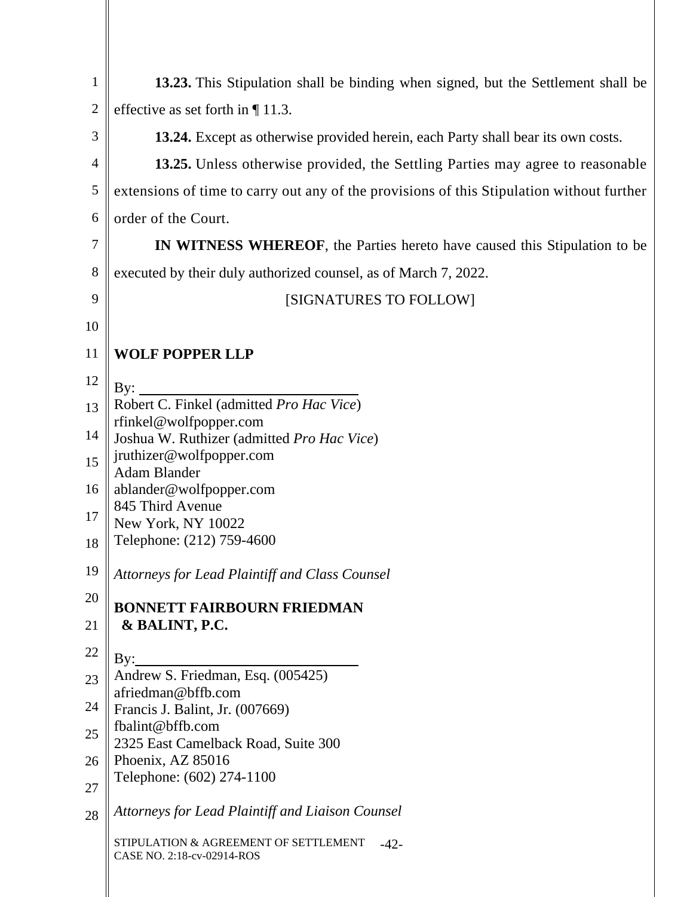**13.23.** This Stipulation shall be binding when signed, but the Settlement shall be effective as set forth in ¶ 11.3.

**13.24.** Except as otherwise provided herein, each Party shall bear its own costs.

**13.25.** Unless otherwise provided, the Settling Parties may agree to reasonable extensions of time to carry out any of the provisions of this Stipulation without further order of the Court.

**IN WITNESS WHEREOF**, the Parties hereto have caused this Stipulation to be executed by their duly authorized counsel, as of March 7, 2022.

[SIGNATURES TO FOLLOW]

**WOLF POPPER LLP**

By: ______________________________
Robert C. Finkel (admitted *Pro Hac Vice*)
rfinkel@wolfpopper.com
Joshua W. Ruthizer (admitted *Pro Hac Vice*)
jruthizer@wolfpopper.com
Adam Blander
ablander@wolfpopper.com
845 Third Avenue
New York, NY 10022
Telephone: (212) 759-4600

*Attorneys for Lead Plaintiff and Class Counsel*

**BONNETT FAIRBOURN FRIEDMAN & BALINT, P.C.**

By: ______________________________
Andrew S. Friedman, Esq. (005425)
afriedman@bffb.com
Francis J. Balint, Jr. (007669)
fbalint@bffb.com
2325 East Camelback Road, Suite 300
Phoenix, AZ 85016
Telephone: (602) 274-1100

*Attorneys for Lead Plaintiff and Liaison Counsel*

STIPULATION & AGREEMENT OF SETTLEMENT
CASE NO. 2:18-cv-02914-ROS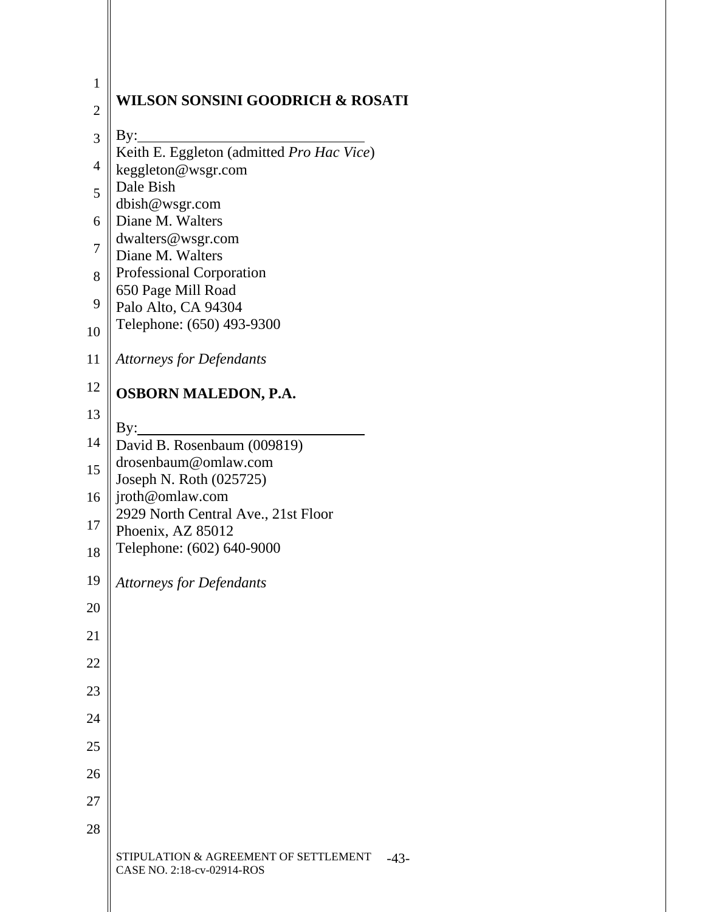**WILSON SONSINI GOODRICH & ROSATI**

By:______________________________
Keith E. Eggleton (admitted *Pro Hac Vice*)
keggleton@wsgr.com
Dale Bish
dbish@wsgr.com
Diane M. Walters
dwalters@wsgr.com
Diane M. Walters
Professional Corporation
650 Page Mill Road
Palo Alto, CA 94304
Telephone: (650) 493-9300

*Attorneys for Defendants*

**OSBORN MALEDON, P.A.**

By:______________________________
David B. Rosenbaum (009819)
drosenbaum@omlaw.com
Joseph N. Roth (025725)
jroth@omlaw.com
2929 North Central Ave., 21st Floor
Phoenix, AZ 85012
Telephone: (602) 640-9000

*Attorneys for Defendants*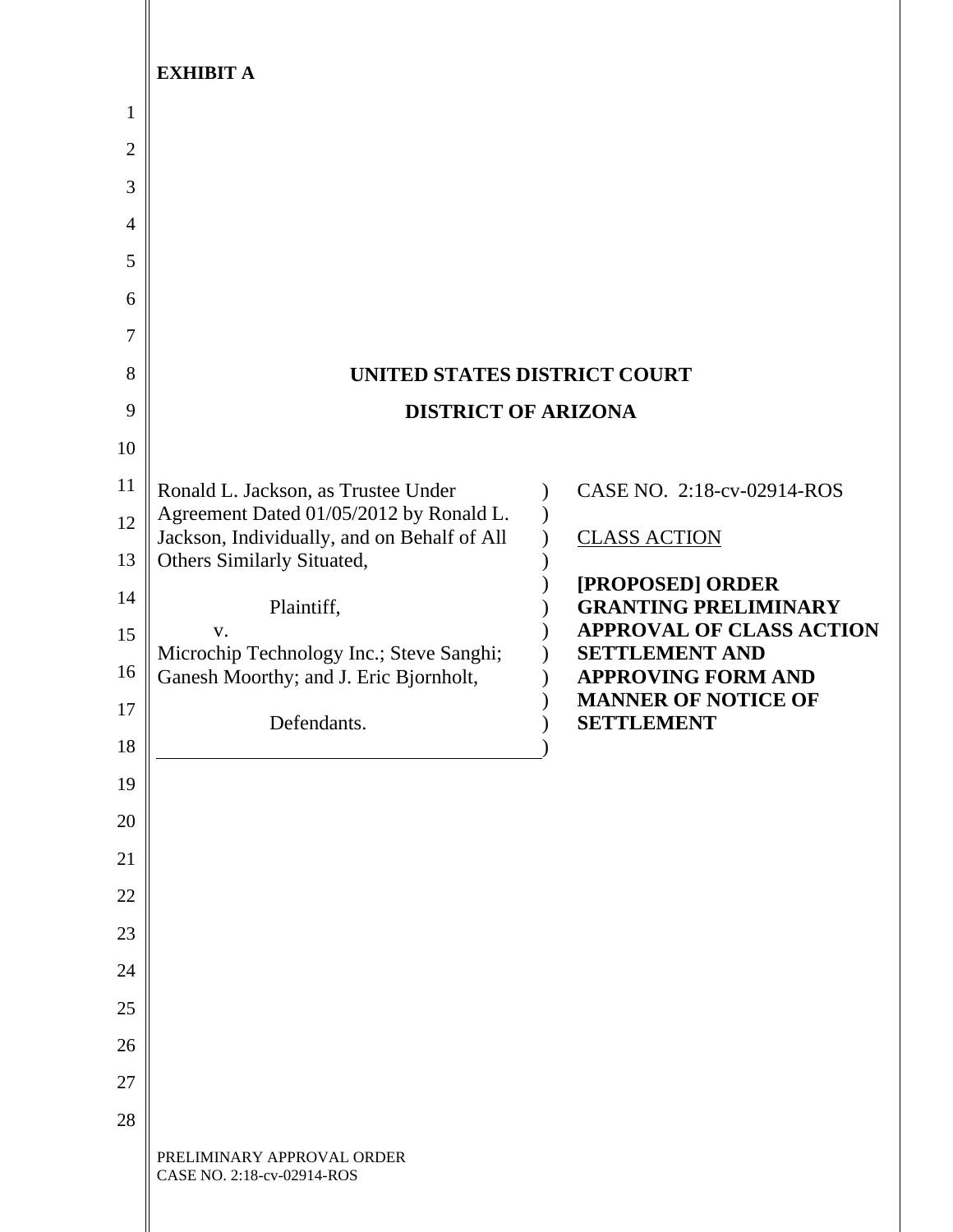**EXHIBIT A**

**UNITED STATES DISTRICT COURT**

**DISTRICT OF ARIZONA**

| | |
|---|---|
| Ronald L. Jackson, as Trustee Under Agreement Dated 01/05/2012 by Ronald L. Jackson, Individually, and on Behalf of All Others Similarly Situated,<br><br>Plaintiff,<br><br>v.<br><br>Microchip Technology Inc.; Steve Sanghi; Ganesh Moorthy; and J. Eric Bjornholt,<br><br>Defendants. | CASE NO. 2:18-cv-02914-ROS<br><br><u>CLASS ACTION</u><br><br>**[PROPOSED] ORDER GRANTING PRELIMINARY APPROVAL OF CLASS ACTION SETTLEMENT AND APPROVING FORM AND MANNER OF NOTICE OF SETTLEMENT** |

PRELIMINARY APPROVAL ORDER
CASE NO. 2:18-cv-02914-ROS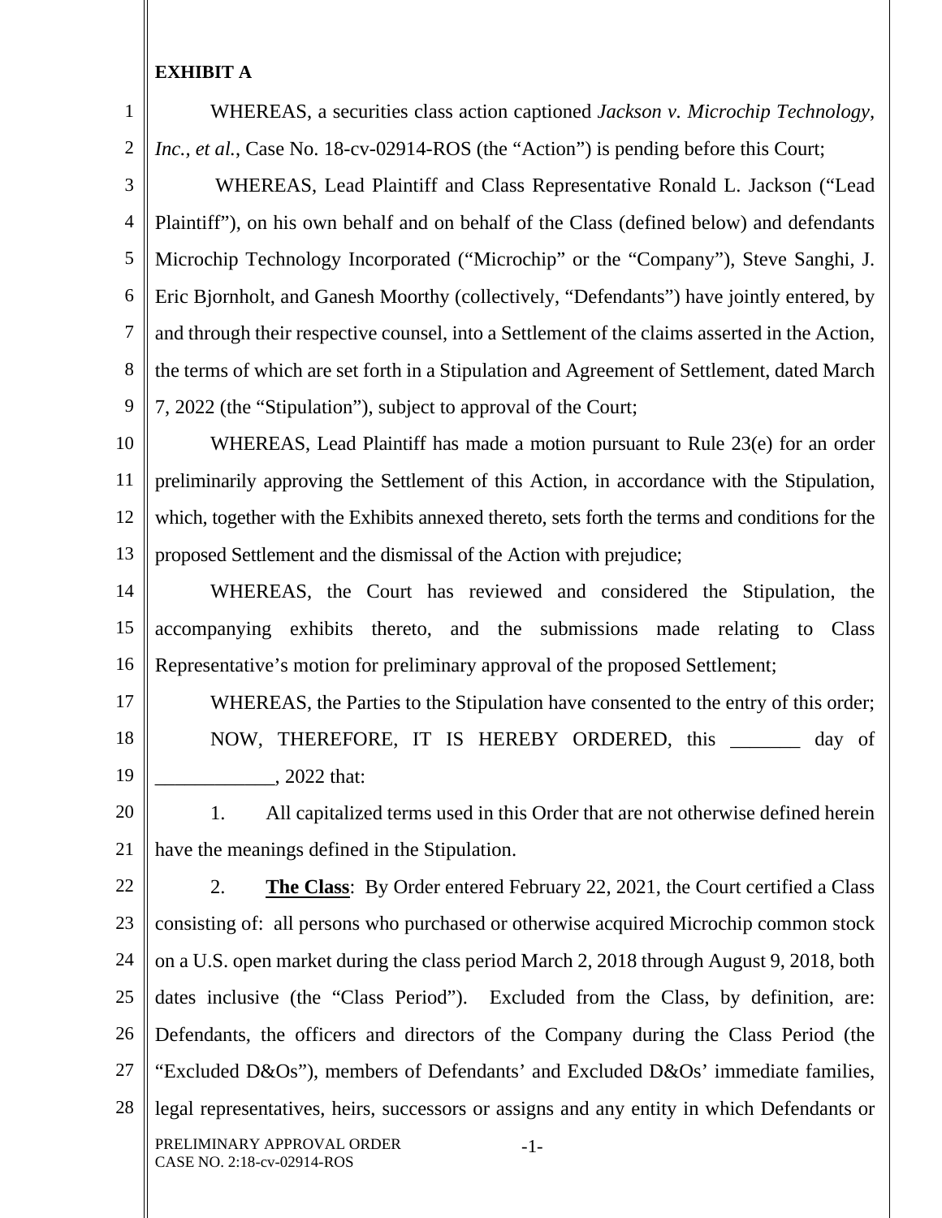**EXHIBIT A**

WHEREAS, a securities class action captioned *Jackson v. Microchip Technology, Inc., et al.*, Case No. 18-cv-02914-ROS (the "Action") is pending before this Court;

WHEREAS, Lead Plaintiff and Class Representative Ronald L. Jackson ("Lead Plaintiff"), on his own behalf and on behalf of the Class (defined below) and defendants Microchip Technology Incorporated ("Microchip" or the "Company"), Steve Sanghi, J. Eric Bjornholt, and Ganesh Moorthy (collectively, "Defendants") have jointly entered, by and through their respective counsel, into a Settlement of the claims asserted in the Action, the terms of which are set forth in a Stipulation and Agreement of Settlement, dated March 7, 2022 (the "Stipulation"), subject to approval of the Court;

WHEREAS, Lead Plaintiff has made a motion pursuant to Rule 23(e) for an order preliminarily approving the Settlement of this Action, in accordance with the Stipulation, which, together with the Exhibits annexed thereto, sets forth the terms and conditions for the proposed Settlement and the dismissal of the Action with prejudice;

WHEREAS, the Court has reviewed and considered the Stipulation, the accompanying exhibits thereto, and the submissions made relating to Class Representative's motion for preliminary approval of the proposed Settlement;

WHEREAS, the Parties to the Stipulation have consented to the entry of this order;

NOW, THEREFORE, IT IS HEREBY ORDERED, this _______ day of ____________, 2022 that:

1. All capitalized terms used in this Order that are not otherwise defined herein have the meanings defined in the Stipulation.

2. **The Class**: By Order entered February 22, 2021, the Court certified a Class consisting of: all persons who purchased or otherwise acquired Microchip common stock on a U.S. open market during the class period March 2, 2018 through August 9, 2018, both dates inclusive (the "Class Period"). Excluded from the Class, by definition, are: Defendants, the officers and directors of the Company during the Class Period (the "Excluded D&Os"), members of Defendants' and Excluded D&Os' immediate families, legal representatives, heirs, successors or assigns and any entity in which Defendants or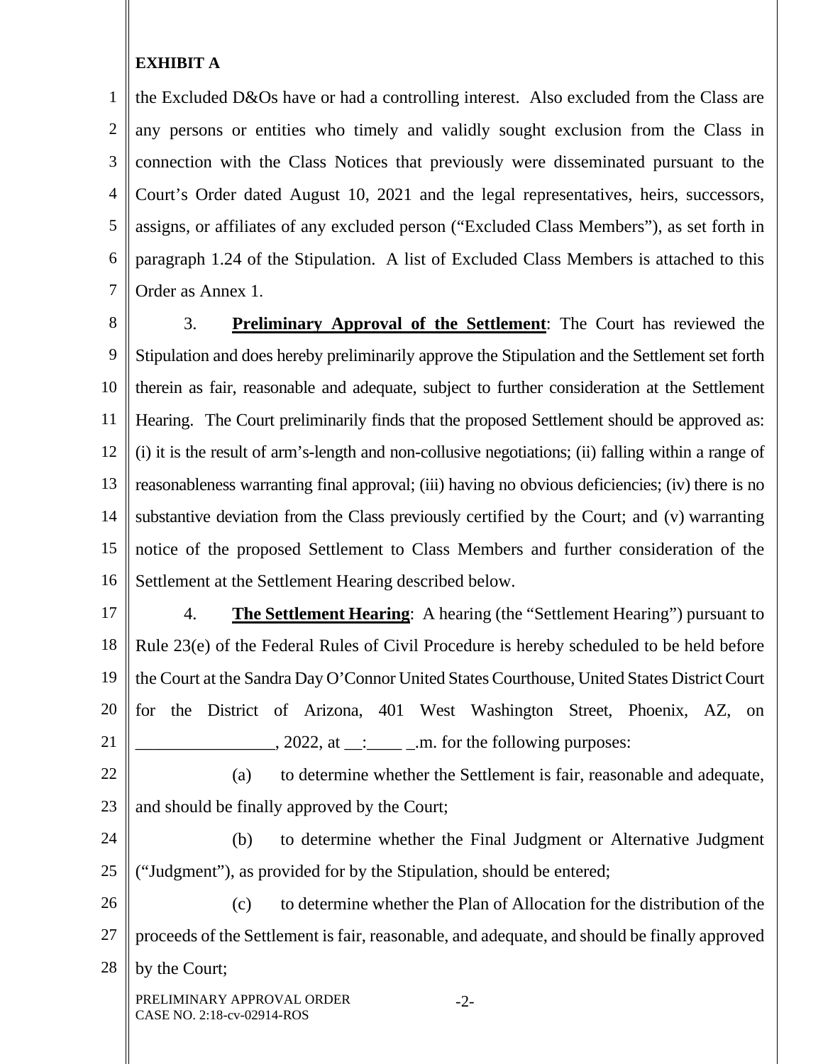**EXHIBIT A**

the Excluded D&Os have or had a controlling interest. Also excluded from the Class are any persons or entities who timely and validly sought exclusion from the Class in connection with the Class Notices that previously were disseminated pursuant to the Court's Order dated August 10, 2021 and the legal representatives, heirs, successors, assigns, or affiliates of any excluded person ("Excluded Class Members"), as set forth in paragraph 1.24 of the Stipulation. A list of Excluded Class Members is attached to this Order as Annex 1.

3. **Preliminary Approval of the Settlement**: The Court has reviewed the Stipulation and does hereby preliminarily approve the Stipulation and the Settlement set forth therein as fair, reasonable and adequate, subject to further consideration at the Settlement Hearing. The Court preliminarily finds that the proposed Settlement should be approved as: (i) it is the result of arm's-length and non-collusive negotiations; (ii) falling within a range of reasonableness warranting final approval; (iii) having no obvious deficiencies; (iv) there is no substantive deviation from the Class previously certified by the Court; and (v) warranting notice of the proposed Settlement to Class Members and further consideration of the Settlement at the Settlement Hearing described below.

4. **The Settlement Hearing**: A hearing (the "Settlement Hearing") pursuant to Rule 23(e) of the Federal Rules of Civil Procedure is hereby scheduled to be held before the Court at the Sandra Day O'Connor United States Courthouse, United States District Court for the District of Arizona, 401 West Washington Street, Phoenix, AZ, on ________________, 2022, at __:____ _.m. for the following purposes:

(a) to determine whether the Settlement is fair, reasonable and adequate, and should be finally approved by the Court;

(b) to determine whether the Final Judgment or Alternative Judgment ("Judgment"), as provided for by the Stipulation, should be entered;

(c) to determine whether the Plan of Allocation for the distribution of the proceeds of the Settlement is fair, reasonable, and adequate, and should be finally approved by the Court;

PRELIMINARY APPROVAL ORDER
CASE NO. 2:18-cv-02914-ROS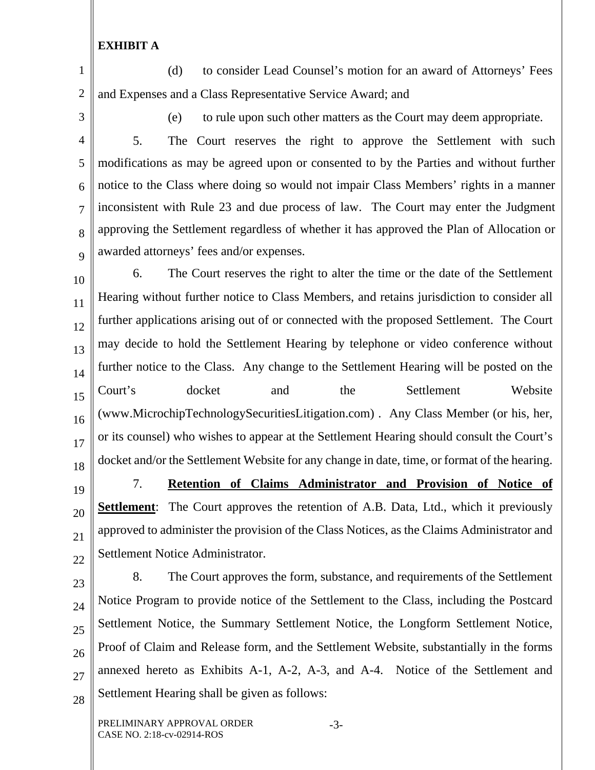**EXHIBIT A**

(d) to consider Lead Counsel's motion for an award of Attorneys' Fees and Expenses and a Class Representative Service Award; and

(e) to rule upon such other matters as the Court may deem appropriate.

5. The Court reserves the right to approve the Settlement with such modifications as may be agreed upon or consented to by the Parties and without further notice to the Class where doing so would not impair Class Members' rights in a manner inconsistent with Rule 23 and due process of law. The Court may enter the Judgment approving the Settlement regardless of whether it has approved the Plan of Allocation or awarded attorneys' fees and/or expenses.

6. The Court reserves the right to alter the time or the date of the Settlement Hearing without further notice to Class Members, and retains jurisdiction to consider all further applications arising out of or connected with the proposed Settlement. The Court may decide to hold the Settlement Hearing by telephone or video conference without further notice to the Class. Any change to the Settlement Hearing will be posted on the Court's docket and the Settlement Website (www.MicrochipTechnologySecuritiesLitigation.com) . Any Class Member (or his, her, or its counsel) who wishes to appear at the Settlement Hearing should consult the Court's docket and/or the Settlement Website for any change in date, time, or format of the hearing.

7. **Retention of Claims Administrator and Provision of Notice of Settlement**: The Court approves the retention of A.B. Data, Ltd., which it previously approved to administer the provision of the Class Notices, as the Claims Administrator and Settlement Notice Administrator.

8. The Court approves the form, substance, and requirements of the Settlement Notice Program to provide notice of the Settlement to the Class, including the Postcard Settlement Notice, the Summary Settlement Notice, the Longform Settlement Notice, Proof of Claim and Release form, and the Settlement Website, substantially in the forms annexed hereto as Exhibits A-1, A-2, A-3, and A-4. Notice of the Settlement and Settlement Hearing shall be given as follows:

PRELIMINARY APPROVAL ORDER
CASE NO. 2:18-cv-02914-ROS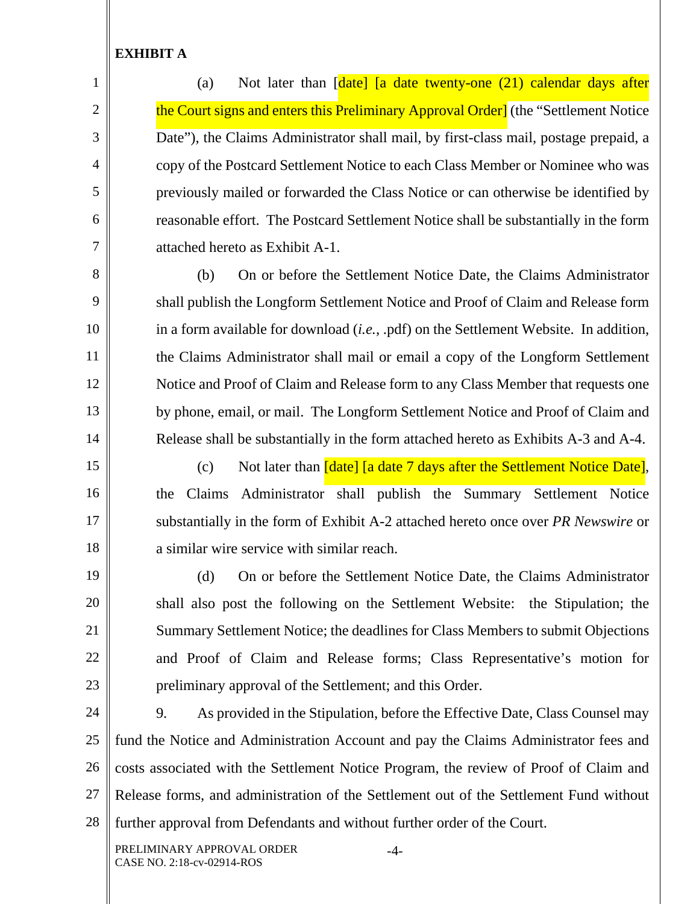**EXHIBIT A**

(a) Not later than [date] [a date twenty-one (21) calendar days after the Court signs and enters this Preliminary Approval Order] (the "Settlement Notice Date"), the Claims Administrator shall mail, by first-class mail, postage prepaid, a copy of the Postcard Settlement Notice to each Class Member or Nominee who was previously mailed or forwarded the Class Notice or can otherwise be identified by reasonable effort. The Postcard Settlement Notice shall be substantially in the form attached hereto as Exhibit A-1.

(b) On or before the Settlement Notice Date, the Claims Administrator shall publish the Longform Settlement Notice and Proof of Claim and Release form in a form available for download (*i.e.*, .pdf) on the Settlement Website. In addition, the Claims Administrator shall mail or email a copy of the Longform Settlement Notice and Proof of Claim and Release form to any Class Member that requests one by phone, email, or mail. The Longform Settlement Notice and Proof of Claim and Release shall be substantially in the form attached hereto as Exhibits A-3 and A-4.

(c) Not later than [date] [a date 7 days after the Settlement Notice Date], the Claims Administrator shall publish the Summary Settlement Notice substantially in the form of Exhibit A-2 attached hereto once over *PR Newswire* or a similar wire service with similar reach.

(d) On or before the Settlement Notice Date, the Claims Administrator shall also post the following on the Settlement Website: the Stipulation; the Summary Settlement Notice; the deadlines for Class Members to submit Objections and Proof of Claim and Release forms; Class Representative's motion for preliminary approval of the Settlement; and this Order.

9. As provided in the Stipulation, before the Effective Date, Class Counsel may fund the Notice and Administration Account and pay the Claims Administrator fees and costs associated with the Settlement Notice Program, the review of Proof of Claim and Release forms, and administration of the Settlement out of the Settlement Fund without further approval from Defendants and without further order of the Court.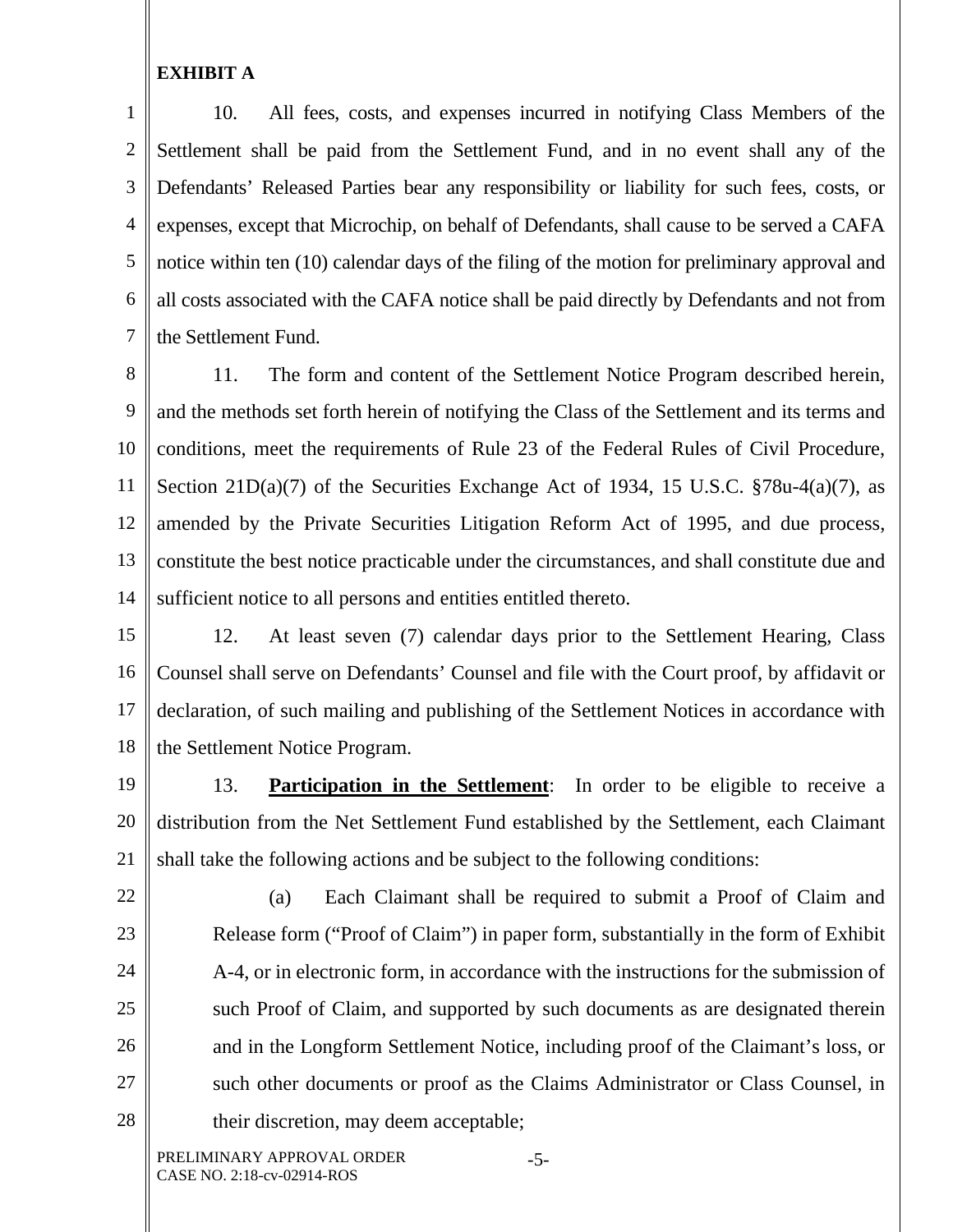**EXHIBIT A**

10. All fees, costs, and expenses incurred in notifying Class Members of the Settlement shall be paid from the Settlement Fund, and in no event shall any of the Defendants' Released Parties bear any responsibility or liability for such fees, costs, or expenses, except that Microchip, on behalf of Defendants, shall cause to be served a CAFA notice within ten (10) calendar days of the filing of the motion for preliminary approval and all costs associated with the CAFA notice shall be paid directly by Defendants and not from the Settlement Fund.

11. The form and content of the Settlement Notice Program described herein, and the methods set forth herein of notifying the Class of the Settlement and its terms and conditions, meet the requirements of Rule 23 of the Federal Rules of Civil Procedure, Section 21D(a)(7) of the Securities Exchange Act of 1934, 15 U.S.C. §78u-4(a)(7), as amended by the Private Securities Litigation Reform Act of 1995, and due process, constitute the best notice practicable under the circumstances, and shall constitute due and sufficient notice to all persons and entities entitled thereto.

12. At least seven (7) calendar days prior to the Settlement Hearing, Class Counsel shall serve on Defendants' Counsel and file with the Court proof, by affidavit or declaration, of such mailing and publishing of the Settlement Notices in accordance with the Settlement Notice Program.

13. **Participation in the Settlement**: In order to be eligible to receive a distribution from the Net Settlement Fund established by the Settlement, each Claimant shall take the following actions and be subject to the following conditions:

(a) Each Claimant shall be required to submit a Proof of Claim and Release form ("Proof of Claim") in paper form, substantially in the form of Exhibit A-4, or in electronic form, in accordance with the instructions for the submission of such Proof of Claim, and supported by such documents as are designated therein and in the Longform Settlement Notice, including proof of the Claimant's loss, or such other documents or proof as the Claims Administrator or Class Counsel, in their discretion, may deem acceptable;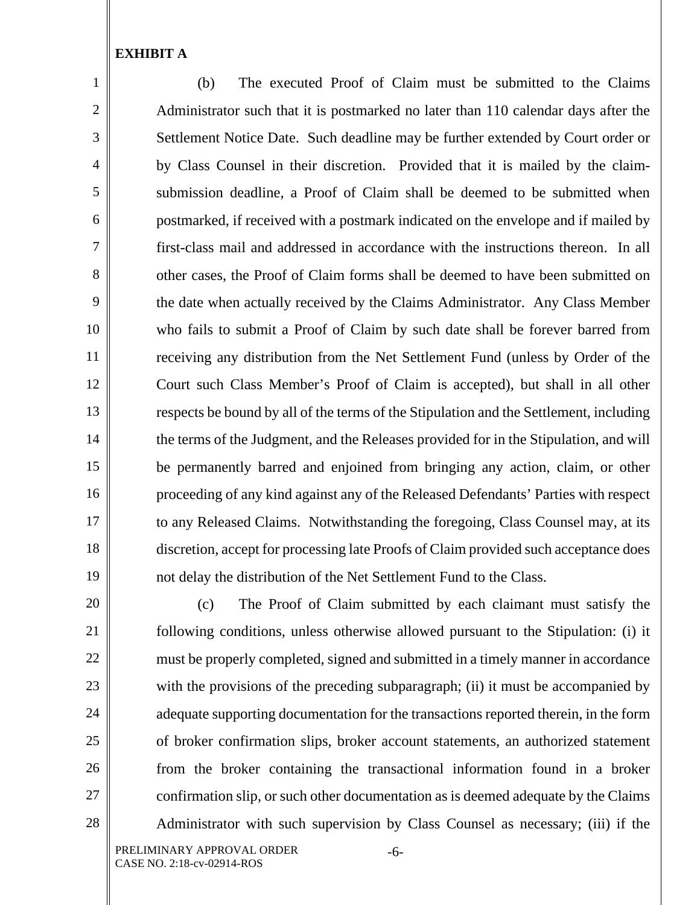**EXHIBIT A**

(b) The executed Proof of Claim must be submitted to the Claims Administrator such that it is postmarked no later than 110 calendar days after the Settlement Notice Date. Such deadline may be further extended by Court order or by Class Counsel in their discretion. Provided that it is mailed by the claim-submission deadline, a Proof of Claim shall be deemed to be submitted when postmarked, if received with a postmark indicated on the envelope and if mailed by first-class mail and addressed in accordance with the instructions thereon. In all other cases, the Proof of Claim forms shall be deemed to have been submitted on the date when actually received by the Claims Administrator. Any Class Member who fails to submit a Proof of Claim by such date shall be forever barred from receiving any distribution from the Net Settlement Fund (unless by Order of the Court such Class Member's Proof of Claim is accepted), but shall in all other respects be bound by all of the terms of the Stipulation and the Settlement, including the terms of the Judgment, and the Releases provided for in the Stipulation, and will be permanently barred and enjoined from bringing any action, claim, or other proceeding of any kind against any of the Released Defendants' Parties with respect to any Released Claims. Notwithstanding the foregoing, Class Counsel may, at its discretion, accept for processing late Proofs of Claim provided such acceptance does not delay the distribution of the Net Settlement Fund to the Class.

(c) The Proof of Claim submitted by each claimant must satisfy the following conditions, unless otherwise allowed pursuant to the Stipulation: (i) it must be properly completed, signed and submitted in a timely manner in accordance with the provisions of the preceding subparagraph; (ii) it must be accompanied by adequate supporting documentation for the transactions reported therein, in the form of broker confirmation slips, broker account statements, an authorized statement from the broker containing the transactional information found in a broker confirmation slip, or such other documentation as is deemed adequate by the Claims Administrator with such supervision by Class Counsel as necessary; (iii) if the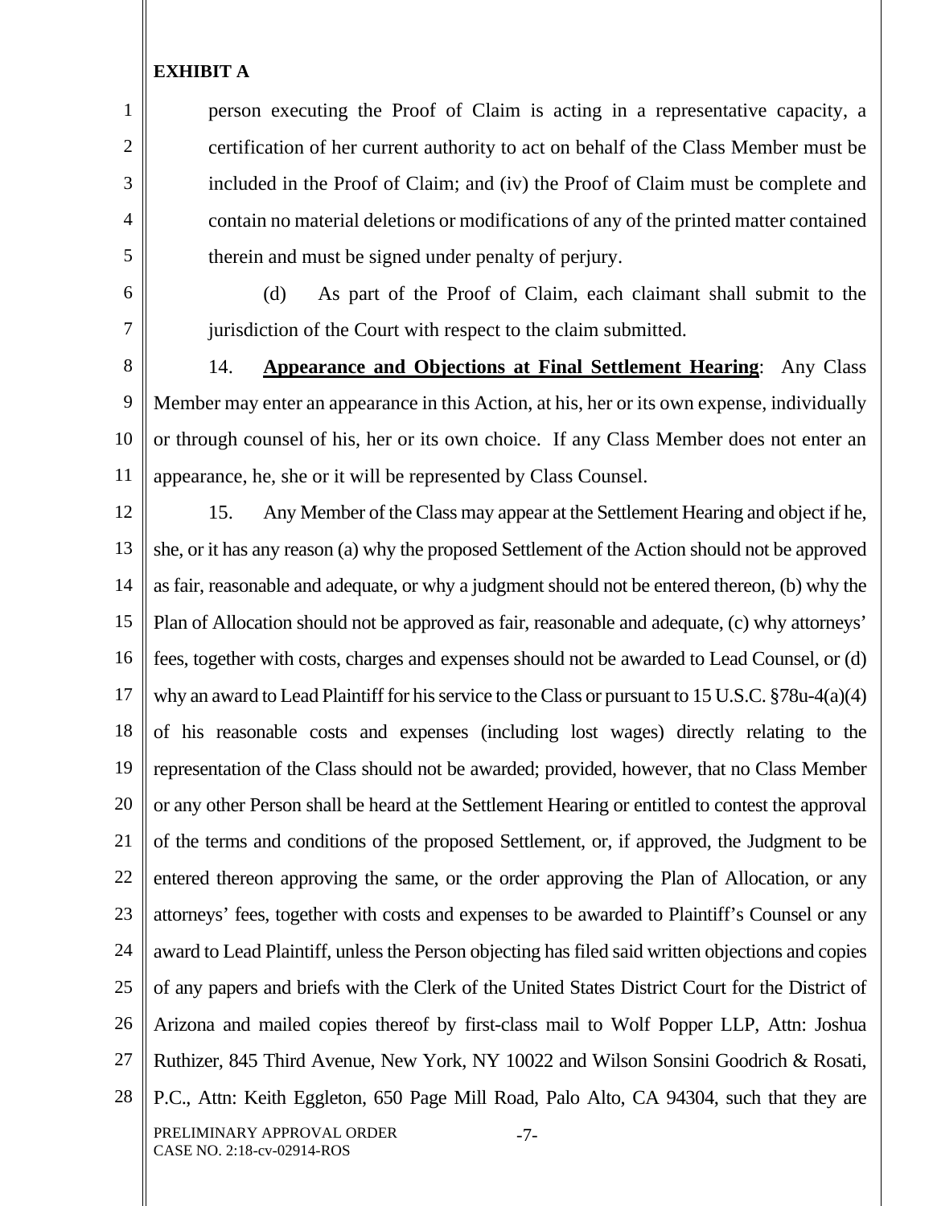**EXHIBIT A**

person executing the Proof of Claim is acting in a representative capacity, a certification of her current authority to act on behalf of the Class Member must be included in the Proof of Claim; and (iv) the Proof of Claim must be complete and contain no material deletions or modifications of any of the printed matter contained therein and must be signed under penalty of perjury.

(d) As part of the Proof of Claim, each claimant shall submit to the jurisdiction of the Court with respect to the claim submitted.

14. **Appearance and Objections at Final Settlement Hearing**: Any Class Member may enter an appearance in this Action, at his, her or its own expense, individually or through counsel of his, her or its own choice. If any Class Member does not enter an appearance, he, she or it will be represented by Class Counsel.

15. Any Member of the Class may appear at the Settlement Hearing and object if he, she, or it has any reason (a) why the proposed Settlement of the Action should not be approved as fair, reasonable and adequate, or why a judgment should not be entered thereon, (b) why the Plan of Allocation should not be approved as fair, reasonable and adequate, (c) why attorneys' fees, together with costs, charges and expenses should not be awarded to Lead Counsel, or (d) why an award to Lead Plaintiff for his service to the Class or pursuant to 15 U.S.C. §78u-4(a)(4) of his reasonable costs and expenses (including lost wages) directly relating to the representation of the Class should not be awarded; provided, however, that no Class Member or any other Person shall be heard at the Settlement Hearing or entitled to contest the approval of the terms and conditions of the proposed Settlement, or, if approved, the Judgment to be entered thereon approving the same, or the order approving the Plan of Allocation, or any attorneys' fees, together with costs and expenses to be awarded to Plaintiff's Counsel or any award to Lead Plaintiff, unless the Person objecting has filed said written objections and copies of any papers and briefs with the Clerk of the United States District Court for the District of Arizona and mailed copies thereof by first-class mail to Wolf Popper LLP, Attn: Joshua Ruthizer, 845 Third Avenue, New York, NY 10022 and Wilson Sonsini Goodrich & Rosati, P.C., Attn: Keith Eggleton, 650 Page Mill Road, Palo Alto, CA 94304, such that they are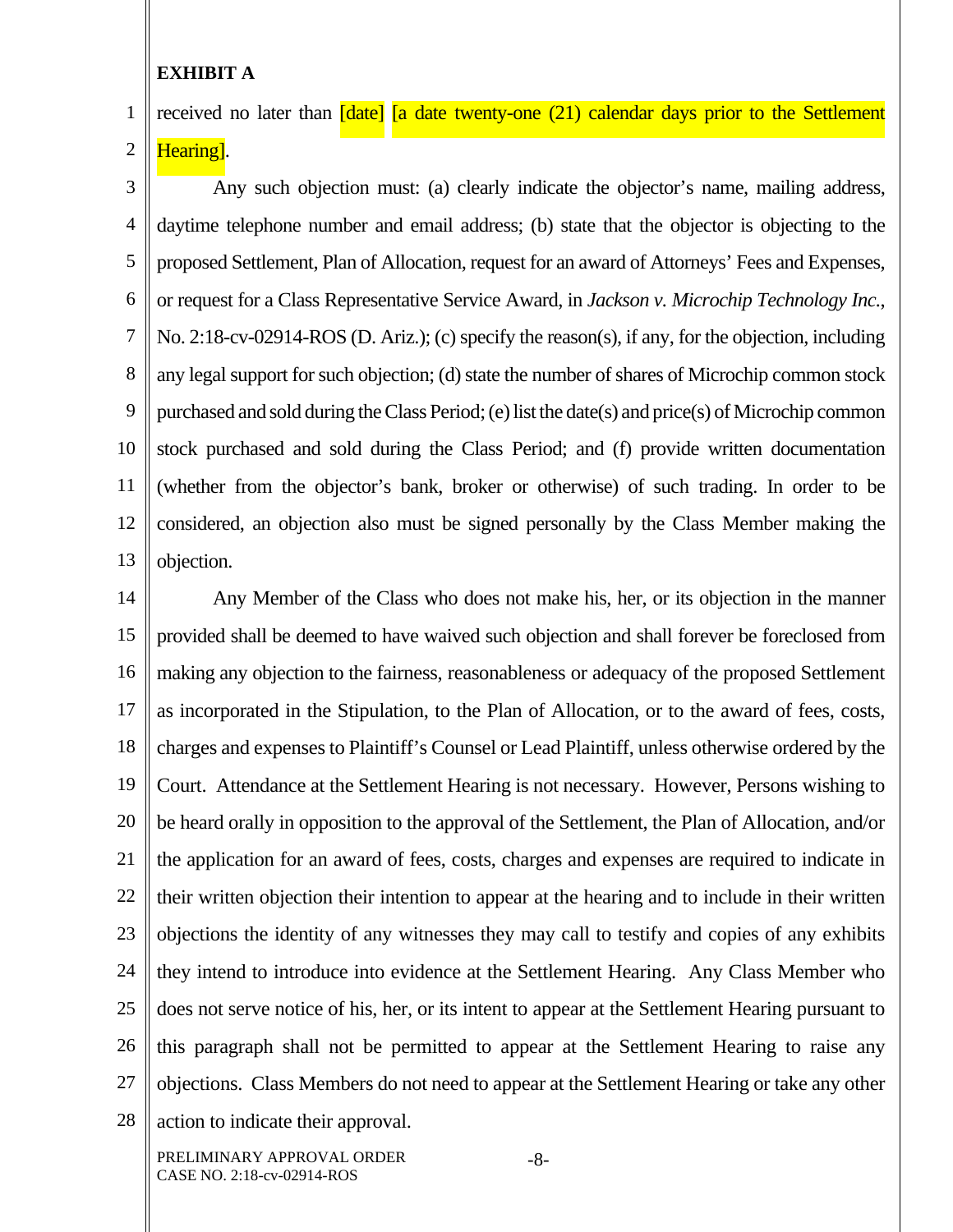**EXHIBIT A**

received no later than [date] [a date twenty-one (21) calendar days prior to the Settlement Hearing].

Any such objection must: (a) clearly indicate the objector's name, mailing address, daytime telephone number and email address; (b) state that the objector is objecting to the proposed Settlement, Plan of Allocation, request for an award of Attorneys' Fees and Expenses, or request for a Class Representative Service Award, in *Jackson v. Microchip Technology Inc.*, No. 2:18-cv-02914-ROS (D. Ariz.); (c) specify the reason(s), if any, for the objection, including any legal support for such objection; (d) state the number of shares of Microchip common stock purchased and sold during the Class Period; (e) list the date(s) and price(s) of Microchip common stock purchased and sold during the Class Period; and (f) provide written documentation (whether from the objector's bank, broker or otherwise) of such trading. In order to be considered, an objection also must be signed personally by the Class Member making the objection.

Any Member of the Class who does not make his, her, or its objection in the manner provided shall be deemed to have waived such objection and shall forever be foreclosed from making any objection to the fairness, reasonableness or adequacy of the proposed Settlement as incorporated in the Stipulation, to the Plan of Allocation, or to the award of fees, costs, charges and expenses to Plaintiff's Counsel or Lead Plaintiff, unless otherwise ordered by the Court. Attendance at the Settlement Hearing is not necessary. However, Persons wishing to be heard orally in opposition to the approval of the Settlement, the Plan of Allocation, and/or the application for an award of fees, costs, charges and expenses are required to indicate in their written objection their intention to appear at the hearing and to include in their written objections the identity of any witnesses they may call to testify and copies of any exhibits they intend to introduce into evidence at the Settlement Hearing. Any Class Member who does not serve notice of his, her, or its intent to appear at the Settlement Hearing pursuant to this paragraph shall not be permitted to appear at the Settlement Hearing to raise any objections. Class Members do not need to appear at the Settlement Hearing or take any other action to indicate their approval.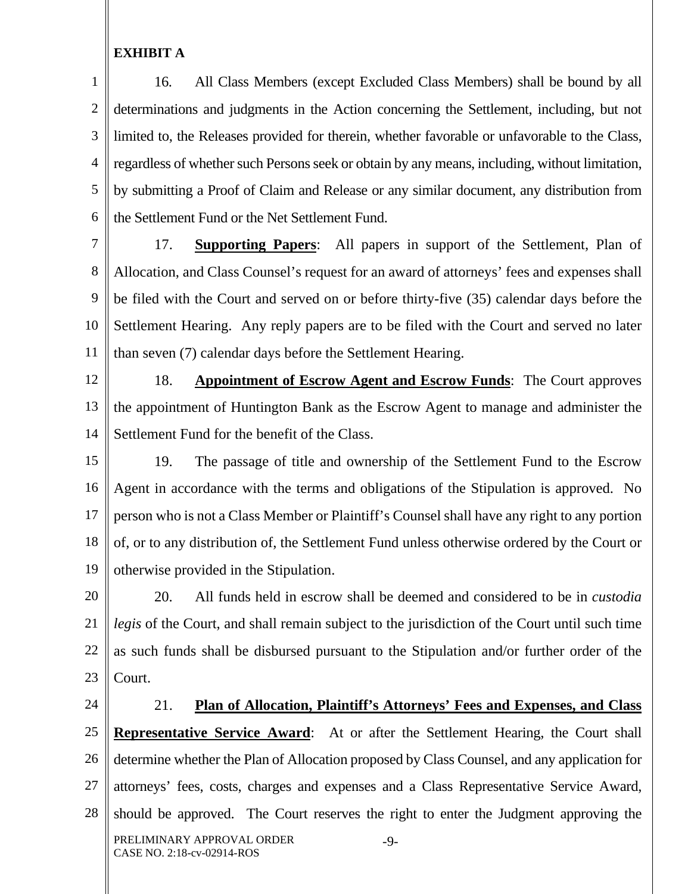**EXHIBIT A**

16. All Class Members (except Excluded Class Members) shall be bound by all determinations and judgments in the Action concerning the Settlement, including, but not limited to, the Releases provided for therein, whether favorable or unfavorable to the Class, regardless of whether such Persons seek or obtain by any means, including, without limitation, by submitting a Proof of Claim and Release or any similar document, any distribution from the Settlement Fund or the Net Settlement Fund.

17. **Supporting Papers**: All papers in support of the Settlement, Plan of Allocation, and Class Counsel's request for an award of attorneys' fees and expenses shall be filed with the Court and served on or before thirty-five (35) calendar days before the Settlement Hearing. Any reply papers are to be filed with the Court and served no later than seven (7) calendar days before the Settlement Hearing.

18. **Appointment of Escrow Agent and Escrow Funds**: The Court approves the appointment of Huntington Bank as the Escrow Agent to manage and administer the Settlement Fund for the benefit of the Class.

19. The passage of title and ownership of the Settlement Fund to the Escrow Agent in accordance with the terms and obligations of the Stipulation is approved. No person who is not a Class Member or Plaintiff's Counsel shall have any right to any portion of, or to any distribution of, the Settlement Fund unless otherwise ordered by the Court or otherwise provided in the Stipulation.

20. All funds held in escrow shall be deemed and considered to be in *custodia legis* of the Court, and shall remain subject to the jurisdiction of the Court until such time as such funds shall be disbursed pursuant to the Stipulation and/or further order of the Court.

21. **Plan of Allocation, Plaintiff's Attorneys' Fees and Expenses, and Class Representative Service Award**: At or after the Settlement Hearing, the Court shall determine whether the Plan of Allocation proposed by Class Counsel, and any application for attorneys' fees, costs, charges and expenses and a Class Representative Service Award, should be approved. The Court reserves the right to enter the Judgment approving the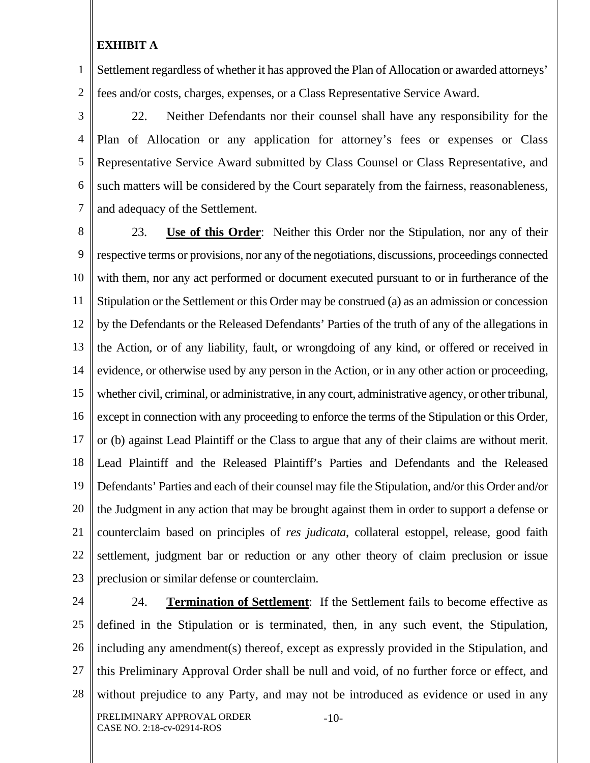**EXHIBIT A**

Settlement regardless of whether it has approved the Plan of Allocation or awarded attorneys' fees and/or costs, charges, expenses, or a Class Representative Service Award.

22. Neither Defendants nor their counsel shall have any responsibility for the Plan of Allocation or any application for attorney's fees or expenses or Class Representative Service Award submitted by Class Counsel or Class Representative, and such matters will be considered by the Court separately from the fairness, reasonableness, and adequacy of the Settlement.

23. **Use of this Order**: Neither this Order nor the Stipulation, nor any of their respective terms or provisions, nor any of the negotiations, discussions, proceedings connected with them, nor any act performed or document executed pursuant to or in furtherance of the Stipulation or the Settlement or this Order may be construed (a) as an admission or concession by the Defendants or the Released Defendants' Parties of the truth of any of the allegations in the Action, or of any liability, fault, or wrongdoing of any kind, or offered or received in evidence, or otherwise used by any person in the Action, or in any other action or proceeding, whether civil, criminal, or administrative, in any court, administrative agency, or other tribunal, except in connection with any proceeding to enforce the terms of the Stipulation or this Order, or (b) against Lead Plaintiff or the Class to argue that any of their claims are without merit. Lead Plaintiff and the Released Plaintiff's Parties and Defendants and the Released Defendants' Parties and each of their counsel may file the Stipulation, and/or this Order and/or the Judgment in any action that may be brought against them in order to support a defense or counterclaim based on principles of *res judicata*, collateral estoppel, release, good faith settlement, judgment bar or reduction or any other theory of claim preclusion or issue preclusion or similar defense or counterclaim.

24. **Termination of Settlement**: If the Settlement fails to become effective as defined in the Stipulation or is terminated, then, in any such event, the Stipulation, including any amendment(s) thereof, except as expressly provided in the Stipulation, and this Preliminary Approval Order shall be null and void, of no further force or effect, and without prejudice to any Party, and may not be introduced as evidence or used in any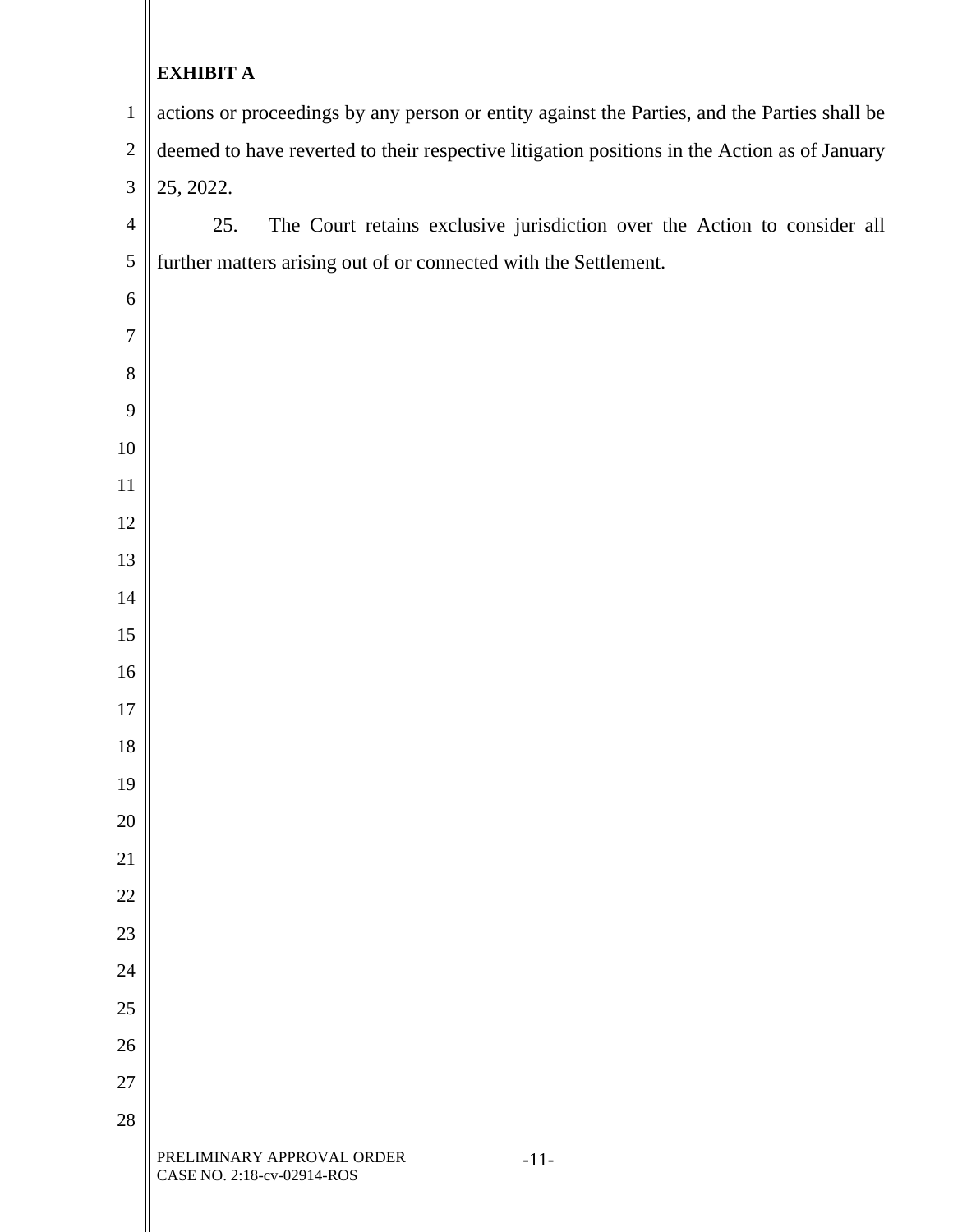**EXHIBIT A**

actions or proceedings by any person or entity against the Parties, and the Parties shall be deemed to have reverted to their respective litigation positions in the Action as of January 25, 2022.

25. The Court retains exclusive jurisdiction over the Action to consider all further matters arising out of or connected with the Settlement.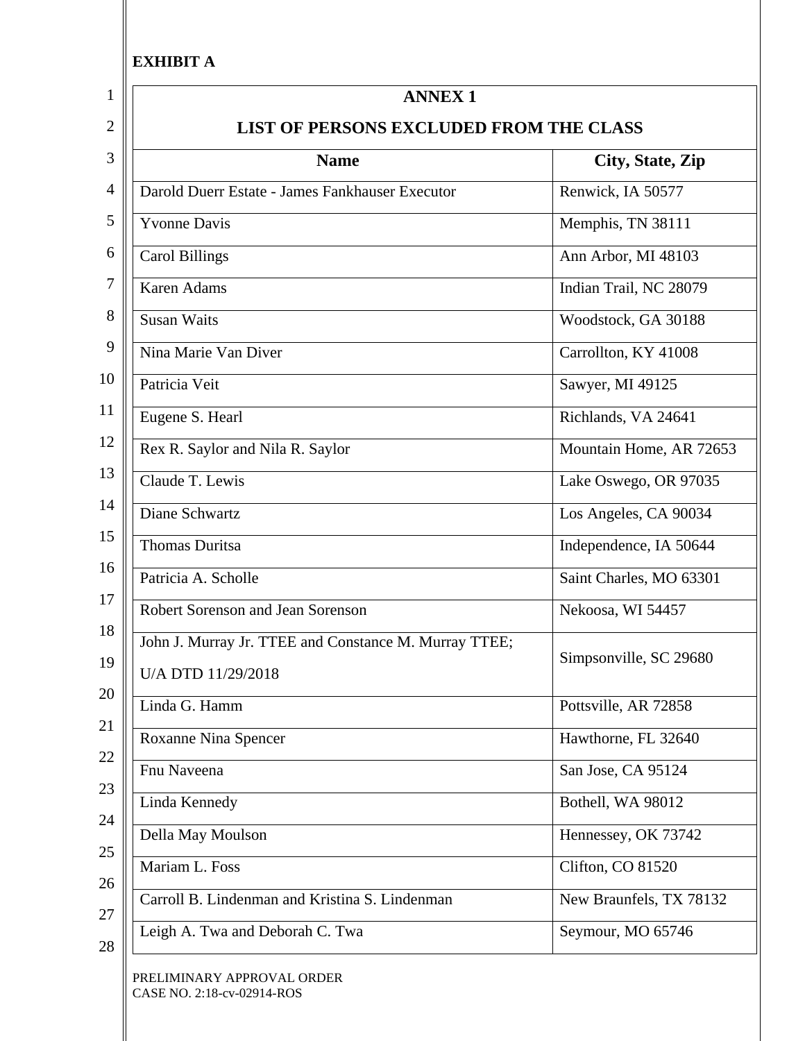**EXHIBIT A**

| ANNEX 1<br>LIST OF PERSONS EXCLUDED FROM THE CLASS | |
|---|---|
| **Name** | **City, State, Zip** |
| Darold Duerr Estate - James Fankhauser Executor | Renwick, IA 50577 |
| Yvonne Davis | Memphis, TN 38111 |
| Carol Billings | Ann Arbor, MI 48103 |
| Karen Adams | Indian Trail, NC 28079 |
| Susan Waits | Woodstock, GA 30188 |
| Nina Marie Van Diver | Carrollton, KY 41008 |
| Patricia Veit | Sawyer, MI 49125 |
| Eugene S. Hearl | Richlands, VA 24641 |
| Rex R. Saylor and Nila R. Saylor | Mountain Home, AR 72653 |
| Claude T. Lewis | Lake Oswego, OR 97035 |
| Diane Schwartz | Los Angeles, CA 90034 |
| Thomas Duritsa | Independence, IA 50644 |
| Patricia A. Scholle | Saint Charles, MO 63301 |
| Robert Sorenson and Jean Sorenson | Nekoosa, WI 54457 |
| John J. Murray Jr. TTEE and Constance M. Murray TTEE; U/A DTD 11/29/2018 | Simpsonville, SC 29680 |
| Linda G. Hamm | Pottsville, AR 72858 |
| Roxanne Nina Spencer | Hawthorne, FL 32640 |
| Fnu Naveena | San Jose, CA 95124 |
| Linda Kennedy | Bothell, WA 98012 |
| Della May Moulson | Hennessey, OK 73742 |
| Mariam L. Foss | Clifton, CO 81520 |
| Carroll B. Lindenman and Kristina S. Lindenman | New Braunfels, TX 78132 |
| Leigh A. Twa and Deborah C. Twa | Seymour, MO 65746 |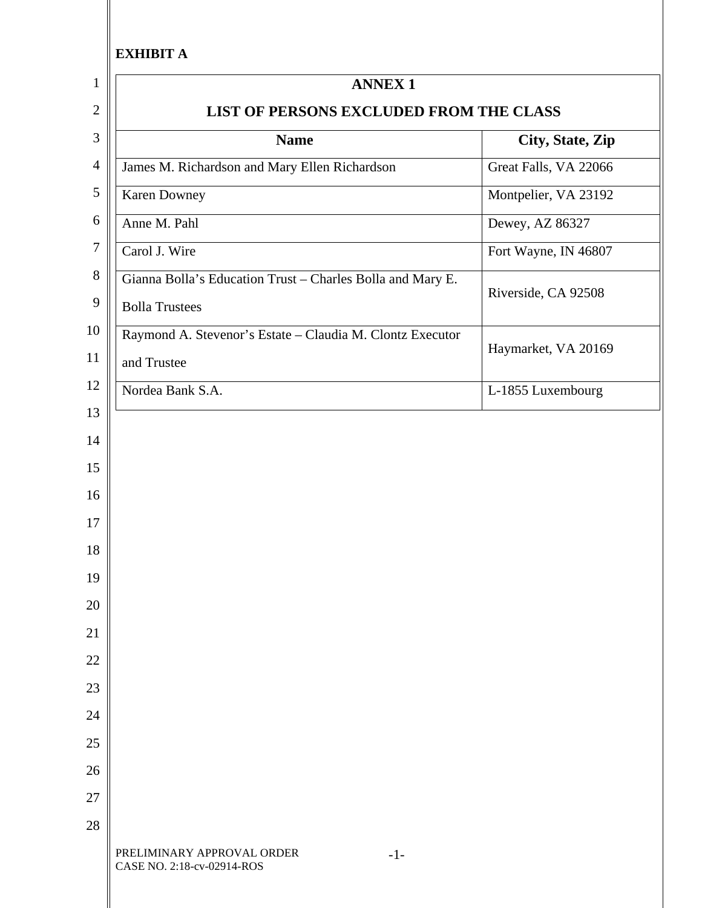**EXHIBIT A**

## ANNEX 1

## LIST OF PERSONS EXCLUDED FROM THE CLASS

| Name | City, State, Zip |
|---|---|
| James M. Richardson and Mary Ellen Richardson | Great Falls, VA 22066 |
| Karen Downey | Montpelier, VA 23192 |
| Anne M. Pahl | Dewey, AZ 86327 |
| Carol J. Wire | Fort Wayne, IN 46807 |
| Gianna Bolla's Education Trust – Charles Bolla and Mary E. Bolla Trustees | Riverside, CA 92508 |
| Raymond A. Stevenor's Estate – Claudia M. Clontz Executor and Trustee | Haymarket, VA 20169 |
| Nordea Bank S.A. | L-1855 Luxembourg |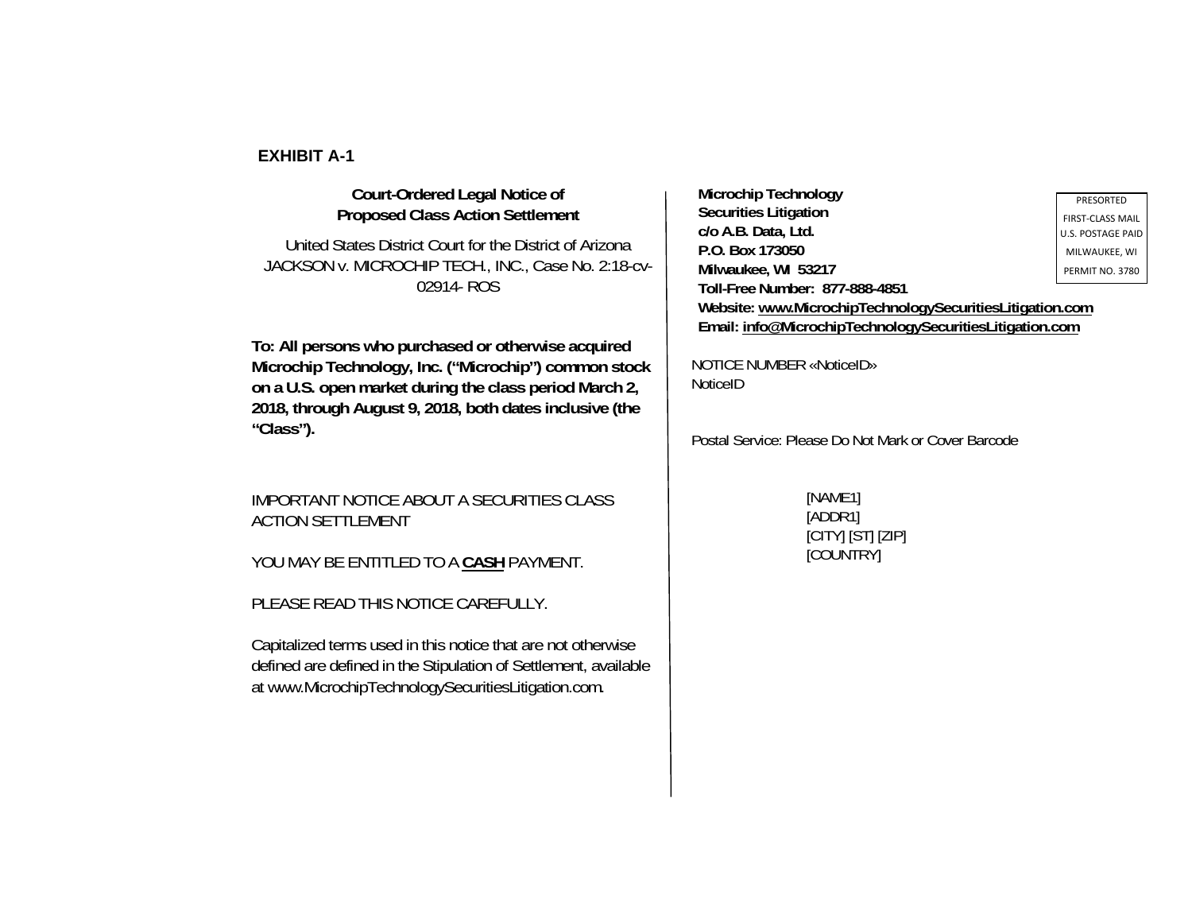**EXHIBIT A-1**

**Court-Ordered Legal Notice of Proposed Class Action Settlement**

United States District Court for the District of Arizona
JACKSON v. MICROCHIP TECH., INC., Case No. 2:18-cv-02914- ROS

**To: All persons who purchased or otherwise acquired Microchip Technology, Inc. ("Microchip") common stock on a U.S. open market during the class period March 2, 2018, through August 9, 2018, both dates inclusive (the "Class").**

IMPORTANT NOTICE ABOUT A SECURITIES CLASS ACTION SETTLEMENT

YOU MAY BE ENTITLED TO A **CASH** PAYMENT.

PLEASE READ THIS NOTICE CAREFULLY.

Capitalized terms used in this notice that are not otherwise defined are defined in the Stipulation of Settlement, available at www.MicrochipTechnologySecuritiesLitigation.com.

**Microchip Technology**
**Securities Litigation**
**c/o A.B. Data, Ltd.**
**P.O. Box 173050**
**Milwaukee, WI 53217**
**Toll-Free Number: 877-888-4851**
**Website: www.MicrochipTechnologySecuritiesLitigation.com**
**Email: info@MicrochipTechnologySecuritiesLitigation.com**

PRESORTED
FIRST-CLASS MAIL
U.S. POSTAGE PAID
MILWAUKEE, WI
PERMIT NO. 3780

NOTICE NUMBER «NoticeID»
NoticeID

Postal Service: Please Do Not Mark or Cover Barcode

[NAME1]
[ADDR1]
[CITY] [ST] [ZIP]
[COUNTRY]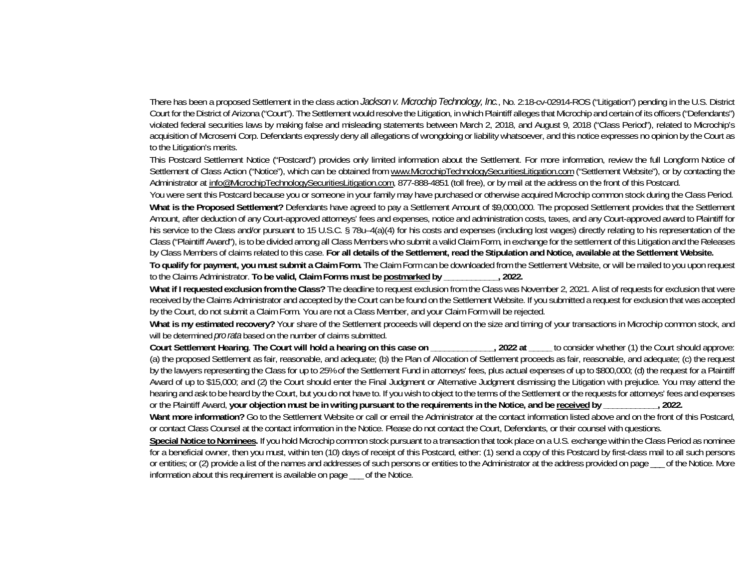There has been a proposed Settlement in the class action *Jackson v. Microchip Technology, Inc.*, No. 2:18-cv-02914-ROS ("Litigation") pending in the U.S. District Court for the District of Arizona ("Court"). The Settlement would resolve the Litigation, in which Plaintiff alleges that Microchip and certain of its officers ("Defendants") violated federal securities laws by making false and misleading statements between March 2, 2018, and August 9, 2018 ("Class Period"), related to Microchip's acquisition of Microsemi Corp. Defendants expressly deny all allegations of wrongdoing or liability whatsoever, and this notice expresses no opinion by the Court as to the Litigation's merits.

This Postcard Settlement Notice ("Postcard") provides only limited information about the Settlement. For more information, review the full Longform Notice of Settlement of Class Action ("Notice"), which can be obtained from www.MicrochipTechnologySecuritiesLitigation.com ("Settlement Website"), or by contacting the Administrator at info@MicrochipTechnologySecuritiesLitigation.com, 877-888-4851 (toll free), or by mail at the address on the front of this Postcard.

You were sent this Postcard because you or someone in your family may have purchased or otherwise acquired Microchip common stock during the Class Period.

**What is the Proposed Settlement?** Defendants have agreed to pay a Settlement Amount of $9,000,000. The proposed Settlement provides that the Settlement Amount, after deduction of any Court-approved attorneys' fees and expenses, notice and administration costs, taxes, and any Court-approved award to Plaintiff for his service to the Class and/or pursuant to 15 U.S.C. § 78u–4(a)(4) for his costs and expenses (including lost wages) directly relating to his representation of the Class ("Plaintiff Award"), is to be divided among all Class Members who submit a valid Claim Form, in exchange for the settlement of this Litigation and the Releases by Class Members of claims related to this case. **For all details of the Settlement, read the Stipulation and Notice, available at the Settlement Website.**

**To qualify for payment, you must submit a Claim Form.** The Claim Form can be downloaded from the Settlement Website, or will be mailed to you upon request to the Claims Administrator. **To be valid, Claim Forms must be <u>postmarked</u> by ___________, 2022.**

**What if I requested exclusion from the Class?** The deadline to request exclusion from the Class was November 2, 2021. A list of requests for exclusion that were received by the Claims Administrator and accepted by the Court can be found on the Settlement Website. If you submitted a request for exclusion that was accepted by the Court, do not submit a Claim Form. You are not a Class Member, and your Claim Form will be rejected.

**What is my estimated recovery?** Your share of the Settlement proceeds will depend on the size and timing of your transactions in Microchip common stock, and will be determined *pro rata* based on the number of claims submitted.

**Court Settlement Hearing**. **The Court will hold a hearing on this case on _____________, 2022 at** _____ to consider whether (1) the Court should approve: (a) the proposed Settlement as fair, reasonable, and adequate; (b) the Plan of Allocation of Settlement proceeds as fair, reasonable, and adequate; (c) the request by the lawyers representing the Class for up to 25% of the Settlement Fund in attorneys' fees, plus actual expenses of up to $800,000; (d) the request for a Plaintiff Award of up to $15,000; and (2) the Court should enter the Final Judgment or Alternative Judgment dismissing the Litigation with prejudice. You may attend the hearing and ask to be heard by the Court, but you do not have to. If you wish to object to the terms of the Settlement or the requests for attorneys' fees and expenses or the Plaintiff Award, **your objection must be in writing pursuant to the requirements in the Notice, and be <u>received</u> by ___________, 2022.**

**Want more information?** Go to the Settlement Website or call or email the Administrator at the contact information listed above and on the front of this Postcard, or contact Class Counsel at the contact information in the Notice. Please do not contact the Court, Defendants, or their counsel with questions.

**<u>Special Notice to Nominees</u>.** If you hold Microchip common stock pursuant to a transaction that took place on a U.S. exchange within the Class Period as nominee for a beneficial owner, then you must, within ten (10) days of receipt of this Postcard, either: (1) send a copy of this Postcard by first-class mail to all such persons or entities; or (2) provide a list of the names and addresses of such persons or entities to the Administrator at the address provided on page ___ of the Notice. More information about this requirement is available on page ___ of the Notice.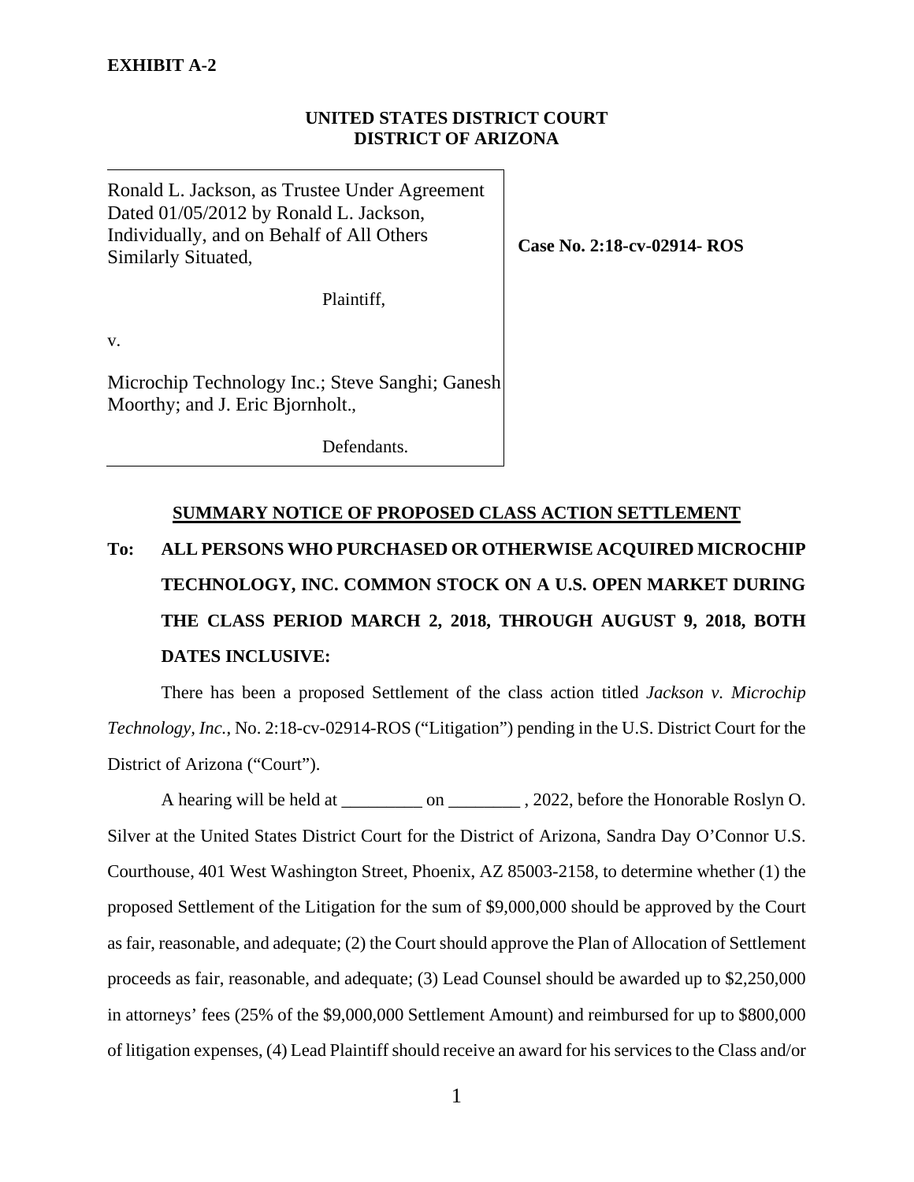**EXHIBIT A-2**

**UNITED STATES DISTRICT COURT**
**DISTRICT OF ARIZONA**

| | |
|---|---|
| Ronald L. Jackson, as Trustee Under Agreement Dated 01/05/2012 by Ronald L. Jackson, Individually, and on Behalf of All Others Similarly Situated,<br><br>Plaintiff,<br><br>v.<br><br>Microchip Technology Inc.; Steve Sanghi; Ganesh Moorthy; and J. Eric Bjornholt.,<br><br>Defendants. | **Case No. 2:18-cv-02914- ROS** |

**SUMMARY NOTICE OF PROPOSED CLASS ACTION SETTLEMENT**

**To: ALL PERSONS WHO PURCHASED OR OTHERWISE ACQUIRED MICROCHIP TECHNOLOGY, INC. COMMON STOCK ON A U.S. OPEN MARKET DURING THE CLASS PERIOD MARCH 2, 2018, THROUGH AUGUST 9, 2018, BOTH DATES INCLUSIVE:**

There has been a proposed Settlement of the class action titled *Jackson v. Microchip Technology, Inc.*, No. 2:18-cv-02914-ROS ("Litigation") pending in the U.S. District Court for the District of Arizona ("Court").

A hearing will be held at _________ on ________ , 2022, before the Honorable Roslyn O. Silver at the United States District Court for the District of Arizona, Sandra Day O'Connor U.S. Courthouse, 401 West Washington Street, Phoenix, AZ 85003-2158, to determine whether (1) the proposed Settlement of the Litigation for the sum of $9,000,000 should be approved by the Court as fair, reasonable, and adequate; (2) the Court should approve the Plan of Allocation of Settlement proceeds as fair, reasonable, and adequate; (3) Lead Counsel should be awarded up to $2,250,000 in attorneys' fees (25% of the $9,000,000 Settlement Amount) and reimbursed for up to $800,000 of litigation expenses, (4) Lead Plaintiff should receive an award for his services to the Class and/or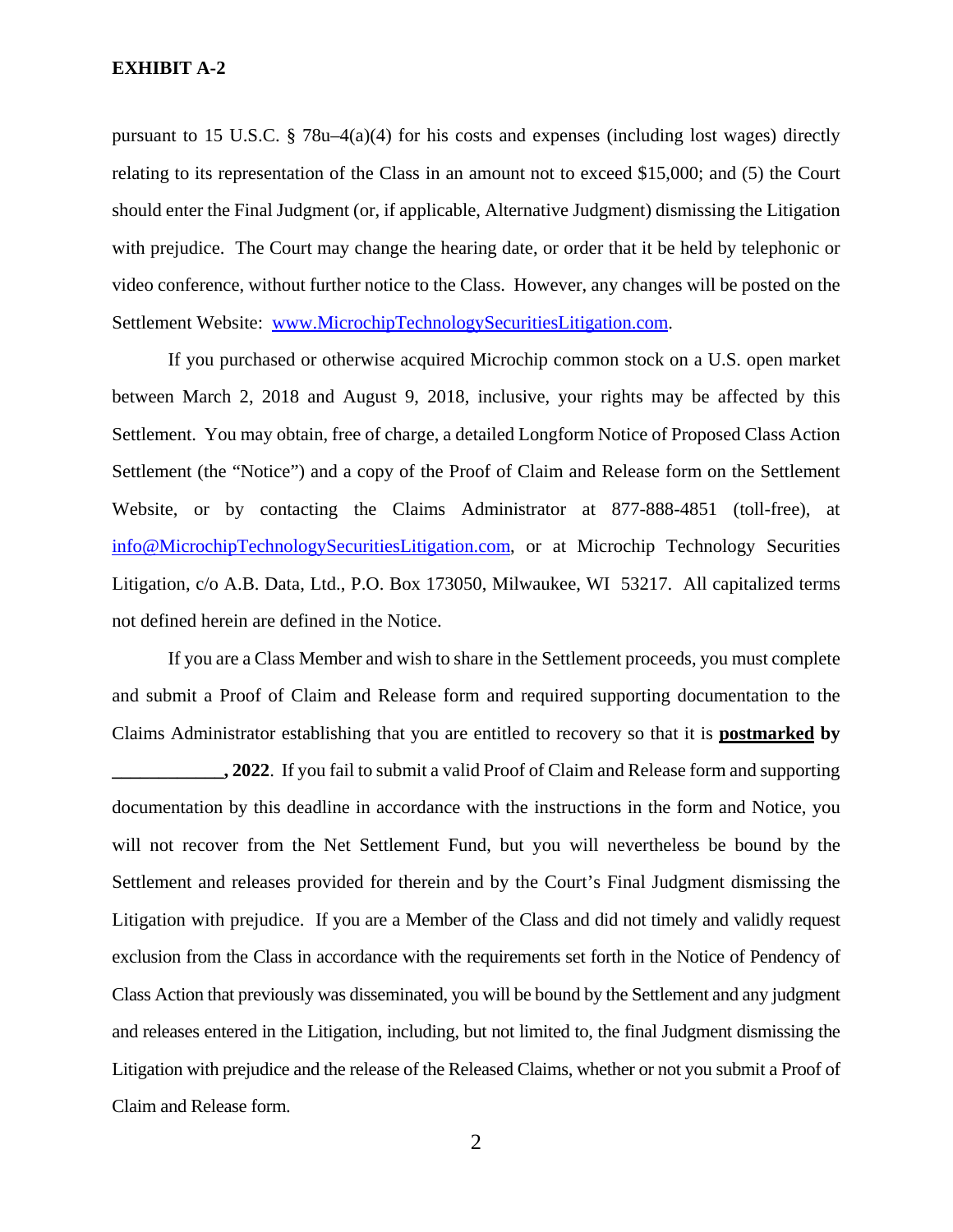**EXHIBIT A-2**

pursuant to 15 U.S.C. § 78u–4(a)(4) for his costs and expenses (including lost wages) directly relating to its representation of the Class in an amount not to exceed $15,000; and (5) the Court should enter the Final Judgment (or, if applicable, Alternative Judgment) dismissing the Litigation with prejudice. The Court may change the hearing date, or order that it be held by telephonic or video conference, without further notice to the Class. However, any changes will be posted on the Settlement Website: www.MicrochipTechnologySecuritiesLitigation.com.

If you purchased or otherwise acquired Microchip common stock on a U.S. open market between March 2, 2018 and August 9, 2018, inclusive, your rights may be affected by this Settlement. You may obtain, free of charge, a detailed Longform Notice of Proposed Class Action Settlement (the "Notice") and a copy of the Proof of Claim and Release form on the Settlement Website, or by contacting the Claims Administrator at 877-888-4851 (toll-free), at info@MicrochipTechnologySecuritiesLitigation.com, or at Microchip Technology Securities Litigation, c/o A.B. Data, Ltd., P.O. Box 173050, Milwaukee, WI 53217. All capitalized terms not defined herein are defined in the Notice.

If you are a Class Member and wish to share in the Settlement proceeds, you must complete and submit a Proof of Claim and Release form and required supporting documentation to the Claims Administrator establishing that you are entitled to recovery so that it is **postmarked by ____________, 2022**. If you fail to submit a valid Proof of Claim and Release form and supporting documentation by this deadline in accordance with the instructions in the form and Notice, you will not recover from the Net Settlement Fund, but you will nevertheless be bound by the Settlement and releases provided for therein and by the Court's Final Judgment dismissing the Litigation with prejudice. If you are a Member of the Class and did not timely and validly request exclusion from the Class in accordance with the requirements set forth in the Notice of Pendency of Class Action that previously was disseminated, you will be bound by the Settlement and any judgment and releases entered in the Litigation, including, but not limited to, the final Judgment dismissing the Litigation with prejudice and the release of the Released Claims, whether or not you submit a Proof of Claim and Release form.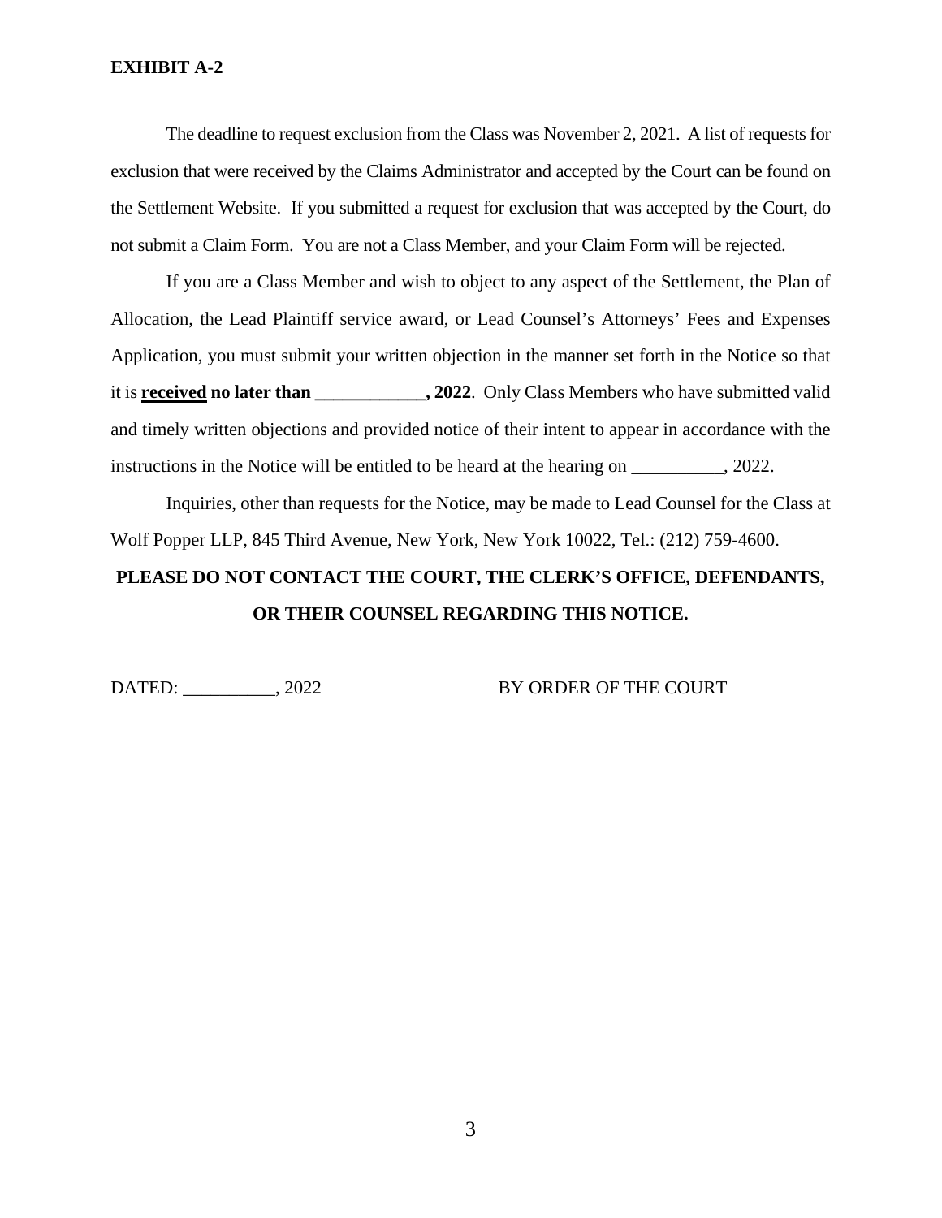**EXHIBIT A-2**

The deadline to request exclusion from the Class was November 2, 2021. A list of requests for exclusion that were received by the Claims Administrator and accepted by the Court can be found on the Settlement Website. If you submitted a request for exclusion that was accepted by the Court, do not submit a Claim Form. You are not a Class Member, and your Claim Form will be rejected.

If you are a Class Member and wish to object to any aspect of the Settlement, the Plan of Allocation, the Lead Plaintiff service award, or Lead Counsel's Attorneys' Fees and Expenses Application, you must submit your written objection in the manner set forth in the Notice so that it is **received no later than ____________, 2022**. Only Class Members who have submitted valid and timely written objections and provided notice of their intent to appear in accordance with the instructions in the Notice will be entitled to be heard at the hearing on __________, 2022.

Inquiries, other than requests for the Notice, may be made to Lead Counsel for the Class at Wolf Popper LLP, 845 Third Avenue, New York, New York 10022, Tel.: (212) 759-4600.

**PLEASE DO NOT CONTACT THE COURT, THE CLERK'S OFFICE, DEFENDANTS, OR THEIR COUNSEL REGARDING THIS NOTICE.**

DATED: __________, 2022 BY ORDER OF THE COURT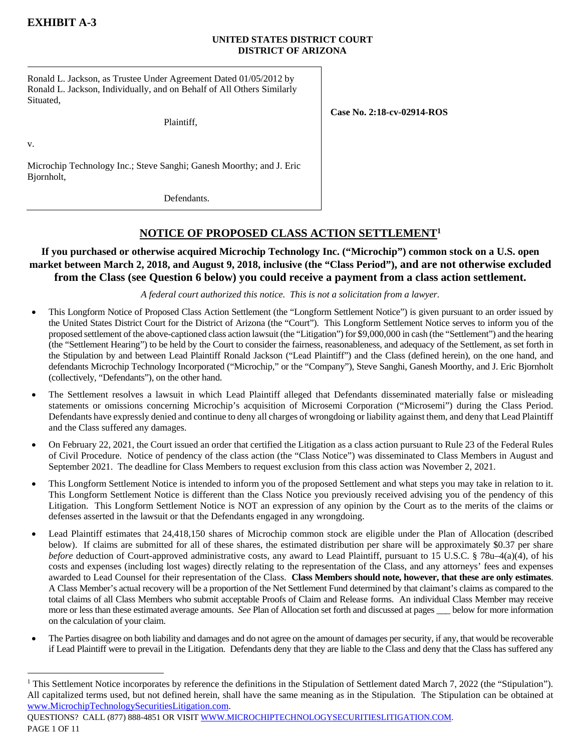**EXHIBIT A-3**

**UNITED STATES DISTRICT COURT**
**DISTRICT OF ARIZONA**

| | |
|---|---|
| Ronald L. Jackson, as Trustee Under Agreement Dated 01/05/2012 by Ronald L. Jackson, Individually, and on Behalf of All Others Similarly Situated,<br><br>Plaintiff,<br><br>v.<br><br>Microchip Technology Inc.; Steve Sanghi; Ganesh Moorthy; and J. Eric Bjornholt,<br><br>Defendants. | **Case No. 2:18-cv-02914-ROS** |

# NOTICE OF PROPOSED CLASS ACTION SETTLEMENT[1]

**If you purchased or otherwise acquired Microchip Technology Inc. ("Microchip") common stock on a U.S. open market between March 2, 2018, and August 9, 2018, inclusive (the "Class Period"), and are not otherwise excluded from the Class (see Question 6 below) you could receive a payment from a class action settlement.**

*A federal court authorized this notice. This is not a solicitation from a lawyer.*

- This Longform Notice of Proposed Class Action Settlement (the "Longform Settlement Notice") is given pursuant to an order issued by the United States District Court for the District of Arizona (the "Court"). This Longform Settlement Notice serves to inform you of the proposed settlement of the above-captioned class action lawsuit (the "Litigation") for $9,000,000 in cash (the "Settlement") and the hearing (the "Settlement Hearing") to be held by the Court to consider the fairness, reasonableness, and adequacy of the Settlement, as set forth in the Stipulation by and between Lead Plaintiff Ronald Jackson ("Lead Plaintiff") and the Class (defined herein), on the one hand, and defendants Microchip Technology Incorporated ("Microchip," or the "Company"), Steve Sanghi, Ganesh Moorthy, and J. Eric Bjornholt (collectively, "Defendants"), on the other hand.

- The Settlement resolves a lawsuit in which Lead Plaintiff alleged that Defendants disseminated materially false or misleading statements or omissions concerning Microchip's acquisition of Microsemi Corporation ("Microsemi") during the Class Period. Defendants have expressly denied and continue to deny all charges of wrongdoing or liability against them, and deny that Lead Plaintiff and the Class suffered any damages.

- On February 22, 2021, the Court issued an order that certified the Litigation as a class action pursuant to Rule 23 of the Federal Rules of Civil Procedure. Notice of pendency of the class action (the "Class Notice") was disseminated to Class Members in August and September 2021. The deadline for Class Members to request exclusion from this class action was November 2, 2021.

- This Longform Settlement Notice is intended to inform you of the proposed Settlement and what steps you may take in relation to it. This Longform Settlement Notice is different than the Class Notice you previously received advising you of the pendency of this Litigation. This Longform Settlement Notice is NOT an expression of any opinion by the Court as to the merits of the claims or defenses asserted in the lawsuit or that the Defendants engaged in any wrongdoing.

- Lead Plaintiff estimates that 24,418,150 shares of Microchip common stock are eligible under the Plan of Allocation (described below). If claims are submitted for all of these shares, the estimated distribution per share will be approximately $0.37 per share *before* deduction of Court-approved administrative costs, any award to Lead Plaintiff, pursuant to 15 U.S.C. § 78u–4(a)(4), of his costs and expenses (including lost wages) directly relating to the representation of the Class, and any attorneys' fees and expenses awarded to Lead Counsel for their representation of the Class. **Class Members should note, however, that these are only estimates**. A Class Member's actual recovery will be a proportion of the Net Settlement Fund determined by that claimant's claims as compared to the total claims of all Class Members who submit acceptable Proofs of Claim and Release forms. An individual Class Member may receive more or less than these estimated average amounts. *See* Plan of Allocation set forth and discussed at pages ___ below for more information on the calculation of your claim.

- The Parties disagree on both liability and damages and do not agree on the amount of damages per security, if any, that would be recoverable if Lead Plaintiff were to prevail in the Litigation. Defendants deny that they are liable to the Class and deny that the Class has suffered any

[1] This Settlement Notice incorporates by reference the definitions in the Stipulation of Settlement dated March 7, 2022 (the "Stipulation"). All capitalized terms used, but not defined herein, shall have the same meaning as in the Stipulation. The Stipulation can be obtained at www.MicrochipTechnologySecuritiesLitigation.com.

QUESTIONS? CALL (877) 888-4851 OR VISIT WWW.MICROCHIPTECHNOLOGYSECURITIESLITIGATION.COM.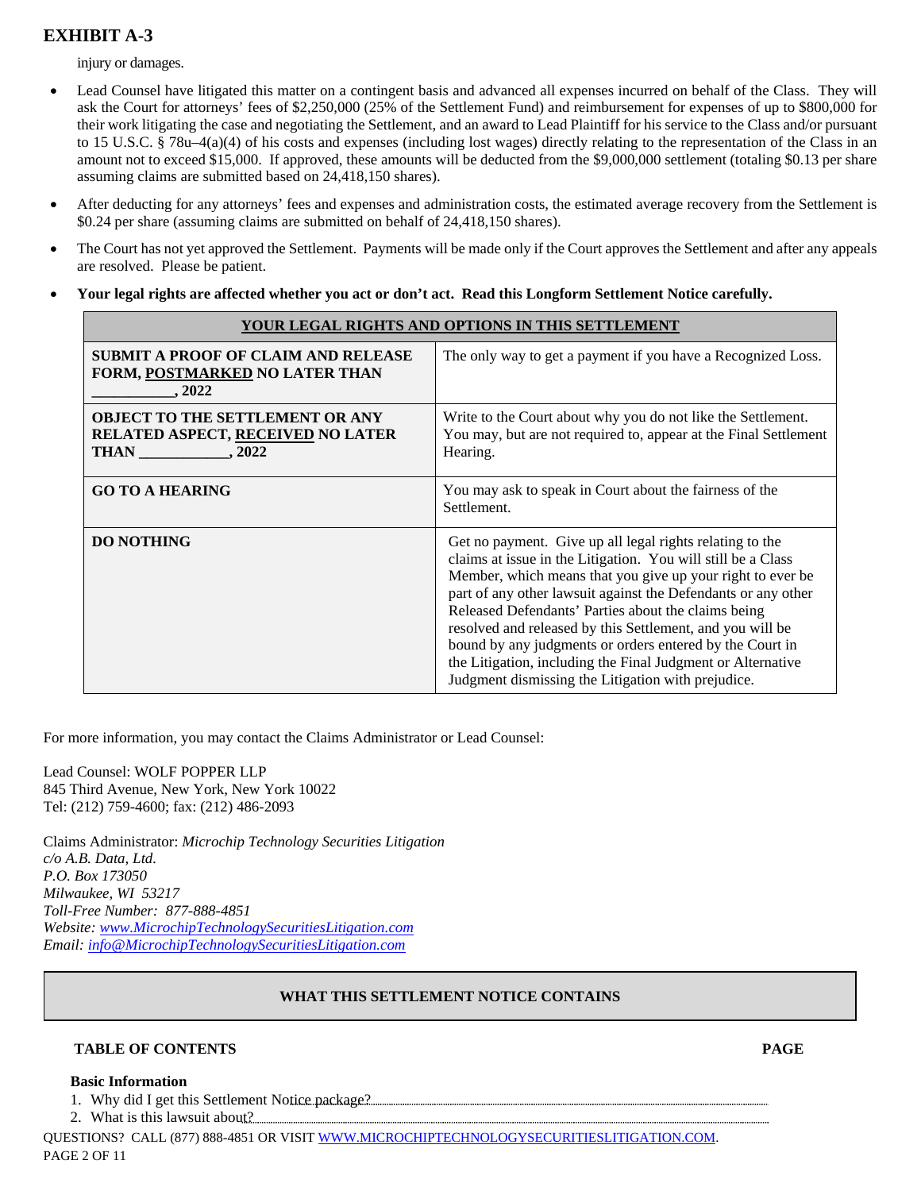# EXHIBIT A-3

injury or damages.

- Lead Counsel have litigated this matter on a contingent basis and advanced all expenses incurred on behalf of the Class. They will ask the Court for attorneys' fees of $2,250,000 (25% of the Settlement Fund) and reimbursement for expenses of up to $800,000 for their work litigating the case and negotiating the Settlement, and an award to Lead Plaintiff for his service to the Class and/or pursuant to 15 U.S.C. § 78u–4(a)(4) of his costs and expenses (including lost wages) directly relating to the representation of the Class in an amount not to exceed $15,000. If approved, these amounts will be deducted from the $9,000,000 settlement (totaling $0.13 per share assuming claims are submitted based on 24,418,150 shares).
- After deducting for any attorneys' fees and expenses and administration costs, the estimated average recovery from the Settlement is $0.24 per share (assuming claims are submitted on behalf of 24,418,150 shares).
- The Court has not yet approved the Settlement. Payments will be made only if the Court approves the Settlement and after any appeals are resolved. Please be patient.
- **Your legal rights are affected whether you act or don't act. Read this Longform Settlement Notice carefully.**

| **YOUR LEGAL RIGHTS AND OPTIONS IN THIS SETTLEMENT** | |
|---|---|
| **SUBMIT A PROOF OF CLAIM AND RELEASE FORM, POSTMARKED NO LATER THAN ___________, 2022** | The only way to get a payment if you have a Recognized Loss. |
| **OBJECT TO THE SETTLEMENT OR ANY RELATED ASPECT, RECEIVED NO LATER THAN ___________, 2022** | Write to the Court about why you do not like the Settlement. You may, but are not required to, appear at the Final Settlement Hearing. |
| **GO TO A HEARING** | You may ask to speak in Court about the fairness of the Settlement. |
| **DO NOTHING** | Get no payment. Give up all legal rights relating to the claims at issue in the Litigation. You will still be a Class Member, which means that you give up your right to ever be part of any other lawsuit against the Defendants or any other Released Defendants' Parties about the claims being resolved and released by this Settlement, and you will be bound by any judgments or orders entered by the Court in the Litigation, including the Final Judgment or Alternative Judgment dismissing the Litigation with prejudice. |

For more information, you may contact the Claims Administrator or Lead Counsel:

Lead Counsel: WOLF POPPER LLP
845 Third Avenue, New York, New York 10022
Tel: (212) 759-4600; fax: (212) 486-2093

Claims Administrator: *Microchip Technology Securities Litigation*
*c/o A.B. Data, Ltd.*
*P.O. Box 173050*
*Milwaukee, WI 53217*
*Toll-Free Number: 877-888-4851*
*Website: www.MicrochipTechnologySecuritiesLitigation.com*
*Email: info@MicrochipTechnologySecuritiesLitigation.com*

## WHAT THIS SETTLEMENT NOTICE CONTAINS

**TABLE OF CONTENTS** **PAGE**

**Basic Information**

1. Why did I get this Settlement Notice package?
2. What is this lawsuit about?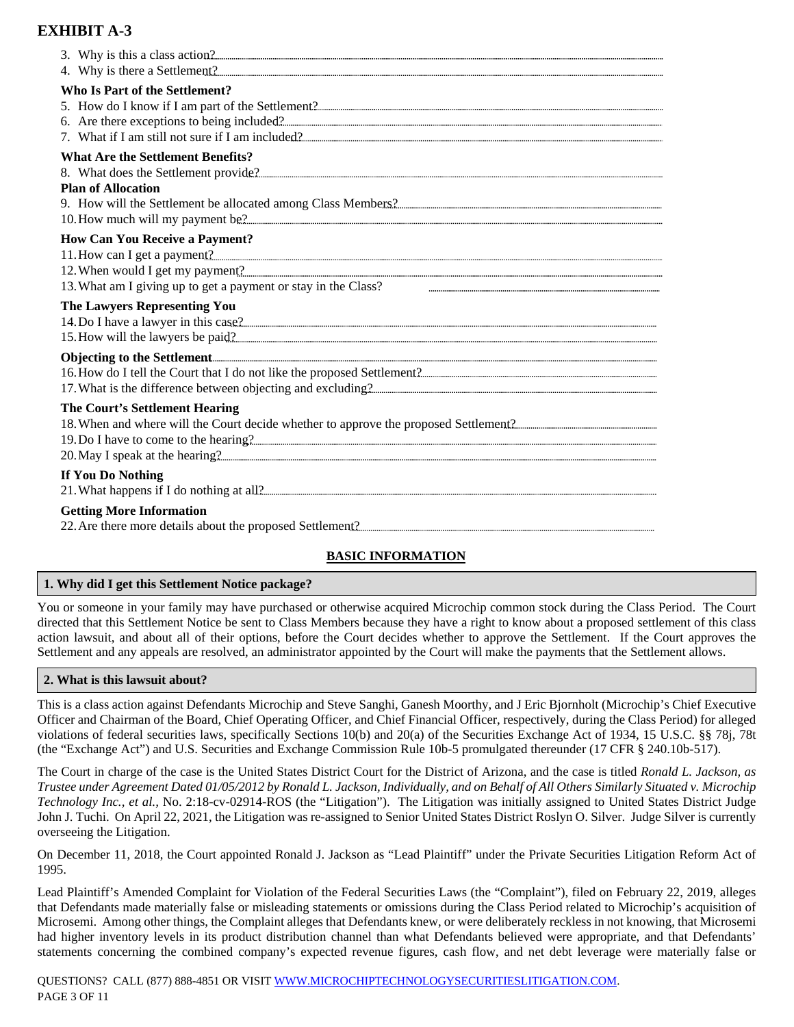**EXHIBIT A-3**

3. Why is this a class action?
4. Why is there a Settlement?

**Who Is Part of the Settlement?**

5. How do I know if I am part of the Settlement?
6. Are there exceptions to being included?
7. What if I am still not sure if I am included?

**What Are the Settlement Benefits?**

8. What does the Settlement provide?

**Plan of Allocation**

9. How will the Settlement be allocated among Class Members?
10. How much will my payment be?

**How Can You Receive a Payment?**

11. How can I get a payment?
12. When would I get my payment?
13. What am I giving up to get a payment or stay in the Class?

**The Lawyers Representing You**

14. Do I have a lawyer in this case?
15. How will the lawyers be paid?

**Objecting to the Settlement**

16. How do I tell the Court that I do not like the proposed Settlement?
17. What is the difference between objecting and excluding?

**The Court's Settlement Hearing**

18. When and where will the Court decide whether to approve the proposed Settlement?
19. Do I have to come to the hearing?
20. May I speak at the hearing?

**If You Do Nothing**

21. What happens if I do nothing at all?

**Getting More Information**

22. Are there more details about the proposed Settlement?

## BASIC INFORMATION

### 1. Why did I get this Settlement Notice package?

You or someone in your family may have purchased or otherwise acquired Microchip common stock during the Class Period. The Court directed that this Settlement Notice be sent to Class Members because they have a right to know about a proposed settlement of this class action lawsuit, and about all of their options, before the Court decides whether to approve the Settlement. If the Court approves the Settlement and any appeals are resolved, an administrator appointed by the Court will make the payments that the Settlement allows.

### 2. What is this lawsuit about?

This is a class action against Defendants Microchip and Steve Sanghi, Ganesh Moorthy, and J Eric Bjornholt (Microchip's Chief Executive Officer and Chairman of the Board, Chief Operating Officer, and Chief Financial Officer, respectively, during the Class Period) for alleged violations of federal securities laws, specifically Sections 10(b) and 20(a) of the Securities Exchange Act of 1934, 15 U.S.C. §§ 78j, 78t (the "Exchange Act") and U.S. Securities and Exchange Commission Rule 10b-5 promulgated thereunder (17 CFR § 240.10b-517).

The Court in charge of the case is the United States District Court for the District of Arizona, and the case is titled *Ronald L. Jackson, as Trustee under Agreement Dated 01/05/2012 by Ronald L. Jackson, Individually, and on Behalf of All Others Similarly Situated v. Microchip Technology Inc., et al.*, No. 2:18-cv-02914-ROS (the "Litigation"). The Litigation was initially assigned to United States District Judge John J. Tuchi. On April 22, 2021, the Litigation was re-assigned to Senior United States District Roslyn O. Silver. Judge Silver is currently overseeing the Litigation.

On December 11, 2018, the Court appointed Ronald J. Jackson as "Lead Plaintiff" under the Private Securities Litigation Reform Act of 1995.

Lead Plaintiff's Amended Complaint for Violation of the Federal Securities Laws (the "Complaint"), filed on February 22, 2019, alleges that Defendants made materially false or misleading statements or omissions during the Class Period related to Microchip's acquisition of Microsemi. Among other things, the Complaint alleges that Defendants knew, or were deliberately reckless in not knowing, that Microsemi had higher inventory levels in its product distribution channel than what Defendants believed were appropriate, and that Defendants' statements concerning the combined company's expected revenue figures, cash flow, and net debt leverage were materially false or

QUESTIONS? CALL (877) 888-4851 OR VISIT WWW.MICROCHIPTECHNOLOGYSECURITIESLITIGATION.COM.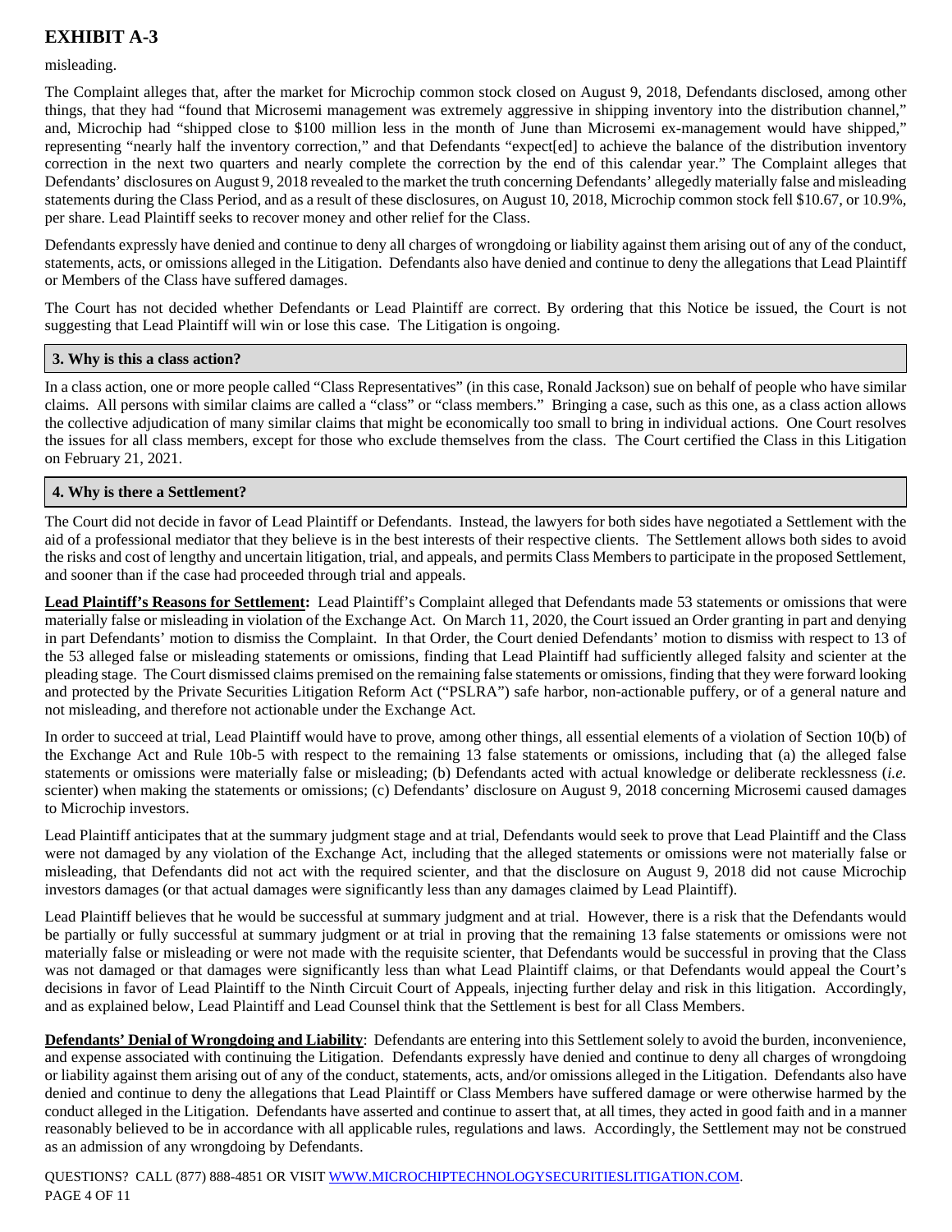misleading.

The Complaint alleges that, after the market for Microchip common stock closed on August 9, 2018, Defendants disclosed, among other things, that they had "found that Microsemi management was extremely aggressive in shipping inventory into the distribution channel," and, Microchip had "shipped close to $100 million less in the month of June than Microsemi ex-management would have shipped," representing "nearly half the inventory correction," and that Defendants "expect[ed] to achieve the balance of the distribution inventory correction in the next two quarters and nearly complete the correction by the end of this calendar year." The Complaint alleges that Defendants' disclosures on August 9, 2018 revealed to the market the truth concerning Defendants' allegedly materially false and misleading statements during the Class Period, and as a result of these disclosures, on August 10, 2018, Microchip common stock fell $10.67, or 10.9%, per share. Lead Plaintiff seeks to recover money and other relief for the Class.

Defendants expressly have denied and continue to deny all charges of wrongdoing or liability against them arising out of any of the conduct, statements, acts, or omissions alleged in the Litigation. Defendants also have denied and continue to deny the allegations that Lead Plaintiff or Members of the Class have suffered damages.

The Court has not decided whether Defendants or Lead Plaintiff are correct. By ordering that this Notice be issued, the Court is not suggesting that Lead Plaintiff will win or lose this case. The Litigation is ongoing.

### 3. Why is this a class action?

In a class action, one or more people called "Class Representatives" (in this case, Ronald Jackson) sue on behalf of people who have similar claims. All persons with similar claims are called a "class" or "class members." Bringing a case, such as this one, as a class action allows the collective adjudication of many similar claims that might be economically too small to bring in individual actions. One Court resolves the issues for all class members, except for those who exclude themselves from the class. The Court certified the Class in this Litigation on February 21, 2021.

### 4. Why is there a Settlement?

The Court did not decide in favor of Lead Plaintiff or Defendants. Instead, the lawyers for both sides have negotiated a Settlement with the aid of a professional mediator that they believe is in the best interests of their respective clients. The Settlement allows both sides to avoid the risks and cost of lengthy and uncertain litigation, trial, and appeals, and permits Class Members to participate in the proposed Settlement, and sooner than if the case had proceeded through trial and appeals.

**Lead Plaintiff's Reasons for Settlement:** Lead Plaintiff's Complaint alleged that Defendants made 53 statements or omissions that were materially false or misleading in violation of the Exchange Act. On March 11, 2020, the Court issued an Order granting in part and denying in part Defendants' motion to dismiss the Complaint. In that Order, the Court denied Defendants' motion to dismiss with respect to 13 of the 53 alleged false or misleading statements or omissions, finding that Lead Plaintiff had sufficiently alleged falsity and scienter at the pleading stage. The Court dismissed claims premised on the remaining false statements or omissions, finding that they were forward looking and protected by the Private Securities Litigation Reform Act ("PSLRA") safe harbor, non-actionable puffery, or of a general nature and not misleading, and therefore not actionable under the Exchange Act.

In order to succeed at trial, Lead Plaintiff would have to prove, among other things, all essential elements of a violation of Section 10(b) of the Exchange Act and Rule 10b-5 with respect to the remaining 13 false statements or omissions, including that (a) the alleged false statements or omissions were materially false or misleading; (b) Defendants acted with actual knowledge or deliberate recklessness (*i.e.* scienter) when making the statements or omissions; (c) Defendants' disclosure on August 9, 2018 concerning Microsemi caused damages to Microchip investors.

Lead Plaintiff anticipates that at the summary judgment stage and at trial, Defendants would seek to prove that Lead Plaintiff and the Class were not damaged by any violation of the Exchange Act, including that the alleged statements or omissions were not materially false or misleading, that Defendants did not act with the required scienter, and that the disclosure on August 9, 2018 did not cause Microchip investors damages (or that actual damages were significantly less than any damages claimed by Lead Plaintiff).

Lead Plaintiff believes that he would be successful at summary judgment and at trial. However, there is a risk that the Defendants would be partially or fully successful at summary judgment or at trial in proving that the remaining 13 false statements or omissions were not materially false or misleading or were not made with the requisite scienter, that Defendants would be successful in proving that the Class was not damaged or that damages were significantly less than what Lead Plaintiff claims, or that Defendants would appeal the Court's decisions in favor of Lead Plaintiff to the Ninth Circuit Court of Appeals, injecting further delay and risk in this litigation. Accordingly, and as explained below, Lead Plaintiff and Lead Counsel think that the Settlement is best for all Class Members.

**Defendants' Denial of Wrongdoing and Liability**: Defendants are entering into this Settlement solely to avoid the burden, inconvenience, and expense associated with continuing the Litigation. Defendants expressly have denied and continue to deny all charges of wrongdoing or liability against them arising out of any of the conduct, statements, acts, and/or omissions alleged in the Litigation. Defendants also have denied and continue to deny the allegations that Lead Plaintiff or Class Members have suffered damage or were otherwise harmed by the conduct alleged in the Litigation. Defendants have asserted and continue to assert that, at all times, they acted in good faith and in a manner reasonably believed to be in accordance with all applicable rules, regulations and laws. Accordingly, the Settlement may not be construed as an admission of any wrongdoing by Defendants.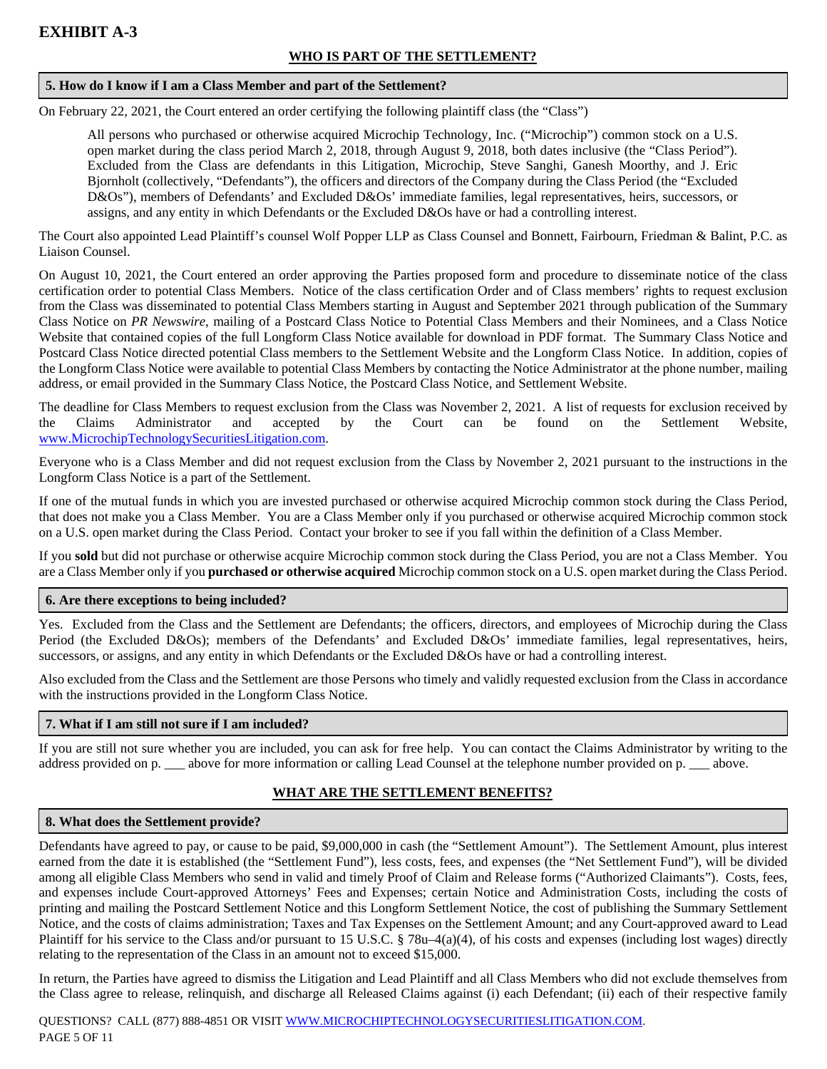**EXHIBIT A-3**

## WHO IS PART OF THE SETTLEMENT?

### 5. How do I know if I am a Class Member and part of the Settlement?

On February 22, 2021, the Court entered an order certifying the following plaintiff class (the "Class")

> All persons who purchased or otherwise acquired Microchip Technology, Inc. ("Microchip") common stock on a U.S. open market during the class period March 2, 2018, through August 9, 2018, both dates inclusive (the "Class Period"). Excluded from the Class are defendants in this Litigation, Microchip, Steve Sanghi, Ganesh Moorthy, and J. Eric Bjornholt (collectively, "Defendants"), the officers and directors of the Company during the Class Period (the "Excluded D&Os"), members of Defendants' and Excluded D&Os' immediate families, legal representatives, heirs, successors, or assigns, and any entity in which Defendants or the Excluded D&Os have or had a controlling interest.

The Court also appointed Lead Plaintiff's counsel Wolf Popper LLP as Class Counsel and Bonnett, Fairbourn, Friedman & Balint, P.C. as Liaison Counsel.

On August 10, 2021, the Court entered an order approving the Parties proposed form and procedure to disseminate notice of the class certification order to potential Class Members. Notice of the class certification Order and of Class members' rights to request exclusion from the Class was disseminated to potential Class Members starting in August and September 2021 through publication of the Summary Class Notice on *PR Newswire*, mailing of a Postcard Class Notice to Potential Class Members and their Nominees, and a Class Notice Website that contained copies of the full Longform Class Notice available for download in PDF format. The Summary Class Notice and Postcard Class Notice directed potential Class members to the Settlement Website and the Longform Class Notice. In addition, copies of the Longform Class Notice were available to potential Class Members by contacting the Notice Administrator at the phone number, mailing address, or email provided in the Summary Class Notice, the Postcard Class Notice, and Settlement Website.

The deadline for Class Members to request exclusion from the Class was November 2, 2021. A list of requests for exclusion received by the Claims Administrator and accepted by the Court can be found on the Settlement Website, www.MicrochipTechnologySecuritiesLitigation.com.

Everyone who is a Class Member and did not request exclusion from the Class by November 2, 2021 pursuant to the instructions in the Longform Class Notice is a part of the Settlement.

If one of the mutual funds in which you are invested purchased or otherwise acquired Microchip common stock during the Class Period, that does not make you a Class Member. You are a Class Member only if you purchased or otherwise acquired Microchip common stock on a U.S. open market during the Class Period. Contact your broker to see if you fall within the definition of a Class Member.

If you **sold** but did not purchase or otherwise acquire Microchip common stock during the Class Period, you are not a Class Member. You are a Class Member only if you **purchased or otherwise acquired** Microchip common stock on a U.S. open market during the Class Period.

### 6. Are there exceptions to being included?

Yes. Excluded from the Class and the Settlement are Defendants; the officers, directors, and employees of Microchip during the Class Period (the Excluded D&Os); members of the Defendants' and Excluded D&Os' immediate families, legal representatives, heirs, successors, or assigns, and any entity in which Defendants or the Excluded D&Os have or had a controlling interest.

Also excluded from the Class and the Settlement are those Persons who timely and validly requested exclusion from the Class in accordance with the instructions provided in the Longform Class Notice.

### 7. What if I am still not sure if I am included?

If you are still not sure whether you are included, you can ask for free help. You can contact the Claims Administrator by writing to the address provided on p. ___ above for more information or calling Lead Counsel at the telephone number provided on p. ___ above.

## WHAT ARE THE SETTLEMENT BENEFITS?

### 8. What does the Settlement provide?

Defendants have agreed to pay, or cause to be paid, $9,000,000 in cash (the "Settlement Amount"). The Settlement Amount, plus interest earned from the date it is established (the "Settlement Fund"), less costs, fees, and expenses (the "Net Settlement Fund"), will be divided among all eligible Class Members who send in valid and timely Proof of Claim and Release forms ("Authorized Claimants"). Costs, fees, and expenses include Court-approved Attorneys' Fees and Expenses; certain Notice and Administration Costs, including the costs of printing and mailing the Postcard Settlement Notice and this Longform Settlement Notice, the cost of publishing the Summary Settlement Notice, and the costs of claims administration; Taxes and Tax Expenses on the Settlement Amount; and any Court-approved award to Lead Plaintiff for his service to the Class and/or pursuant to 15 U.S.C. § 78u–4(a)(4), of his costs and expenses (including lost wages) directly relating to the representation of the Class in an amount not to exceed $15,000.

In return, the Parties have agreed to dismiss the Litigation and Lead Plaintiff and all Class Members who did not exclude themselves from the Class agree to release, relinquish, and discharge all Released Claims against (i) each Defendant; (ii) each of their respective family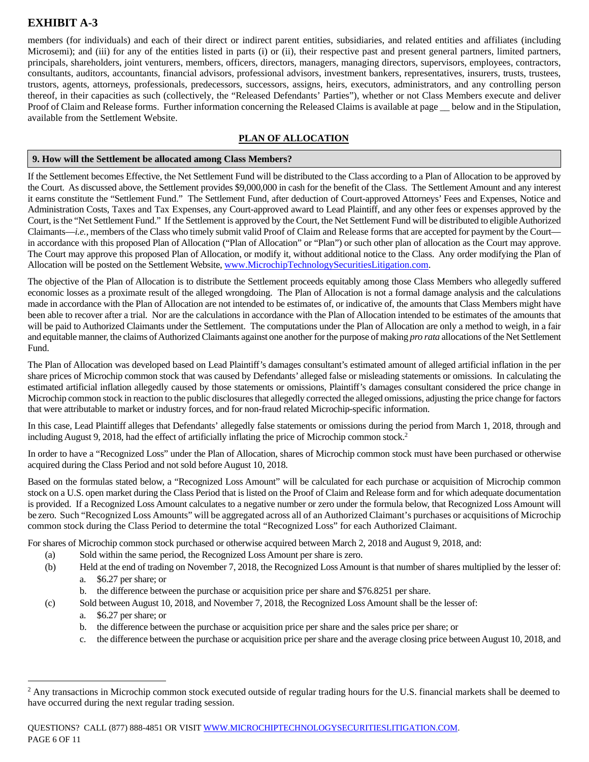# EXHIBIT A-3

members (for individuals) and each of their direct or indirect parent entities, subsidiaries, and related entities and affiliates (including Microsemi); and (iii) for any of the entities listed in parts (i) or (ii), their respective past and present general partners, limited partners, principals, shareholders, joint venturers, members, officers, directors, managers, managing directors, supervisors, employees, contractors, consultants, auditors, accountants, financial advisors, professional advisors, investment bankers, representatives, insurers, trusts, trustees, trustors, agents, attorneys, professionals, predecessors, successors, assigns, heirs, executors, administrators, and any controlling person thereof, in their capacities as such (collectively, the "Released Defendants' Parties"), whether or not Class Members execute and deliver Proof of Claim and Release forms. Further information concerning the Released Claims is available at page __ below and in the Stipulation, available from the Settlement Website.

## PLAN OF ALLOCATION

### 9. How will the Settlement be allocated among Class Members?

If the Settlement becomes Effective, the Net Settlement Fund will be distributed to the Class according to a Plan of Allocation to be approved by the Court. As discussed above, the Settlement provides $9,000,000 in cash for the benefit of the Class. The Settlement Amount and any interest it earns constitute the "Settlement Fund." The Settlement Fund, after deduction of Court-approved Attorneys' Fees and Expenses, Notice and Administration Costs, Taxes and Tax Expenses, any Court-approved award to Lead Plaintiff, and any other fees or expenses approved by the Court, is the "Net Settlement Fund." If the Settlement is approved by the Court, the Net Settlement Fund will be distributed to eligible Authorized Claimants—*i.e.*, members of the Class who timely submit valid Proof of Claim and Release forms that are accepted for payment by the Court—in accordance with this proposed Plan of Allocation ("Plan of Allocation" or "Plan") or such other plan of allocation as the Court may approve. The Court may approve this proposed Plan of Allocation, or modify it, without additional notice to the Class. Any order modifying the Plan of Allocation will be posted on the Settlement Website, www.MicrochipTechnologySecuritiesLitigation.com.

The objective of the Plan of Allocation is to distribute the Settlement proceeds equitably among those Class Members who allegedly suffered economic losses as a proximate result of the alleged wrongdoing. The Plan of Allocation is not a formal damage analysis and the calculations made in accordance with the Plan of Allocation are not intended to be estimates of, or indicative of, the amounts that Class Members might have been able to recover after a trial. Nor are the calculations in accordance with the Plan of Allocation intended to be estimates of the amounts that will be paid to Authorized Claimants under the Settlement. The computations under the Plan of Allocation are only a method to weigh, in a fair and equitable manner, the claims of Authorized Claimants against one another for the purpose of making *pro rata* allocations of the Net Settlement Fund.

The Plan of Allocation was developed based on Lead Plaintiff's damages consultant's estimated amount of alleged artificial inflation in the per share prices of Microchip common stock that was caused by Defendants' alleged false or misleading statements or omissions. In calculating the estimated artificial inflation allegedly caused by those statements or omissions, Plaintiff's damages consultant considered the price change in Microchip common stock in reaction to the public disclosures that allegedly corrected the alleged omissions, adjusting the price change for factors that were attributable to market or industry forces, and for non-fraud related Microchip-specific information.

In this case, Lead Plaintiff alleges that Defendants' allegedly false statements or omissions during the period from March 1, 2018, through and including August 9, 2018, had the effect of artificially inflating the price of Microchip common stock.[2]

In order to have a "Recognized Loss" under the Plan of Allocation, shares of Microchip common stock must have been purchased or otherwise acquired during the Class Period and not sold before August 10, 2018.

Based on the formulas stated below, a "Recognized Loss Amount" will be calculated for each purchase or acquisition of Microchip common stock on a U.S. open market during the Class Period that is listed on the Proof of Claim and Release form and for which adequate documentation is provided. If a Recognized Loss Amount calculates to a negative number or zero under the formula below, that Recognized Loss Amount will be zero. Such "Recognized Loss Amounts" will be aggregated across all of an Authorized Claimant's purchases or acquisitions of Microchip common stock during the Class Period to determine the total "Recognized Loss" for each Authorized Claimant.

For shares of Microchip common stock purchased or otherwise acquired between March 2, 2018 and August 9, 2018, and:

(a) Sold within the same period, the Recognized Loss Amount per share is zero.

(b) Held at the end of trading on November 7, 2018, the Recognized Loss Amount is that number of shares multiplied by the lesser of:
   a. $6.27 per share; or
   b. the difference between the purchase or acquisition price per share and $76.8251 per share.

(c) Sold between August 10, 2018, and November 7, 2018, the Recognized Loss Amount shall be the lesser of:
   a. $6.27 per share; or
   b. the difference between the purchase or acquisition price per share and the sales price per share; or
   c. the difference between the purchase or acquisition price per share and the average closing price between August 10, 2018, and

[2] Any transactions in Microchip common stock executed outside of regular trading hours for the U.S. financial markets shall be deemed to have occurred during the next regular trading session.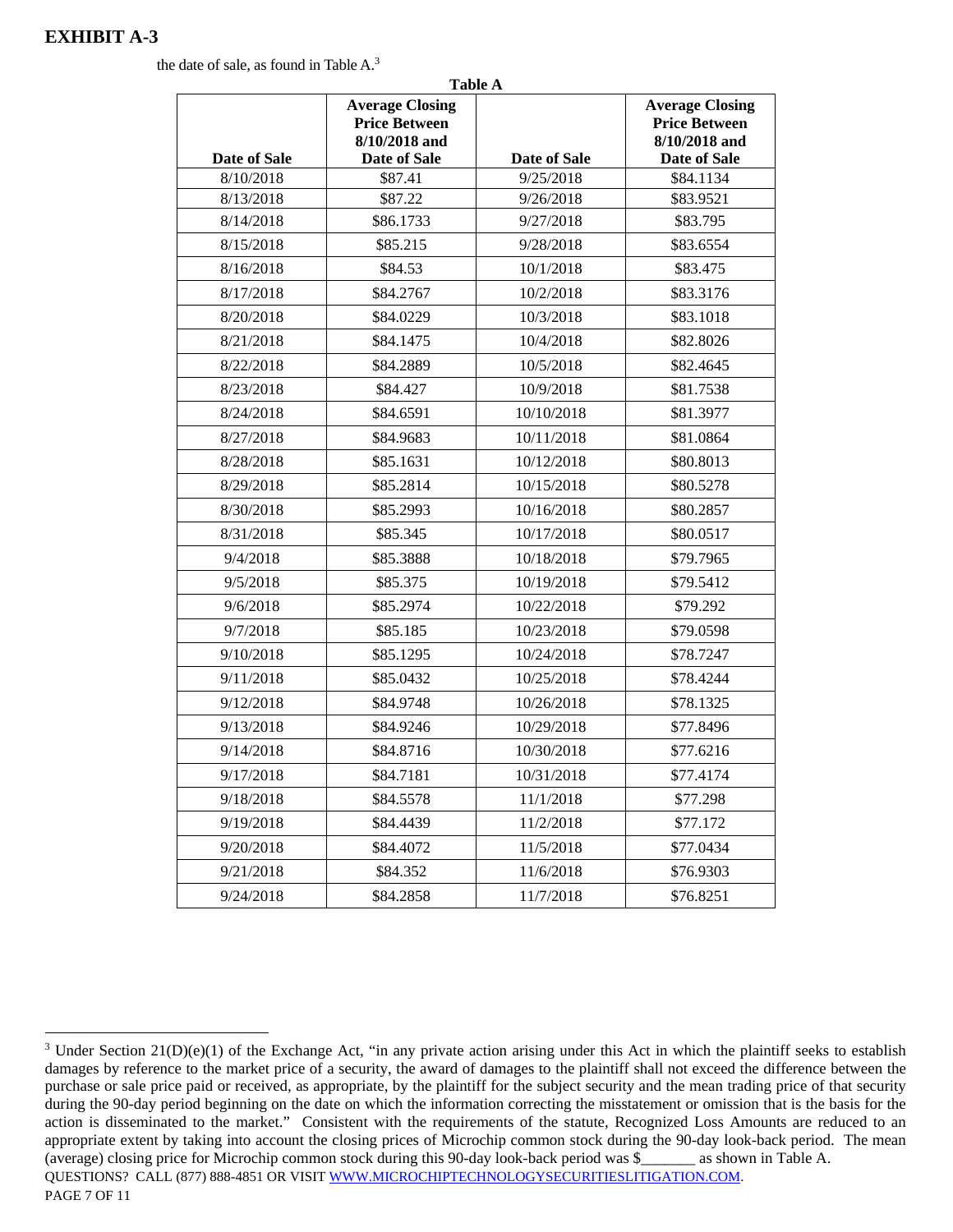# EXHIBIT A-3

the date of sale, as found in Table A.[3]

**Table A**

| Date of Sale | Average Closing Price Between 8/10/2018 and Date of Sale | Date of Sale | Average Closing Price Between 8/10/2018 and Date of Sale |
|---|---|---|---|
| 8/10/2018 | $87.41 | 9/25/2018 | $84.1134 |
| 8/13/2018 | $87.22 | 9/26/2018 | $83.9521 |
| 8/14/2018 | $86.1733 | 9/27/2018 | $83.795 |
| 8/15/2018 | $85.215 | 9/28/2018 | $83.6554 |
| 8/16/2018 | $84.53 | 10/1/2018 | $83.475 |
| 8/17/2018 | $84.2767 | 10/2/2018 | $83.3176 |
| 8/20/2018 | $84.0229 | 10/3/2018 | $83.1018 |
| 8/21/2018 | $84.1475 | 10/4/2018 | $82.8026 |
| 8/22/2018 | $84.2889 | 10/5/2018 | $82.4645 |
| 8/23/2018 | $84.427 | 10/9/2018 | $81.7538 |
| 8/24/2018 | $84.6591 | 10/10/2018 | $81.3977 |
| 8/27/2018 | $84.9683 | 10/11/2018 | $81.0864 |
| 8/28/2018 | $85.1631 | 10/12/2018 | $80.8013 |
| 8/29/2018 | $85.2814 | 10/15/2018 | $80.5278 |
| 8/30/2018 | $85.2993 | 10/16/2018 | $80.2857 |
| 8/31/2018 | $85.345 | 10/17/2018 | $80.0517 |
| 9/4/2018 | $85.3888 | 10/18/2018 | $79.7965 |
| 9/5/2018 | $85.375 | 10/19/2018 | $79.5412 |
| 9/6/2018 | $85.2974 | 10/22/2018 | $79.292 |
| 9/7/2018 | $85.185 | 10/23/2018 | $79.0598 |
| 9/10/2018 | $85.1295 | 10/24/2018 | $78.7247 |
| 9/11/2018 | $85.0432 | 10/25/2018 | $78.4244 |
| 9/12/2018 | $84.9748 | 10/26/2018 | $78.1325 |
| 9/13/2018 | $84.9246 | 10/29/2018 | $77.8496 |
| 9/14/2018 | $84.8716 | 10/30/2018 | $77.6216 |
| 9/17/2018 | $84.7181 | 10/31/2018 | $77.4174 |
| 9/18/2018 | $84.5578 | 11/1/2018 | $77.298 |
| 9/19/2018 | $84.4439 | 11/2/2018 | $77.172 |
| 9/20/2018 | $84.4072 | 11/5/2018 | $77.0434 |
| 9/21/2018 | $84.352 | 11/6/2018 | $76.9303 |
| 9/24/2018 | $84.2858 | 11/7/2018 | $76.8251 |

[3] Under Section 21(D)(e)(1) of the Exchange Act, "in any private action arising under this Act in which the plaintiff seeks to establish damages by reference to the market price of a security, the award of damages to the plaintiff shall not exceed the difference between the purchase or sale price paid or received, as appropriate, by the plaintiff for the subject security and the mean trading price of that security during the 90-day period beginning on the date on which the information correcting the misstatement or omission that is the basis for the action is disseminated to the market." Consistent with the requirements of the statute, Recognized Loss Amounts are reduced to an appropriate extent by taking into account the closing prices of Microchip common stock during the 90-day look-back period. The mean (average) closing price for Microchip common stock during this 90-day look-back period was $_______ as shown in Table A.

QUESTIONS? CALL (877) 888-4851 OR VISIT WWW.MICROCHIPTECHNOLOGYSECURITIESLITIGATION.COM.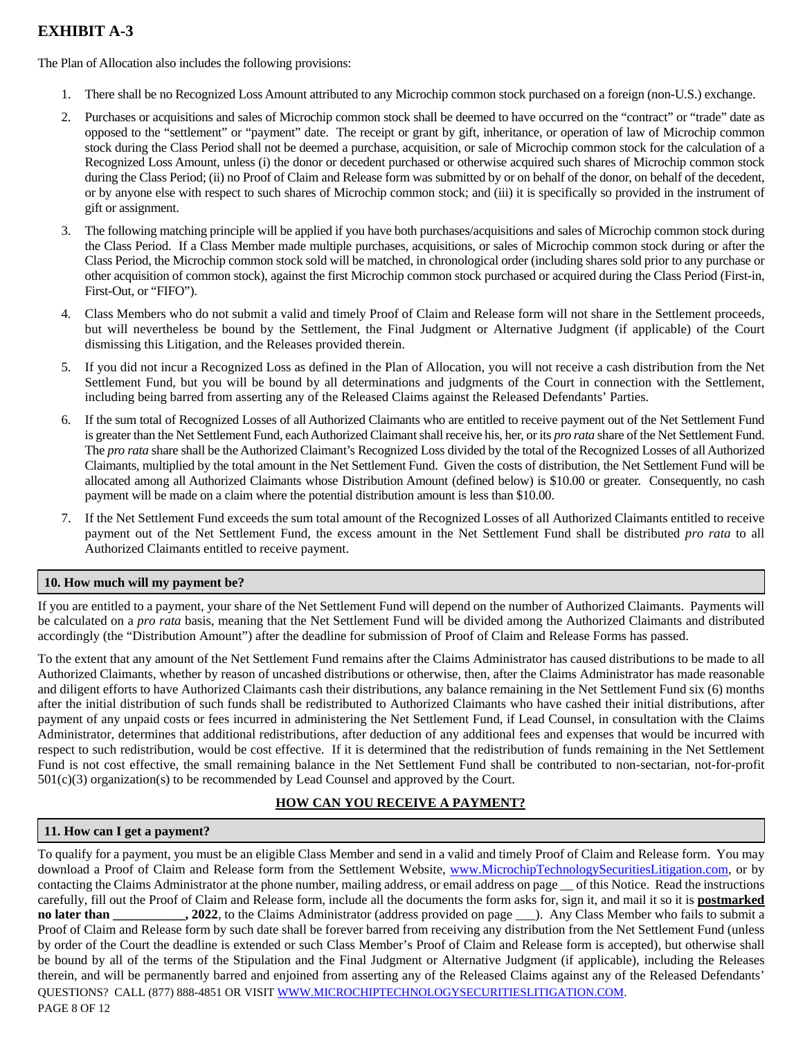# EXHIBIT A-3

The Plan of Allocation also includes the following provisions:

1. There shall be no Recognized Loss Amount attributed to any Microchip common stock purchased on a foreign (non-U.S.) exchange.
2. Purchases or acquisitions and sales of Microchip common stock shall be deemed to have occurred on the "contract" or "trade" date as opposed to the "settlement" or "payment" date. The receipt or grant by gift, inheritance, or operation of law of Microchip common stock during the Class Period shall not be deemed a purchase, acquisition, or sale of Microchip common stock for the calculation of a Recognized Loss Amount, unless (i) the donor or decedent purchased or otherwise acquired such shares of Microchip common stock during the Class Period; (ii) no Proof of Claim and Release form was submitted by or on behalf of the donor, on behalf of the decedent, or by anyone else with respect to such shares of Microchip common stock; and (iii) it is specifically so provided in the instrument of gift or assignment.
3. The following matching principle will be applied if you have both purchases/acquisitions and sales of Microchip common stock during the Class Period. If a Class Member made multiple purchases, acquisitions, or sales of Microchip common stock during or after the Class Period, the Microchip common stock sold will be matched, in chronological order (including shares sold prior to any purchase or other acquisition of common stock), against the first Microchip common stock purchased or acquired during the Class Period (First-in, First-Out, or "FIFO").
4. Class Members who do not submit a valid and timely Proof of Claim and Release form will not share in the Settlement proceeds, but will nevertheless be bound by the Settlement, the Final Judgment or Alternative Judgment (if applicable) of the Court dismissing this Litigation, and the Releases provided therein.
5. If you did not incur a Recognized Loss as defined in the Plan of Allocation, you will not receive a cash distribution from the Net Settlement Fund, but you will be bound by all determinations and judgments of the Court in connection with the Settlement, including being barred from asserting any of the Released Claims against the Released Defendants' Parties.
6. If the sum total of Recognized Losses of all Authorized Claimants who are entitled to receive payment out of the Net Settlement Fund is greater than the Net Settlement Fund, each Authorized Claimant shall receive his, her, or its *pro rata* share of the Net Settlement Fund. The *pro rata* share shall be the Authorized Claimant's Recognized Loss divided by the total of the Recognized Losses of all Authorized Claimants, multiplied by the total amount in the Net Settlement Fund. Given the costs of distribution, the Net Settlement Fund will be allocated among all Authorized Claimants whose Distribution Amount (defined below) is $10.00 or greater. Consequently, no cash payment will be made on a claim where the potential distribution amount is less than $10.00.
7. If the Net Settlement Fund exceeds the sum total amount of the Recognized Losses of all Authorized Claimants entitled to receive payment out of the Net Settlement Fund, the excess amount in the Net Settlement Fund shall be distributed *pro rata* to all Authorized Claimants entitled to receive payment.

## 10. How much will my payment be?

If you are entitled to a payment, your share of the Net Settlement Fund will depend on the number of Authorized Claimants. Payments will be calculated on a *pro rata* basis, meaning that the Net Settlement Fund will be divided among the Authorized Claimants and distributed accordingly (the "Distribution Amount") after the deadline for submission of Proof of Claim and Release Forms has passed.

To the extent that any amount of the Net Settlement Fund remains after the Claims Administrator has caused distributions to be made to all Authorized Claimants, whether by reason of uncashed distributions or otherwise, then, after the Claims Administrator has made reasonable and diligent efforts to have Authorized Claimants cash their distributions, any balance remaining in the Net Settlement Fund six (6) months after the initial distribution of such funds shall be redistributed to Authorized Claimants who have cashed their initial distributions, after payment of any unpaid costs or fees incurred in administering the Net Settlement Fund, if Lead Counsel, in consultation with the Claims Administrator, determines that additional redistributions, after deduction of any additional fees and expenses that would be incurred with respect to such redistribution, would be cost effective. If it is determined that the redistribution of funds remaining in the Net Settlement Fund is not cost effective, the small remaining balance in the Net Settlement Fund shall be contributed to non-sectarian, not-for-profit 501(c)(3) organization(s) to be recommended by Lead Counsel and approved by the Court.

## HOW CAN YOU RECEIVE A PAYMENT?

## 11. How can I get a payment?

To qualify for a payment, you must be an eligible Class Member and send in a valid and timely Proof of Claim and Release form. You may download a Proof of Claim and Release form from the Settlement Website, www.MicrochipTechnologySecuritiesLitigation.com, or by contacting the Claims Administrator at the phone number, mailing address, or email address on page __ of this Notice. Read the instructions carefully, fill out the Proof of Claim and Release form, include all the documents the form asks for, sign it, and mail it so it is **postmarked no later than ___________, 2022**, to the Claims Administrator (address provided on page ___). Any Class Member who fails to submit a Proof of Claim and Release form by such date shall be forever barred from receiving any distribution from the Net Settlement Fund (unless by order of the Court the deadline is extended or such Class Member's Proof of Claim and Release form is accepted), but otherwise shall be bound by all of the terms of the Stipulation and the Final Judgment or Alternative Judgment (if applicable), including the Releases therein, and will be permanently barred and enjoined from asserting any of the Released Claims against any of the Released Defendants'

QUESTIONS? CALL (877) 888-4851 OR VISIT WWW.MICROCHIPTECHNOLOGYSECURITIESLITIGATION.COM.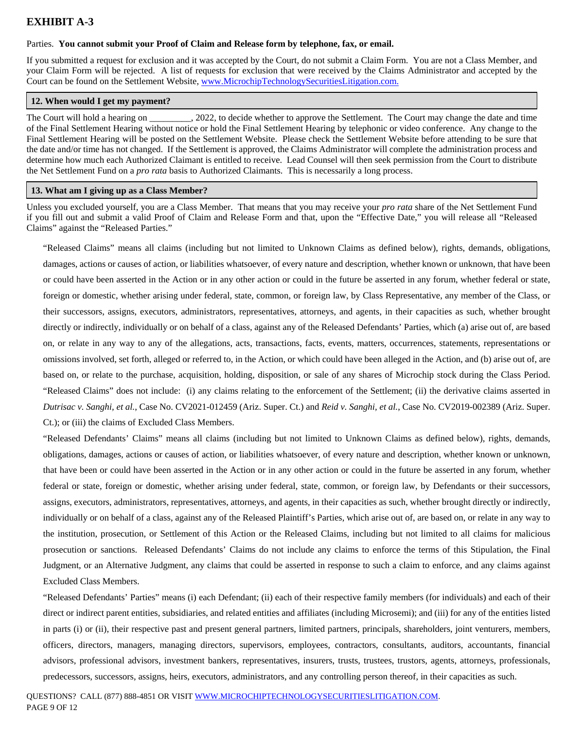# EXHIBIT A-3

Parties. **You cannot submit your Proof of Claim and Release form by telephone, fax, or email.**

If you submitted a request for exclusion and it was accepted by the Court, do not submit a Claim Form. You are not a Class Member, and your Claim Form will be rejected. A list of requests for exclusion that were received by the Claims Administrator and accepted by the Court can be found on the Settlement Website, www.MicrochipTechnologySecuritiesLitigation.com.

### 12. When would I get my payment?

The Court will hold a hearing on _________, 2022, to decide whether to approve the Settlement. The Court may change the date and time of the Final Settlement Hearing without notice or hold the Final Settlement Hearing by telephonic or video conference. Any change to the Final Settlement Hearing will be posted on the Settlement Website. Please check the Settlement Website before attending to be sure that the date and/or time has not changed. If the Settlement is approved, the Claims Administrator will complete the administration process and determine how much each Authorized Claimant is entitled to receive. Lead Counsel will then seek permission from the Court to distribute the Net Settlement Fund on a *pro rata* basis to Authorized Claimants. This is necessarily a long process.

### 13. What am I giving up as a Class Member?

Unless you excluded yourself, you are a Class Member. That means that you may receive your *pro rata* share of the Net Settlement Fund if you fill out and submit a valid Proof of Claim and Release Form and that, upon the "Effective Date," you will release all "Released Claims" against the "Released Parties."

"Released Claims" means all claims (including but not limited to Unknown Claims as defined below), rights, demands, obligations, damages, actions or causes of action, or liabilities whatsoever, of every nature and description, whether known or unknown, that have been or could have been asserted in the Action or in any other action or could in the future be asserted in any forum, whether federal or state, foreign or domestic, whether arising under federal, state, common, or foreign law, by Class Representative, any member of the Class, or their successors, assigns, executors, administrators, representatives, attorneys, and agents, in their capacities as such, whether brought directly or indirectly, individually or on behalf of a class, against any of the Released Defendants' Parties, which (a) arise out of, are based on, or relate in any way to any of the allegations, acts, transactions, facts, events, matters, occurrences, statements, representations or omissions involved, set forth, alleged or referred to, in the Action, or which could have been alleged in the Action, and (b) arise out of, are based on, or relate to the purchase, acquisition, holding, disposition, or sale of any shares of Microchip stock during the Class Period. "Released Claims" does not include: (i) any claims relating to the enforcement of the Settlement; (ii) the derivative claims asserted in *Dutrisac v. Sanghi, et al.*, Case No. CV2021-012459 (Ariz. Super. Ct.) and *Reid v. Sanghi, et al.*, Case No. CV2019-002389 (Ariz. Super. Ct.); or (iii) the claims of Excluded Class Members.

"Released Defendants' Claims" means all claims (including but not limited to Unknown Claims as defined below), rights, demands, obligations, damages, actions or causes of action, or liabilities whatsoever, of every nature and description, whether known or unknown, that have been or could have been asserted in the Action or in any other action or could in the future be asserted in any forum, whether federal or state, foreign or domestic, whether arising under federal, state, common, or foreign law, by Defendants or their successors, assigns, executors, administrators, representatives, attorneys, and agents, in their capacities as such, whether brought directly or indirectly, individually or on behalf of a class, against any of the Released Plaintiff's Parties, which arise out of, are based on, or relate in any way to the institution, prosecution, or Settlement of this Action or the Released Claims, including but not limited to all claims for malicious prosecution or sanctions. Released Defendants' Claims do not include any claims to enforce the terms of this Stipulation, the Final Judgment, or an Alternative Judgment, any claims that could be asserted in response to such a claim to enforce, and any claims against Excluded Class Members.

"Released Defendants' Parties" means (i) each Defendant; (ii) each of their respective family members (for individuals) and each of their direct or indirect parent entities, subsidiaries, and related entities and affiliates (including Microsemi); and (iii) for any of the entities listed in parts (i) or (ii), their respective past and present general partners, limited partners, principals, shareholders, joint venturers, members, officers, directors, managers, managing directors, supervisors, employees, contractors, consultants, auditors, accountants, financial advisors, professional advisors, investment bankers, representatives, insurers, trusts, trustees, trustors, agents, attorneys, professionals, predecessors, successors, assigns, heirs, executors, administrators, and any controlling person thereof, in their capacities as such.

QUESTIONS? CALL (877) 888-4851 OR VISIT WWW.MICROCHIPTECHNOLOGYSECURITIESLITIGATION.COM.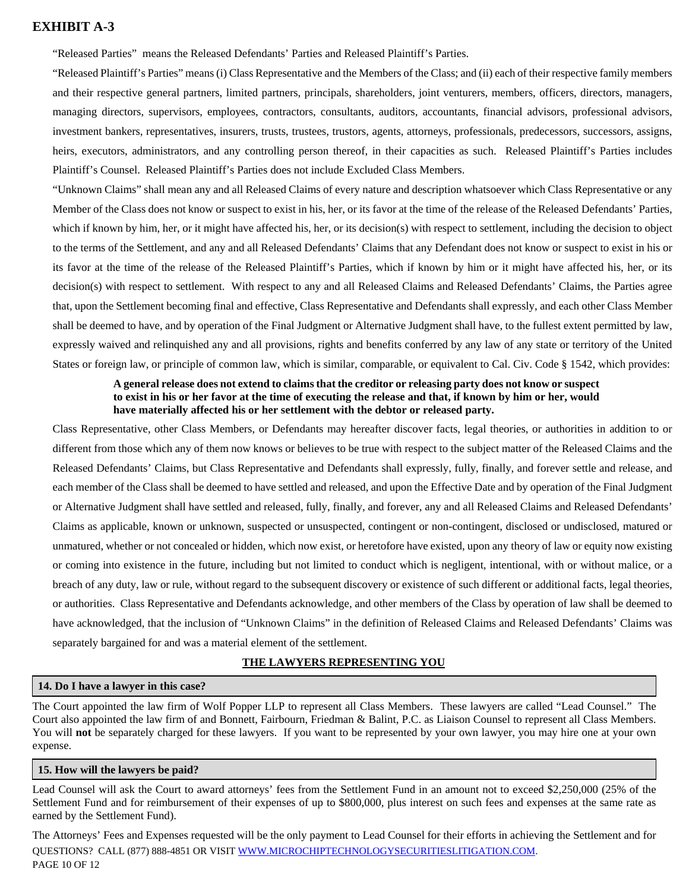"Released Parties" means the Released Defendants' Parties and Released Plaintiff's Parties.

"Released Plaintiff's Parties" means (i) Class Representative and the Members of the Class; and (ii) each of their respective family members and their respective general partners, limited partners, principals, shareholders, joint venturers, members, officers, directors, managers, managing directors, supervisors, employees, contractors, consultants, auditors, accountants, financial advisors, professional advisors, investment bankers, representatives, insurers, trusts, trustees, trustors, agents, attorneys, professionals, predecessors, successors, assigns, heirs, executors, administrators, and any controlling person thereof, in their capacities as such. Released Plaintiff's Parties includes Plaintiff's Counsel. Released Plaintiff's Parties does not include Excluded Class Members.

"Unknown Claims" shall mean any and all Released Claims of every nature and description whatsoever which Class Representative or any Member of the Class does not know or suspect to exist in his, her, or its favor at the time of the release of the Released Defendants' Parties, which if known by him, her, or it might have affected his, her, or its decision(s) with respect to settlement, including the decision to object to the terms of the Settlement, and any and all Released Defendants' Claims that any Defendant does not know or suspect to exist in his or its favor at the time of the release of the Released Plaintiff's Parties, which if known by him or it might have affected his, her, or its decision(s) with respect to settlement. With respect to any and all Released Claims and Released Defendants' Claims, the Parties agree that, upon the Settlement becoming final and effective, Class Representative and Defendants shall expressly, and each other Class Member shall be deemed to have, and by operation of the Final Judgment or Alternative Judgment shall have, to the fullest extent permitted by law, expressly waived and relinquished any and all provisions, rights and benefits conferred by any law of any state or territory of the United States or foreign law, or principle of common law, which is similar, comparable, or equivalent to Cal. Civ. Code § 1542, which provides:

> **A general release does not extend to claims that the creditor or releasing party does not know or suspect to exist in his or her favor at the time of executing the release and that, if known by him or her, would have materially affected his or her settlement with the debtor or released party.**

Class Representative, other Class Members, or Defendants may hereafter discover facts, legal theories, or authorities in addition to or different from those which any of them now knows or believes to be true with respect to the subject matter of the Released Claims and the Released Defendants' Claims, but Class Representative and Defendants shall expressly, fully, finally, and forever settle and release, and each member of the Class shall be deemed to have settled and released, and upon the Effective Date and by operation of the Final Judgment or Alternative Judgment shall have settled and released, fully, finally, and forever, any and all Released Claims and Released Defendants' Claims as applicable, known or unknown, suspected or unsuspected, contingent or non-contingent, disclosed or undisclosed, matured or unmatured, whether or not concealed or hidden, which now exist, or heretofore have existed, upon any theory of law or equity now existing or coming into existence in the future, including but not limited to conduct which is negligent, intentional, with or without malice, or a breach of any duty, law or rule, without regard to the subsequent discovery or existence of such different or additional facts, legal theories, or authorities. Class Representative and Defendants acknowledge, and other members of the Class by operation of law shall be deemed to have acknowledged, that the inclusion of "Unknown Claims" in the definition of Released Claims and Released Defendants' Claims was separately bargained for and was a material element of the settlement.

## THE LAWYERS REPRESENTING YOU

### 14. Do I have a lawyer in this case?

The Court appointed the law firm of Wolf Popper LLP to represent all Class Members. These lawyers are called "Lead Counsel." The Court also appointed the law firm of and Bonnett, Fairbourn, Friedman & Balint, P.C. as Liaison Counsel to represent all Class Members. You will **not** be separately charged for these lawyers. If you want to be represented by your own lawyer, you may hire one at your own expense.

### 15. How will the lawyers be paid?

Lead Counsel will ask the Court to award attorneys' fees from the Settlement Fund in an amount not to exceed $2,250,000 (25% of the Settlement Fund and for reimbursement of their expenses of up to $800,000, plus interest on such fees and expenses at the same rate as earned by the Settlement Fund).

The Attorneys' Fees and Expenses requested will be the only payment to Lead Counsel for their efforts in achieving the Settlement and for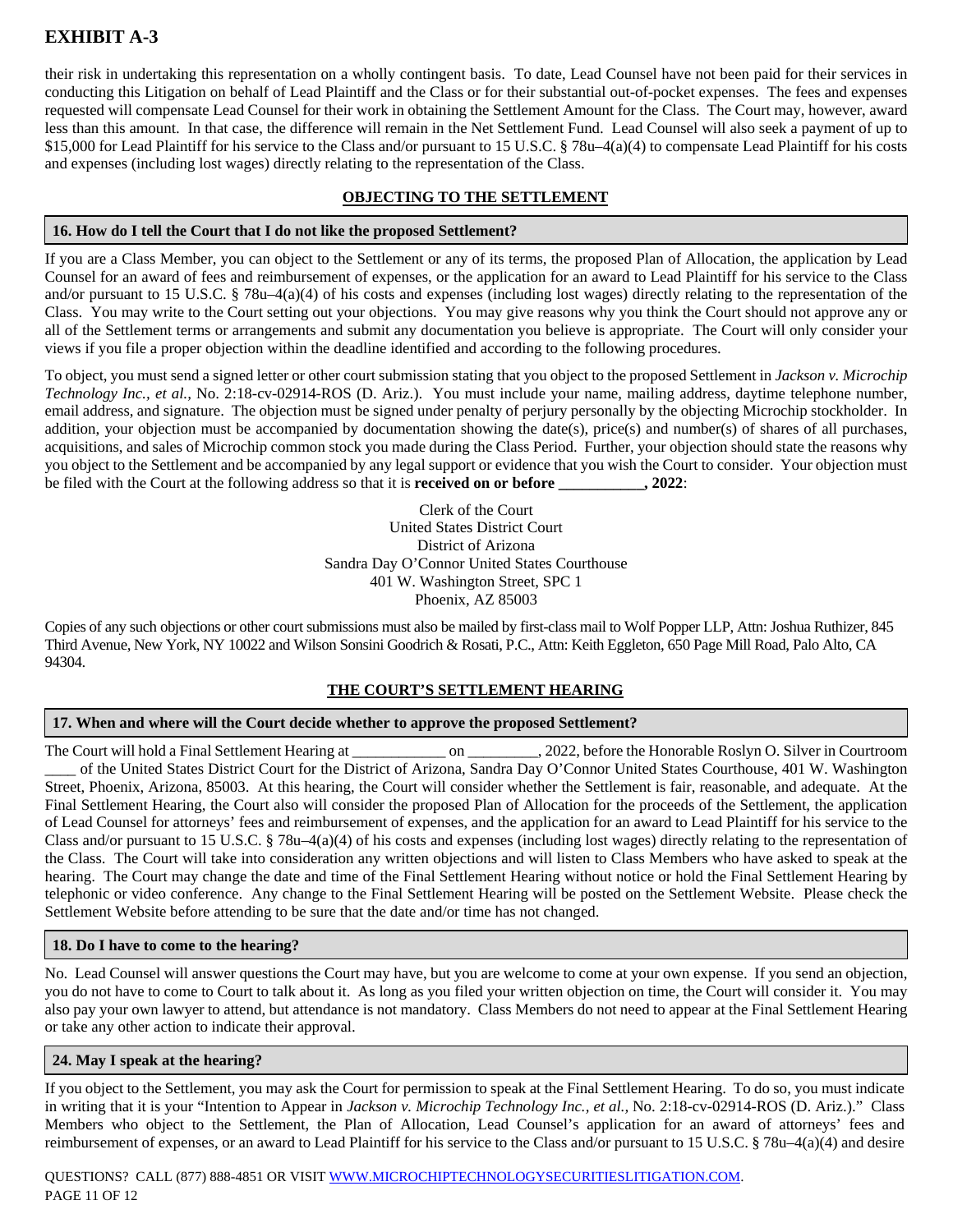their risk in undertaking this representation on a wholly contingent basis. To date, Lead Counsel have not been paid for their services in conducting this Litigation on behalf of Lead Plaintiff and the Class or for their substantial out-of-pocket expenses. The fees and expenses requested will compensate Lead Counsel for their work in obtaining the Settlement Amount for the Class. The Court may, however, award less than this amount. In that case, the difference will remain in the Net Settlement Fund. Lead Counsel will also seek a payment of up to $15,000 for Lead Plaintiff for his service to the Class and/or pursuant to 15 U.S.C. § 78u–4(a)(4) to compensate Lead Plaintiff for his costs and expenses (including lost wages) directly relating to the representation of the Class.

## OBJECTING TO THE SETTLEMENT

### 16. How do I tell the Court that I do not like the proposed Settlement?

If you are a Class Member, you can object to the Settlement or any of its terms, the proposed Plan of Allocation, the application by Lead Counsel for an award of fees and reimbursement of expenses, or the application for an award to Lead Plaintiff for his service to the Class and/or pursuant to 15 U.S.C. § 78u–4(a)(4) of his costs and expenses (including lost wages) directly relating to the representation of the Class. You may write to the Court setting out your objections. You may give reasons why you think the Court should not approve any or all of the Settlement terms or arrangements and submit any documentation you believe is appropriate. The Court will only consider your views if you file a proper objection within the deadline identified and according to the following procedures.

To object, you must send a signed letter or other court submission stating that you object to the proposed Settlement in *Jackson v. Microchip Technology Inc., et al.,* No. 2:18-cv-02914-ROS (D. Ariz.). You must include your name, mailing address, daytime telephone number, email address, and signature. The objection must be signed under penalty of perjury personally by the objecting Microchip stockholder. In addition, your objection must be accompanied by documentation showing the date(s), price(s) and number(s) of shares of all purchases, acquisitions, and sales of Microchip common stock you made during the Class Period. Further, your objection should state the reasons why you object to the Settlement and be accompanied by any legal support or evidence that you wish the Court to consider. Your objection must be filed with the Court at the following address so that it is **received on or before ___________, 2022**:

Clerk of the Court
United States District Court
District of Arizona
Sandra Day O'Connor United States Courthouse
401 W. Washington Street, SPC 1
Phoenix, AZ 85003

Copies of any such objections or other court submissions must also be mailed by first-class mail to Wolf Popper LLP, Attn: Joshua Ruthizer, 845 Third Avenue, New York, NY 10022 and Wilson Sonsini Goodrich & Rosati, P.C., Attn: Keith Eggleton, 650 Page Mill Road, Palo Alto, CA 94304.

## THE COURT'S SETTLEMENT HEARING

### 17. When and where will the Court decide whether to approve the proposed Settlement?

The Court will hold a Final Settlement Hearing at ____________ on _________, 2022, before the Honorable Roslyn O. Silver in Courtroom ____ of the United States District Court for the District of Arizona, Sandra Day O'Connor United States Courthouse, 401 W. Washington Street, Phoenix, Arizona, 85003. At this hearing, the Court will consider whether the Settlement is fair, reasonable, and adequate. At the Final Settlement Hearing, the Court also will consider the proposed Plan of Allocation for the proceeds of the Settlement, the application of Lead Counsel for attorneys' fees and reimbursement of expenses, and the application for an award to Lead Plaintiff for his service to the Class and/or pursuant to 15 U.S.C. § 78u–4(a)(4) of his costs and expenses (including lost wages) directly relating to the representation of the Class. The Court will take into consideration any written objections and will listen to Class Members who have asked to speak at the hearing. The Court may change the date and time of the Final Settlement Hearing without notice or hold the Final Settlement Hearing by telephonic or video conference. Any change to the Final Settlement Hearing will be posted on the Settlement Website. Please check the Settlement Website before attending to be sure that the date and/or time has not changed.

### 18. Do I have to come to the hearing?

No. Lead Counsel will answer questions the Court may have, but you are welcome to come at your own expense. If you send an objection, you do not have to come to Court to talk about it. As long as you filed your written objection on time, the Court will consider it. You may also pay your own lawyer to attend, but attendance is not mandatory. Class Members do not need to appear at the Final Settlement Hearing or take any other action to indicate their approval.

### 24. May I speak at the hearing?

If you object to the Settlement, you may ask the Court for permission to speak at the Final Settlement Hearing. To do so, you must indicate in writing that it is your "Intention to Appear in *Jackson v. Microchip Technology Inc., et al.,* No. 2:18-cv-02914-ROS (D. Ariz.)." Class Members who object to the Settlement, the Plan of Allocation, Lead Counsel's application for an award of attorneys' fees and reimbursement of expenses, or an award to Lead Plaintiff for his service to the Class and/or pursuant to 15 U.S.C. § 78u–4(a)(4) and desire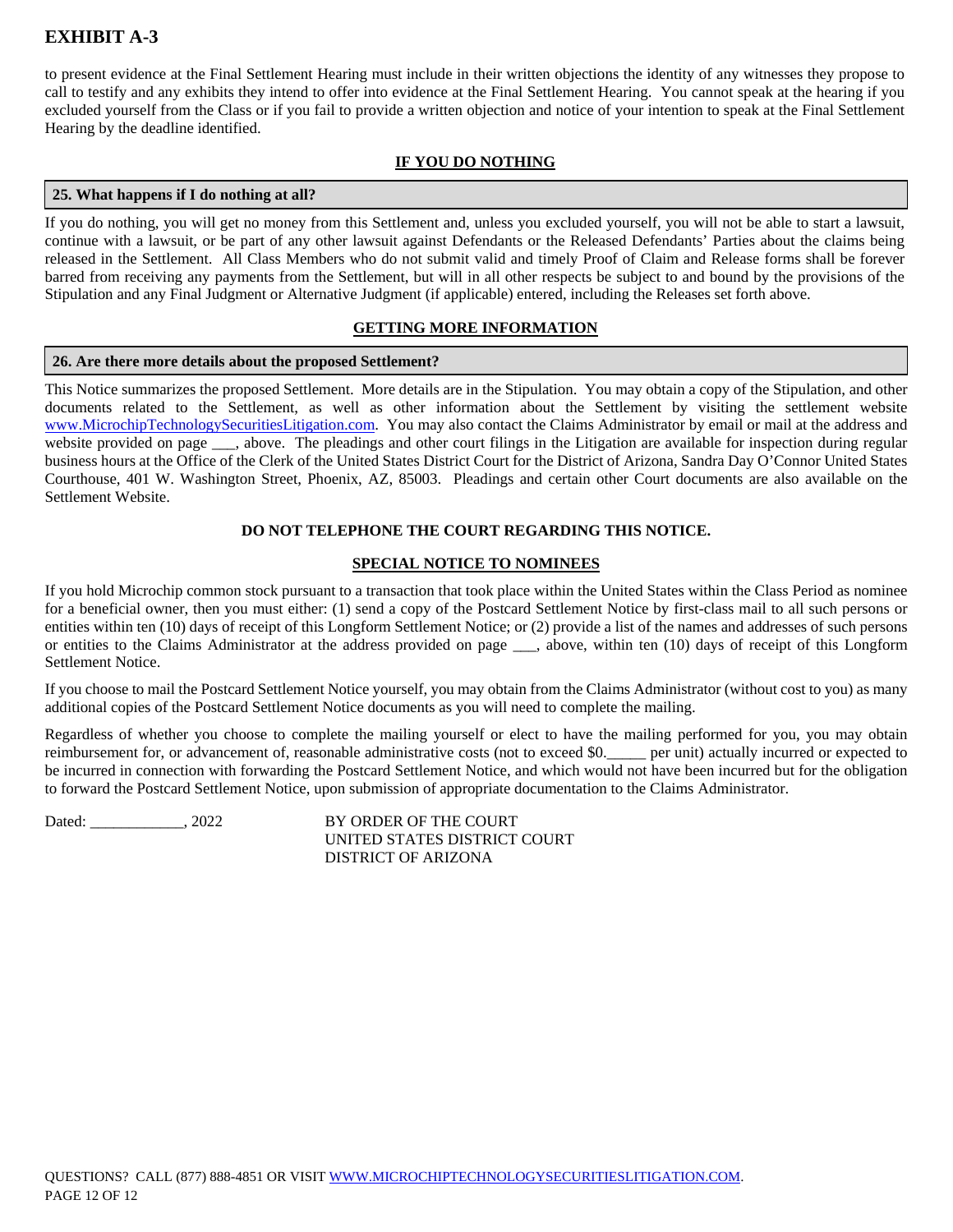to present evidence at the Final Settlement Hearing must include in their written objections the identity of any witnesses they propose to call to testify and any exhibits they intend to offer into evidence at the Final Settlement Hearing. You cannot speak at the hearing if you excluded yourself from the Class or if you fail to provide a written objection and notice of your intention to speak at the Final Settlement Hearing by the deadline identified.

## IF YOU DO NOTHING

### 25. What happens if I do nothing at all?

If you do nothing, you will get no money from this Settlement and, unless you excluded yourself, you will not be able to start a lawsuit, continue with a lawsuit, or be part of any other lawsuit against Defendants or the Released Defendants' Parties about the claims being released in the Settlement. All Class Members who do not submit valid and timely Proof of Claim and Release forms shall be forever barred from receiving any payments from the Settlement, but will in all other respects be subject to and bound by the provisions of the Stipulation and any Final Judgment or Alternative Judgment (if applicable) entered, including the Releases set forth above.

## GETTING MORE INFORMATION

### 26. Are there more details about the proposed Settlement?

This Notice summarizes the proposed Settlement. More details are in the Stipulation. You may obtain a copy of the Stipulation, and other documents related to the Settlement, as well as other information about the Settlement by visiting the settlement website www.MicrochipTechnologySecuritiesLitigation.com. You may also contact the Claims Administrator by email or mail at the address and website provided on page ___, above. The pleadings and other court filings in the Litigation are available for inspection during regular business hours at the Office of the Clerk of the United States District Court for the District of Arizona, Sandra Day O'Connor United States Courthouse, 401 W. Washington Street, Phoenix, AZ, 85003. Pleadings and certain other Court documents are also available on the Settlement Website.

**DO NOT TELEPHONE THE COURT REGARDING THIS NOTICE.**

## SPECIAL NOTICE TO NOMINEES

If you hold Microchip common stock pursuant to a transaction that took place within the United States within the Class Period as nominee for a beneficial owner, then you must either: (1) send a copy of the Postcard Settlement Notice by first-class mail to all such persons or entities within ten (10) days of receipt of this Longform Settlement Notice; or (2) provide a list of the names and addresses of such persons or entities to the Claims Administrator at the address provided on page ___, above, within ten (10) days of receipt of this Longform Settlement Notice.

If you choose to mail the Postcard Settlement Notice yourself, you may obtain from the Claims Administrator (without cost to you) as many additional copies of the Postcard Settlement Notice documents as you will need to complete the mailing.

Regardless of whether you choose to complete the mailing yourself or elect to have the mailing performed for you, you may obtain reimbursement for, or advancement of, reasonable administrative costs (not to exceed $0._____ per unit) actually incurred or expected to be incurred in connection with forwarding the Postcard Settlement Notice, and which would not have been incurred but for the obligation to forward the Postcard Settlement Notice, upon submission of appropriate documentation to the Claims Administrator.

Dated: ____________, 2022

BY ORDER OF THE COURT
UNITED STATES DISTRICT COURT
DISTRICT OF ARIZONA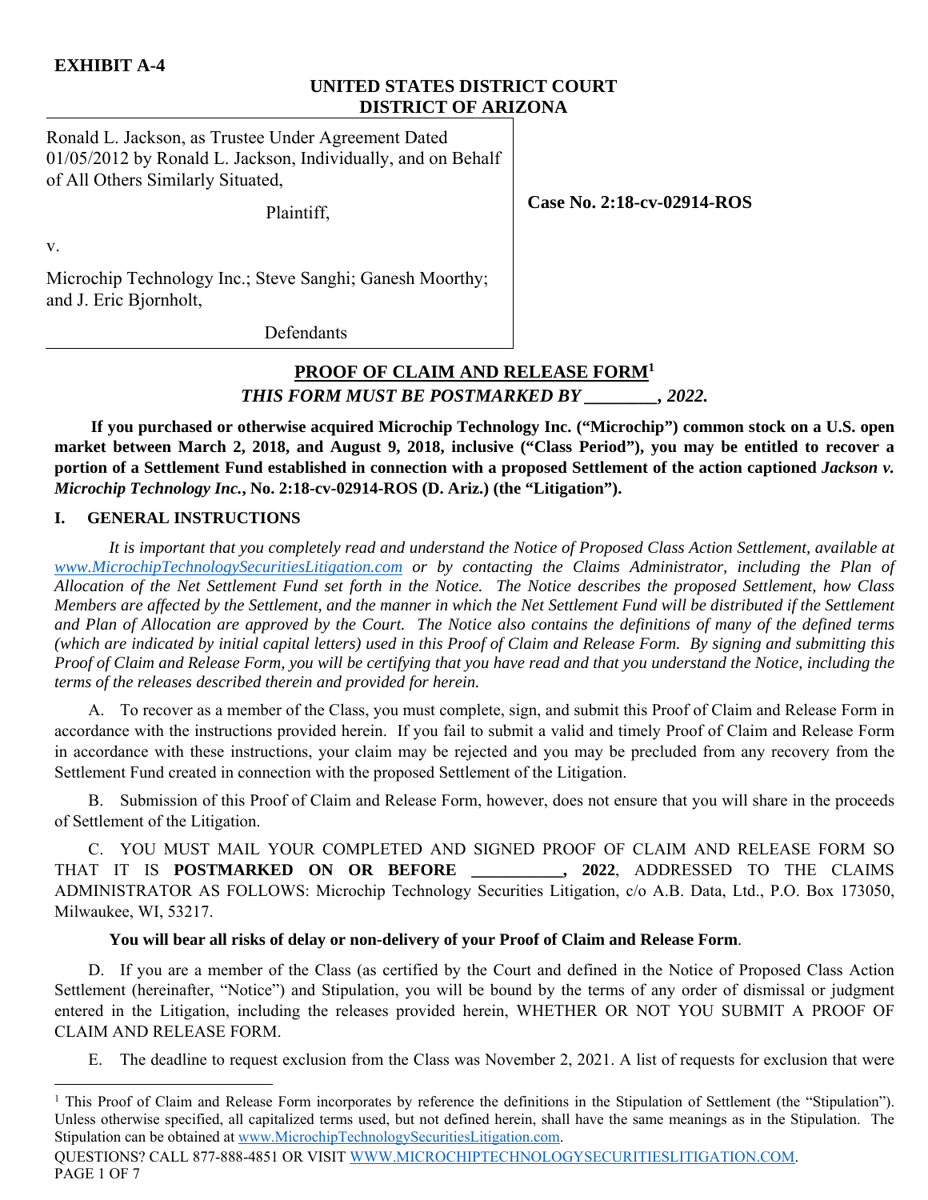**EXHIBIT A-4**

**UNITED STATES DISTRICT COURT**
**DISTRICT OF ARIZONA**

| | |
|---|---|
| Ronald L. Jackson, as Trustee Under Agreement Dated 01/05/2012 by Ronald L. Jackson, Individually, and on Behalf of All Others Similarly Situated,<br><br>Plaintiff,<br><br>v.<br><br>Microchip Technology Inc.; Steve Sanghi; Ganesh Moorthy; and J. Eric Bjornholt,<br><br>Defendants | **Case No. 2:18-cv-02914-ROS** |

**PROOF OF CLAIM AND RELEASE FORM**[1]

***THIS FORM MUST BE POSTMARKED BY ________, 2022.***

**If you purchased or otherwise acquired Microchip Technology Inc. ("Microchip") common stock on a U.S. open market between March 2, 2018, and August 9, 2018, inclusive ("Class Period"), you may be entitled to recover a portion of a Settlement Fund established in connection with a proposed Settlement of the action captioned *Jackson v. Microchip Technology Inc.*, No. 2:18-cv-02914-ROS (D. Ariz.) (the "Litigation").**

## I. GENERAL INSTRUCTIONS

*It is important that you completely read and understand the Notice of Proposed Class Action Settlement, available at www.MicrochipTechnologySecuritiesLitigation.com or by contacting the Claims Administrator, including the Plan of Allocation of the Net Settlement Fund set forth in the Notice. The Notice describes the proposed Settlement, how Class Members are affected by the Settlement, and the manner in which the Net Settlement Fund will be distributed if the Settlement and Plan of Allocation are approved by the Court. The Notice also contains the definitions of many of the defined terms (which are indicated by initial capital letters) used in this Proof of Claim and Release Form. By signing and submitting this Proof of Claim and Release Form, you will be certifying that you have read and that you understand the Notice, including the terms of the releases described therein and provided for herein.*

A. To recover as a member of the Class, you must complete, sign, and submit this Proof of Claim and Release Form in accordance with the instructions provided herein. If you fail to submit a valid and timely Proof of Claim and Release Form in accordance with these instructions, your claim may be rejected and you may be precluded from any recovery from the Settlement Fund created in connection with the proposed Settlement of the Litigation.

B. Submission of this Proof of Claim and Release Form, however, does not ensure that you will share in the proceeds of Settlement of the Litigation.

C. YOU MUST MAIL YOUR COMPLETED AND SIGNED PROOF OF CLAIM AND RELEASE FORM SO THAT IT IS **POSTMARKED ON OR BEFORE __________, 2022**, ADDRESSED TO THE CLAIMS ADMINISTRATOR AS FOLLOWS: Microchip Technology Securities Litigation, c/o A.B. Data, Ltd., P.O. Box 173050, Milwaukee, WI, 53217.

**You will bear all risks of delay or non-delivery of your Proof of Claim and Release Form**.

D. If you are a member of the Class (as certified by the Court and defined in the Notice of Proposed Class Action Settlement (hereinafter, "Notice") and Stipulation, you will be bound by the terms of any order of dismissal or judgment entered in the Litigation, including the releases provided herein, WHETHER OR NOT YOU SUBMIT A PROOF OF CLAIM AND RELEASE FORM.

E. The deadline to request exclusion from the Class was November 2, 2021. A list of requests for exclusion that were

---

[1] This Proof of Claim and Release Form incorporates by reference the definitions in the Stipulation of Settlement (the "Stipulation"). Unless otherwise specified, all capitalized terms used, but not defined herein, shall have the same meanings as in the Stipulation. The Stipulation can be obtained at www.MicrochipTechnologySecuritiesLitigation.com.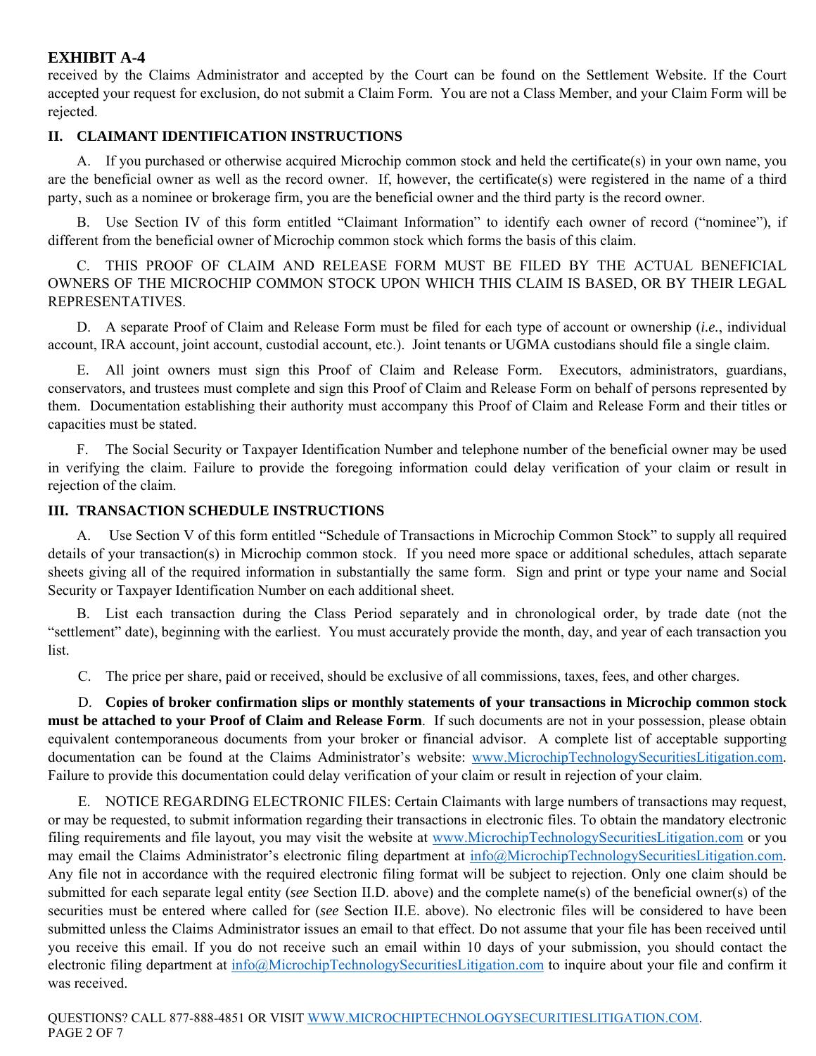**EXHIBIT A-4**

received by the Claims Administrator and accepted by the Court can be found on the Settlement Website. If the Court accepted your request for exclusion, do not submit a Claim Form. You are not a Class Member, and your Claim Form will be rejected.

## II. CLAIMANT IDENTIFICATION INSTRUCTIONS

A. If you purchased or otherwise acquired Microchip common stock and held the certificate(s) in your own name, you are the beneficial owner as well as the record owner. If, however, the certificate(s) were registered in the name of a third party, such as a nominee or brokerage firm, you are the beneficial owner and the third party is the record owner.

B. Use Section IV of this form entitled "Claimant Information" to identify each owner of record ("nominee"), if different from the beneficial owner of Microchip common stock which forms the basis of this claim.

C. THIS PROOF OF CLAIM AND RELEASE FORM MUST BE FILED BY THE ACTUAL BENEFICIAL OWNERS OF THE MICROCHIP COMMON STOCK UPON WHICH THIS CLAIM IS BASED, OR BY THEIR LEGAL REPRESENTATIVES.

D. A separate Proof of Claim and Release Form must be filed for each type of account or ownership (*i.e.*, individual account, IRA account, joint account, custodial account, etc.). Joint tenants or UGMA custodians should file a single claim.

E. All joint owners must sign this Proof of Claim and Release Form. Executors, administrators, guardians, conservators, and trustees must complete and sign this Proof of Claim and Release Form on behalf of persons represented by them. Documentation establishing their authority must accompany this Proof of Claim and Release Form and their titles or capacities must be stated.

F. The Social Security or Taxpayer Identification Number and telephone number of the beneficial owner may be used in verifying the claim. Failure to provide the foregoing information could delay verification of your claim or result in rejection of the claim.

## III. TRANSACTION SCHEDULE INSTRUCTIONS

A. Use Section V of this form entitled "Schedule of Transactions in Microchip Common Stock" to supply all required details of your transaction(s) in Microchip common stock. If you need more space or additional schedules, attach separate sheets giving all of the required information in substantially the same form. Sign and print or type your name and Social Security or Taxpayer Identification Number on each additional sheet.

B. List each transaction during the Class Period separately and in chronological order, by trade date (not the "settlement" date), beginning with the earliest. You must accurately provide the month, day, and year of each transaction you list.

C. The price per share, paid or received, should be exclusive of all commissions, taxes, fees, and other charges.

D. **Copies of broker confirmation slips or monthly statements of your transactions in Microchip common stock must be attached to your Proof of Claim and Release Form**. If such documents are not in your possession, please obtain equivalent contemporaneous documents from your broker or financial advisor. A complete list of acceptable supporting documentation can be found at the Claims Administrator's website: www.MicrochipTechnologySecuritiesLitigation.com. Failure to provide this documentation could delay verification of your claim or result in rejection of your claim.

E. NOTICE REGARDING ELECTRONIC FILES: Certain Claimants with large numbers of transactions may request, or may be requested, to submit information regarding their transactions in electronic files. To obtain the mandatory electronic filing requirements and file layout, you may visit the website at www.MicrochipTechnologySecuritiesLitigation.com or you may email the Claims Administrator's electronic filing department at info@MicrochipTechnologySecuritiesLitigation.com. Any file not in accordance with the required electronic filing format will be subject to rejection. Only one claim should be submitted for each separate legal entity (*see* Section II.D. above) and the complete name(s) of the beneficial owner(s) of the securities must be entered where called for (*see* Section II.E. above). No electronic files will be considered to have been submitted unless the Claims Administrator issues an email to that effect. Do not assume that your file has been received until you receive this email. If you do not receive such an email within 10 days of your submission, you should contact the electronic filing department at info@MicrochipTechnologySecuritiesLitigation.com to inquire about your file and confirm it was received.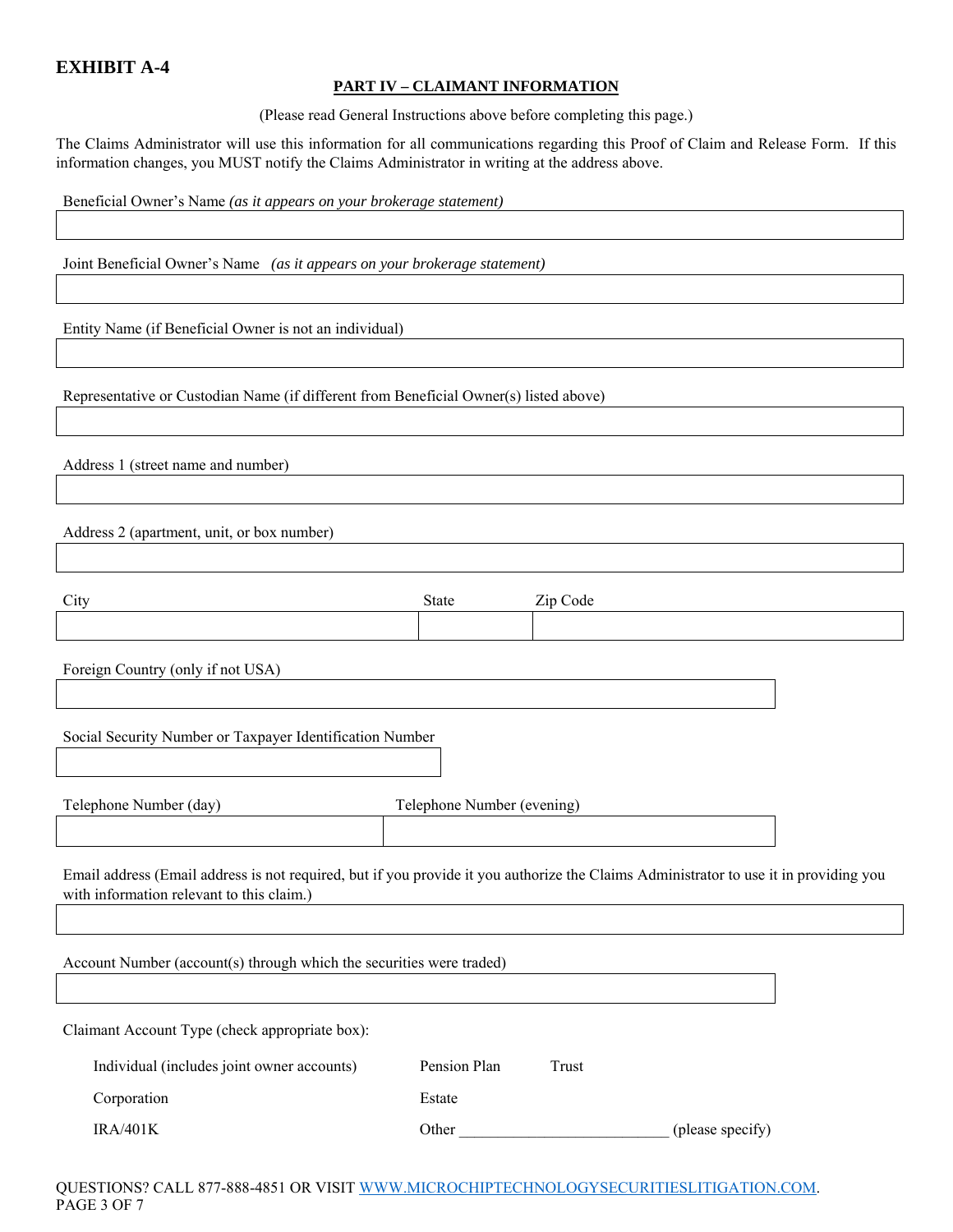**EXHIBIT A-4**

**PART IV – CLAIMANT INFORMATION**

(Please read General Instructions above before completing this page.)

The Claims Administrator will use this information for all communications regarding this Proof of Claim and Release Form. If this information changes, you MUST notify the Claims Administrator in writing at the address above.

Beneficial Owner's Name *(as it appears on your brokerage statement)*

Joint Beneficial Owner's Name *(as it appears on your brokerage statement)*

Entity Name (if Beneficial Owner is not an individual)

Representative or Custodian Name (if different from Beneficial Owner(s) listed above)

Address 1 (street name and number)

Address 2 (apartment, unit, or box number)

| City | State | Zip Code |
|---|---|---|
| | | |

Foreign Country (only if not USA)

Social Security Number or Taxpayer Identification Number

| Telephone Number (day) | Telephone Number (evening) |
|---|---|
| | |

Email address (Email address is not required, but if you provide it you authorize the Claims Administrator to use it in providing you with information relevant to this claim.)

Account Number (account(s) through which the securities were traded)

Claimant Account Type (check appropriate box):

| | | |
|---|---|---|
| Individual (includes joint owner accounts) | Pension Plan | Trust |
| Corporation | Estate | |
| IRA/401K | Other __________________________ (please specify) | |

QUESTIONS? CALL 877-888-4851 OR VISIT [WWW.MICROCHIPTECHNOLOGYSECURITIESLITIGATION.COM](http://WWW.MICROCHIPTECHNOLOGYSECURITIESLITIGATION.COM).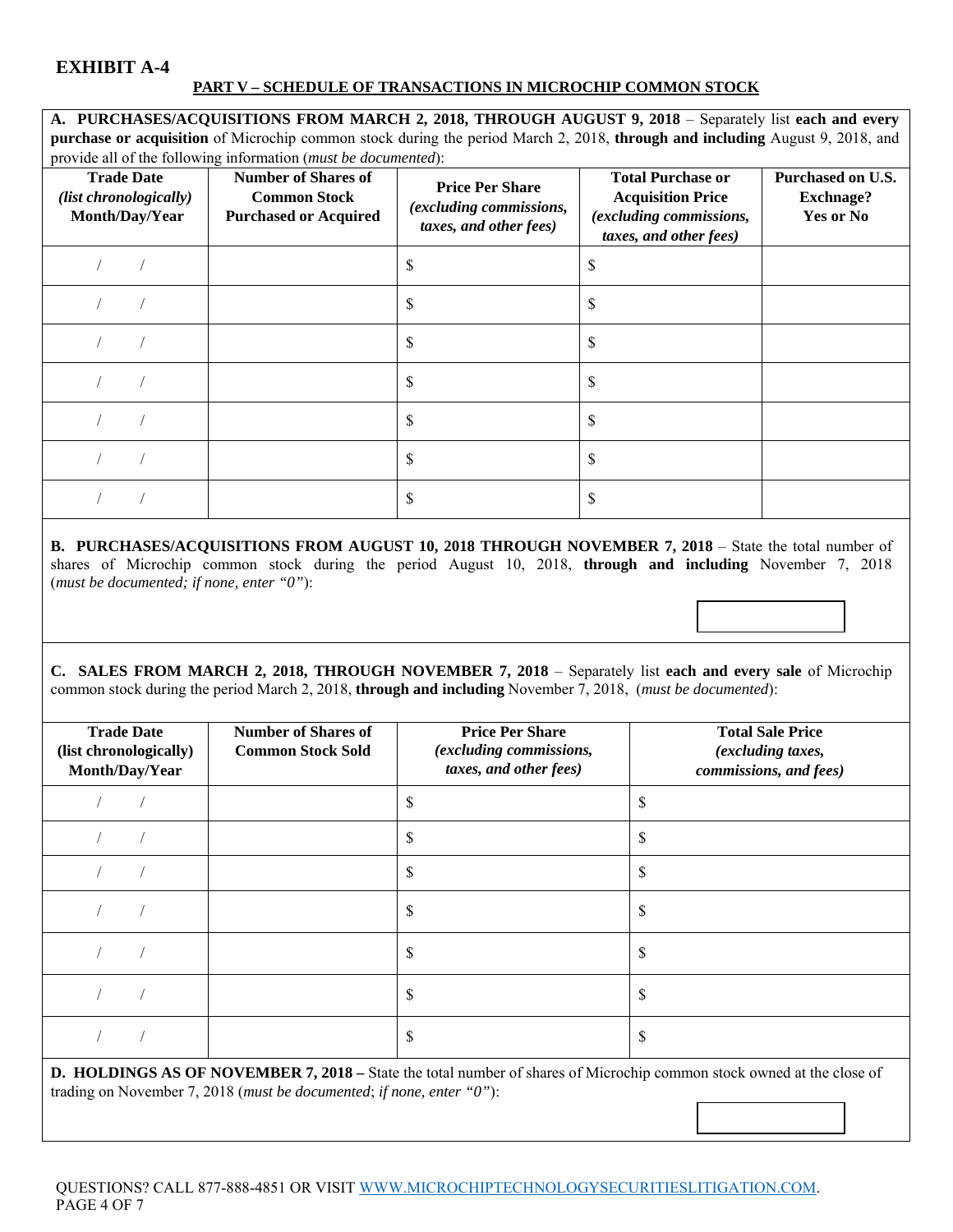# EXHIBIT A-4

**PART V – SCHEDULE OF TRANSACTIONS IN MICROCHIP COMMON STOCK**

**A. PURCHASES/ACQUISITIONS FROM MARCH 2, 2018, THROUGH AUGUST 9, 2018** – Separately list **each and every purchase or acquisition** of Microchip common stock during the period March 2, 2018, **through and including** August 9, 2018, and provide all of the following information (*must be documented*):

| **Trade Date** *(list chronologically)* **Month/Day/Year** | **Number of Shares of Common Stock Purchased or Acquired** | **Price Per Share** *(excluding commissions, taxes, and other fees)* | **Total Purchase or Acquisition Price** *(excluding commissions, taxes, and other fees)* | **Purchased on U.S. Exchnage? Yes or No** |
|---|---|---|---|---|
| / / | | $ | $ | |
| / / | | $ | $ | |
| / / | | $ | $ | |
| / / | | $ | $ | |
| / / | | $ | $ | |
| / / | | $ | $ | |
| / / | | $ | $ | |

**B. PURCHASES/ACQUISITIONS FROM AUGUST 10, 2018 THROUGH NOVEMBER 7, 2018** – State the total number of shares of Microchip common stock during the period August 10, 2018, **through and including** November 7, 2018 (*must be documented; if none, enter "0"*):

**C. SALES FROM MARCH 2, 2018, THROUGH NOVEMBER 7, 2018** – Separately list **each and every sale** of Microchip common stock during the period March 2, 2018, **through and including** November 7, 2018, (*must be documented*):

| **Trade Date (list chronologically) Month/Day/Year** | **Number of Shares of Common Stock Sold** | **Price Per Share** *(excluding commissions, taxes, and other fees)* | **Total Sale Price** *(excluding taxes, commissions, and fees)* |
|---|---|---|---|
| / / | | $ | $ |
| / / | | $ | $ |
| / / | | $ | $ |
| / / | | $ | $ |
| / / | | $ | $ |
| / / | | $ | $ |
| / / | | $ | $ |

**D. HOLDINGS AS OF NOVEMBER 7, 2018 –** State the total number of shares of Microchip common stock owned at the close of trading on November 7, 2018 (*must be documented*; *if none, enter "0"*):

QUESTIONS? CALL 877-888-4851 OR VISIT WWW.MICROCHIPTECHNOLOGYSECURITIESLITIGATION.COM.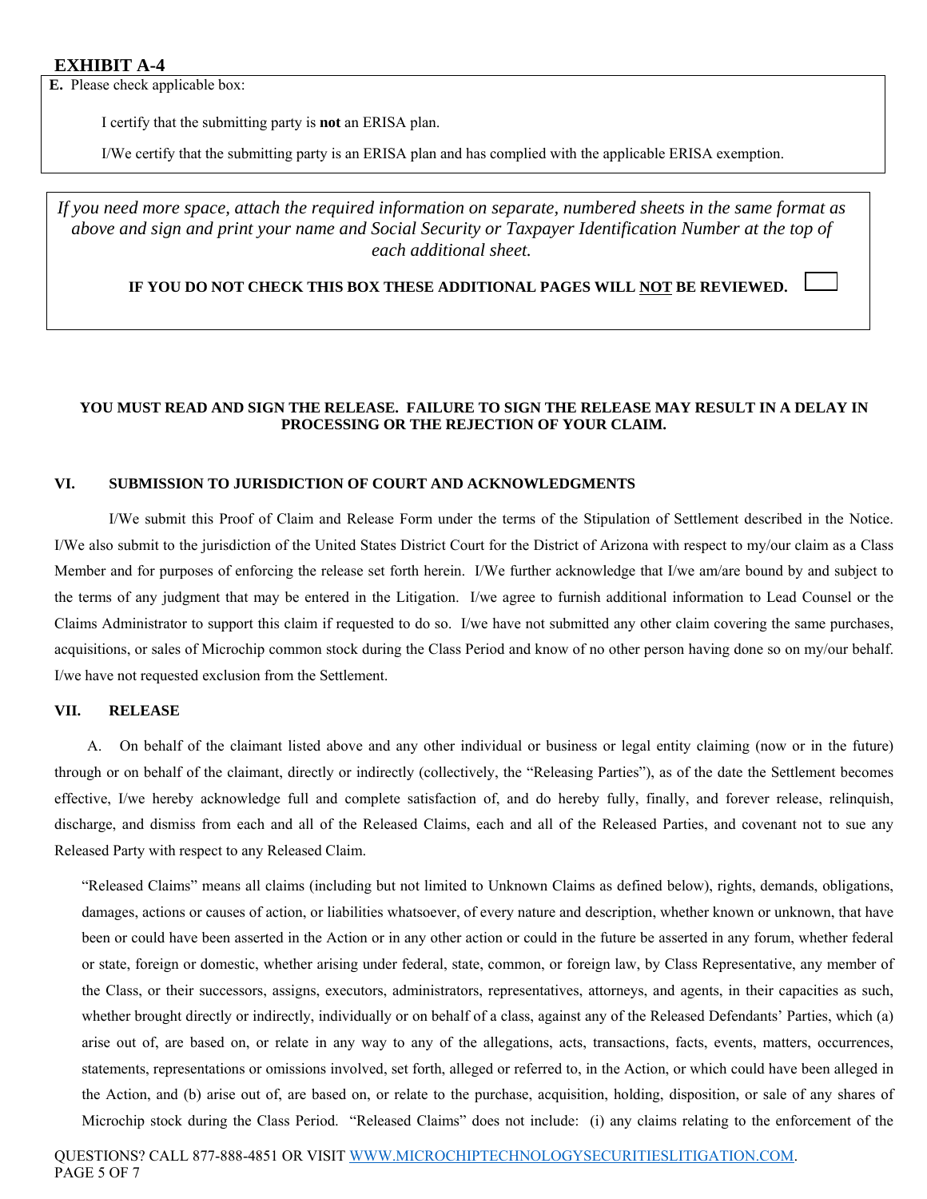**EXHIBIT A-4**

**E.** Please check applicable box:

I certify that the submitting party is **not** an ERISA plan.

I/We certify that the submitting party is an ERISA plan and has complied with the applicable ERISA exemption.

*If you need more space, attach the required information on separate, numbered sheets in the same format as above and sign and print your name and Social Security or Taxpayer Identification Number at the top of each additional sheet.*

**IF YOU DO NOT CHECK THIS BOX THESE ADDITIONAL PAGES WILL NOT BE REVIEWED.**

**YOU MUST READ AND SIGN THE RELEASE. FAILURE TO SIGN THE RELEASE MAY RESULT IN A DELAY IN PROCESSING OR THE REJECTION OF YOUR CLAIM.**

## VI. SUBMISSION TO JURISDICTION OF COURT AND ACKNOWLEDGMENTS

I/We submit this Proof of Claim and Release Form under the terms of the Stipulation of Settlement described in the Notice. I/We also submit to the jurisdiction of the United States District Court for the District of Arizona with respect to my/our claim as a Class Member and for purposes of enforcing the release set forth herein. I/We further acknowledge that I/we am/are bound by and subject to the terms of any judgment that may be entered in the Litigation. I/we agree to furnish additional information to Lead Counsel or the Claims Administrator to support this claim if requested to do so. I/we have not submitted any other claim covering the same purchases, acquisitions, or sales of Microchip common stock during the Class Period and know of no other person having done so on my/our behalf. I/we have not requested exclusion from the Settlement.

## VII. RELEASE

A. On behalf of the claimant listed above and any other individual or business or legal entity claiming (now or in the future) through or on behalf of the claimant, directly or indirectly (collectively, the "Releasing Parties"), as of the date the Settlement becomes effective, I/we hereby acknowledge full and complete satisfaction of, and do hereby fully, finally, and forever release, relinquish, discharge, and dismiss from each and all of the Released Claims, each and all of the Released Parties, and covenant not to sue any Released Party with respect to any Released Claim.

"Released Claims" means all claims (including but not limited to Unknown Claims as defined below), rights, demands, obligations, damages, actions or causes of action, or liabilities whatsoever, of every nature and description, whether known or unknown, that have been or could have been asserted in the Action or in any other action or could in the future be asserted in any forum, whether federal or state, foreign or domestic, whether arising under federal, state, common, or foreign law, by Class Representative, any member of the Class, or their successors, assigns, executors, administrators, representatives, attorneys, and agents, in their capacities as such, whether brought directly or indirectly, individually or on behalf of a class, against any of the Released Defendants' Parties, which (a) arise out of, are based on, or relate in any way to any of the allegations, acts, transactions, facts, events, matters, occurrences, statements, representations or omissions involved, set forth, alleged or referred to, in the Action, or which could have been alleged in the Action, and (b) arise out of, are based on, or relate to the purchase, acquisition, holding, disposition, or sale of any shares of Microchip stock during the Class Period. "Released Claims" does not include: (i) any claims relating to the enforcement of the

QUESTIONS? CALL 877-888-4851 OR VISIT WWW.MICROCHIPTECHNOLOGYSECURITIESLITIGATION.COM.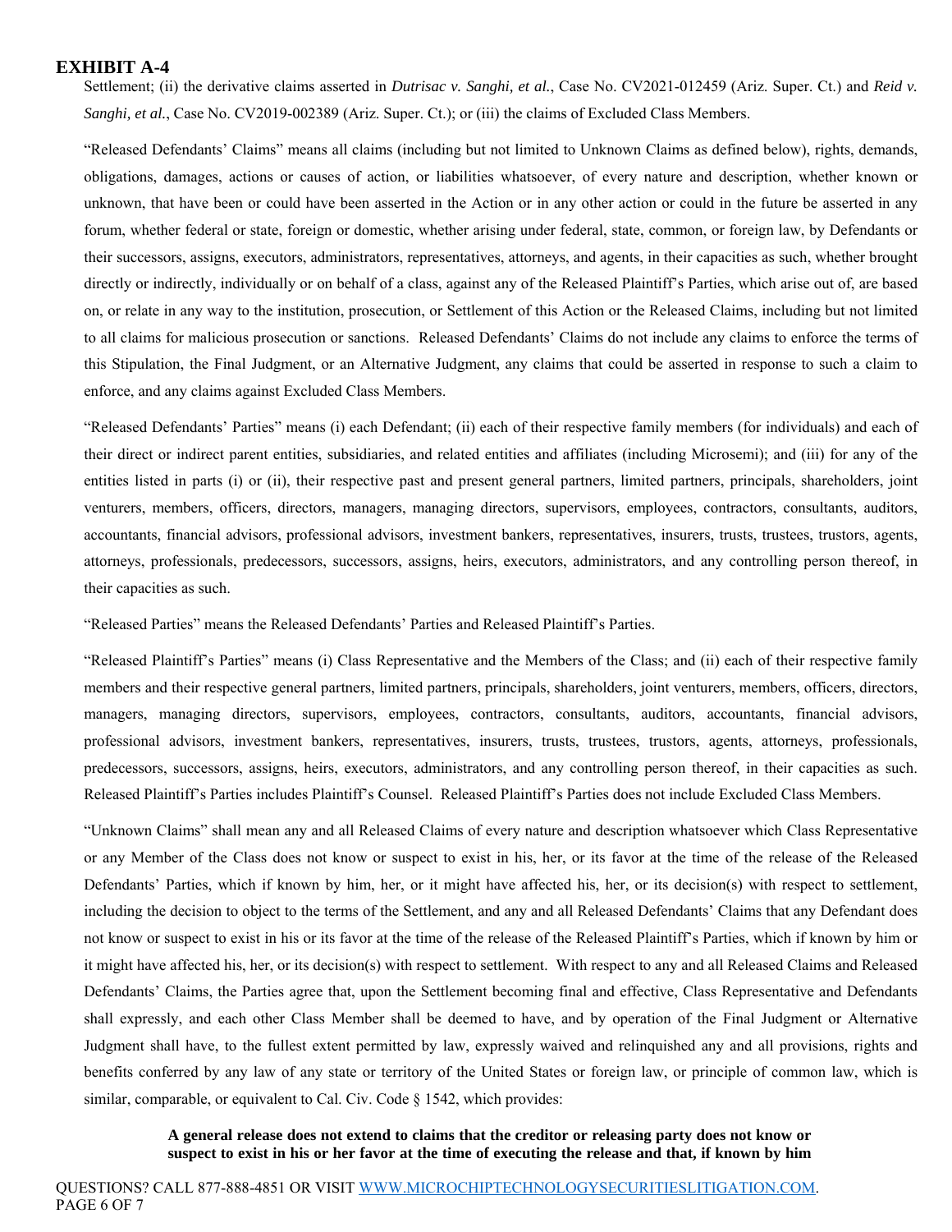# EXHIBIT A-4

Settlement; (ii) the derivative claims asserted in *Dutrisac v. Sanghi, et al.*, Case No. CV2021-012459 (Ariz. Super. Ct.) and *Reid v. Sanghi, et al.*, Case No. CV2019-002389 (Ariz. Super. Ct.); or (iii) the claims of Excluded Class Members.

"Released Defendants' Claims" means all claims (including but not limited to Unknown Claims as defined below), rights, demands, obligations, damages, actions or causes of action, or liabilities whatsoever, of every nature and description, whether known or unknown, that have been or could have been asserted in the Action or in any other action or could in the future be asserted in any forum, whether federal or state, foreign or domestic, whether arising under federal, state, common, or foreign law, by Defendants or their successors, assigns, executors, administrators, representatives, attorneys, and agents, in their capacities as such, whether brought directly or indirectly, individually or on behalf of a class, against any of the Released Plaintiff's Parties, which arise out of, are based on, or relate in any way to the institution, prosecution, or Settlement of this Action or the Released Claims, including but not limited to all claims for malicious prosecution or sanctions. Released Defendants' Claims do not include any claims to enforce the terms of this Stipulation, the Final Judgment, or an Alternative Judgment, any claims that could be asserted in response to such a claim to enforce, and any claims against Excluded Class Members.

"Released Defendants' Parties" means (i) each Defendant; (ii) each of their respective family members (for individuals) and each of their direct or indirect parent entities, subsidiaries, and related entities and affiliates (including Microsemi); and (iii) for any of the entities listed in parts (i) or (ii), their respective past and present general partners, limited partners, principals, shareholders, joint venturers, members, officers, directors, managers, managing directors, supervisors, employees, contractors, consultants, auditors, accountants, financial advisors, professional advisors, investment bankers, representatives, insurers, trusts, trustees, trustors, agents, attorneys, professionals, predecessors, successors, assigns, heirs, executors, administrators, and any controlling person thereof, in their capacities as such.

"Released Parties" means the Released Defendants' Parties and Released Plaintiff's Parties.

"Released Plaintiff's Parties" means (i) Class Representative and the Members of the Class; and (ii) each of their respective family members and their respective general partners, limited partners, principals, shareholders, joint venturers, members, officers, directors, managers, managing directors, supervisors, employees, contractors, consultants, auditors, accountants, financial advisors, professional advisors, investment bankers, representatives, insurers, trusts, trustees, trustors, agents, attorneys, professionals, predecessors, successors, assigns, heirs, executors, administrators, and any controlling person thereof, in their capacities as such. Released Plaintiff's Parties includes Plaintiff's Counsel. Released Plaintiff's Parties does not include Excluded Class Members.

"Unknown Claims" shall mean any and all Released Claims of every nature and description whatsoever which Class Representative or any Member of the Class does not know or suspect to exist in his, her, or its favor at the time of the release of the Released Defendants' Parties, which if known by him, her, or it might have affected his, her, or its decision(s) with respect to settlement, including the decision to object to the terms of the Settlement, and any and all Released Defendants' Claims that any Defendant does not know or suspect to exist in his or its favor at the time of the release of the Released Plaintiff's Parties, which if known by him or it might have affected his, her, or its decision(s) with respect to settlement. With respect to any and all Released Claims and Released Defendants' Claims, the Parties agree that, upon the Settlement becoming final and effective, Class Representative and Defendants shall expressly, and each other Class Member shall be deemed to have, and by operation of the Final Judgment or Alternative Judgment shall have, to the fullest extent permitted by law, expressly waived and relinquished any and all provisions, rights and benefits conferred by any law of any state or territory of the United States or foreign law, or principle of common law, which is similar, comparable, or equivalent to Cal. Civ. Code § 1542, which provides:

> **A general release does not extend to claims that the creditor or releasing party does not know or suspect to exist in his or her favor at the time of executing the release and that, if known by him**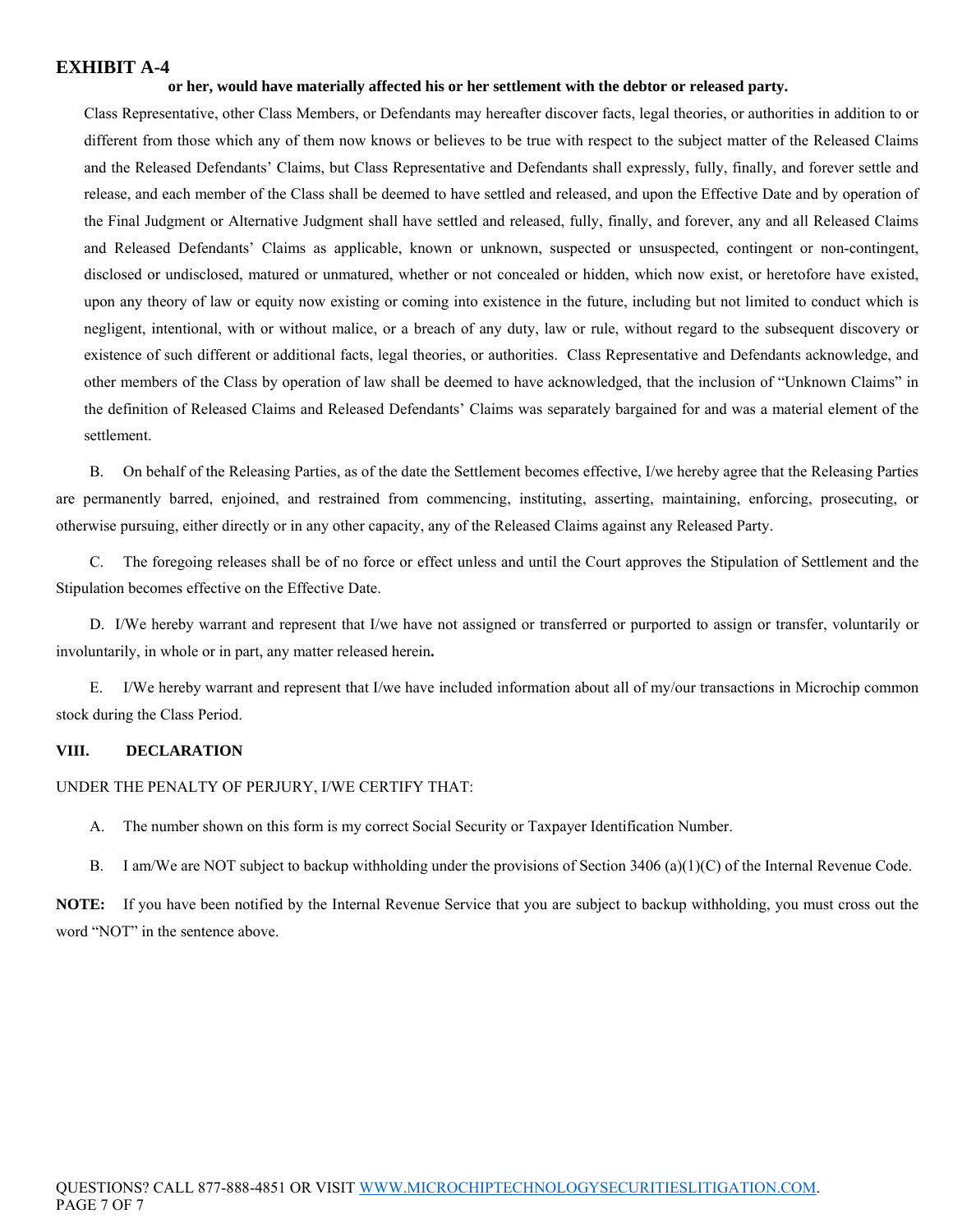**EXHIBIT A-4**

**or her, would have materially affected his or her settlement with the debtor or released party.**

Class Representative, other Class Members, or Defendants may hereafter discover facts, legal theories, or authorities in addition to or different from those which any of them now knows or believes to be true with respect to the subject matter of the Released Claims and the Released Defendants' Claims, but Class Representative and Defendants shall expressly, fully, finally, and forever settle and release, and each member of the Class shall be deemed to have settled and released, and upon the Effective Date and by operation of the Final Judgment or Alternative Judgment shall have settled and released, fully, finally, and forever, any and all Released Claims and Released Defendants' Claims as applicable, known or unknown, suspected or unsuspected, contingent or non-contingent, disclosed or undisclosed, matured or unmatured, whether or not concealed or hidden, which now exist, or heretofore have existed, upon any theory of law or equity now existing or coming into existence in the future, including but not limited to conduct which is negligent, intentional, with or without malice, or a breach of any duty, law or rule, without regard to the subsequent discovery or existence of such different or additional facts, legal theories, or authorities. Class Representative and Defendants acknowledge, and other members of the Class by operation of law shall be deemed to have acknowledged, that the inclusion of "Unknown Claims" in the definition of Released Claims and Released Defendants' Claims was separately bargained for and was a material element of the settlement.

B. On behalf of the Releasing Parties, as of the date the Settlement becomes effective, I/we hereby agree that the Releasing Parties are permanently barred, enjoined, and restrained from commencing, instituting, asserting, maintaining, enforcing, prosecuting, or otherwise pursuing, either directly or in any other capacity, any of the Released Claims against any Released Party.

C. The foregoing releases shall be of no force or effect unless and until the Court approves the Stipulation of Settlement and the Stipulation becomes effective on the Effective Date.

D. I/We hereby warrant and represent that I/we have not assigned or transferred or purported to assign or transfer, voluntarily or involuntarily, in whole or in part, any matter released herein**.**

E. I/We hereby warrant and represent that I/we have included information about all of my/our transactions in Microchip common stock during the Class Period.

**VIII. DECLARATION**

UNDER THE PENALTY OF PERJURY, I/WE CERTIFY THAT:

A. The number shown on this form is my correct Social Security or Taxpayer Identification Number.

B. I am/We are NOT subject to backup withholding under the provisions of Section 3406 (a)(1)(C) of the Internal Revenue Code.

**NOTE:** If you have been notified by the Internal Revenue Service that you are subject to backup withholding, you must cross out the word "NOT" in the sentence above.

QUESTIONS? CALL 877-888-4851 OR VISIT WWW.MICROCHIPTECHNOLOGYSECURITIESLITIGATION.COM.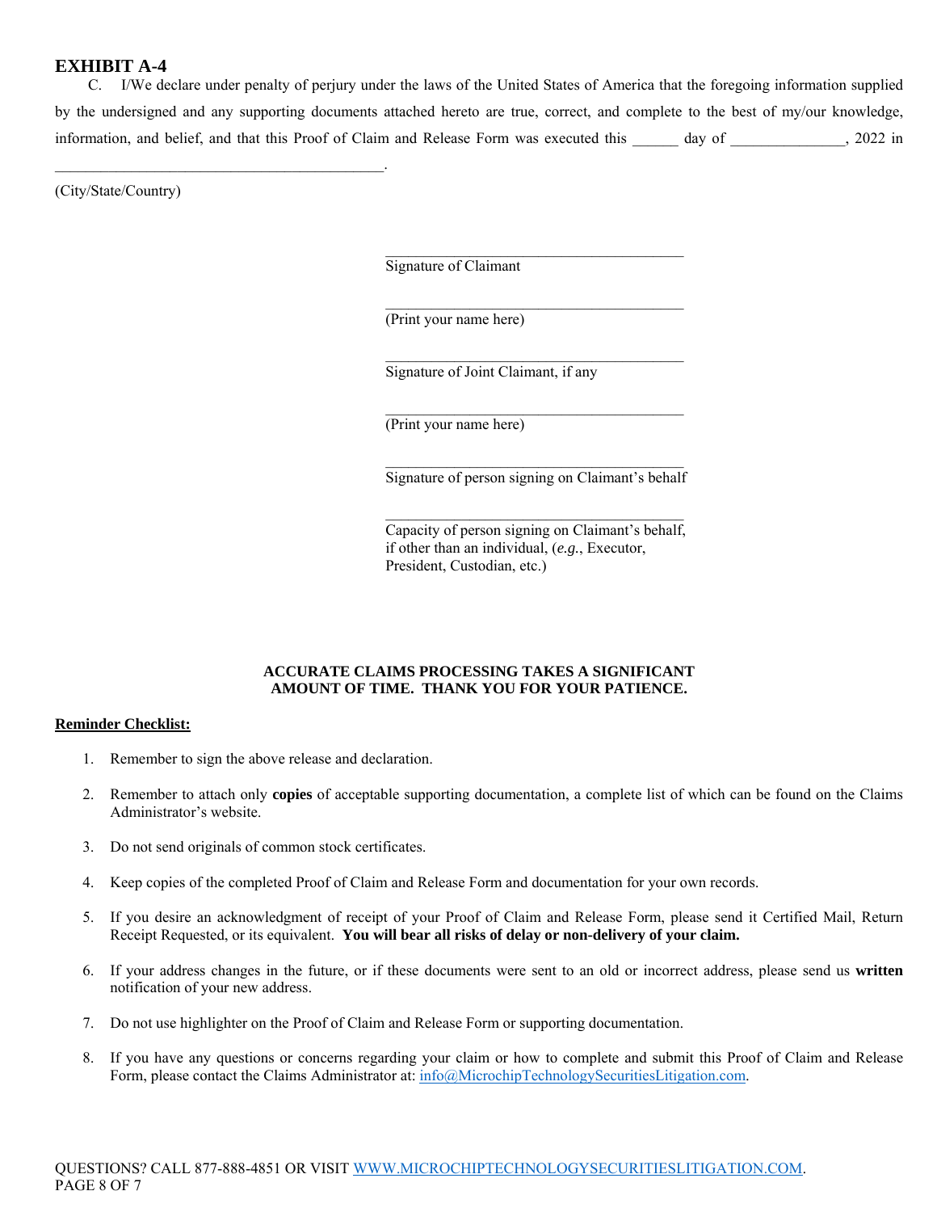# EXHIBIT A-4

C. I/We declare under penalty of perjury under the laws of the United States of America that the foregoing information supplied by the undersigned and any supporting documents attached hereto are true, correct, and complete to the best of my/our knowledge, information, and belief, and that this Proof of Claim and Release Form was executed this ______ day of _______________, 2022 in ___________________________________________.

(City/State/Country)

_______________________________________
Signature of Claimant

_______________________________________
(Print your name here)

_______________________________________
Signature of Joint Claimant, if any

_______________________________________
(Print your name here)

_______________________________________
Signature of person signing on Claimant's behalf

_______________________________________
Capacity of person signing on Claimant's behalf, if other than an individual, (*e.g.*, Executor, President, Custodian, etc.)

**ACCURATE CLAIMS PROCESSING TAKES A SIGNIFICANT AMOUNT OF TIME. THANK YOU FOR YOUR PATIENCE.**

**Reminder Checklist:**

1. Remember to sign the above release and declaration.
2. Remember to attach only **copies** of acceptable supporting documentation, a complete list of which can be found on the Claims Administrator's website.
3. Do not send originals of common stock certificates.
4. Keep copies of the completed Proof of Claim and Release Form and documentation for your own records.
5. If you desire an acknowledgment of receipt of your Proof of Claim and Release Form, please send it Certified Mail, Return Receipt Requested, or its equivalent. **You will bear all risks of delay or non-delivery of your claim.**
6. If your address changes in the future, or if these documents were sent to an old or incorrect address, please send us **written** notification of your new address.
7. Do not use highlighter on the Proof of Claim and Release Form or supporting documentation.
8. If you have any questions or concerns regarding your claim or how to complete and submit this Proof of Claim and Release Form, please contact the Claims Administrator at: info@MicrochipTechnologySecuritiesLitigation.com.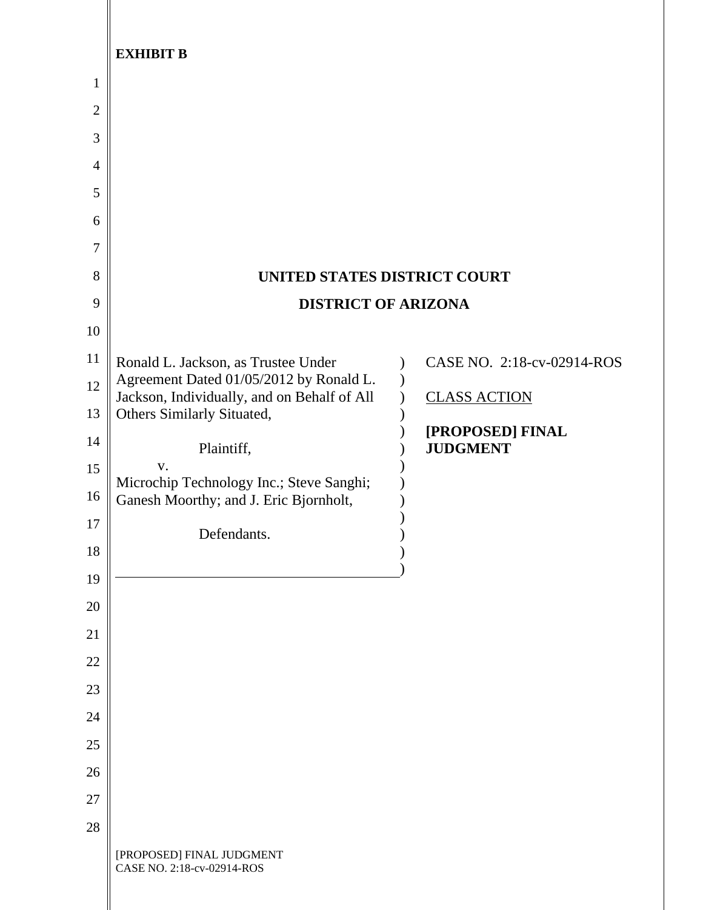**EXHIBIT B**

**UNITED STATES DISTRICT COURT**

**DISTRICT OF ARIZONA**

Ronald L. Jackson, as Trustee Under Agreement Dated 01/05/2012 by Ronald L. Jackson, Individually, and on Behalf of All Others Similarly Situated,

Plaintiff,

v.

Microchip Technology Inc.; Steve Sanghi; Ganesh Moorthy; and J. Eric Bjornholt,

Defendants.

CASE NO. 2:18-cv-02914-ROS

CLASS ACTION

**[PROPOSED] FINAL JUDGMENT**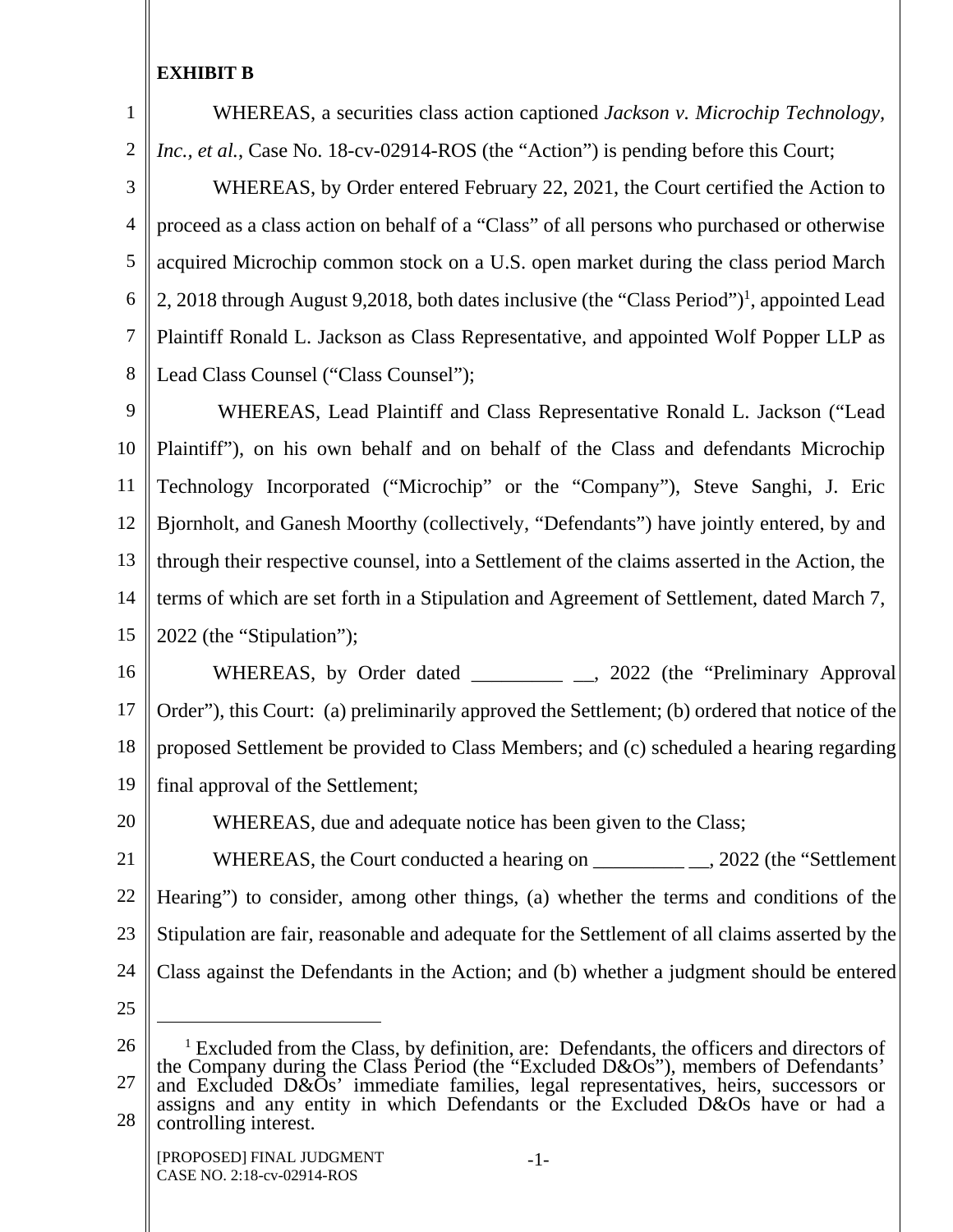**EXHIBIT B**

WHEREAS, a securities class action captioned *Jackson v. Microchip Technology, Inc., et al.*, Case No. 18-cv-02914-ROS (the "Action") is pending before this Court;

WHEREAS, by Order entered February 22, 2021, the Court certified the Action to proceed as a class action on behalf of a "Class" of all persons who purchased or otherwise acquired Microchip common stock on a U.S. open market during the class period March 2, 2018 through August 9,2018, both dates inclusive (the "Class Period")[1], appointed Lead Plaintiff Ronald L. Jackson as Class Representative, and appointed Wolf Popper LLP as Lead Class Counsel ("Class Counsel");

WHEREAS, Lead Plaintiff and Class Representative Ronald L. Jackson ("Lead Plaintiff"), on his own behalf and on behalf of the Class and defendants Microchip Technology Incorporated ("Microchip" or the "Company"), Steve Sanghi, J. Eric Bjornholt, and Ganesh Moorthy (collectively, "Defendants") have jointly entered, by and through their respective counsel, into a Settlement of the claims asserted in the Action, the terms of which are set forth in a Stipulation and Agreement of Settlement, dated March 7, 2022 (the "Stipulation");

WHEREAS, by Order dated _________ __, 2022 (the "Preliminary Approval Order"), this Court: (a) preliminarily approved the Settlement; (b) ordered that notice of the proposed Settlement be provided to Class Members; and (c) scheduled a hearing regarding final approval of the Settlement;

WHEREAS, due and adequate notice has been given to the Class;

WHEREAS, the Court conducted a hearing on _________ __, 2022 (the "Settlement Hearing") to consider, among other things, (a) whether the terms and conditions of the Stipulation are fair, reasonable and adequate for the Settlement of all claims asserted by the Class against the Defendants in the Action; and (b) whether a judgment should be entered

---

[1] Excluded from the Class, by definition, are: Defendants, the officers and directors of the Company during the Class Period (the "Excluded D&Os"), members of Defendants' and Excluded D&Os' immediate families, legal representatives, heirs, successors or assigns and any entity in which Defendants or the Excluded D&Os have or had a controlling interest.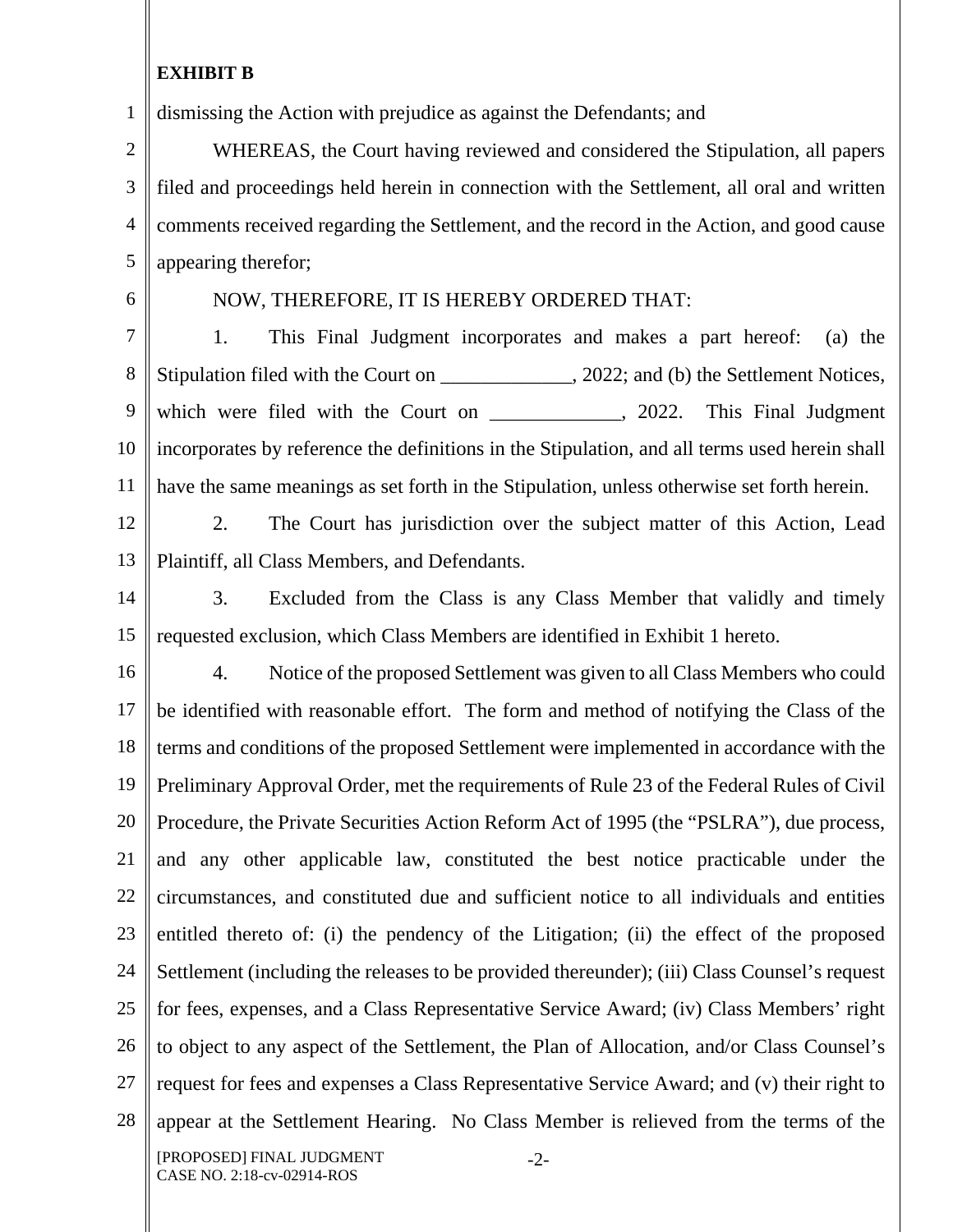**EXHIBIT B**

dismissing the Action with prejudice as against the Defendants; and

WHEREAS, the Court having reviewed and considered the Stipulation, all papers filed and proceedings held herein in connection with the Settlement, all oral and written comments received regarding the Settlement, and the record in the Action, and good cause appearing therefor;

NOW, THEREFORE, IT IS HEREBY ORDERED THAT:

1. This Final Judgment incorporates and makes a part hereof: (a) the Stipulation filed with the Court on _____________, 2022; and (b) the Settlement Notices, which were filed with the Court on _____________, 2022. This Final Judgment incorporates by reference the definitions in the Stipulation, and all terms used herein shall have the same meanings as set forth in the Stipulation, unless otherwise set forth herein.

2. The Court has jurisdiction over the subject matter of this Action, Lead Plaintiff, all Class Members, and Defendants.

3. Excluded from the Class is any Class Member that validly and timely requested exclusion, which Class Members are identified in Exhibit 1 hereto.

4. Notice of the proposed Settlement was given to all Class Members who could be identified with reasonable effort. The form and method of notifying the Class of the terms and conditions of the proposed Settlement were implemented in accordance with the Preliminary Approval Order, met the requirements of Rule 23 of the Federal Rules of Civil Procedure, the Private Securities Action Reform Act of 1995 (the "PSLRA"), due process, and any other applicable law, constituted the best notice practicable under the circumstances, and constituted due and sufficient notice to all individuals and entities entitled thereto of: (i) the pendency of the Litigation; (ii) the effect of the proposed Settlement (including the releases to be provided thereunder); (iii) Class Counsel's request for fees, expenses, and a Class Representative Service Award; (iv) Class Members' right to object to any aspect of the Settlement, the Plan of Allocation, and/or Class Counsel's request for fees and expenses a Class Representative Service Award; and (v) their right to appear at the Settlement Hearing. No Class Member is relieved from the terms of the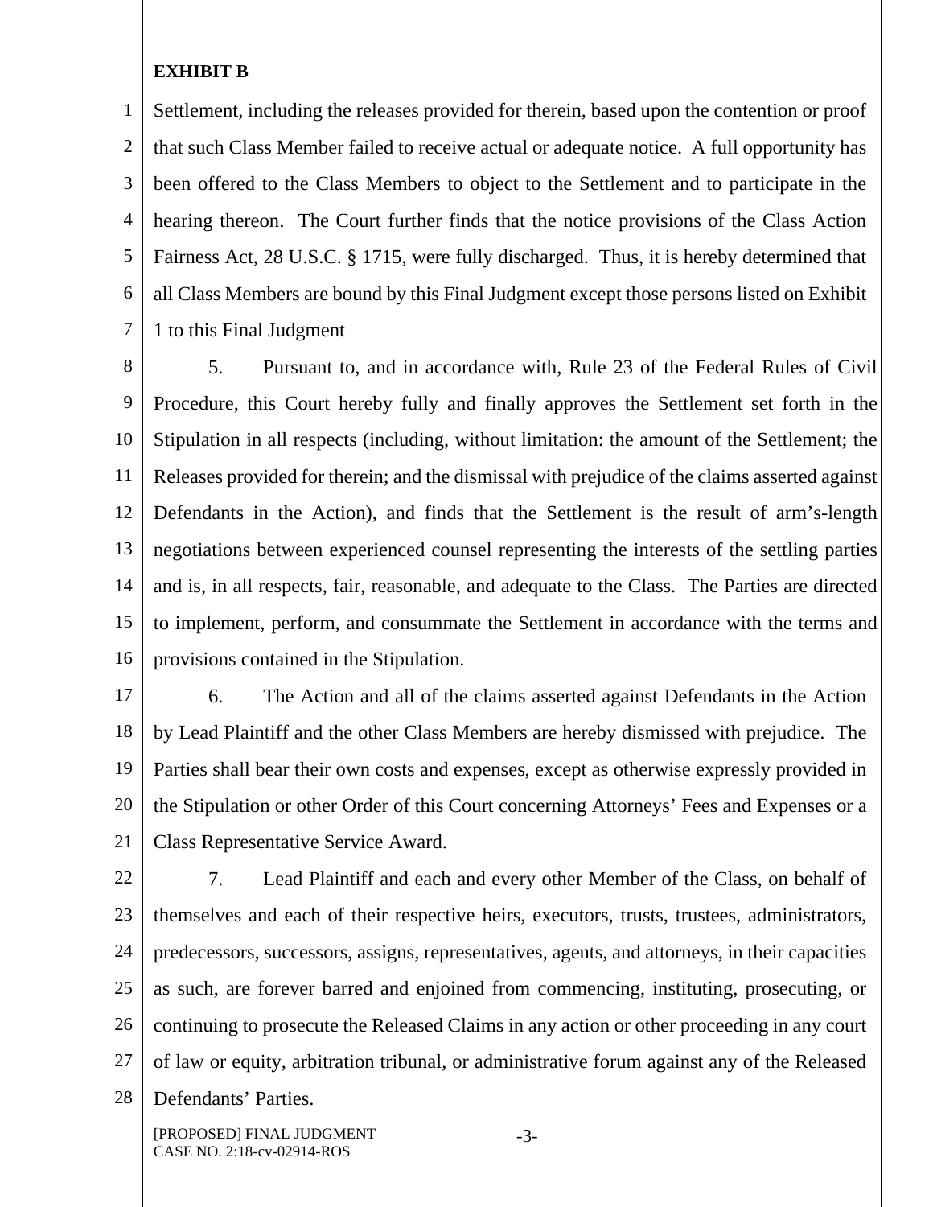**EXHIBIT B**

Settlement, including the releases provided for therein, based upon the contention or proof that such Class Member failed to receive actual or adequate notice. A full opportunity has been offered to the Class Members to object to the Settlement and to participate in the hearing thereon. The Court further finds that the notice provisions of the Class Action Fairness Act, 28 U.S.C. § 1715, were fully discharged. Thus, it is hereby determined that all Class Members are bound by this Final Judgment except those persons listed on Exhibit 1 to this Final Judgment

5. Pursuant to, and in accordance with, Rule 23 of the Federal Rules of Civil Procedure, this Court hereby fully and finally approves the Settlement set forth in the Stipulation in all respects (including, without limitation: the amount of the Settlement; the Releases provided for therein; and the dismissal with prejudice of the claims asserted against Defendants in the Action), and finds that the Settlement is the result of arm's-length negotiations between experienced counsel representing the interests of the settling parties and is, in all respects, fair, reasonable, and adequate to the Class. The Parties are directed to implement, perform, and consummate the Settlement in accordance with the terms and provisions contained in the Stipulation.

6. The Action and all of the claims asserted against Defendants in the Action by Lead Plaintiff and the other Class Members are hereby dismissed with prejudice. The Parties shall bear their own costs and expenses, except as otherwise expressly provided in the Stipulation or other Order of this Court concerning Attorneys' Fees and Expenses or a Class Representative Service Award.

7. Lead Plaintiff and each and every other Member of the Class, on behalf of themselves and each of their respective heirs, executors, trusts, trustees, administrators, predecessors, successors, assigns, representatives, agents, and attorneys, in their capacities as such, are forever barred and enjoined from commencing, instituting, prosecuting, or continuing to prosecute the Released Claims in any action or other proceeding in any court of law or equity, arbitration tribunal, or administrative forum against any of the Released Defendants' Parties.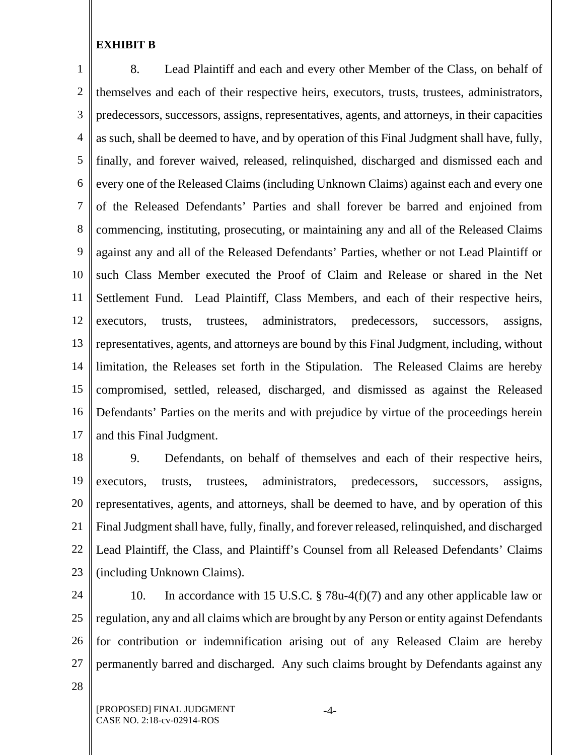**EXHIBIT B**

8. Lead Plaintiff and each and every other Member of the Class, on behalf of themselves and each of their respective heirs, executors, trusts, trustees, administrators, predecessors, successors, assigns, representatives, agents, and attorneys, in their capacities as such, shall be deemed to have, and by operation of this Final Judgment shall have, fully, finally, and forever waived, released, relinquished, discharged and dismissed each and every one of the Released Claims (including Unknown Claims) against each and every one of the Released Defendants' Parties and shall forever be barred and enjoined from commencing, instituting, prosecuting, or maintaining any and all of the Released Claims against any and all of the Released Defendants' Parties, whether or not Lead Plaintiff or such Class Member executed the Proof of Claim and Release or shared in the Net Settlement Fund. Lead Plaintiff, Class Members, and each of their respective heirs, executors, trusts, trustees, administrators, predecessors, successors, assigns, representatives, agents, and attorneys are bound by this Final Judgment, including, without limitation, the Releases set forth in the Stipulation. The Released Claims are hereby compromised, settled, released, discharged, and dismissed as against the Released Defendants' Parties on the merits and with prejudice by virtue of the proceedings herein and this Final Judgment.

9. Defendants, on behalf of themselves and each of their respective heirs, executors, trusts, trustees, administrators, predecessors, successors, assigns, representatives, agents, and attorneys, shall be deemed to have, and by operation of this Final Judgment shall have, fully, finally, and forever released, relinquished, and discharged Lead Plaintiff, the Class, and Plaintiff's Counsel from all Released Defendants' Claims (including Unknown Claims).

10. In accordance with 15 U.S.C. § 78u-4(f)(7) and any other applicable law or regulation, any and all claims which are brought by any Person or entity against Defendants for contribution or indemnification arising out of any Released Claim are hereby permanently barred and discharged. Any such claims brought by Defendants against any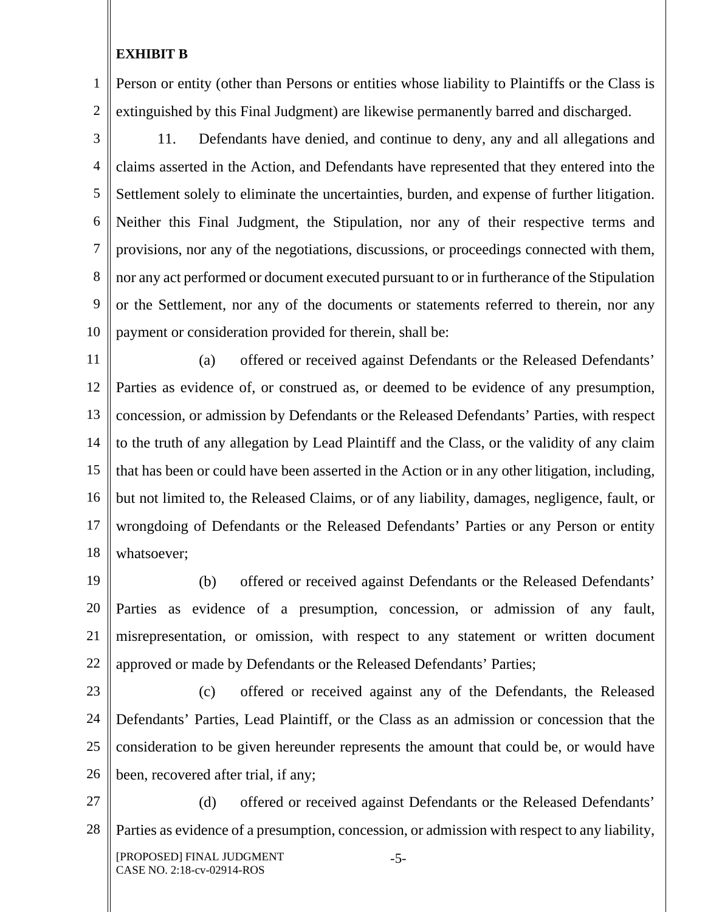**EXHIBIT B**

Person or entity (other than Persons or entities whose liability to Plaintiffs or the Class is extinguished by this Final Judgment) are likewise permanently barred and discharged.

11. Defendants have denied, and continue to deny, any and all allegations and claims asserted in the Action, and Defendants have represented that they entered into the Settlement solely to eliminate the uncertainties, burden, and expense of further litigation. Neither this Final Judgment, the Stipulation, nor any of their respective terms and provisions, nor any of the negotiations, discussions, or proceedings connected with them, nor any act performed or document executed pursuant to or in furtherance of the Stipulation or the Settlement, nor any of the documents or statements referred to therein, nor any payment or consideration provided for therein, shall be:

(a) offered or received against Defendants or the Released Defendants' Parties as evidence of, or construed as, or deemed to be evidence of any presumption, concession, or admission by Defendants or the Released Defendants' Parties, with respect to the truth of any allegation by Lead Plaintiff and the Class, or the validity of any claim that has been or could have been asserted in the Action or in any other litigation, including, but not limited to, the Released Claims, or of any liability, damages, negligence, fault, or wrongdoing of Defendants or the Released Defendants' Parties or any Person or entity whatsoever;

(b) offered or received against Defendants or the Released Defendants' Parties as evidence of a presumption, concession, or admission of any fault, misrepresentation, or omission, with respect to any statement or written document approved or made by Defendants or the Released Defendants' Parties;

(c) offered or received against any of the Defendants, the Released Defendants' Parties, Lead Plaintiff, or the Class as an admission or concession that the consideration to be given hereunder represents the amount that could be, or would have been, recovered after trial, if any;

(d) offered or received against Defendants or the Released Defendants' Parties as evidence of a presumption, concession, or admission with respect to any liability,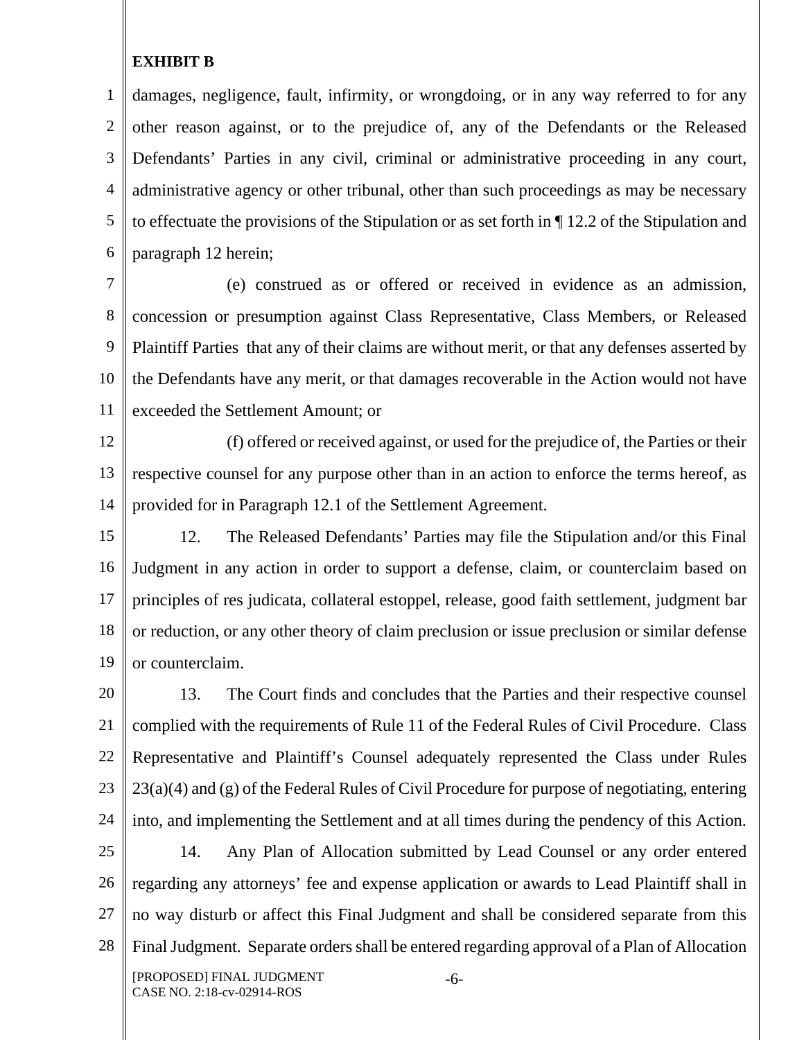**EXHIBIT B**

damages, negligence, fault, infirmity, or wrongdoing, or in any way referred to for any other reason against, or to the prejudice of, any of the Defendants or the Released Defendants' Parties in any civil, criminal or administrative proceeding in any court, administrative agency or other tribunal, other than such proceedings as may be necessary to effectuate the provisions of the Stipulation or as set forth in ¶ 12.2 of the Stipulation and paragraph 12 herein;

(e) construed as or offered or received in evidence as an admission, concession or presumption against Class Representative, Class Members, or Released Plaintiff Parties that any of their claims are without merit, or that any defenses asserted by the Defendants have any merit, or that damages recoverable in the Action would not have exceeded the Settlement Amount; or

(f) offered or received against, or used for the prejudice of, the Parties or their respective counsel for any purpose other than in an action to enforce the terms hereof, as provided for in Paragraph 12.1 of the Settlement Agreement.

12. The Released Defendants' Parties may file the Stipulation and/or this Final Judgment in any action in order to support a defense, claim, or counterclaim based on principles of res judicata, collateral estoppel, release, good faith settlement, judgment bar or reduction, or any other theory of claim preclusion or issue preclusion or similar defense or counterclaim.

13. The Court finds and concludes that the Parties and their respective counsel complied with the requirements of Rule 11 of the Federal Rules of Civil Procedure. Class Representative and Plaintiff's Counsel adequately represented the Class under Rules 23(a)(4) and (g) of the Federal Rules of Civil Procedure for purpose of negotiating, entering into, and implementing the Settlement and at all times during the pendency of this Action.

14. Any Plan of Allocation submitted by Lead Counsel or any order entered regarding any attorneys' fee and expense application or awards to Lead Plaintiff shall in no way disturb or affect this Final Judgment and shall be considered separate from this Final Judgment. Separate orders shall be entered regarding approval of a Plan of Allocation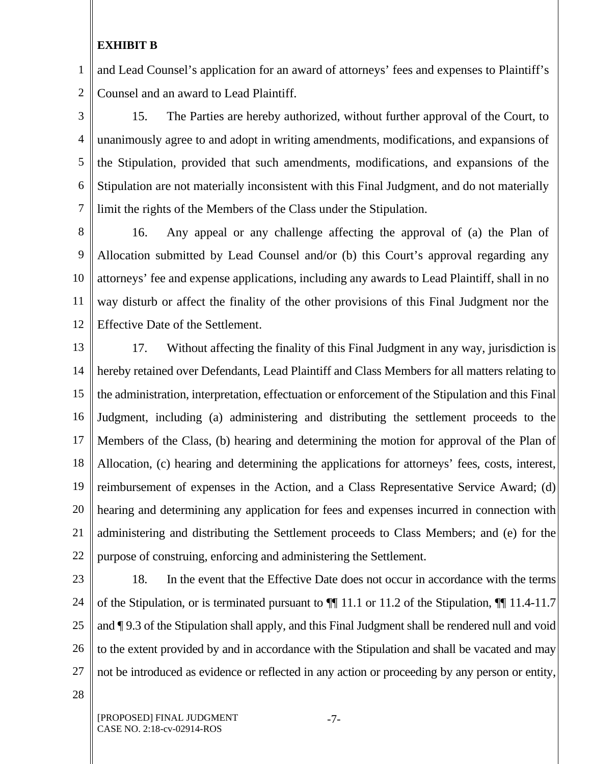**EXHIBIT B**

and Lead Counsel's application for an award of attorneys' fees and expenses to Plaintiff's Counsel and an award to Lead Plaintiff.

15. The Parties are hereby authorized, without further approval of the Court, to unanimously agree to and adopt in writing amendments, modifications, and expansions of the Stipulation, provided that such amendments, modifications, and expansions of the Stipulation are not materially inconsistent with this Final Judgment, and do not materially limit the rights of the Members of the Class under the Stipulation.

16. Any appeal or any challenge affecting the approval of (a) the Plan of Allocation submitted by Lead Counsel and/or (b) this Court's approval regarding any attorneys' fee and expense applications, including any awards to Lead Plaintiff, shall in no way disturb or affect the finality of the other provisions of this Final Judgment nor the Effective Date of the Settlement.

17. Without affecting the finality of this Final Judgment in any way, jurisdiction is hereby retained over Defendants, Lead Plaintiff and Class Members for all matters relating to the administration, interpretation, effectuation or enforcement of the Stipulation and this Final Judgment, including (a) administering and distributing the settlement proceeds to the Members of the Class, (b) hearing and determining the motion for approval of the Plan of Allocation, (c) hearing and determining the applications for attorneys' fees, costs, interest, reimbursement of expenses in the Action, and a Class Representative Service Award; (d) hearing and determining any application for fees and expenses incurred in connection with administering and distributing the Settlement proceeds to Class Members; and (e) for the purpose of construing, enforcing and administering the Settlement.

18. In the event that the Effective Date does not occur in accordance with the terms of the Stipulation, or is terminated pursuant to ¶¶ 11.1 or 11.2 of the Stipulation, ¶¶ 11.4-11.7 and ¶ 9.3 of the Stipulation shall apply, and this Final Judgment shall be rendered null and void to the extent provided by and in accordance with the Stipulation and shall be vacated and may not be introduced as evidence or reflected in any action or proceeding by any person or entity,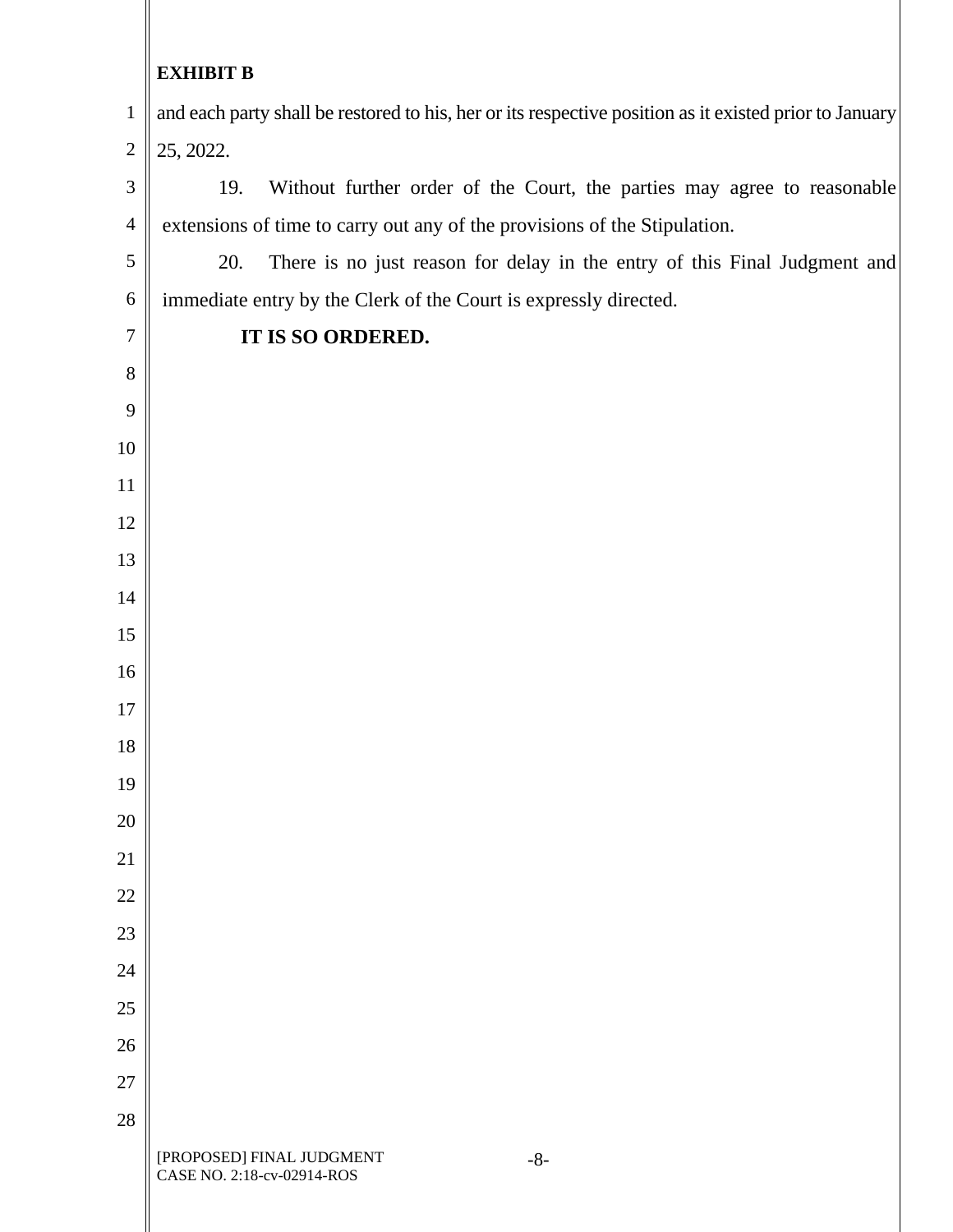**EXHIBIT B**

and each party shall be restored to his, her or its respective position as it existed prior to January 25, 2022.

19. Without further order of the Court, the parties may agree to reasonable extensions of time to carry out any of the provisions of the Stipulation.

20. There is no just reason for delay in the entry of this Final Judgment and immediate entry by the Clerk of the Court is expressly directed.

**IT IS SO ORDERED.**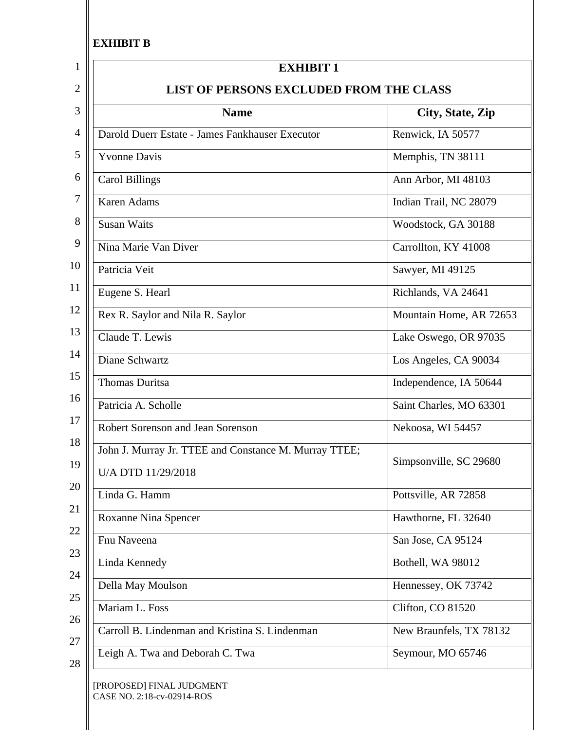**EXHIBIT B**

| EXHIBIT 1<br>LIST OF PERSONS EXCLUDED FROM THE CLASS | |
|---|---|
| **Name** | **City, State, Zip** |
| Darold Duerr Estate - James Fankhauser Executor | Renwick, IA 50577 |
| Yvonne Davis | Memphis, TN 38111 |
| Carol Billings | Ann Arbor, MI 48103 |
| Karen Adams | Indian Trail, NC 28079 |
| Susan Waits | Woodstock, GA 30188 |
| Nina Marie Van Diver | Carrollton, KY 41008 |
| Patricia Veit | Sawyer, MI 49125 |
| Eugene S. Hearl | Richlands, VA 24641 |
| Rex R. Saylor and Nila R. Saylor | Mountain Home, AR 72653 |
| Claude T. Lewis | Lake Oswego, OR 97035 |
| Diane Schwartz | Los Angeles, CA 90034 |
| Thomas Duritsa | Independence, IA 50644 |
| Patricia A. Scholle | Saint Charles, MO 63301 |
| Robert Sorenson and Jean Sorenson | Nekoosa, WI 54457 |
| John J. Murray Jr. TTEE and Constance M. Murray TTEE; U/A DTD 11/29/2018 | Simpsonville, SC 29680 |
| Linda G. Hamm | Pottsville, AR 72858 |
| Roxanne Nina Spencer | Hawthorne, FL 32640 |
| Fnu Naveena | San Jose, CA 95124 |
| Linda Kennedy | Bothell, WA 98012 |
| Della May Moulson | Hennessey, OK 73742 |
| Mariam L. Foss | Clifton, CO 81520 |
| Carroll B. Lindenman and Kristina S. Lindenman | New Braunfels, TX 78132 |
| Leigh A. Twa and Deborah C. Twa | Seymour, MO 65746 |

[PROPOSED] FINAL JUDGMENT
CASE NO. 2:18-cv-02914-ROS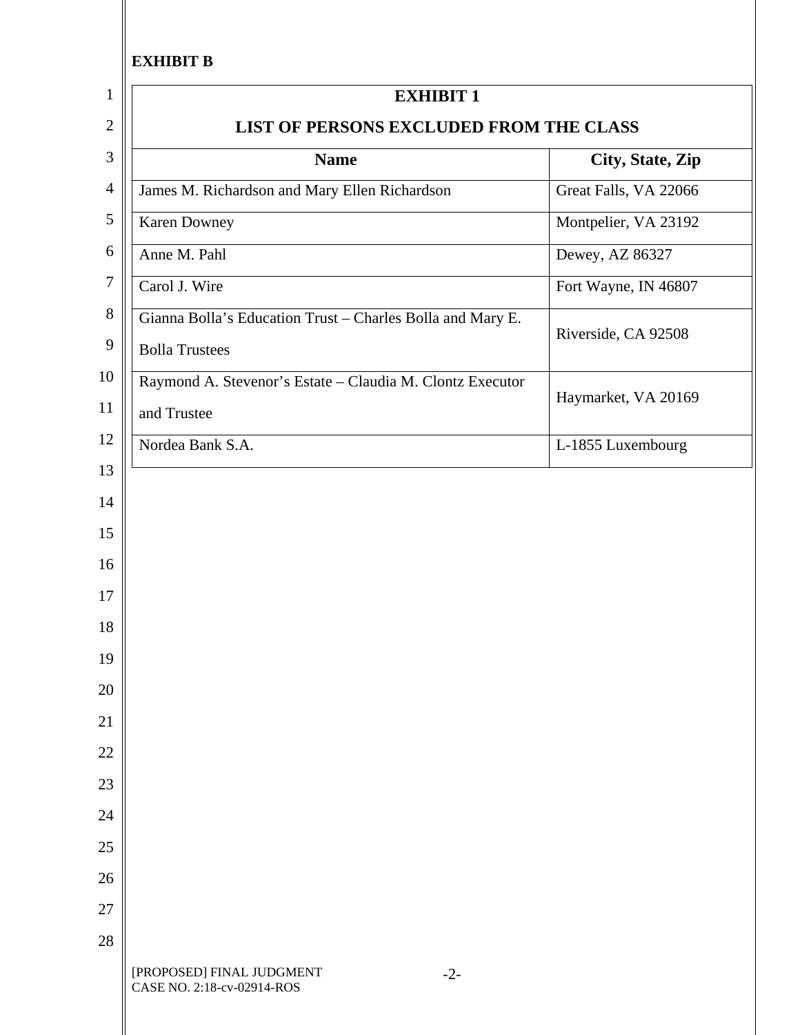**EXHIBIT B**

**EXHIBIT 1**

**LIST OF PERSONS EXCLUDED FROM THE CLASS**

| Name | City, State, Zip |
|---|---|
| James M. Richardson and Mary Ellen Richardson | Great Falls, VA 22066 |
| Karen Downey | Montpelier, VA 23192 |
| Anne M. Pahl | Dewey, AZ 86327 |
| Carol J. Wire | Fort Wayne, IN 46807 |
| Gianna Bolla's Education Trust – Charles Bolla and Mary E. Bolla Trustees | Riverside, CA 92508 |
| Raymond A. Stevenor's Estate – Claudia M. Clontz Executor and Trustee | Haymarket, VA 20169 |
| Nordea Bank S.A. | L-1855 Luxembourg |

[PROPOSED] FINAL JUDGMENT
CASE NO. 2:18-cv-02914-ROS